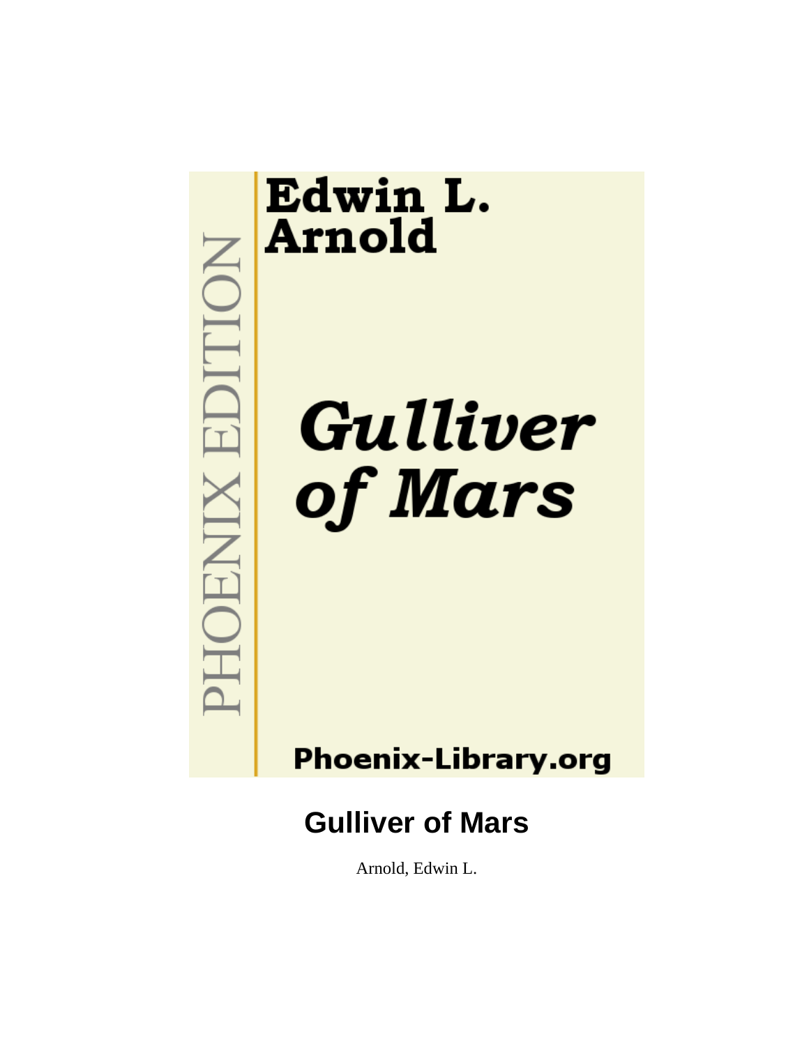PHOENIX EDITION

Edwin L. Arnold

*Gulliver of Mars*

Phoenix-Library.org

# Gulliver of Mars

Arnold, Edwin L.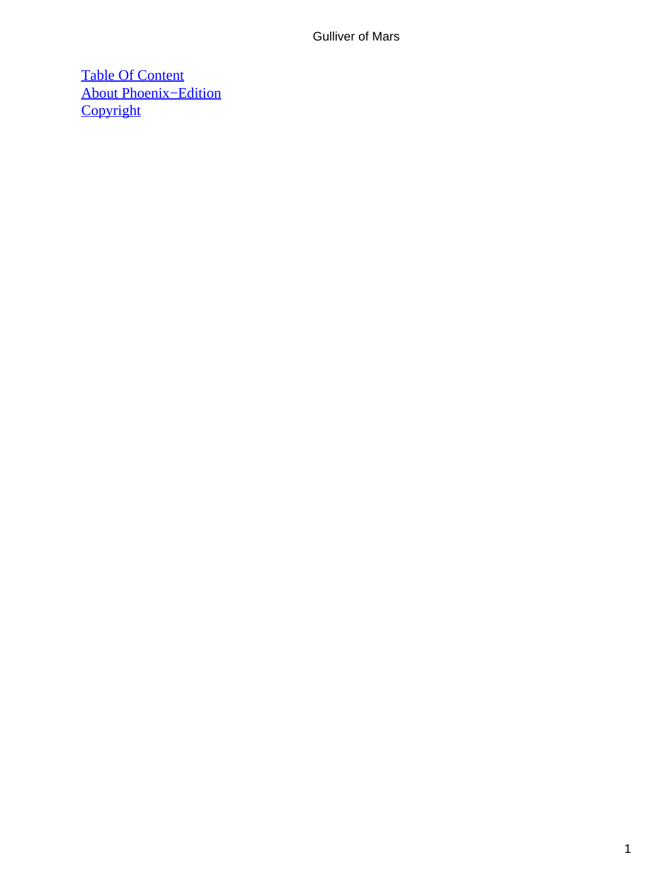[Table Of Content](#)
[About Phoenix−Edition](#)
[Copyright](#)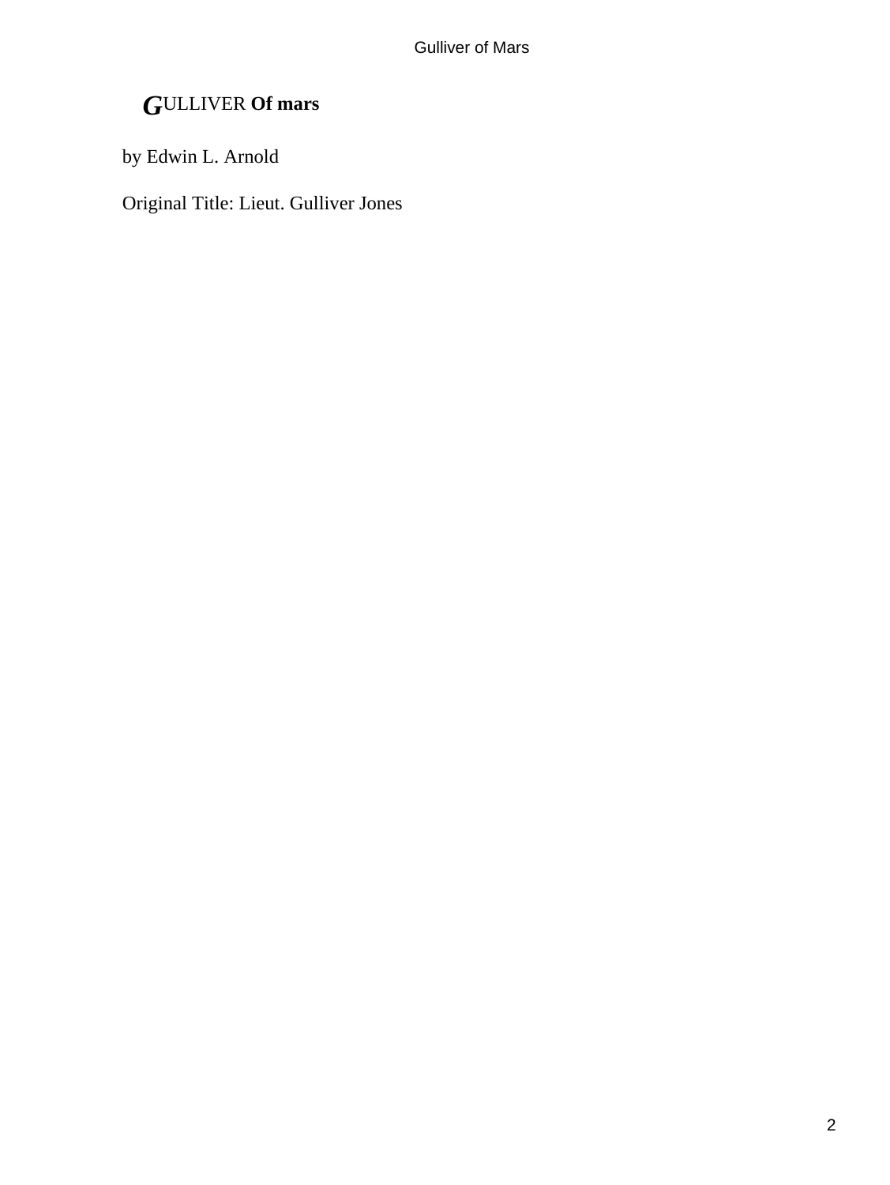# GULLIVER **Of mars**

by Edwin L. Arnold

Original Title: Lieut. Gulliver Jones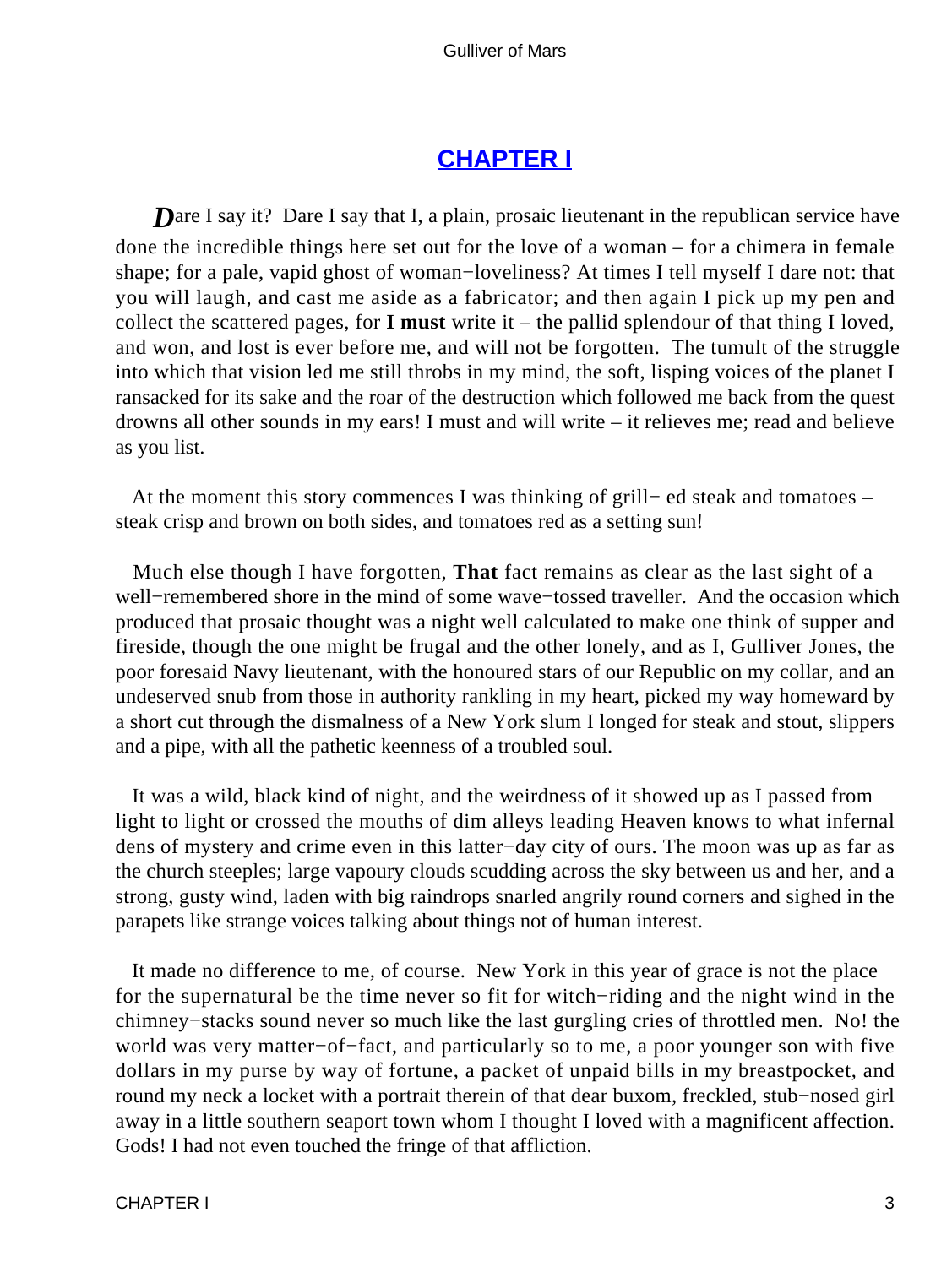## CHAPTER I

***D***are I say it? Dare I say that I, a plain, prosaic lieutenant in the republican service have done the incredible things here set out for the love of a woman – for a chimera in female shape; for a pale, vapid ghost of woman−loveliness? At times I tell myself I dare not: that you will laugh, and cast me aside as a fabricator; and then again I pick up my pen and collect the scattered pages, for **I must** write it – the pallid splendour of that thing I loved, and won, and lost is ever before me, and will not be forgotten. The tumult of the struggle into which that vision led me still throbs in my mind, the soft, lisping voices of the planet I ransacked for its sake and the roar of the destruction which followed me back from the quest drowns all other sounds in my ears! I must and will write – it relieves me; read and believe as you list.

At the moment this story commences I was thinking of grill− ed steak and tomatoes – steak crisp and brown on both sides, and tomatoes red as a setting sun!

Much else though I have forgotten, **That** fact remains as clear as the last sight of a well−remembered shore in the mind of some wave−tossed traveller. And the occasion which produced that prosaic thought was a night well calculated to make one think of supper and fireside, though the one might be frugal and the other lonely, and as I, Gulliver Jones, the poor foresaid Navy lieutenant, with the honoured stars of our Republic on my collar, and an undeserved snub from those in authority rankling in my heart, picked my way homeward by a short cut through the dismalness of a New York slum I longed for steak and stout, slippers and a pipe, with all the pathetic keenness of a troubled soul.

It was a wild, black kind of night, and the weirdness of it showed up as I passed from light to light or crossed the mouths of dim alleys leading Heaven knows to what infernal dens of mystery and crime even in this latter−day city of ours. The moon was up as far as the church steeples; large vapoury clouds scudding across the sky between us and her, and a strong, gusty wind, laden with big raindrops snarled angrily round corners and sighed in the parapets like strange voices talking about things not of human interest.

It made no difference to me, of course. New York in this year of grace is not the place for the supernatural be the time never so fit for witch−riding and the night wind in the chimney−stacks sound never so much like the last gurgling cries of throttled men. No! the world was very matter−of−fact, and particularly so to me, a poor younger son with five dollars in my purse by way of fortune, a packet of unpaid bills in my breastpocket, and round my neck a locket with a portrait therein of that dear buxom, freckled, stub−nosed girl away in a little southern seaport town whom I thought I loved with a magnificent affection. Gods! I had not even touched the fringe of that affliction.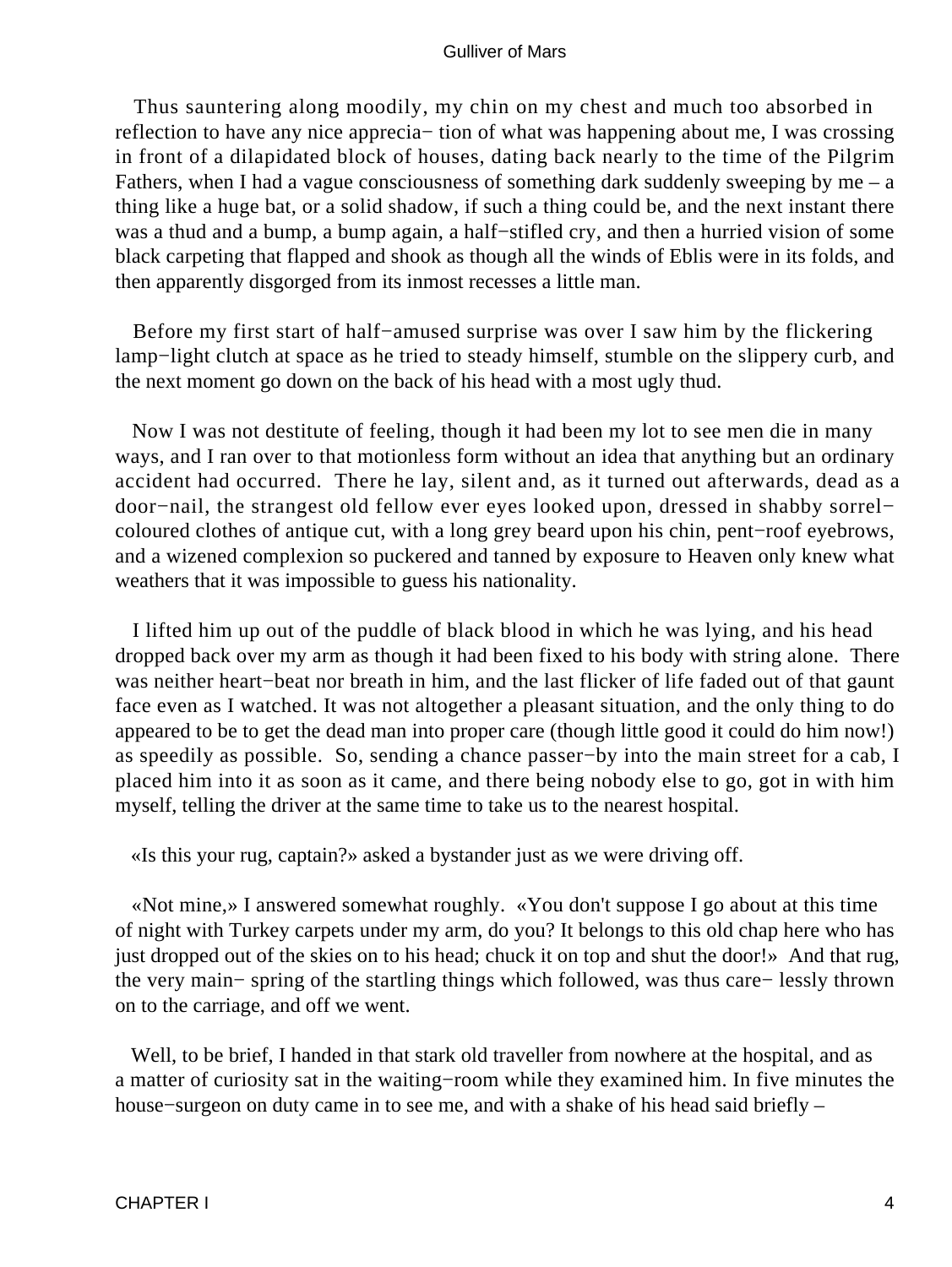Thus sauntering along moodily, my chin on my chest and much too absorbed in reflection to have any nice apprecia− tion of what was happening about me, I was crossing in front of a dilapidated block of houses, dating back nearly to the time of the Pilgrim Fathers, when I had a vague consciousness of something dark suddenly sweeping by me – a thing like a huge bat, or a solid shadow, if such a thing could be, and the next instant there was a thud and a bump, a bump again, a half−stifled cry, and then a hurried vision of some black carpeting that flapped and shook as though all the winds of Eblis were in its folds, and then apparently disgorged from its inmost recesses a little man.

Before my first start of half−amused surprise was over I saw him by the flickering lamp−light clutch at space as he tried to steady himself, stumble on the slippery curb, and the next moment go down on the back of his head with a most ugly thud.

Now I was not destitute of feeling, though it had been my lot to see men die in many ways, and I ran over to that motionless form without an idea that anything but an ordinary accident had occurred. There he lay, silent and, as it turned out afterwards, dead as a door−nail, the strangest old fellow ever eyes looked upon, dressed in shabby sorrel−coloured clothes of antique cut, with a long grey beard upon his chin, pent−roof eyebrows, and a wizened complexion so puckered and tanned by exposure to Heaven only knew what weathers that it was impossible to guess his nationality.

I lifted him up out of the puddle of black blood in which he was lying, and his head dropped back over my arm as though it had been fixed to his body with string alone. There was neither heart−beat nor breath in him, and the last flicker of life faded out of that gaunt face even as I watched. It was not altogether a pleasant situation, and the only thing to do appeared to be to get the dead man into proper care (though little good it could do him now!) as speedily as possible. So, sending a chance passer−by into the main street for a cab, I placed him into it as soon as it came, and there being nobody else to go, got in with him myself, telling the driver at the same time to take us to the nearest hospital.

«Is this your rug, captain?» asked a bystander just as we were driving off.

«Not mine,» I answered somewhat roughly. «You don't suppose I go about at this time of night with Turkey carpets under my arm, do you? It belongs to this old chap here who has just dropped out of the skies on to his head; chuck it on top and shut the door!» And that rug, the very main− spring of the startling things which followed, was thus care− lessly thrown on to the carriage, and off we went.

Well, to be brief, I handed in that stark old traveller from nowhere at the hospital, and as a matter of curiosity sat in the waiting−room while they examined him. In five minutes the house−surgeon on duty came in to see me, and with a shake of his head said briefly –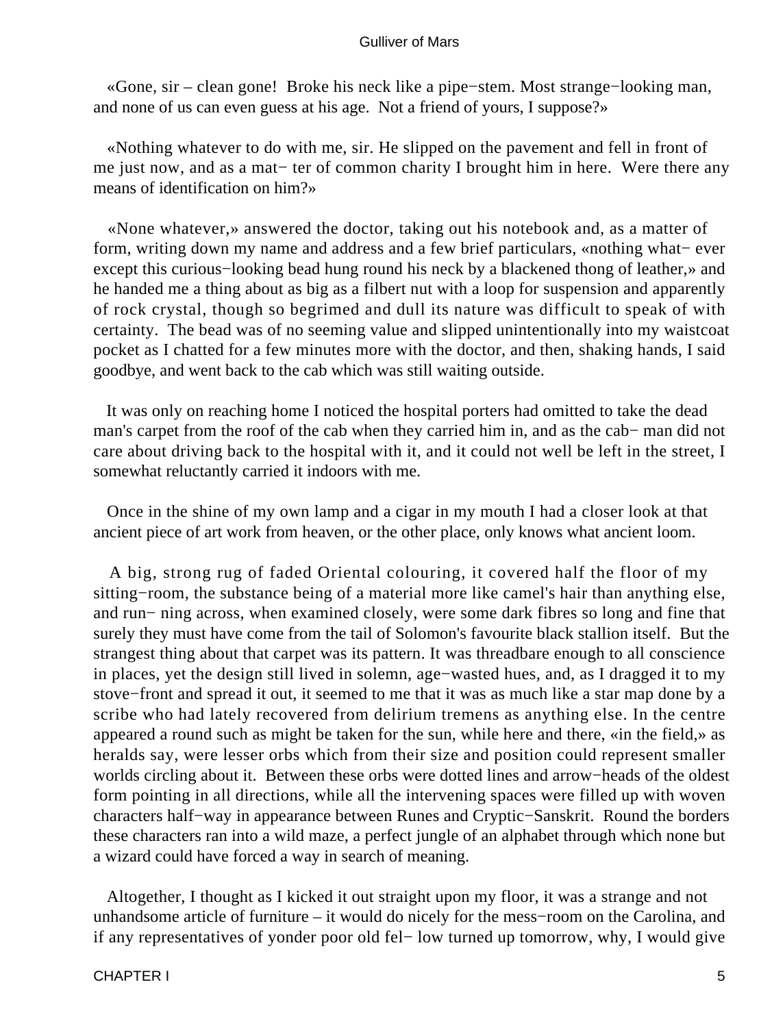«Gone, sir – clean gone! Broke his neck like a pipe−stem. Most strange−looking man, and none of us can even guess at his age. Not a friend of yours, I suppose?»

«Nothing whatever to do with me, sir. He slipped on the pavement and fell in front of me just now, and as a mat− ter of common charity I brought him in here. Were there any means of identification on him?»

«None whatever,» answered the doctor, taking out his notebook and, as a matter of form, writing down my name and address and a few brief particulars, «nothing what− ever except this curious−looking bead hung round his neck by a blackened thong of leather,» and he handed me a thing about as big as a filbert nut with a loop for suspension and apparently of rock crystal, though so begrimed and dull its nature was difficult to speak of with certainty. The bead was of no seeming value and slipped unintentionally into my waistcoat pocket as I chatted for a few minutes more with the doctor, and then, shaking hands, I said goodbye, and went back to the cab which was still waiting outside.

It was only on reaching home I noticed the hospital porters had omitted to take the dead man's carpet from the roof of the cab when they carried him in, and as the cab− man did not care about driving back to the hospital with it, and it could not well be left in the street, I somewhat reluctantly carried it indoors with me.

Once in the shine of my own lamp and a cigar in my mouth I had a closer look at that ancient piece of art work from heaven, or the other place, only knows what ancient loom.

A big, strong rug of faded Oriental colouring, it covered half the floor of my sitting−room, the substance being of a material more like camel's hair than anything else, and run− ning across, when examined closely, were some dark fibres so long and fine that surely they must have come from the tail of Solomon's favourite black stallion itself. But the strangest thing about that carpet was its pattern. It was threadbare enough to all conscience in places, yet the design still lived in solemn, age−wasted hues, and, as I dragged it to my stove−front and spread it out, it seemed to me that it was as much like a star map done by a scribe who had lately recovered from delirium tremens as anything else. In the centre appeared a round such as might be taken for the sun, while here and there, «in the field,» as heralds say, were lesser orbs which from their size and position could represent smaller worlds circling about it. Between these orbs were dotted lines and arrow−heads of the oldest form pointing in all directions, while all the intervening spaces were filled up with woven characters half−way in appearance between Runes and Cryptic−Sanskrit. Round the borders these characters ran into a wild maze, a perfect jungle of an alphabet through which none but a wizard could have forced a way in search of meaning.

Altogether, I thought as I kicked it out straight upon my floor, it was a strange and not unhandsome article of furniture – it would do nicely for the mess−room on the Carolina, and if any representatives of yonder poor old fel− low turned up tomorrow, why, I would give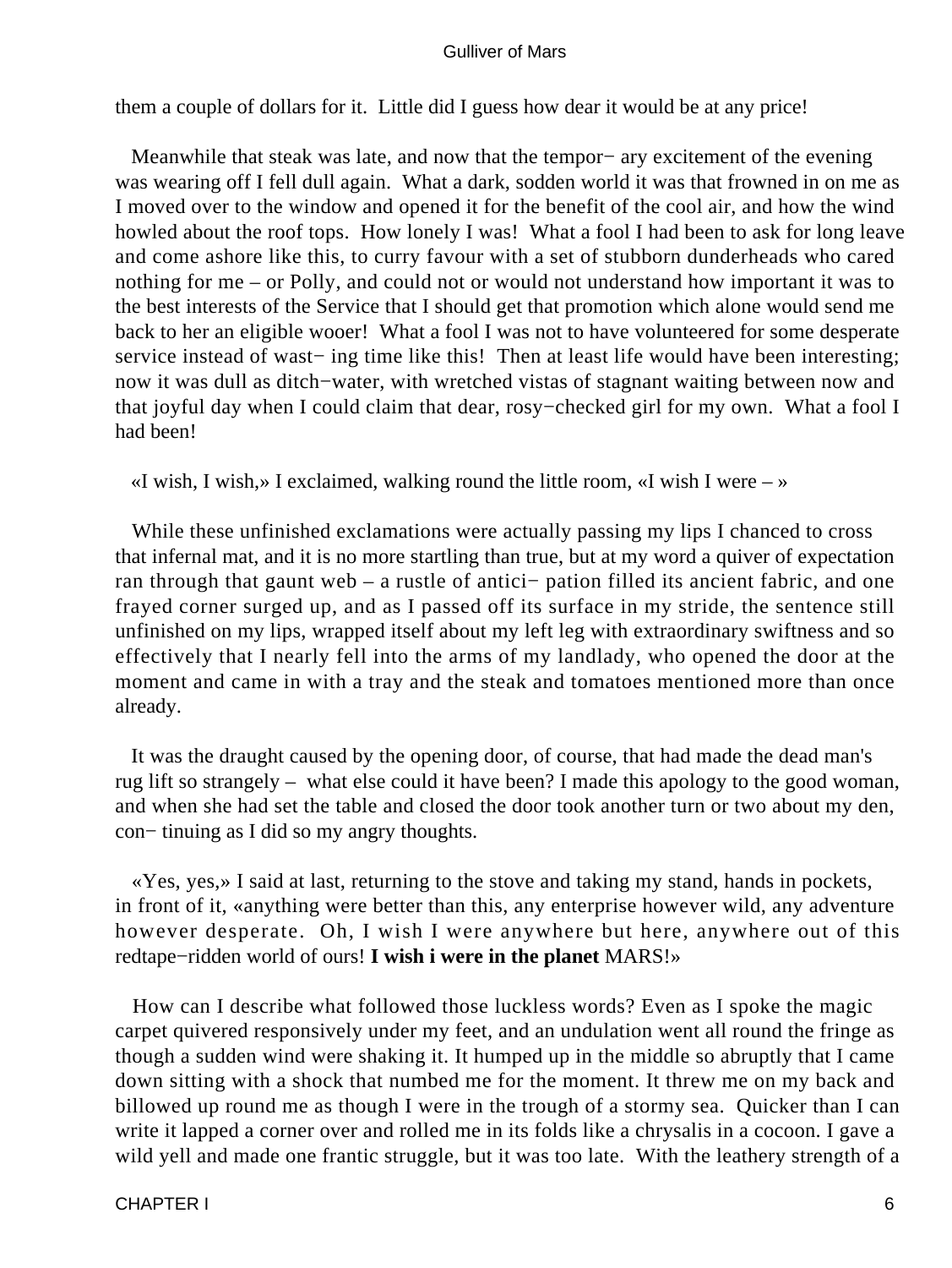them a couple of dollars for it. Little did I guess how dear it would be at any price!

Meanwhile that steak was late, and now that the tempor− ary excitement of the evening was wearing off I fell dull again. What a dark, sodden world it was that frowned in on me as I moved over to the window and opened it for the benefit of the cool air, and how the wind howled about the roof tops. How lonely I was! What a fool I had been to ask for long leave and come ashore like this, to curry favour with a set of stubborn dunderheads who cared nothing for me – or Polly, and could not or would not understand how important it was to the best interests of the Service that I should get that promotion which alone would send me back to her an eligible wooer! What a fool I was not to have volunteered for some desperate service instead of wast− ing time like this! Then at least life would have been interesting; now it was dull as ditch−water, with wretched vistas of stagnant waiting between now and that joyful day when I could claim that dear, rosy−checked girl for my own. What a fool I had been!

«I wish, I wish,» I exclaimed, walking round the little room, «I wish I were – »

While these unfinished exclamations were actually passing my lips I chanced to cross that infernal mat, and it is no more startling than true, but at my word a quiver of expectation ran through that gaunt web – a rustle of antici− pation filled its ancient fabric, and one frayed corner surged up, and as I passed off its surface in my stride, the sentence still unfinished on my lips, wrapped itself about my left leg with extraordinary swiftness and so effectively that I nearly fell into the arms of my landlady, who opened the door at the moment and came in with a tray and the steak and tomatoes mentioned more than once already.

It was the draught caused by the opening door, of course, that had made the dead man's rug lift so strangely – what else could it have been? I made this apology to the good woman, and when she had set the table and closed the door took another turn or two about my den, con− tinuing as I did so my angry thoughts.

«Yes, yes,» I said at last, returning to the stove and taking my stand, hands in pockets, in front of it, «anything were better than this, any enterprise however wild, any adventure however desperate. Oh, I wish I were anywhere but here, anywhere out of this redtape−ridden world of ours! **I wish i were in the planet** MARS!»

How can I describe what followed those luckless words? Even as I spoke the magic carpet quivered responsively under my feet, and an undulation went all round the fringe as though a sudden wind were shaking it. It humped up in the middle so abruptly that I came down sitting with a shock that numbed me for the moment. It threw me on my back and billowed up round me as though I were in the trough of a stormy sea. Quicker than I can write it lapped a corner over and rolled me in its folds like a chrysalis in a cocoon. I gave a wild yell and made one frantic struggle, but it was too late. With the leathery strength of a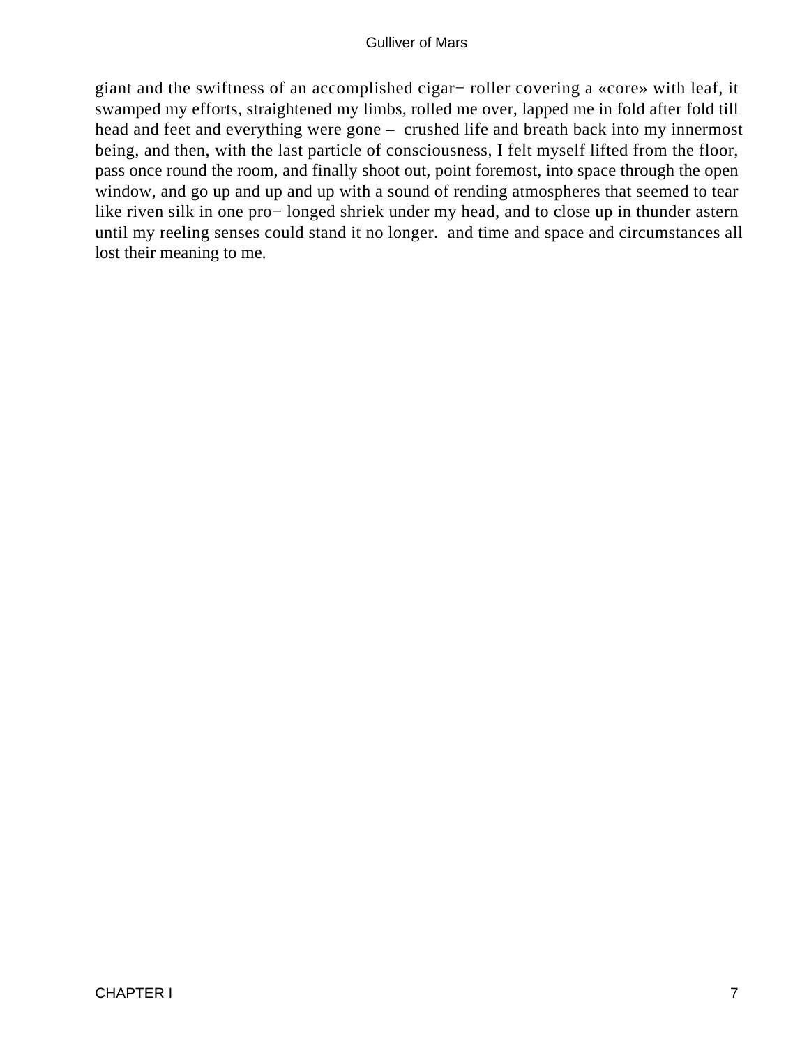giant and the swiftness of an accomplished cigar− roller covering a «core» with leaf, it swamped my efforts, straightened my limbs, rolled me over, lapped me in fold after fold till head and feet and everything were gone – crushed life and breath back into my innermost being, and then, with the last particle of consciousness, I felt myself lifted from the floor, pass once round the room, and finally shoot out, point foremost, into space through the open window, and go up and up and up with a sound of rending atmospheres that seemed to tear like riven silk in one pro− longed shriek under my head, and to close up in thunder astern until my reeling senses could stand it no longer. and time and space and circumstances all lost their meaning to me.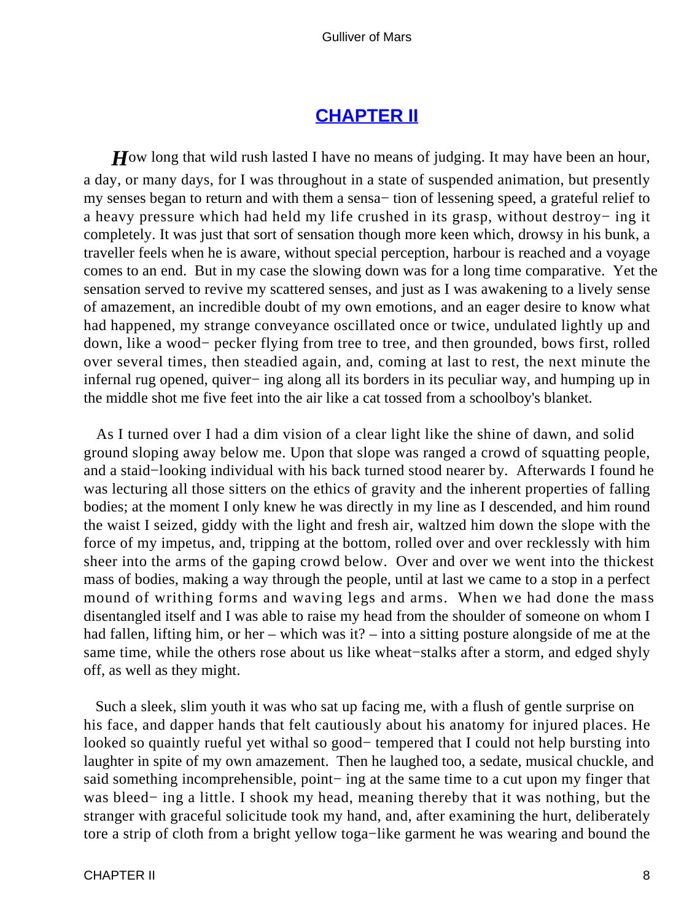## CHAPTER II

*H*ow long that wild rush lasted I have no means of judging. It may have been an hour, a day, or many days, for I was throughout in a state of suspended animation, but presently my senses began to return and with them a sensa− tion of lessening speed, a grateful relief to a heavy pressure which had held my life crushed in its grasp, without destroy− ing it completely. It was just that sort of sensation though more keen which, drowsy in his bunk, a traveller feels when he is aware, without special perception, harbour is reached and a voyage comes to an end. But in my case the slowing down was for a long time comparative. Yet the sensation served to revive my scattered senses, and just as I was awakening to a lively sense of amazement, an incredible doubt of my own emotions, and an eager desire to know what had happened, my strange conveyance oscillated once or twice, undulated lightly up and down, like a wood− pecker flying from tree to tree, and then grounded, bows first, rolled over several times, then steadied again, and, coming at last to rest, the next minute the infernal rug opened, quiver− ing along all its borders in its peculiar way, and humping up in the middle shot me five feet into the air like a cat tossed from a schoolboy's blanket.

As I turned over I had a dim vision of a clear light like the shine of dawn, and solid ground sloping away below me. Upon that slope was ranged a crowd of squatting people, and a staid−looking individual with his back turned stood nearer by. Afterwards I found he was lecturing all those sitters on the ethics of gravity and the inherent properties of falling bodies; at the moment I only knew he was directly in my line as I descended, and him round the waist I seized, giddy with the light and fresh air, waltzed him down the slope with the force of my impetus, and, tripping at the bottom, rolled over and over recklessly with him sheer into the arms of the gaping crowd below. Over and over we went into the thickest mass of bodies, making a way through the people, until at last we came to a stop in a perfect mound of writhing forms and waving legs and arms. When we had done the mass disentangled itself and I was able to raise my head from the shoulder of someone on whom I had fallen, lifting him, or her – which was it? – into a sitting posture alongside of me at the same time, while the others rose about us like wheat−stalks after a storm, and edged shyly off, as well as they might.

Such a sleek, slim youth it was who sat up facing me, with a flush of gentle surprise on his face, and dapper hands that felt cautiously about his anatomy for injured places. He looked so quaintly rueful yet withal so good− tempered that I could not help bursting into laughter in spite of my own amazement. Then he laughed too, a sedate, musical chuckle, and said something incomprehensible, point− ing at the same time to a cut upon my finger that was bleed− ing a little. I shook my head, meaning thereby that it was nothing, but the stranger with graceful solicitude took my hand, and, after examining the hurt, deliberately tore a strip of cloth from a bright yellow toga−like garment he was wearing and bound the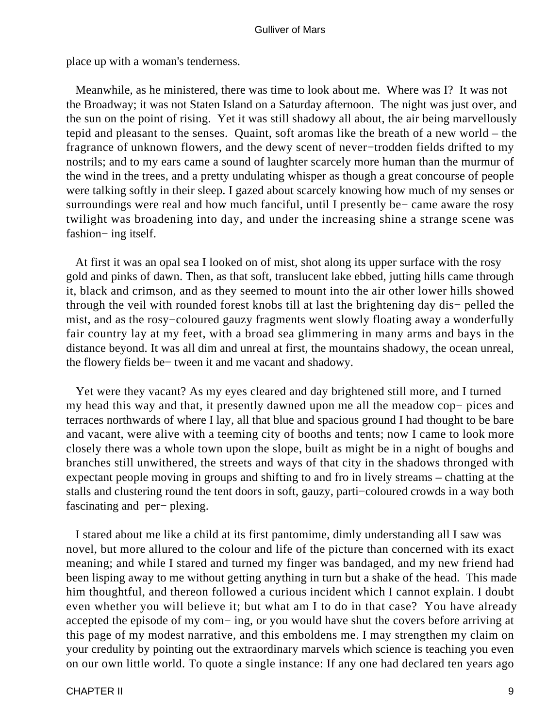place up with a woman's tenderness.

Meanwhile, as he ministered, there was time to look about me. Where was I? It was not the Broadway; it was not Staten Island on a Saturday afternoon. The night was just over, and the sun on the point of rising. Yet it was still shadowy all about, the air being marvellously tepid and pleasant to the senses. Quaint, soft aromas like the breath of a new world – the fragrance of unknown flowers, and the dewy scent of never−trodden fields drifted to my nostrils; and to my ears came a sound of laughter scarcely more human than the murmur of the wind in the trees, and a pretty undulating whisper as though a great concourse of people were talking softly in their sleep. I gazed about scarcely knowing how much of my senses or surroundings were real and how much fanciful, until I presently be− came aware the rosy twilight was broadening into day, and under the increasing shine a strange scene was fashion− ing itself.

At first it was an opal sea I looked on of mist, shot along its upper surface with the rosy gold and pinks of dawn. Then, as that soft, translucent lake ebbed, jutting hills came through it, black and crimson, and as they seemed to mount into the air other lower hills showed through the veil with rounded forest knobs till at last the brightening day dis− pelled the mist, and as the rosy−coloured gauzy fragments went slowly floating away a wonderfully fair country lay at my feet, with a broad sea glimmering in many arms and bays in the distance beyond. It was all dim and unreal at first, the mountains shadowy, the ocean unreal, the flowery fields be− tween it and me vacant and shadowy.

Yet were they vacant? As my eyes cleared and day brightened still more, and I turned my head this way and that, it presently dawned upon me all the meadow cop− pices and terraces northwards of where I lay, all that blue and spacious ground I had thought to be bare and vacant, were alive with a teeming city of booths and tents; now I came to look more closely there was a whole town upon the slope, built as might be in a night of boughs and branches still unwithered, the streets and ways of that city in the shadows thronged with expectant people moving in groups and shifting to and fro in lively streams – chatting at the stalls and clustering round the tent doors in soft, gauzy, parti−coloured crowds in a way both fascinating and per− plexing.

I stared about me like a child at its first pantomime, dimly understanding all I saw was novel, but more allured to the colour and life of the picture than concerned with its exact meaning; and while I stared and turned my finger was bandaged, and my new friend had been lisping away to me without getting anything in turn but a shake of the head. This made him thoughtful, and thereon followed a curious incident which I cannot explain. I doubt even whether you will believe it; but what am I to do in that case? You have already accepted the episode of my com− ing, or you would have shut the covers before arriving at this page of my modest narrative, and this emboldens me. I may strengthen my claim on your credulity by pointing out the extraordinary marvels which science is teaching you even on our own little world. To quote a single instance: If any one had declared ten years ago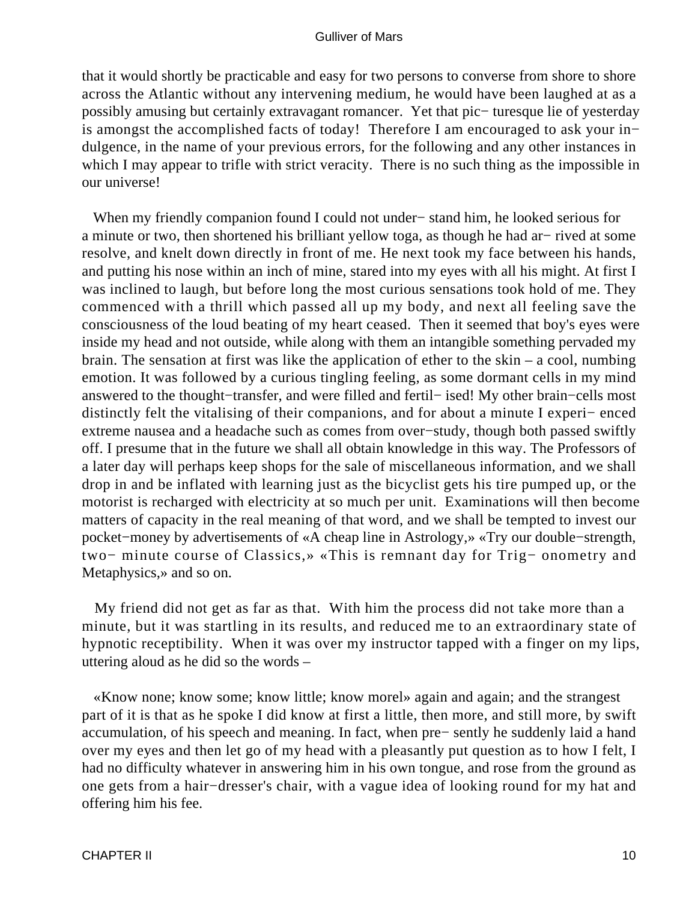that it would shortly be practicable and easy for two persons to converse from shore to shore across the Atlantic without any intervening medium, he would have been laughed at as a possibly amusing but certainly extravagant romancer. Yet that pic− turesque lie of yesterday is amongst the accomplished facts of today! Therefore I am encouraged to ask your in− dulgence, in the name of your previous errors, for the following and any other instances in which I may appear to trifle with strict veracity. There is no such thing as the impossible in our universe!

When my friendly companion found I could not under− stand him, he looked serious for a minute or two, then shortened his brilliant yellow toga, as though he had ar− rived at some resolve, and knelt down directly in front of me. He next took my face between his hands, and putting his nose within an inch of mine, stared into my eyes with all his might. At first I was inclined to laugh, but before long the most curious sensations took hold of me. They commenced with a thrill which passed all up my body, and next all feeling save the consciousness of the loud beating of my heart ceased. Then it seemed that boy's eyes were inside my head and not outside, while along with them an intangible something pervaded my brain. The sensation at first was like the application of ether to the skin – a cool, numbing emotion. It was followed by a curious tingling feeling, as some dormant cells in my mind answered to the thought−transfer, and were filled and fertil− ised! My other brain−cells most distinctly felt the vitalising of their companions, and for about a minute I experi− enced extreme nausea and a headache such as comes from over−study, though both passed swiftly off. I presume that in the future we shall all obtain knowledge in this way. The Professors of a later day will perhaps keep shops for the sale of miscellaneous information, and we shall drop in and be inflated with learning just as the bicyclist gets his tire pumped up, or the motorist is recharged with electricity at so much per unit. Examinations will then become matters of capacity in the real meaning of that word, and we shall be tempted to invest our pocket−money by advertisements of «A cheap line in Astrology,» «Try our double−strength, two− minute course of Classics,» «This is remnant day for Trig− onometry and Metaphysics,» and so on.

My friend did not get as far as that. With him the process did not take more than a minute, but it was startling in its results, and reduced me to an extraordinary state of hypnotic receptibility. When it was over my instructor tapped with a finger on my lips, uttering aloud as he did so the words –

«Know none; know some; know little; know morel» again and again; and the strangest part of it is that as he spoke I did know at first a little, then more, and still more, by swift accumulation, of his speech and meaning. In fact, when pre− sently he suddenly laid a hand over my eyes and then let go of my head with a pleasantly put question as to how I felt, I had no difficulty whatever in answering him in his own tongue, and rose from the ground as one gets from a hair−dresser's chair, with a vague idea of looking round for my hat and offering him his fee.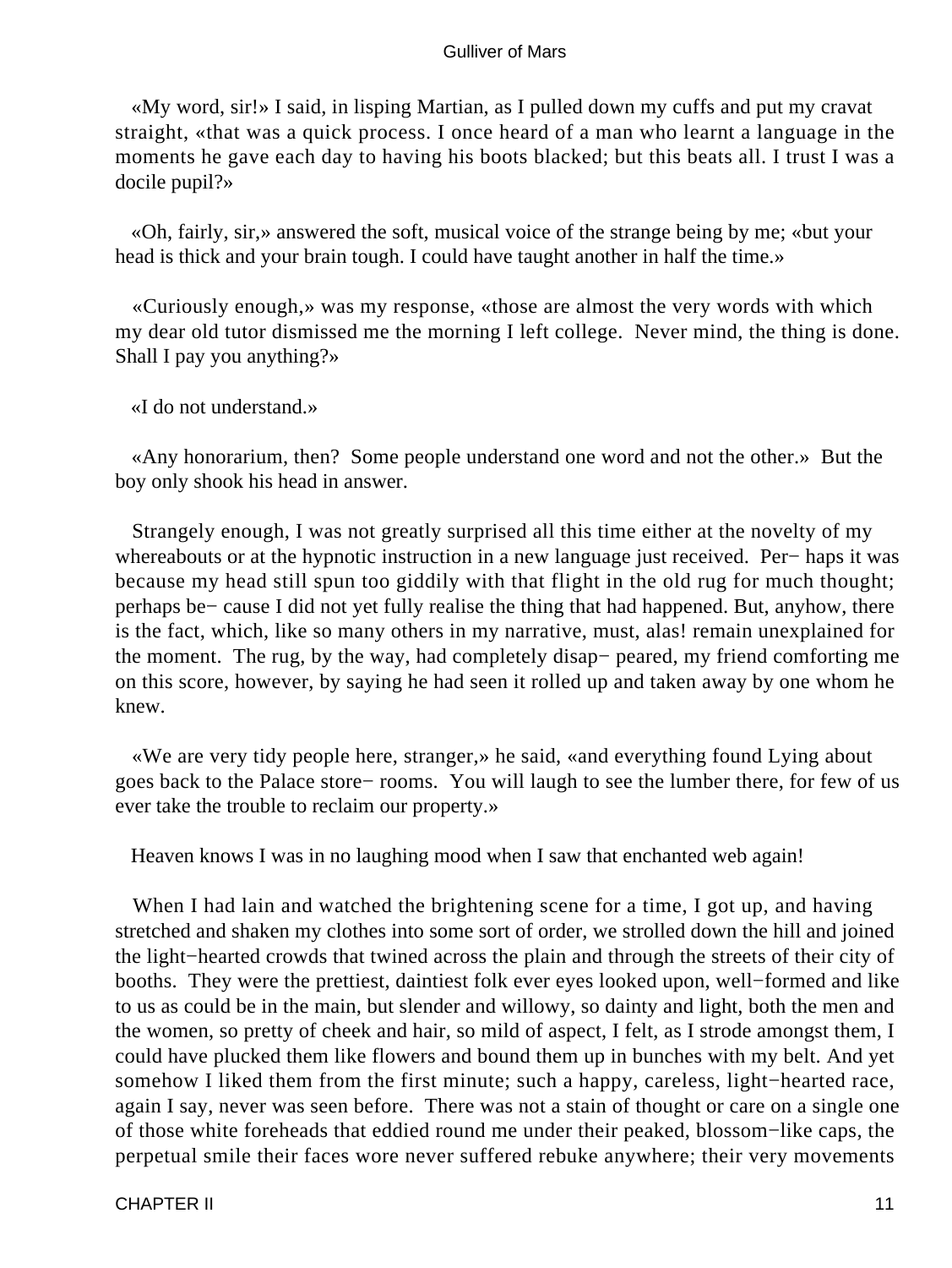«My word, sir!» I said, in lisping Martian, as I pulled down my cuffs and put my cravat straight, «that was a quick process. I once heard of a man who learnt a language in the moments he gave each day to having his boots blacked; but this beats all. I trust I was a docile pupil?»

«Oh, fairly, sir,» answered the soft, musical voice of the strange being by me; «but your head is thick and your brain tough. I could have taught another in half the time.»

«Curiously enough,» was my response, «those are almost the very words with which my dear old tutor dismissed me the morning I left college. Never mind, the thing is done. Shall I pay you anything?»

«I do not understand.»

«Any honorarium, then? Some people understand one word and not the other.» But the boy only shook his head in answer.

Strangely enough, I was not greatly surprised all this time either at the novelty of my whereabouts or at the hypnotic instruction in a new language just received. Perhaps it was because my head still spun too giddily with that flight in the old rug for much thought; perhaps because I did not yet fully realise the thing that had happened. But, anyhow, there is the fact, which, like so many others in my narrative, must, alas! remain unexplained for the moment. The rug, by the way, had completely disappeared, my friend comforting me on this score, however, by saying he had seen it rolled up and taken away by one whom he knew.

«We are very tidy people here, stranger,» he said, «and everything found Lying about goes back to the Palace store−rooms. You will laugh to see the lumber there, for few of us ever take the trouble to reclaim our property.»

Heaven knows I was in no laughing mood when I saw that enchanted web again!

When I had lain and watched the brightening scene for a time, I got up, and having stretched and shaken my clothes into some sort of order, we strolled down the hill and joined the light−hearted crowds that twined across the plain and through the streets of their city of booths. They were the prettiest, daintiest folk ever eyes looked upon, well−formed and like to us as could be in the main, but slender and willowy, so dainty and light, both the men and the women, so pretty of cheek and hair, so mild of aspect, I felt, as I strode amongst them, I could have plucked them like flowers and bound them up in bunches with my belt. And yet somehow I liked them from the first minute; such a happy, careless, light−hearted race, again I say, never was seen before. There was not a stain of thought or care on a single one of those white foreheads that eddied round me under their peaked, blossom−like caps, the perpetual smile their faces wore never suffered rebuke anywhere; their very movements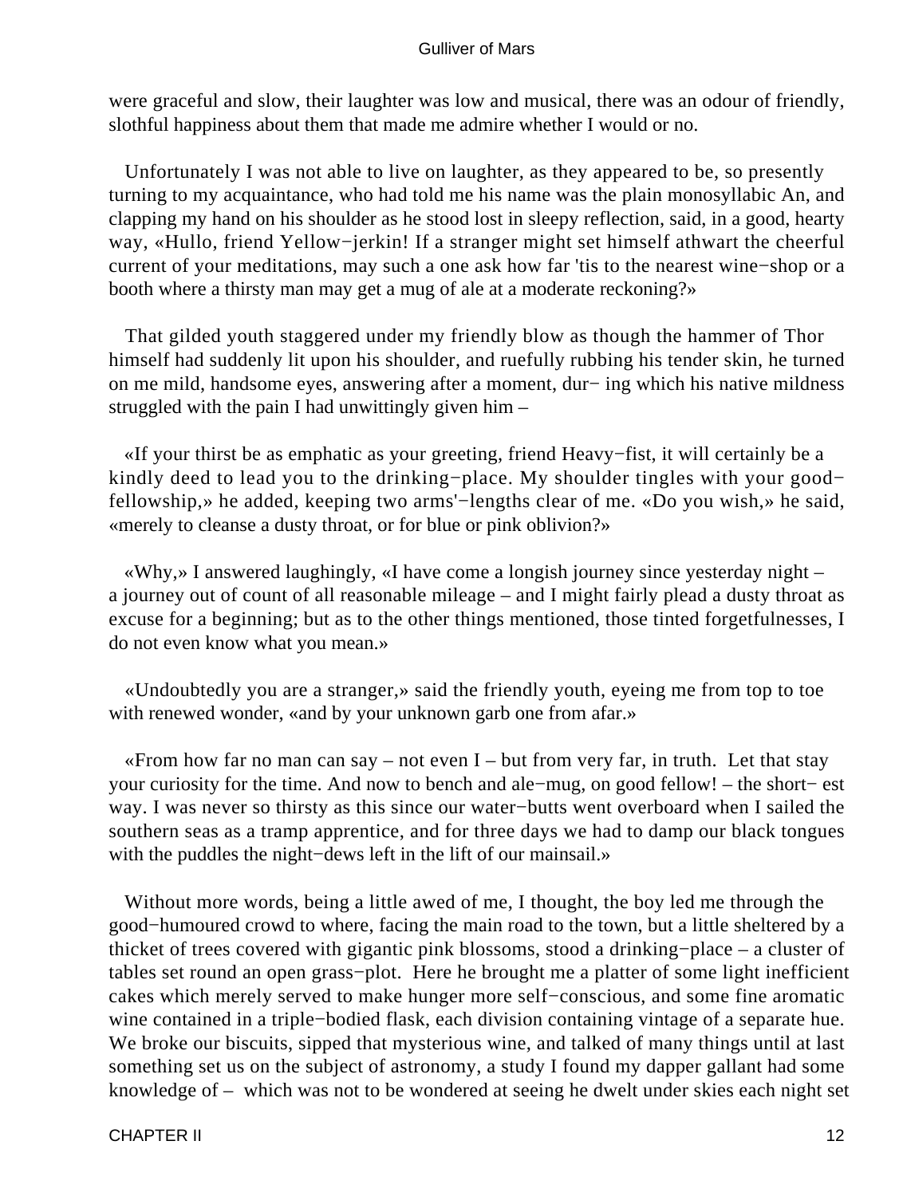were graceful and slow, their laughter was low and musical, there was an odour of friendly, slothful happiness about them that made me admire whether I would or no.

Unfortunately I was not able to live on laughter, as they appeared to be, so presently turning to my acquaintance, who had told me his name was the plain monosyllabic An, and clapping my hand on his shoulder as he stood lost in sleepy reflection, said, in a good, hearty way, «Hullo, friend Yellow−jerkin! If a stranger might set himself athwart the cheerful current of your meditations, may such a one ask how far 'tis to the nearest wine−shop or a booth where a thirsty man may get a mug of ale at a moderate reckoning?»

That gilded youth staggered under my friendly blow as though the hammer of Thor himself had suddenly lit upon his shoulder, and ruefully rubbing his tender skin, he turned on me mild, handsome eyes, answering after a moment, dur− ing which his native mildness struggled with the pain I had unwittingly given him –

«If your thirst be as emphatic as your greeting, friend Heavy−fist, it will certainly be a kindly deed to lead you to the drinking−place. My shoulder tingles with your good−fellowship,» he added, keeping two arms'−lengths clear of me. «Do you wish,» he said, «merely to cleanse a dusty throat, or for blue or pink oblivion?»

«Why,» I answered laughingly, «I have come a longish journey since yesterday night – a journey out of count of all reasonable mileage – and I might fairly plead a dusty throat as excuse for a beginning; but as to the other things mentioned, those tinted forgetfulnesses, I do not even know what you mean.»

«Undoubtedly you are a stranger,» said the friendly youth, eyeing me from top to toe with renewed wonder, «and by your unknown garb one from afar.»

«From how far no man can say – not even I – but from very far, in truth. Let that stay your curiosity for the time. And now to bench and ale−mug, on good fellow! – the short− est way. I was never so thirsty as this since our water−butts went overboard when I sailed the southern seas as a tramp apprentice, and for three days we had to damp our black tongues with the puddles the night−dews left in the lift of our mainsail.»

Without more words, being a little awed of me, I thought, the boy led me through the good−humoured crowd to where, facing the main road to the town, but a little sheltered by a thicket of trees covered with gigantic pink blossoms, stood a drinking−place – a cluster of tables set round an open grass−plot. Here he brought me a platter of some light inefficient cakes which merely served to make hunger more self−conscious, and some fine aromatic wine contained in a triple−bodied flask, each division containing vintage of a separate hue. We broke our biscuits, sipped that mysterious wine, and talked of many things until at last something set us on the subject of astronomy, a study I found my dapper gallant had some knowledge of – which was not to be wondered at seeing he dwelt under skies each night set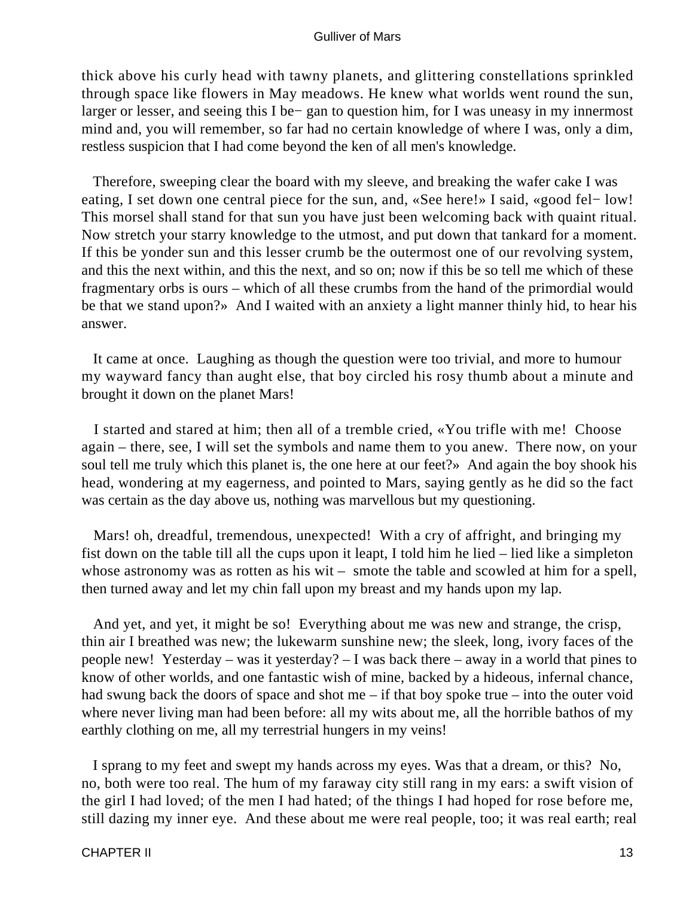thick above his curly head with tawny planets, and glittering constellations sprinkled through space like flowers in May meadows. He knew what worlds went round the sun, larger or lesser, and seeing this I be− gan to question him, for I was uneasy in my innermost mind and, you will remember, so far had no certain knowledge of where I was, only a dim, restless suspicion that I had come beyond the ken of all men's knowledge.

Therefore, sweeping clear the board with my sleeve, and breaking the wafer cake I was eating, I set down one central piece for the sun, and, «See here!» I said, «good fel− low! This morsel shall stand for that sun you have just been welcoming back with quaint ritual. Now stretch your starry knowledge to the utmost, and put down that tankard for a moment. If this be yonder sun and this lesser crumb be the outermost one of our revolving system, and this the next within, and this the next, and so on; now if this be so tell me which of these fragmentary orbs is ours – which of all these crumbs from the hand of the primordial would be that we stand upon?» And I waited with an anxiety a light manner thinly hid, to hear his answer.

It came at once. Laughing as though the question were too trivial, and more to humour my wayward fancy than aught else, that boy circled his rosy thumb about a minute and brought it down on the planet Mars!

I started and stared at him; then all of a tremble cried, «You trifle with me! Choose again – there, see, I will set the symbols and name them to you anew. There now, on your soul tell me truly which this planet is, the one here at our feet?» And again the boy shook his head, wondering at my eagerness, and pointed to Mars, saying gently as he did so the fact was certain as the day above us, nothing was marvellous but my questioning.

Mars! oh, dreadful, tremendous, unexpected! With a cry of affright, and bringing my fist down on the table till all the cups upon it leapt, I told him he lied – lied like a simpleton whose astronomy was as rotten as his wit – smote the table and scowled at him for a spell, then turned away and let my chin fall upon my breast and my hands upon my lap.

And yet, and yet, it might be so! Everything about me was new and strange, the crisp, thin air I breathed was new; the lukewarm sunshine new; the sleek, long, ivory faces of the people new! Yesterday – was it yesterday? – I was back there – away in a world that pines to know of other worlds, and one fantastic wish of mine, backed by a hideous, infernal chance, had swung back the doors of space and shot me – if that boy spoke true – into the outer void where never living man had been before: all my wits about me, all the horrible bathos of my earthly clothing on me, all my terrestrial hungers in my veins!

I sprang to my feet and swept my hands across my eyes. Was that a dream, or this? No, no, both were too real. The hum of my faraway city still rang in my ears: a swift vision of the girl I had loved; of the men I had hated; of the things I had hoped for rose before me, still dazing my inner eye. And these about me were real people, too; it was real earth; real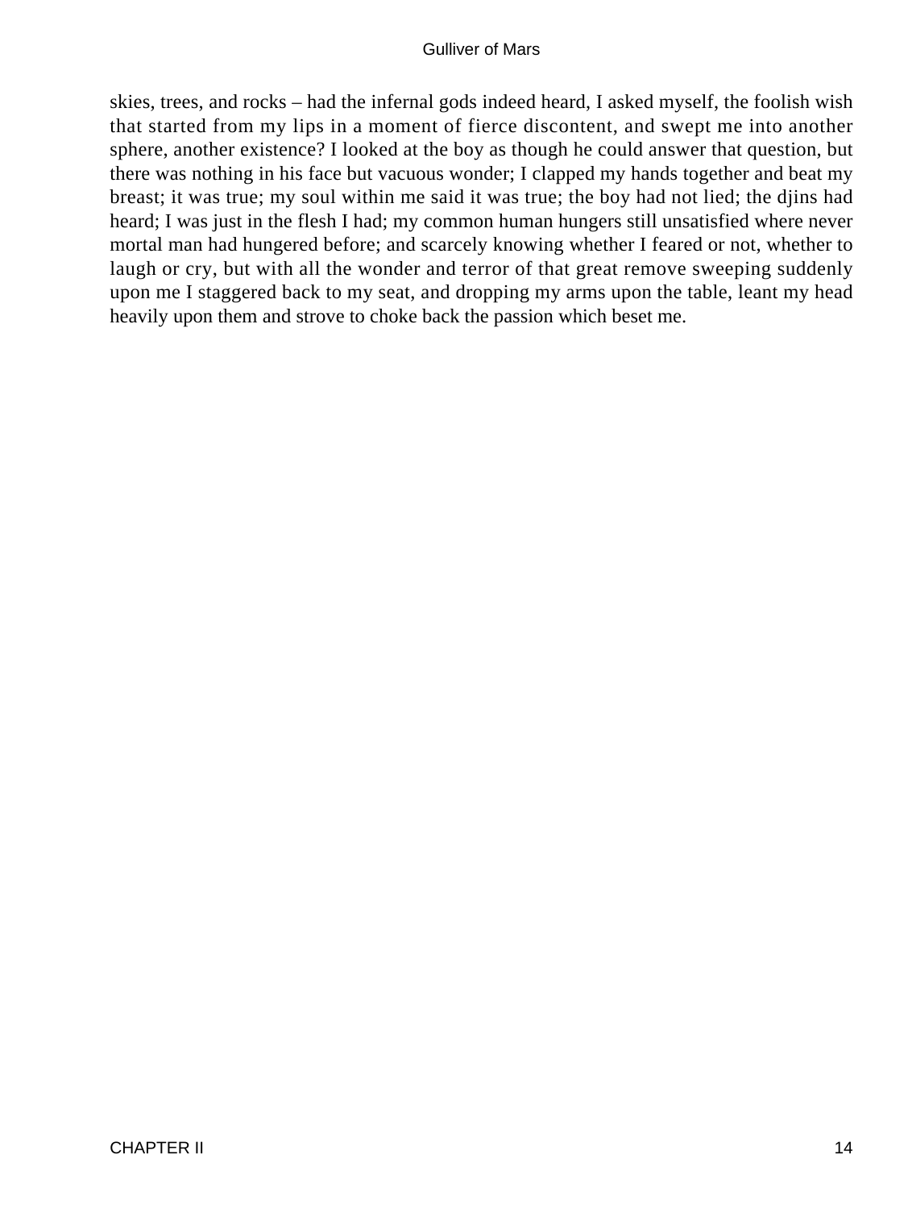skies, trees, and rocks – had the infernal gods indeed heard, I asked myself, the foolish wish that started from my lips in a moment of fierce discontent, and swept me into another sphere, another existence? I looked at the boy as though he could answer that question, but there was nothing in his face but vacuous wonder; I clapped my hands together and beat my breast; it was true; my soul within me said it was true; the boy had not lied; the djins had heard; I was just in the flesh I had; my common human hungers still unsatisfied where never mortal man had hungered before; and scarcely knowing whether I feared or not, whether to laugh or cry, but with all the wonder and terror of that great remove sweeping suddenly upon me I staggered back to my seat, and dropping my arms upon the table, leant my head heavily upon them and strove to choke back the passion which beset me.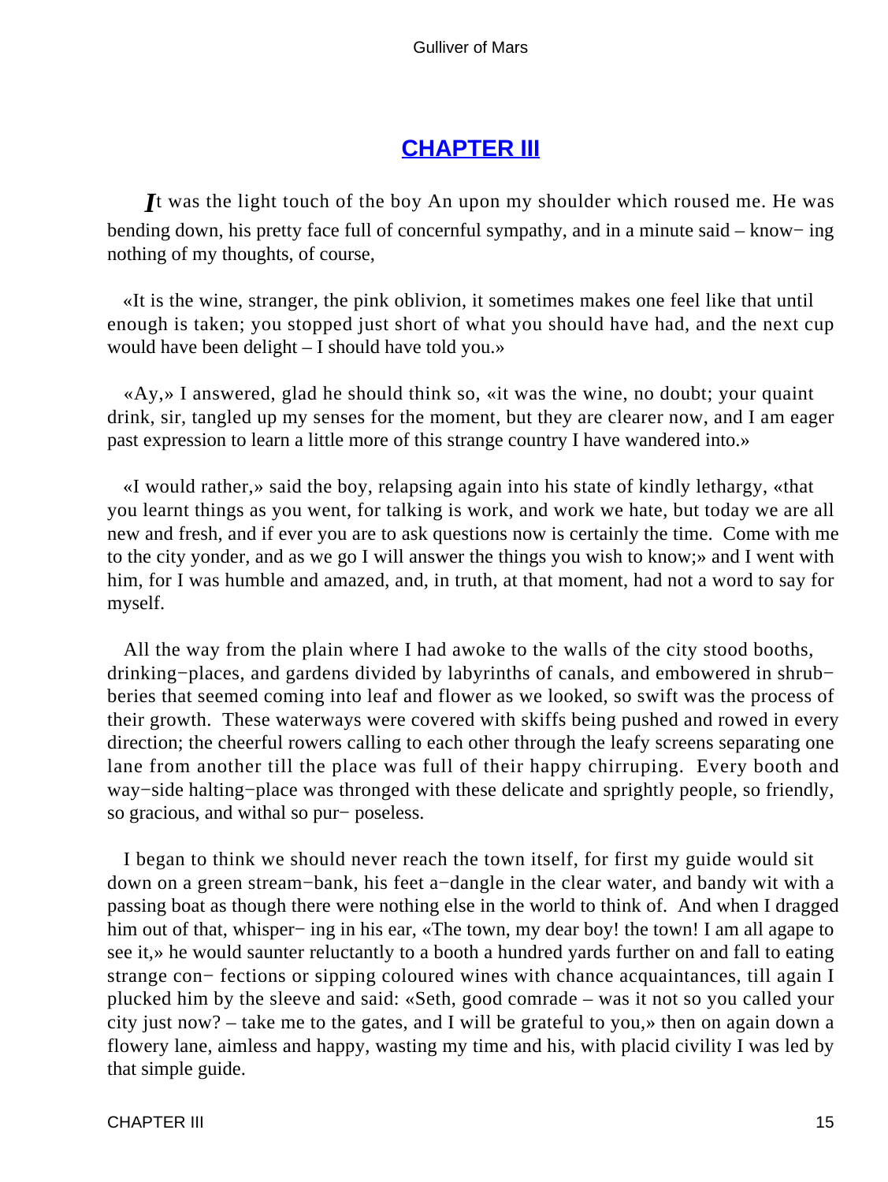# CHAPTER III

*I*t was the light touch of the boy An upon my shoulder which roused me. He was bending down, his pretty face full of concernful sympathy, and in a minute said – knowing nothing of my thoughts, of course,

«It is the wine, stranger, the pink oblivion, it sometimes makes one feel like that until enough is taken; you stopped just short of what you should have had, and the next cup would have been delight – I should have told you.»

«Ay,» I answered, glad he should think so, «it was the wine, no doubt; your quaint drink, sir, tangled up my senses for the moment, but they are clearer now, and I am eager past expression to learn a little more of this strange country I have wandered into.»

«I would rather,» said the boy, relapsing again into his state of kindly lethargy, «that you learnt things as you went, for talking is work, and work we hate, but today we are all new and fresh, and if ever you are to ask questions now is certainly the time. Come with me to the city yonder, and as we go I will answer the things you wish to know;» and I went with him, for I was humble and amazed, and, in truth, at that moment, had not a word to say for myself.

All the way from the plain where I had awoke to the walls of the city stood booths, drinking−places, and gardens divided by labyrinths of canals, and embowered in shrubberies that seemed coming into leaf and flower as we looked, so swift was the process of their growth. These waterways were covered with skiffs being pushed and rowed in every direction; the cheerful rowers calling to each other through the leafy screens separating one lane from another till the place was full of their happy chirruping. Every booth and way−side halting−place was thronged with these delicate and sprightly people, so friendly, so gracious, and withal so purposeless.

I began to think we should never reach the town itself, for first my guide would sit down on a green stream−bank, his feet a−dangle in the clear water, and bandy wit with a passing boat as though there were nothing else in the world to think of. And when I dragged him out of that, whispering in his ear, «The town, my dear boy! the town! I am all agape to see it,» he would saunter reluctantly to a booth a hundred yards further on and fall to eating strange confections or sipping coloured wines with chance acquaintances, till again I plucked him by the sleeve and said: «Seth, good comrade – was it not so you called your city just now? – take me to the gates, and I will be grateful to you,» then on again down a flowery lane, aimless and happy, wasting my time and his, with placid civility I was led by that simple guide.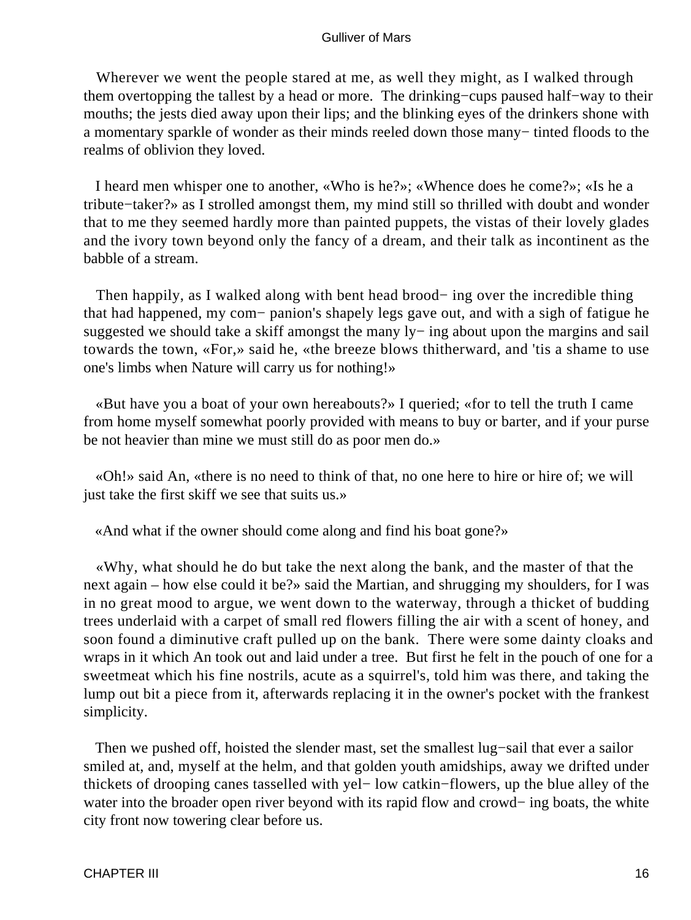Wherever we went the people stared at me, as well they might, as I walked through them overtopping the tallest by a head or more. The drinking−cups paused half−way to their mouths; the jests died away upon their lips; and the blinking eyes of the drinkers shone with a momentary sparkle of wonder as their minds reeled down those many− tinted floods to the realms of oblivion they loved.

I heard men whisper one to another, «Who is he?»; «Whence does he come?»; «Is he a tribute−taker?» as I strolled amongst them, my mind still so thrilled with doubt and wonder that to me they seemed hardly more than painted puppets, the vistas of their lovely glades and the ivory town beyond only the fancy of a dream, and their talk as incontinent as the babble of a stream.

Then happily, as I walked along with bent head brood− ing over the incredible thing that had happened, my com− panion's shapely legs gave out, and with a sigh of fatigue he suggested we should take a skiff amongst the many ly− ing about upon the margins and sail towards the town, «For,» said he, «the breeze blows thitherward, and 'tis a shame to use one's limbs when Nature will carry us for nothing!»

«But have you a boat of your own hereabouts?» I queried; «for to tell the truth I came from home myself somewhat poorly provided with means to buy or barter, and if your purse be not heavier than mine we must still do as poor men do.»

«Oh!» said An, «there is no need to think of that, no one here to hire or hire of; we will just take the first skiff we see that suits us.»

«And what if the owner should come along and find his boat gone?»

«Why, what should he do but take the next along the bank, and the master of that the next again – how else could it be?» said the Martian, and shrugging my shoulders, for I was in no great mood to argue, we went down to the waterway, through a thicket of budding trees underlaid with a carpet of small red flowers filling the air with a scent of honey, and soon found a diminutive craft pulled up on the bank. There were some dainty cloaks and wraps in it which An took out and laid under a tree. But first he felt in the pouch of one for a sweetmeat which his fine nostrils, acute as a squirrel's, told him was there, and taking the lump out bit a piece from it, afterwards replacing it in the owner's pocket with the frankest simplicity.

Then we pushed off, hoisted the slender mast, set the smallest lug−sail that ever a sailor smiled at, and, myself at the helm, and that golden youth amidships, away we drifted under thickets of drooping canes tasselled with yel− low catkin−flowers, up the blue alley of the water into the broader open river beyond with its rapid flow and crowd− ing boats, the white city front now towering clear before us.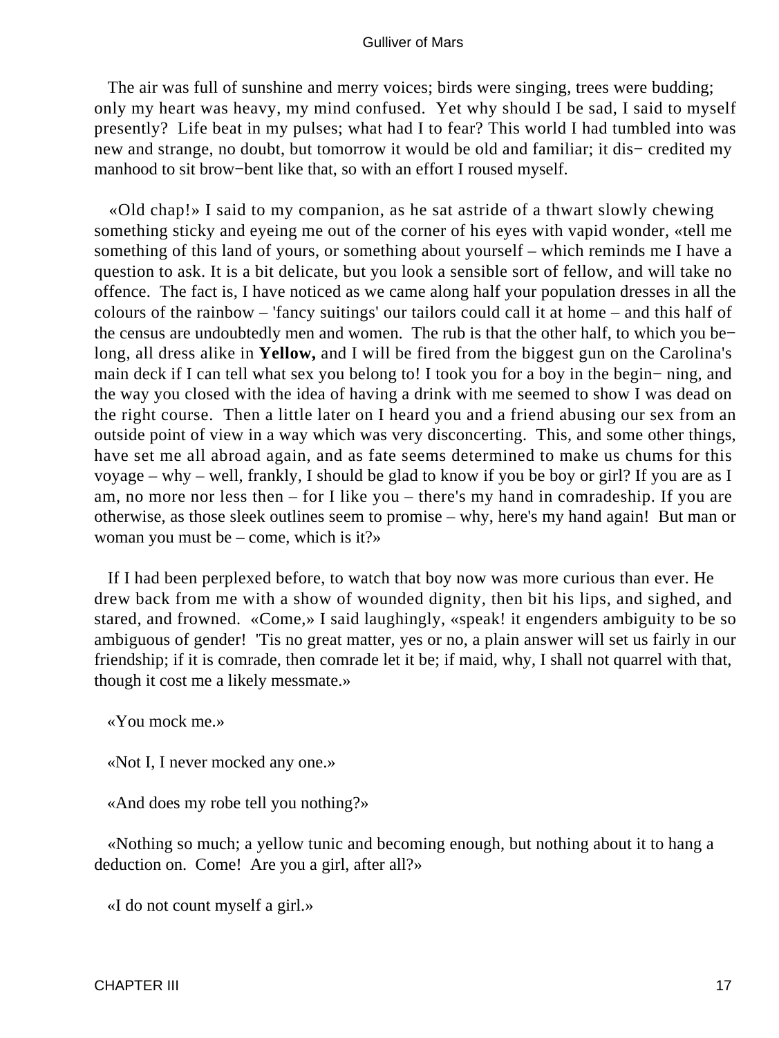The air was full of sunshine and merry voices; birds were singing, trees were budding; only my heart was heavy, my mind confused. Yet why should I be sad, I said to myself presently? Life beat in my pulses; what had I to fear? This world I had tumbled into was new and strange, no doubt, but tomorrow it would be old and familiar; it dis− credited my manhood to sit brow−bent like that, so with an effort I roused myself.

«Old chap!» I said to my companion, as he sat astride of a thwart slowly chewing something sticky and eyeing me out of the corner of his eyes with vapid wonder, «tell me something of this land of yours, or something about yourself – which reminds me I have a question to ask. It is a bit delicate, but you look a sensible sort of fellow, and will take no offence. The fact is, I have noticed as we came along half your population dresses in all the colours of the rainbow – 'fancy suitings' our tailors could call it at home – and this half of the census are undoubtedly men and women. The rub is that the other half, to which you be− long, all dress alike in **Yellow,** and I will be fired from the biggest gun on the Carolina's main deck if I can tell what sex you belong to! I took you for a boy in the begin− ning, and the way you closed with the idea of having a drink with me seemed to show I was dead on the right course. Then a little later on I heard you and a friend abusing our sex from an outside point of view in a way which was very disconcerting. This, and some other things, have set me all abroad again, and as fate seems determined to make us chums for this voyage – why – well, frankly, I should be glad to know if you be boy or girl? If you are as I am, no more nor less then – for I like you – there's my hand in comradeship. If you are otherwise, as those sleek outlines seem to promise – why, here's my hand again! But man or woman you must be – come, which is it?»

If I had been perplexed before, to watch that boy now was more curious than ever. He drew back from me with a show of wounded dignity, then bit his lips, and sighed, and stared, and frowned. «Come,» I said laughingly, «speak! it engenders ambiguity to be so ambiguous of gender! 'Tis no great matter, yes or no, a plain answer will set us fairly in our friendship; if it is comrade, then comrade let it be; if maid, why, I shall not quarrel with that, though it cost me a likely messmate.»

«You mock me.»

«Not I, I never mocked any one.»

«And does my robe tell you nothing?»

«Nothing so much; a yellow tunic and becoming enough, but nothing about it to hang a deduction on. Come! Are you a girl, after all?»

«I do not count myself a girl.»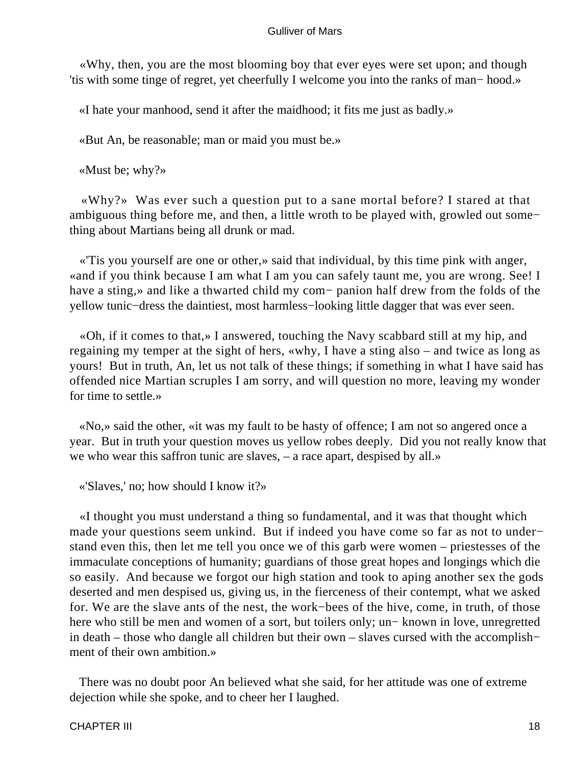«Why, then, you are the most blooming boy that ever eyes were set upon; and though 'tis with some tinge of regret, yet cheerfully I welcome you into the ranks of man− hood.»

«I hate your manhood, send it after the maidhood; it fits me just as badly.»

«But An, be reasonable; man or maid you must be.»

«Must be; why?»

«Why?» Was ever such a question put to a sane mortal before? I stared at that ambiguous thing before me, and then, a little wroth to be played with, growled out some− thing about Martians being all drunk or mad.

«'Tis you yourself are one or other,» said that individual, by this time pink with anger, «and if you think because I am what I am you can safely taunt me, you are wrong. See! I have a sting,» and like a thwarted child my com− panion half drew from the folds of the yellow tunic−dress the daintiest, most harmless−looking little dagger that was ever seen.

«Oh, if it comes to that,» I answered, touching the Navy scabbard still at my hip, and regaining my temper at the sight of hers, «why, I have a sting also – and twice as long as yours! But in truth, An, let us not talk of these things; if something in what I have said has offended nice Martian scruples I am sorry, and will question no more, leaving my wonder for time to settle.»

«No,» said the other, «it was my fault to be hasty of offence; I am not so angered once a year. But in truth your question moves us yellow robes deeply. Did you not really know that we who wear this saffron tunic are slaves, – a race apart, despised by all.»

«'Slaves,' no; how should I know it?»

«I thought you must understand a thing so fundamental, and it was that thought which made your questions seem unkind. But if indeed you have come so far as not to under− stand even this, then let me tell you once we of this garb were women – priestesses of the immaculate conceptions of humanity; guardians of those great hopes and longings which die so easily. And because we forgot our high station and took to aping another sex the gods deserted and men despised us, giving us, in the fierceness of their contempt, what we asked for. We are the slave ants of the nest, the work−bees of the hive, come, in truth, of those here who still be men and women of a sort, but toilers only; un− known in love, unregretted in death – those who dangle all children but their own – slaves cursed with the accomplish− ment of their own ambition.»

There was no doubt poor An believed what she said, for her attitude was one of extreme dejection while she spoke, and to cheer her I laughed.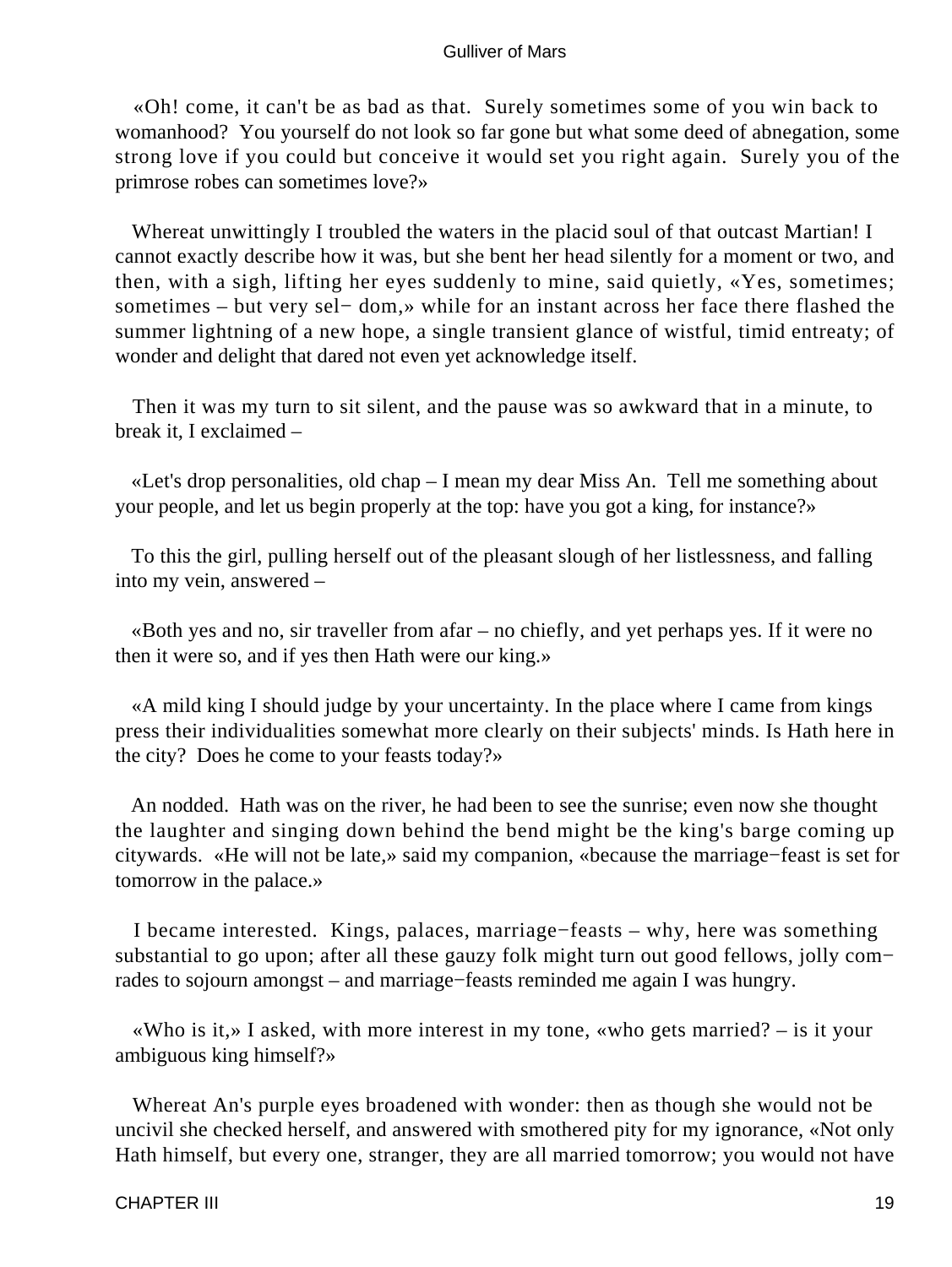«Oh! come, it can't be as bad as that. Surely sometimes some of you win back to womanhood? You yourself do not look so far gone but what some deed of abnegation, some strong love if you could but conceive it would set you right again. Surely you of the primrose robes can sometimes love?»

Whereat unwittingly I troubled the waters in the placid soul of that outcast Martian! I cannot exactly describe how it was, but she bent her head silently for a moment or two, and then, with a sigh, lifting her eyes suddenly to mine, said quietly, «Yes, sometimes; sometimes – but very sel− dom,» while for an instant across her face there flashed the summer lightning of a new hope, a single transient glance of wistful, timid entreaty; of wonder and delight that dared not even yet acknowledge itself.

Then it was my turn to sit silent, and the pause was so awkward that in a minute, to break it, I exclaimed –

«Let's drop personalities, old chap – I mean my dear Miss An. Tell me something about your people, and let us begin properly at the top: have you got a king, for instance?»

To this the girl, pulling herself out of the pleasant slough of her listlessness, and falling into my vein, answered –

«Both yes and no, sir traveller from afar – no chiefly, and yet perhaps yes. If it were no then it were so, and if yes then Hath were our king.»

«A mild king I should judge by your uncertainty. In the place where I came from kings press their individualities somewhat more clearly on their subjects' minds. Is Hath here in the city? Does he come to your feasts today?»

An nodded. Hath was on the river, he had been to see the sunrise; even now she thought the laughter and singing down behind the bend might be the king's barge coming up citywards. «He will not be late,» said my companion, «because the marriage−feast is set for tomorrow in the palace.»

I became interested. Kings, palaces, marriage−feasts – why, here was something substantial to go upon; after all these gauzy folk might turn out good fellows, jolly com− rades to sojourn amongst – and marriage−feasts reminded me again I was hungry.

«Who is it,» I asked, with more interest in my tone, «who gets married? – is it your ambiguous king himself?»

Whereat An's purple eyes broadened with wonder: then as though she would not be uncivil she checked herself, and answered with smothered pity for my ignorance, «Not only Hath himself, but every one, stranger, they are all married tomorrow; you would not have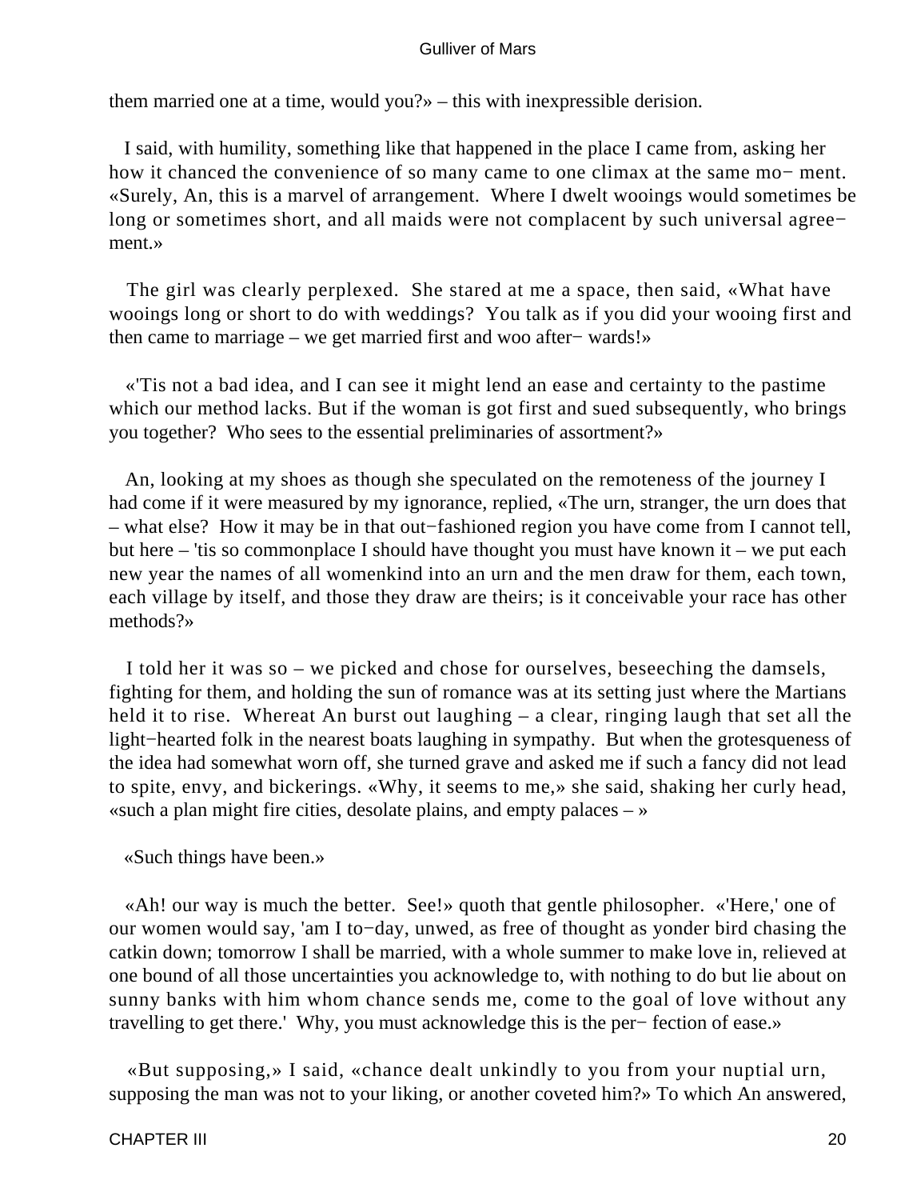them married one at a time, would you?» – this with inexpressible derision.

I said, with humility, something like that happened in the place I came from, asking her how it chanced the convenience of so many came to one climax at the same moment. «Surely, An, this is a marvel of arrangement. Where I dwelt wooings would sometimes be long or sometimes short, and all maids were not complacent by such universal agreement.»

The girl was clearly perplexed. She stared at me a space, then said, «What have wooings long or short to do with weddings? You talk as if you did your wooing first and then came to marriage – we get married first and woo afterwards!»

«'Tis not a bad idea, and I can see it might lend an ease and certainty to the pastime which our method lacks. But if the woman is got first and sued subsequently, who brings you together? Who sees to the essential preliminaries of assortment?»

An, looking at my shoes as though she speculated on the remoteness of the journey I had come if it were measured by my ignorance, replied, «The urn, stranger, the urn does that – what else? How it may be in that out−fashioned region you have come from I cannot tell, but here – 'tis so commonplace I should have thought you must have known it – we put each new year the names of all womenkind into an urn and the men draw for them, each town, each village by itself, and those they draw are theirs; is it conceivable your race has other methods?»

I told her it was so – we picked and chose for ourselves, beseeching the damsels, fighting for them, and holding the sun of romance was at its setting just where the Martians held it to rise. Whereat An burst out laughing – a clear, ringing laugh that set all the light−hearted folk in the nearest boats laughing in sympathy. But when the grotesqueness of the idea had somewhat worn off, she turned grave and asked me if such a fancy did not lead to spite, envy, and bickerings. «Why, it seems to me,» she said, shaking her curly head, «such a plan might fire cities, desolate plains, and empty palaces – »

«Such things have been.»

«Ah! our way is much the better. See!» quoth that gentle philosopher. «'Here,' one of our women would say, 'am I to−day, unwed, as free of thought as yonder bird chasing the catkin down; tomorrow I shall be married, with a whole summer to make love in, relieved at one bound of all those uncertainties you acknowledge to, with nothing to do but lie about on sunny banks with him whom chance sends me, come to the goal of love without any travelling to get there.' Why, you must acknowledge this is the perfection of ease.»

«But supposing,» I said, «chance dealt unkindly to you from your nuptial urn, supposing the man was not to your liking, or another coveted him?» To which An answered,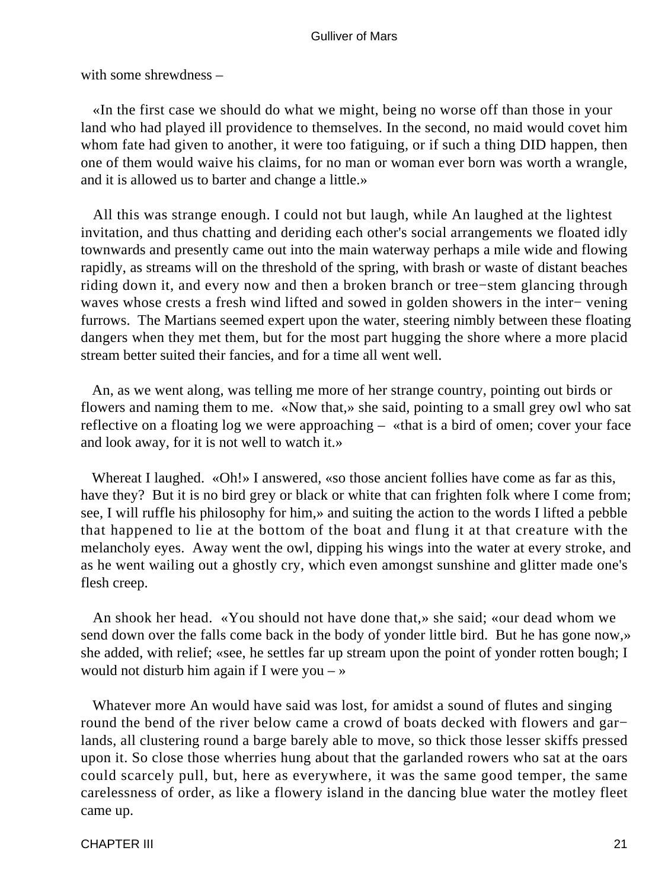with some shrewdness –

«In the first case we should do what we might, being no worse off than those in your land who had played ill providence to themselves. In the second, no maid would covet him whom fate had given to another, it were too fatiguing, or if such a thing DID happen, then one of them would waive his claims, for no man or woman ever born was worth a wrangle, and it is allowed us to barter and change a little.»

All this was strange enough. I could not but laugh, while An laughed at the lightest invitation, and thus chatting and deriding each other's social arrangements we floated idly townwards and presently came out into the main waterway perhaps a mile wide and flowing rapidly, as streams will on the threshold of the spring, with brash or waste of distant beaches riding down it, and every now and then a broken branch or tree−stem glancing through waves whose crests a fresh wind lifted and sowed in golden showers in the inter− vening furrows. The Martians seemed expert upon the water, steering nimbly between these floating dangers when they met them, but for the most part hugging the shore where a more placid stream better suited their fancies, and for a time all went well.

An, as we went along, was telling me more of her strange country, pointing out birds or flowers and naming them to me. «Now that,» she said, pointing to a small grey owl who sat reflective on a floating log we were approaching – «that is a bird of omen; cover your face and look away, for it is not well to watch it.»

Whereat I laughed. «Oh!» I answered, «so those ancient follies have come as far as this, have they? But it is no bird grey or black or white that can frighten folk where I come from; see, I will ruffle his philosophy for him,» and suiting the action to the words I lifted a pebble that happened to lie at the bottom of the boat and flung it at that creature with the melancholy eyes. Away went the owl, dipping his wings into the water at every stroke, and as he went wailing out a ghostly cry, which even amongst sunshine and glitter made one's flesh creep.

An shook her head. «You should not have done that,» she said; «our dead whom we send down over the falls come back in the body of yonder little bird. But he has gone now,» she added, with relief; «see, he settles far up stream upon the point of yonder rotten bough; I would not disturb him again if I were you – »

Whatever more An would have said was lost, for amidst a sound of flutes and singing round the bend of the river below came a crowd of boats decked with flowers and gar− lands, all clustering round a barge barely able to move, so thick those lesser skiffs pressed upon it. So close those wherries hung about that the garlanded rowers who sat at the oars could scarcely pull, but, here as everywhere, it was the same good temper, the same carelessness of order, as like a flowery island in the dancing blue water the motley fleet came up.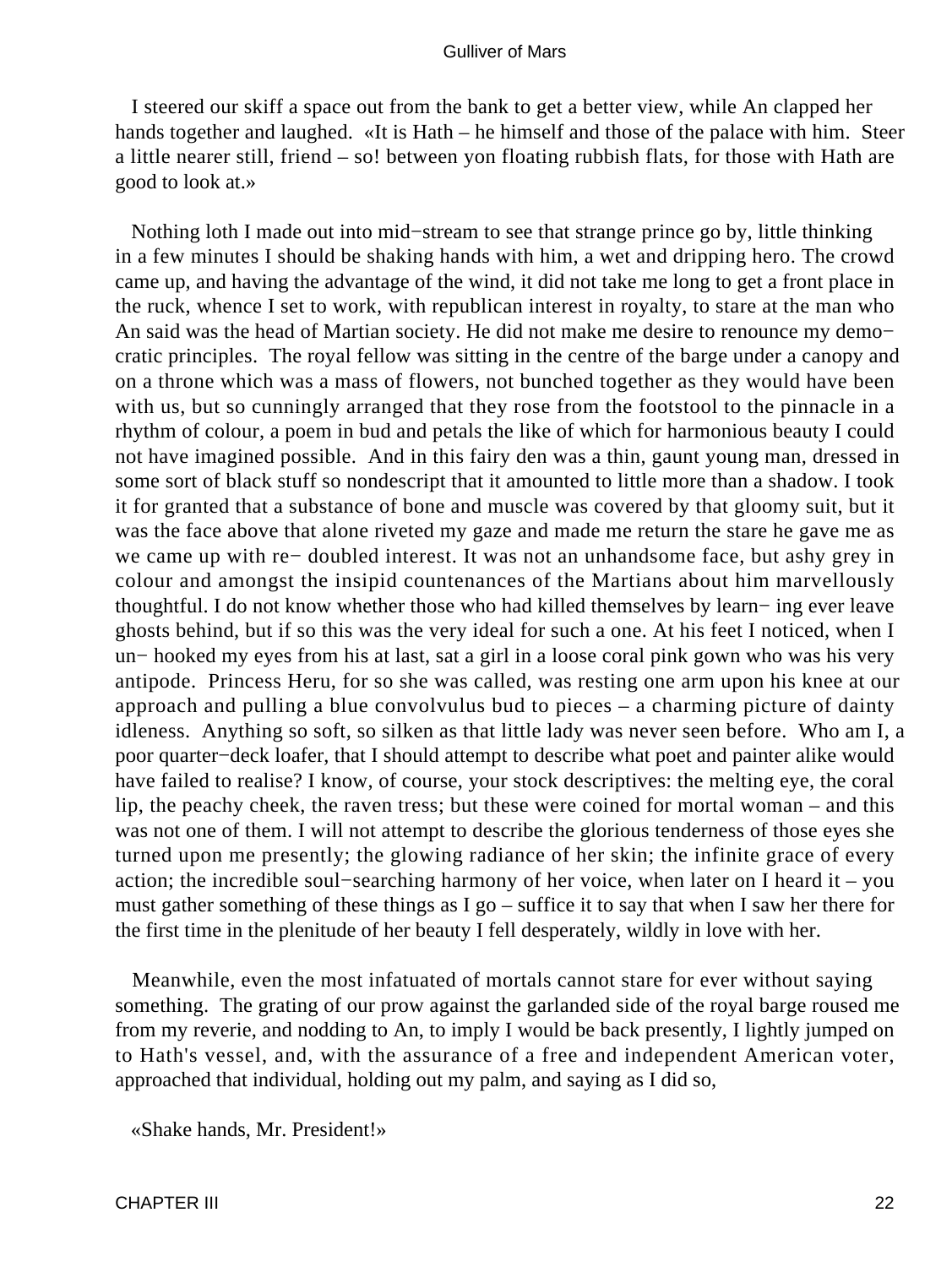I steered our skiff a space out from the bank to get a better view, while An clapped her hands together and laughed. «It is Hath – he himself and those of the palace with him. Steer a little nearer still, friend – so! between yon floating rubbish flats, for those with Hath are good to look at.»

Nothing loth I made out into mid−stream to see that strange prince go by, little thinking in a few minutes I should be shaking hands with him, a wet and dripping hero. The crowd came up, and having the advantage of the wind, it did not take me long to get a front place in the ruck, whence I set to work, with republican interest in royalty, to stare at the man who An said was the head of Martian society. He did not make me desire to renounce my demo−cratic principles. The royal fellow was sitting in the centre of the barge under a canopy and on a throne which was a mass of flowers, not bunched together as they would have been with us, but so cunningly arranged that they rose from the footstool to the pinnacle in a rhythm of colour, a poem in bud and petals the like of which for harmonious beauty I could not have imagined possible. And in this fairy den was a thin, gaunt young man, dressed in some sort of black stuff so nondescript that it amounted to little more than a shadow. I took it for granted that a substance of bone and muscle was covered by that gloomy suit, but it was the face above that alone riveted my gaze and made me return the stare he gave me as we came up with re− doubled interest. It was not an unhandsome face, but ashy grey in colour and amongst the insipid countenances of the Martians about him marvellously thoughtful. I do not know whether those who had killed themselves by learn− ing ever leave ghosts behind, but if so this was the very ideal for such a one. At his feet I noticed, when I un− hooked my eyes from his at last, sat a girl in a loose coral pink gown who was his very antipode. Princess Heru, for so she was called, was resting one arm upon his knee at our approach and pulling a blue convolvulus bud to pieces – a charming picture of dainty idleness. Anything so soft, so silken as that little lady was never seen before. Who am I, a poor quarter−deck loafer, that I should attempt to describe what poet and painter alike would have failed to realise? I know, of course, your stock descriptives: the melting eye, the coral lip, the peachy cheek, the raven tress; but these were coined for mortal woman – and this was not one of them. I will not attempt to describe the glorious tenderness of those eyes she turned upon me presently; the glowing radiance of her skin; the infinite grace of every action; the incredible soul−searching harmony of her voice, when later on I heard it – you must gather something of these things as I go – suffice it to say that when I saw her there for the first time in the plenitude of her beauty I fell desperately, wildly in love with her.

Meanwhile, even the most infatuated of mortals cannot stare for ever without saying something. The grating of our prow against the garlanded side of the royal barge roused me from my reverie, and nodding to An, to imply I would be back presently, I lightly jumped on to Hath's vessel, and, with the assurance of a free and independent American voter, approached that individual, holding out my palm, and saying as I did so,

«Shake hands, Mr. President!»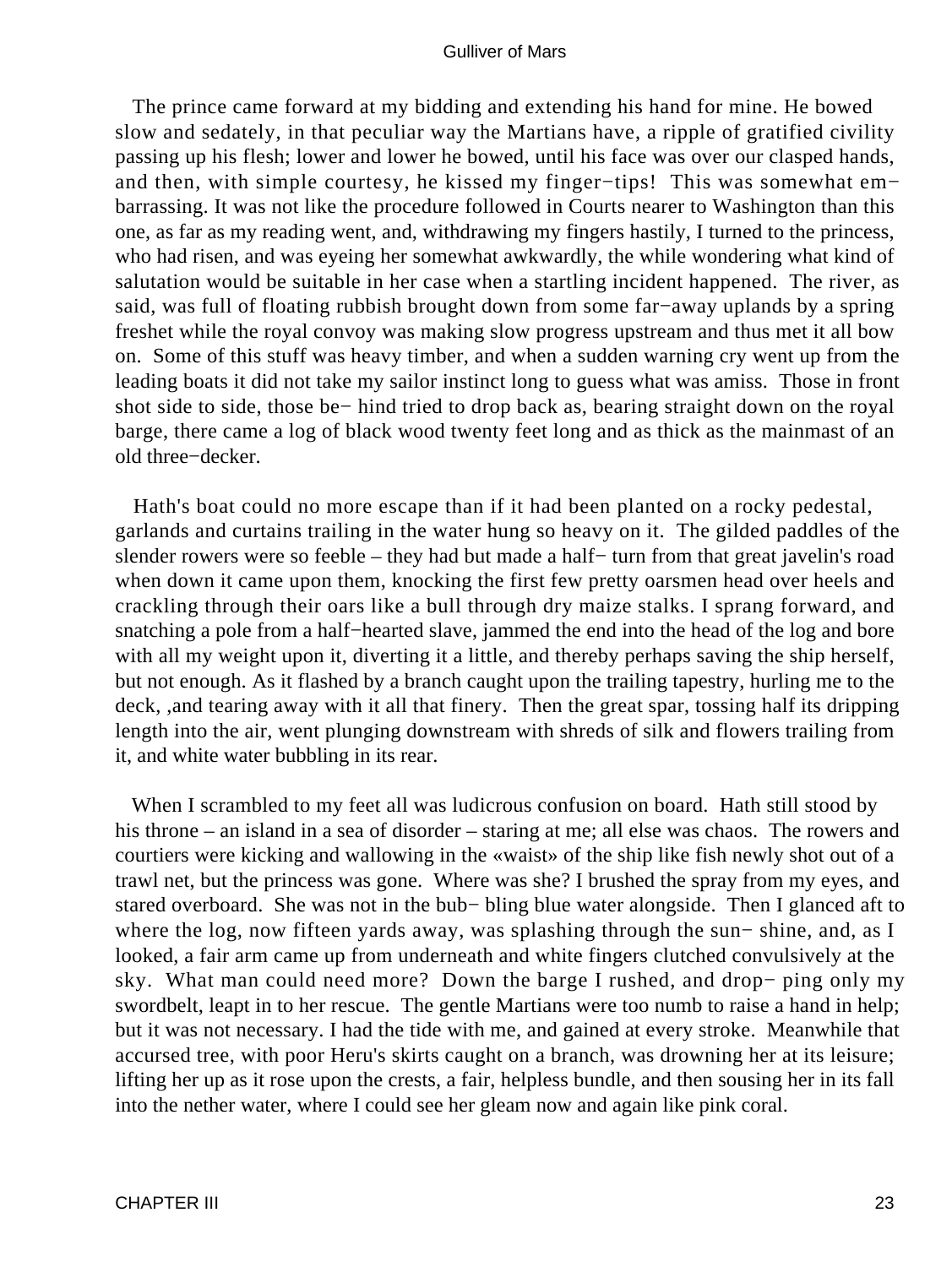The prince came forward at my bidding and extending his hand for mine. He bowed slow and sedately, in that peculiar way the Martians have, a ripple of gratified civility passing up his flesh; lower and lower he bowed, until his face was over our clasped hands, and then, with simple courtesy, he kissed my finger−tips! This was somewhat em− barrassing. It was not like the procedure followed in Courts nearer to Washington than this one, as far as my reading went, and, withdrawing my fingers hastily, I turned to the princess, who had risen, and was eyeing her somewhat awkwardly, the while wondering what kind of salutation would be suitable in her case when a startling incident happened. The river, as said, was full of floating rubbish brought down from some far−away uplands by a spring freshet while the royal convoy was making slow progress upstream and thus met it all bow on. Some of this stuff was heavy timber, and when a sudden warning cry went up from the leading boats it did not take my sailor instinct long to guess what was amiss. Those in front shot side to side, those be− hind tried to drop back as, bearing straight down on the royal barge, there came a log of black wood twenty feet long and as thick as the mainmast of an old three−decker.

Hath's boat could no more escape than if it had been planted on a rocky pedestal, garlands and curtains trailing in the water hung so heavy on it. The gilded paddles of the slender rowers were so feeble – they had but made a half− turn from that great javelin's road when down it came upon them, knocking the first few pretty oarsmen head over heels and crackling through their oars like a bull through dry maize stalks. I sprang forward, and snatching a pole from a half−hearted slave, jammed the end into the head of the log and bore with all my weight upon it, diverting it a little, and thereby perhaps saving the ship herself, but not enough. As it flashed by a branch caught upon the trailing tapestry, hurling me to the deck, ,and tearing away with it all that finery. Then the great spar, tossing half its dripping length into the air, went plunging downstream with shreds of silk and flowers trailing from it, and white water bubbling in its rear.

When I scrambled to my feet all was ludicrous confusion on board. Hath still stood by his throne – an island in a sea of disorder – staring at me; all else was chaos. The rowers and courtiers were kicking and wallowing in the «waist» of the ship like fish newly shot out of a trawl net, but the princess was gone. Where was she? I brushed the spray from my eyes, and stared overboard. She was not in the bub− bling blue water alongside. Then I glanced aft to where the log, now fifteen yards away, was splashing through the sun− shine, and, as I looked, a fair arm came up from underneath and white fingers clutched convulsively at the sky. What man could need more? Down the barge I rushed, and drop− ping only my swordbelt, leapt in to her rescue. The gentle Martians were too numb to raise a hand in help; but it was not necessary. I had the tide with me, and gained at every stroke. Meanwhile that accursed tree, with poor Heru's skirts caught on a branch, was drowning her at its leisure; lifting her up as it rose upon the crests, a fair, helpless bundle, and then sousing her in its fall into the nether water, where I could see her gleam now and again like pink coral.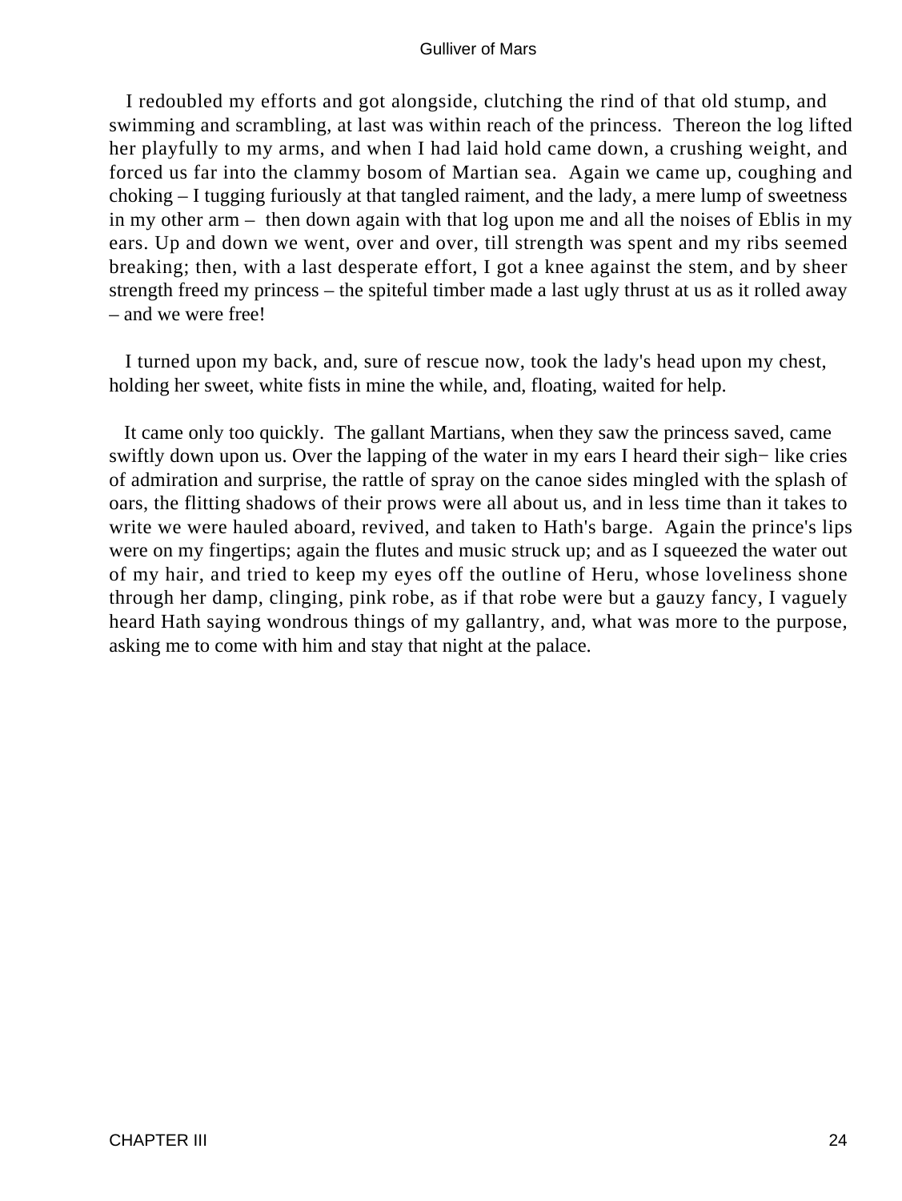I redoubled my efforts and got alongside, clutching the rind of that old stump, and swimming and scrambling, at last was within reach of the princess. Thereon the log lifted her playfully to my arms, and when I had laid hold came down, a crushing weight, and forced us far into the clammy bosom of Martian sea. Again we came up, coughing and choking – I tugging furiously at that tangled raiment, and the lady, a mere lump of sweetness in my other arm – then down again with that log upon me and all the noises of Eblis in my ears. Up and down we went, over and over, till strength was spent and my ribs seemed breaking; then, with a last desperate effort, I got a knee against the stem, and by sheer strength freed my princess – the spiteful timber made a last ugly thrust at us as it rolled away – and we were free!

I turned upon my back, and, sure of rescue now, took the lady's head upon my chest, holding her sweet, white fists in mine the while, and, floating, waited for help.

It came only too quickly. The gallant Martians, when they saw the princess saved, came swiftly down upon us. Over the lapping of the water in my ears I heard their sigh− like cries of admiration and surprise, the rattle of spray on the canoe sides mingled with the splash of oars, the flitting shadows of their prows were all about us, and in less time than it takes to write we were hauled aboard, revived, and taken to Hath's barge. Again the prince's lips were on my fingertips; again the flutes and music struck up; and as I squeezed the water out of my hair, and tried to keep my eyes off the outline of Heru, whose loveliness shone through her damp, clinging, pink robe, as if that robe were but a gauzy fancy, I vaguely heard Hath saying wondrous things of my gallantry, and, what was more to the purpose, asking me to come with him and stay that night at the palace.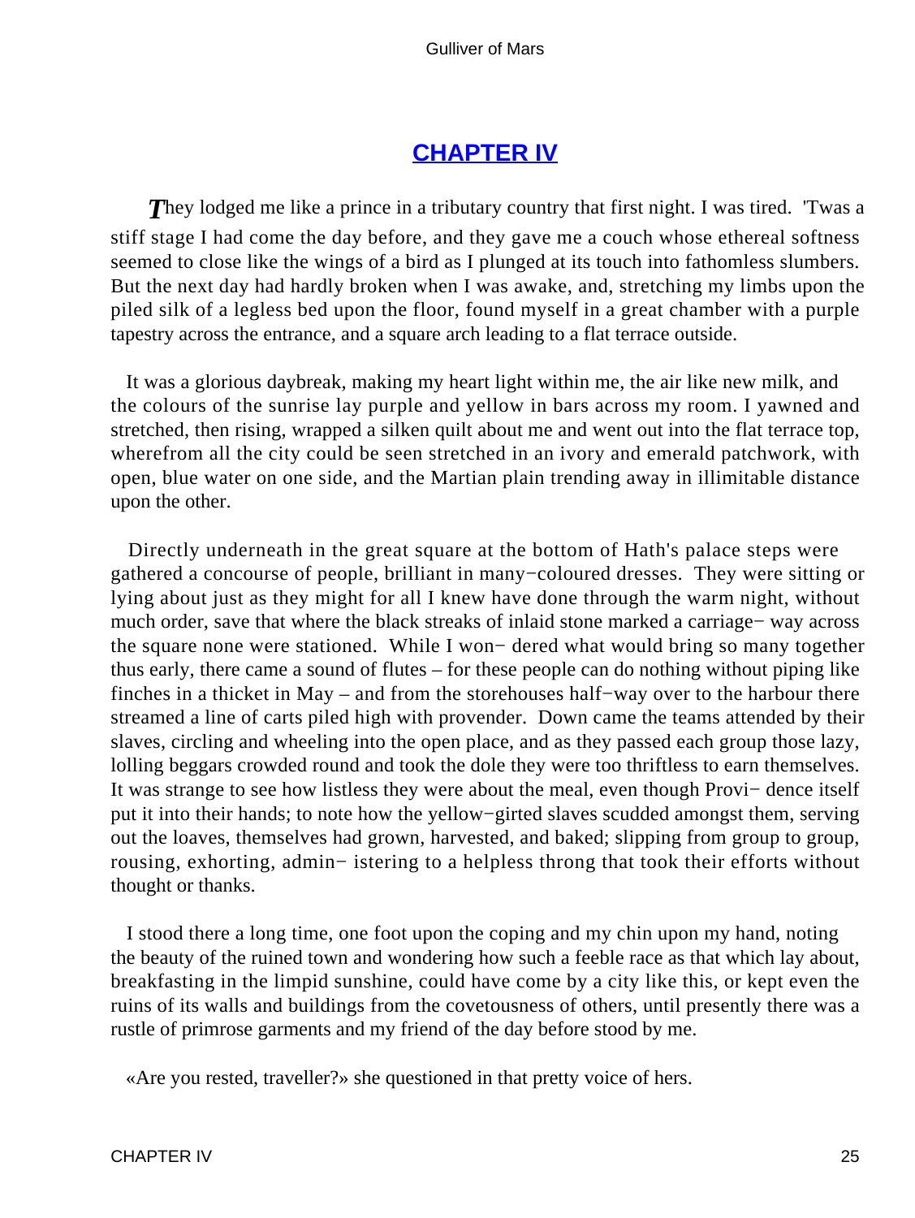# CHAPTER IV

*T*hey lodged me like a prince in a tributary country that first night. I was tired. 'Twas a stiff stage I had come the day before, and they gave me a couch whose ethereal softness seemed to close like the wings of a bird as I plunged at its touch into fathomless slumbers. But the next day had hardly broken when I was awake, and, stretching my limbs upon the piled silk of a legless bed upon the floor, found myself in a great chamber with a purple tapestry across the entrance, and a square arch leading to a flat terrace outside.

It was a glorious daybreak, making my heart light within me, the air like new milk, and the colours of the sunrise lay purple and yellow in bars across my room. I yawned and stretched, then rising, wrapped a silken quilt about me and went out into the flat terrace top, wherefrom all the city could be seen stretched in an ivory and emerald patchwork, with open, blue water on one side, and the Martian plain trending away in illimitable distance upon the other.

Directly underneath in the great square at the bottom of Hath's palace steps were gathered a concourse of people, brilliant in many−coloured dresses. They were sitting or lying about just as they might for all I knew have done through the warm night, without much order, save that where the black streaks of inlaid stone marked a carriage− way across the square none were stationed. While I won− dered what would bring so many together thus early, there came a sound of flutes – for these people can do nothing without piping like finches in a thicket in May – and from the storehouses half−way over to the harbour there streamed a line of carts piled high with provender. Down came the teams attended by their slaves, circling and wheeling into the open place, and as they passed each group those lazy, lolling beggars crowded round and took the dole they were too thriftless to earn themselves. It was strange to see how listless they were about the meal, even though Provi− dence itself put it into their hands; to note how the yellow−girted slaves scudded amongst them, serving out the loaves, themselves had grown, harvested, and baked; slipping from group to group, rousing, exhorting, admin− istering to a helpless throng that took their efforts without thought or thanks.

I stood there a long time, one foot upon the coping and my chin upon my hand, noting the beauty of the ruined town and wondering how such a feeble race as that which lay about, breakfasting in the limpid sunshine, could have come by a city like this, or kept even the ruins of its walls and buildings from the covetousness of others, until presently there was a rustle of primrose garments and my friend of the day before stood by me.

«Are you rested, traveller?» she questioned in that pretty voice of hers.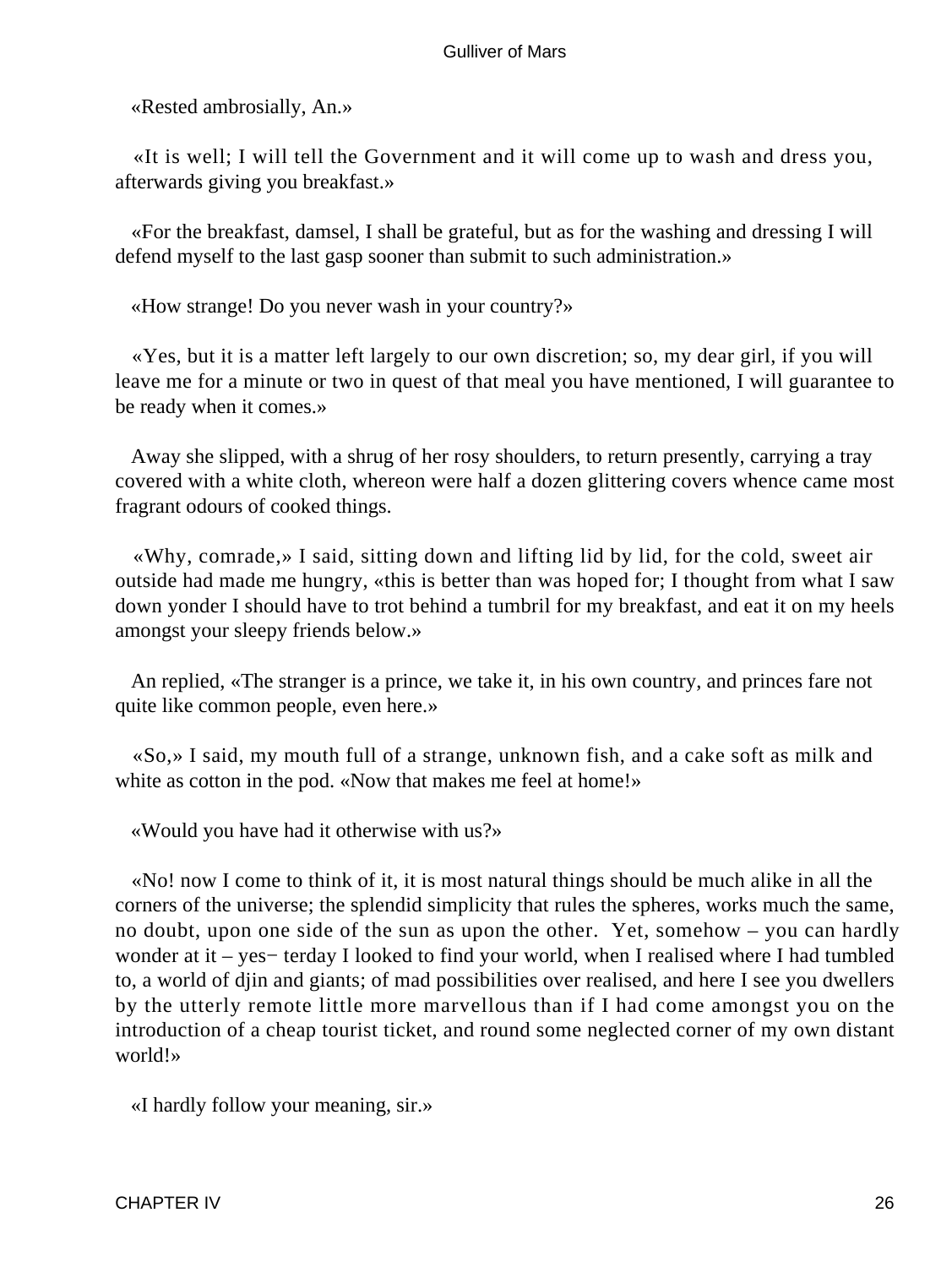«Rested ambrosially, An.»

«It is well; I will tell the Government and it will come up to wash and dress you, afterwards giving you breakfast.»

«For the breakfast, damsel, I shall be grateful, but as for the washing and dressing I will defend myself to the last gasp sooner than submit to such administration.»

«How strange! Do you never wash in your country?»

«Yes, but it is a matter left largely to our own discretion; so, my dear girl, if you will leave me for a minute or two in quest of that meal you have mentioned, I will guarantee to be ready when it comes.»

Away she slipped, with a shrug of her rosy shoulders, to return presently, carrying a tray covered with a white cloth, whereon were half a dozen glittering covers whence came most fragrant odours of cooked things.

«Why, comrade,» I said, sitting down and lifting lid by lid, for the cold, sweet air outside had made me hungry, «this is better than was hoped for; I thought from what I saw down yonder I should have to trot behind a tumbril for my breakfast, and eat it on my heels amongst your sleepy friends below.»

An replied, «The stranger is a prince, we take it, in his own country, and princes fare not quite like common people, even here.»

«So,» I said, my mouth full of a strange, unknown fish, and a cake soft as milk and white as cotton in the pod. «Now that makes me feel at home!»

«Would you have had it otherwise with us?»

«No! now I come to think of it, it is most natural things should be much alike in all the corners of the universe; the splendid simplicity that rules the spheres, works much the same, no doubt, upon one side of the sun as upon the other. Yet, somehow – you can hardly wonder at it – yes− terday I looked to find your world, when I realised where I had tumbled to, a world of djin and giants; of mad possibilities over realised, and here I see you dwellers by the utterly remote little more marvellous than if I had come amongst you on the introduction of a cheap tourist ticket, and round some neglected corner of my own distant world!»

«I hardly follow your meaning, sir.»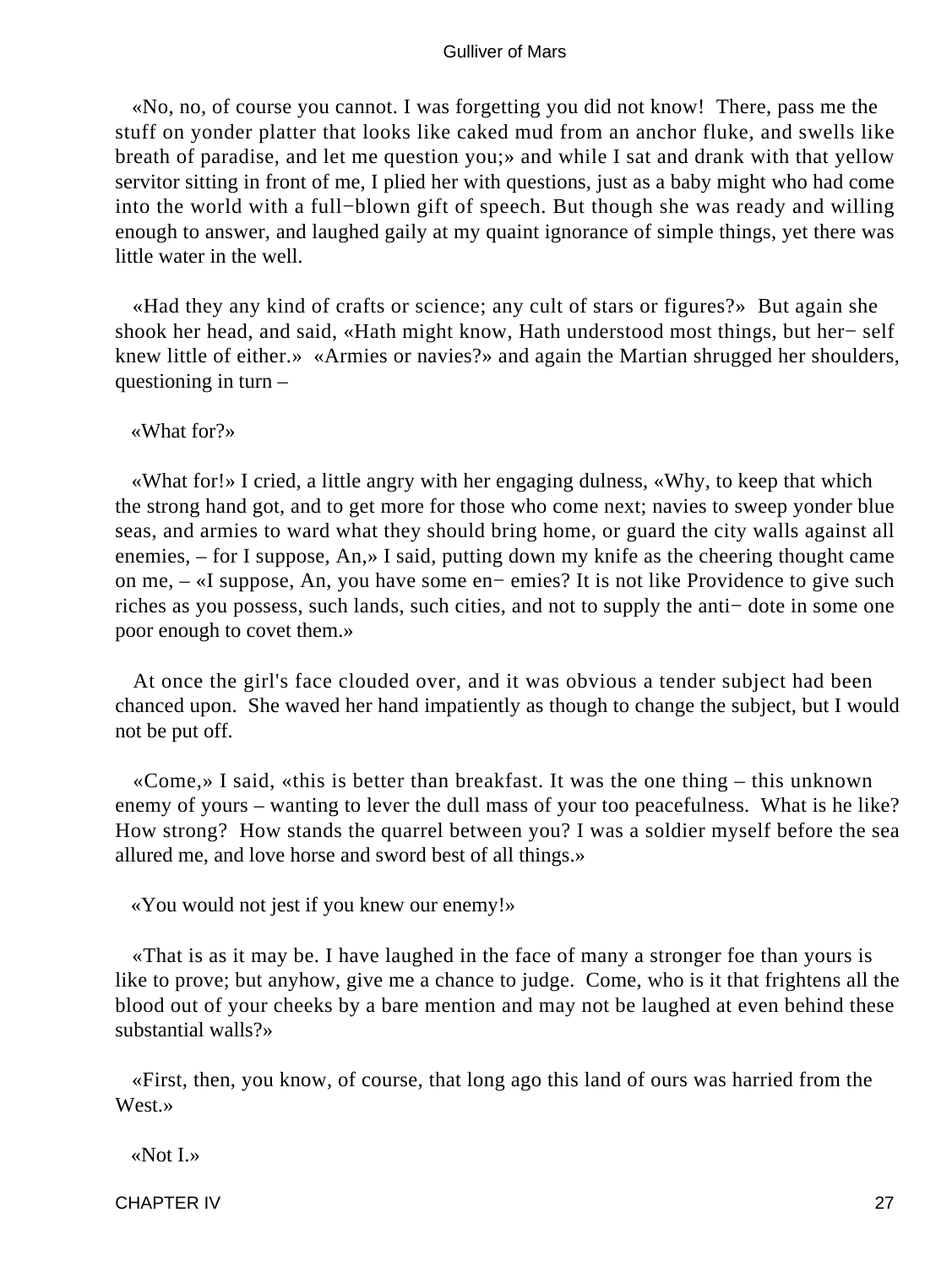«No, no, of course you cannot. I was forgetting you did not know! There, pass me the stuff on yonder platter that looks like caked mud from an anchor fluke, and swells like breath of paradise, and let me question you;» and while I sat and drank with that yellow servitor sitting in front of me, I plied her with questions, just as a baby might who had come into the world with a full−blown gift of speech. But though she was ready and willing enough to answer, and laughed gaily at my quaint ignorance of simple things, yet there was little water in the well.

«Had they any kind of crafts or science; any cult of stars or figures?» But again she shook her head, and said, «Hath might know, Hath understood most things, but her− self knew little of either.» «Armies or navies?» and again the Martian shrugged her shoulders, questioning in turn –

«What for?»

«What for!» I cried, a little angry with her engaging dulness, «Why, to keep that which the strong hand got, and to get more for those who come next; navies to sweep yonder blue seas, and armies to ward what they should bring home, or guard the city walls against all enemies, – for I suppose, An,» I said, putting down my knife as the cheering thought came on me, – «I suppose, An, you have some en− emies? It is not like Providence to give such riches as you possess, such lands, such cities, and not to supply the anti− dote in some one poor enough to covet them.»

At once the girl's face clouded over, and it was obvious a tender subject had been chanced upon. She waved her hand impatiently as though to change the subject, but I would not be put off.

«Come,» I said, «this is better than breakfast. It was the one thing – this unknown enemy of yours – wanting to lever the dull mass of your too peacefulness. What is he like? How strong? How stands the quarrel between you? I was a soldier myself before the sea allured me, and love horse and sword best of all things.»

«You would not jest if you knew our enemy!»

«That is as it may be. I have laughed in the face of many a stronger foe than yours is like to prove; but anyhow, give me a chance to judge. Come, who is it that frightens all the blood out of your cheeks by a bare mention and may not be laughed at even behind these substantial walls?»

«First, then, you know, of course, that long ago this land of ours was harried from the West.»

«Not I.»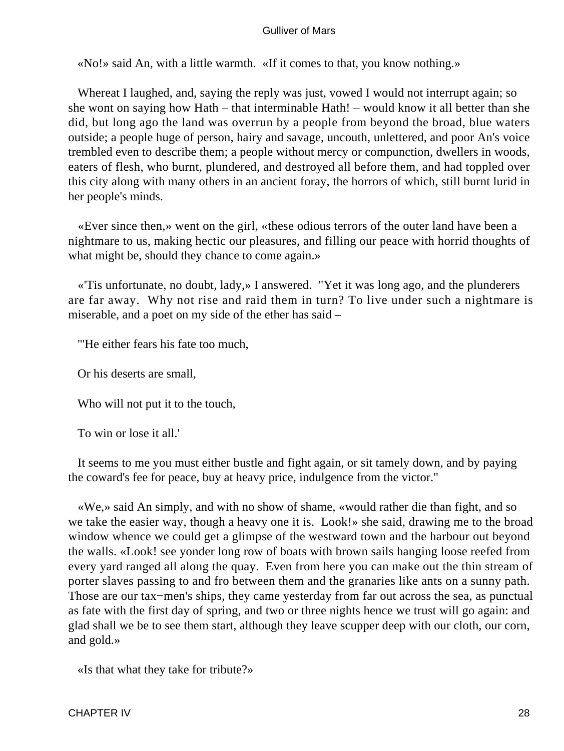«No!» said An, with a little warmth. «If it comes to that, you know nothing.»

Whereat I laughed, and, saying the reply was just, vowed I would not interrupt again; so she wont on saying how Hath – that interminable Hath! – would know it all better than she did, but long ago the land was overrun by a people from beyond the broad, blue waters outside; a people huge of person, hairy and savage, uncouth, unlettered, and poor An's voice trembled even to describe them; a people without mercy or compunction, dwellers in woods, eaters of flesh, who burnt, plundered, and destroyed all before them, and had toppled over this city along with many others in an ancient foray, the horrors of which, still burnt lurid in her people's minds.

«Ever since then,» went on the girl, «these odious terrors of the outer land have been a nightmare to us, making hectic our pleasures, and filling our peace with horrid thoughts of what might be, should they chance to come again.»

«'Tis unfortunate, no doubt, lady,» I answered. "Yet it was long ago, and the plunderers are far away. Why not rise and raid them in turn? To live under such a nightmare is miserable, and a poet on my side of the ether has said –

"'He either fears his fate too much,

Or his deserts are small,

Who will not put it to the touch,

To win or lose it all.'

It seems to me you must either bustle and fight again, or sit tamely down, and by paying the coward's fee for peace, buy at heavy price, indulgence from the victor."

«We,» said An simply, and with no show of shame, «would rather die than fight, and so we take the easier way, though a heavy one it is. Look!» she said, drawing me to the broad window whence we could get a glimpse of the westward town and the harbour out beyond the walls. «Look! see yonder long row of boats with brown sails hanging loose reefed from every yard ranged all along the quay. Even from here you can make out the thin stream of porter slaves passing to and fro between them and the granaries like ants on a sunny path. Those are our tax−men's ships, they came yesterday from far out across the sea, as punctual as fate with the first day of spring, and two or three nights hence we trust will go again: and glad shall we be to see them start, although they leave scupper deep with our cloth, our corn, and gold.»

«Is that what they take for tribute?»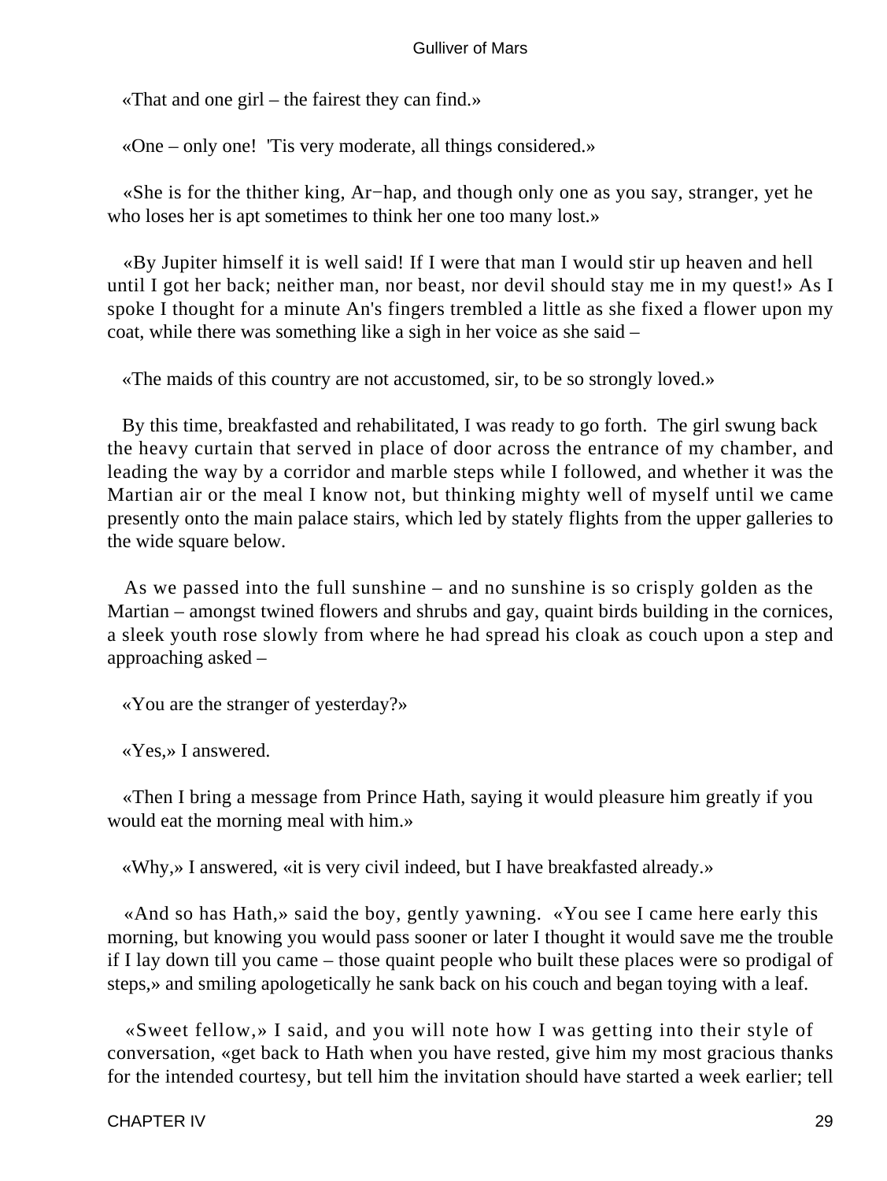«That and one girl – the fairest they can find.»

«One – only one! 'Tis very moderate, all things considered.»

«She is for the thither king, Ar−hap, and though only one as you say, stranger, yet he who loses her is apt sometimes to think her one too many lost.»

«By Jupiter himself it is well said! If I were that man I would stir up heaven and hell until I got her back; neither man, nor beast, nor devil should stay me in my quest!» As I spoke I thought for a minute An's fingers trembled a little as she fixed a flower upon my coat, while there was something like a sigh in her voice as she said –

«The maids of this country are not accustomed, sir, to be so strongly loved.»

By this time, breakfasted and rehabilitated, I was ready to go forth. The girl swung back the heavy curtain that served in place of door across the entrance of my chamber, and leading the way by a corridor and marble steps while I followed, and whether it was the Martian air or the meal I know not, but thinking mighty well of myself until we came presently onto the main palace stairs, which led by stately flights from the upper galleries to the wide square below.

As we passed into the full sunshine – and no sunshine is so crisply golden as the Martian – amongst twined flowers and shrubs and gay, quaint birds building in the cornices, a sleek youth rose slowly from where he had spread his cloak as couch upon a step and approaching asked –

«You are the stranger of yesterday?»

«Yes,» I answered.

«Then I bring a message from Prince Hath, saying it would pleasure him greatly if you would eat the morning meal with him.»

«Why,» I answered, «it is very civil indeed, but I have breakfasted already.»

«And so has Hath,» said the boy, gently yawning. «You see I came here early this morning, but knowing you would pass sooner or later I thought it would save me the trouble if I lay down till you came – those quaint people who built these places were so prodigal of steps,» and smiling apologetically he sank back on his couch and began toying with a leaf.

«Sweet fellow,» I said, and you will note how I was getting into their style of conversation, «get back to Hath when you have rested, give him my most gracious thanks for the intended courtesy, but tell him the invitation should have started a week earlier; tell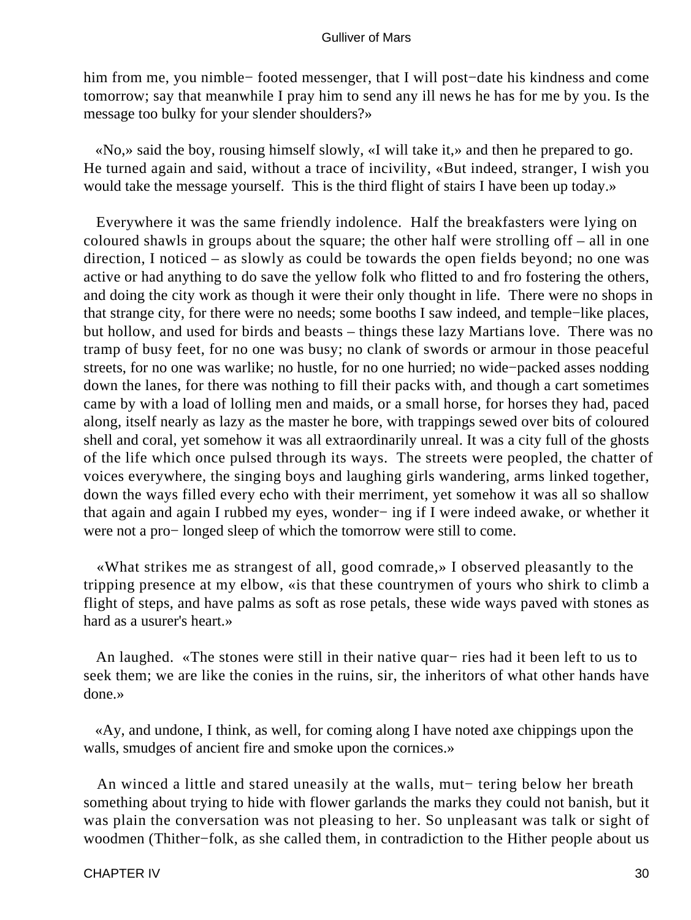him from me, you nimble− footed messenger, that I will post−date his kindness and come tomorrow; say that meanwhile I pray him to send any ill news he has for me by you. Is the message too bulky for your slender shoulders?»

«No,» said the boy, rousing himself slowly, «I will take it,» and then he prepared to go. He turned again and said, without a trace of incivility, «But indeed, stranger, I wish you would take the message yourself. This is the third flight of stairs I have been up today.»

Everywhere it was the same friendly indolence. Half the breakfasters were lying on coloured shawls in groups about the square; the other half were strolling off – all in one direction, I noticed – as slowly as could be towards the open fields beyond; no one was active or had anything to do save the yellow folk who flitted to and fro fostering the others, and doing the city work as though it were their only thought in life. There were no shops in that strange city, for there were no needs; some booths I saw indeed, and temple−like places, but hollow, and used for birds and beasts – things these lazy Martians love. There was no tramp of busy feet, for no one was busy; no clank of swords or armour in those peaceful streets, for no one was warlike; no hustle, for no one hurried; no wide−packed asses nodding down the lanes, for there was nothing to fill their packs with, and though a cart sometimes came by with a load of lolling men and maids, or a small horse, for horses they had, paced along, itself nearly as lazy as the master he bore, with trappings sewed over bits of coloured shell and coral, yet somehow it was all extraordinarily unreal. It was a city full of the ghosts of the life which once pulsed through its ways. The streets were peopled, the chatter of voices everywhere, the singing boys and laughing girls wandering, arms linked together, down the ways filled every echo with their merriment, yet somehow it was all so shallow that again and again I rubbed my eyes, wonder− ing if I were indeed awake, or whether it were not a pro− longed sleep of which the tomorrow were still to come.

«What strikes me as strangest of all, good comrade,» I observed pleasantly to the tripping presence at my elbow, «is that these countrymen of yours who shirk to climb a flight of steps, and have palms as soft as rose petals, these wide ways paved with stones as hard as a usurer's heart.»

An laughed. «The stones were still in their native quar− ries had it been left to us to seek them; we are like the conies in the ruins, sir, the inheritors of what other hands have done.»

«Ay, and undone, I think, as well, for coming along I have noted axe chippings upon the walls, smudges of ancient fire and smoke upon the cornices.»

An winced a little and stared uneasily at the walls, mut− tering below her breath something about trying to hide with flower garlands the marks they could not banish, but it was plain the conversation was not pleasing to her. So unpleasant was talk or sight of woodmen (Thither−folk, as she called them, in contradiction to the Hither people about us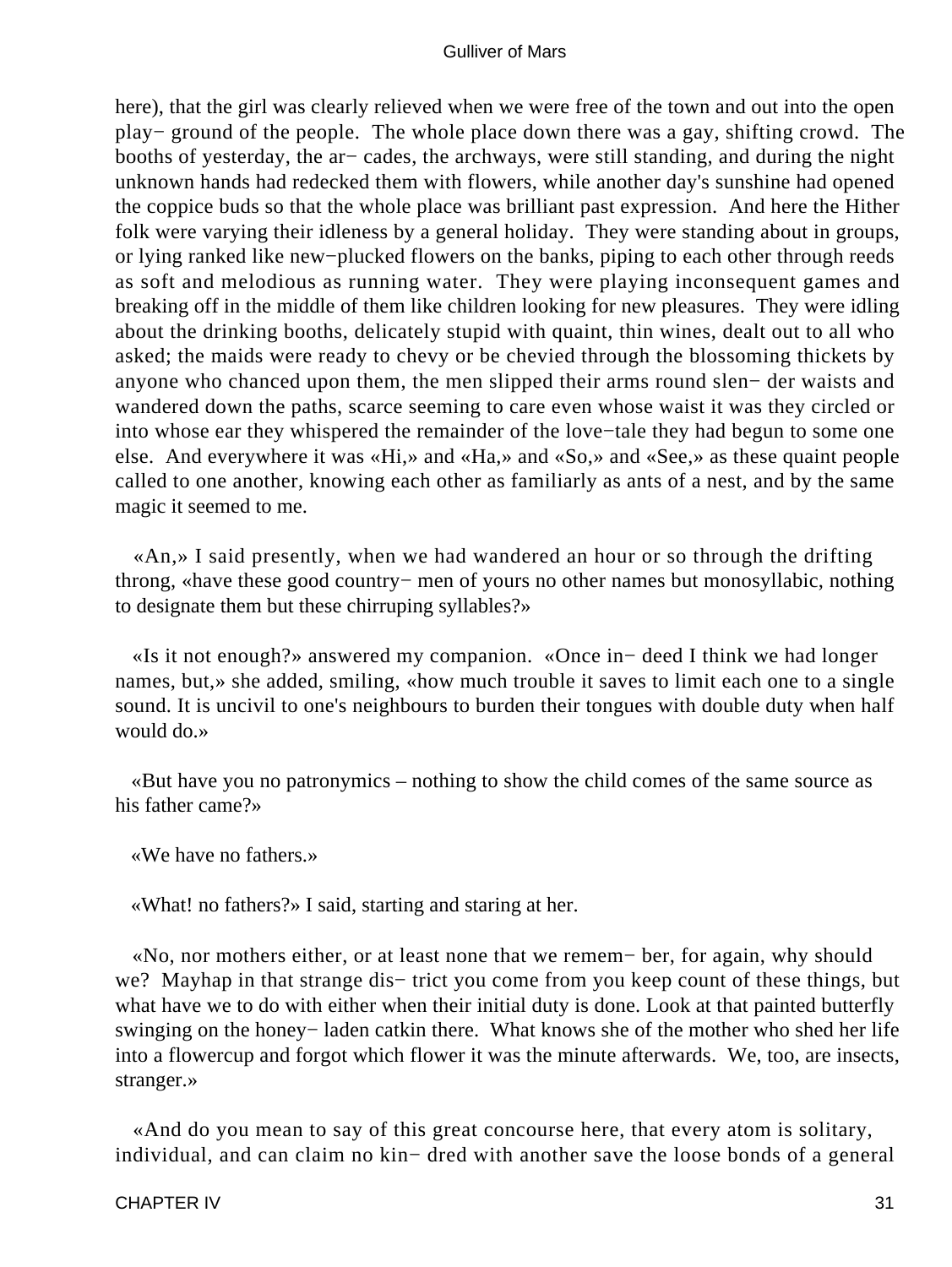here), that the girl was clearly relieved when we were free of the town and out into the open play− ground of the people. The whole place down there was a gay, shifting crowd. The booths of yesterday, the ar− cades, the archways, were still standing, and during the night unknown hands had redecked them with flowers, while another day's sunshine had opened the coppice buds so that the whole place was brilliant past expression. And here the Hither folk were varying their idleness by a general holiday. They were standing about in groups, or lying ranked like new−plucked flowers on the banks, piping to each other through reeds as soft and melodious as running water. They were playing inconsequent games and breaking off in the middle of them like children looking for new pleasures. They were idling about the drinking booths, delicately stupid with quaint, thin wines, dealt out to all who asked; the maids were ready to chevy or be chevied through the blossoming thickets by anyone who chanced upon them, the men slipped their arms round slen− der waists and wandered down the paths, scarce seeming to care even whose waist it was they circled or into whose ear they whispered the remainder of the love−tale they had begun to some one else. And everywhere it was «Hi,» and «Ha,» and «So,» and «See,» as these quaint people called to one another, knowing each other as familiarly as ants of a nest, and by the same magic it seemed to me.

«An,» I said presently, when we had wandered an hour or so through the drifting throng, «have these good country− men of yours no other names but monosyllabic, nothing to designate them but these chirruping syllables?»

«Is it not enough?» answered my companion. «Once in− deed I think we had longer names, but,» she added, smiling, «how much trouble it saves to limit each one to a single sound. It is uncivil to one's neighbours to burden their tongues with double duty when half would do.»

«But have you no patronymics – nothing to show the child comes of the same source as his father came?»

«We have no fathers.»

«What! no fathers?» I said, starting and staring at her.

«No, nor mothers either, or at least none that we remem− ber, for again, why should we? Mayhap in that strange dis− trict you come from you keep count of these things, but what have we to do with either when their initial duty is done. Look at that painted butterfly swinging on the honey− laden catkin there. What knows she of the mother who shed her life into a flowercup and forgot which flower it was the minute afterwards. We, too, are insects, stranger.»

«And do you mean to say of this great concourse here, that every atom is solitary, individual, and can claim no kin− dred with another save the loose bonds of a general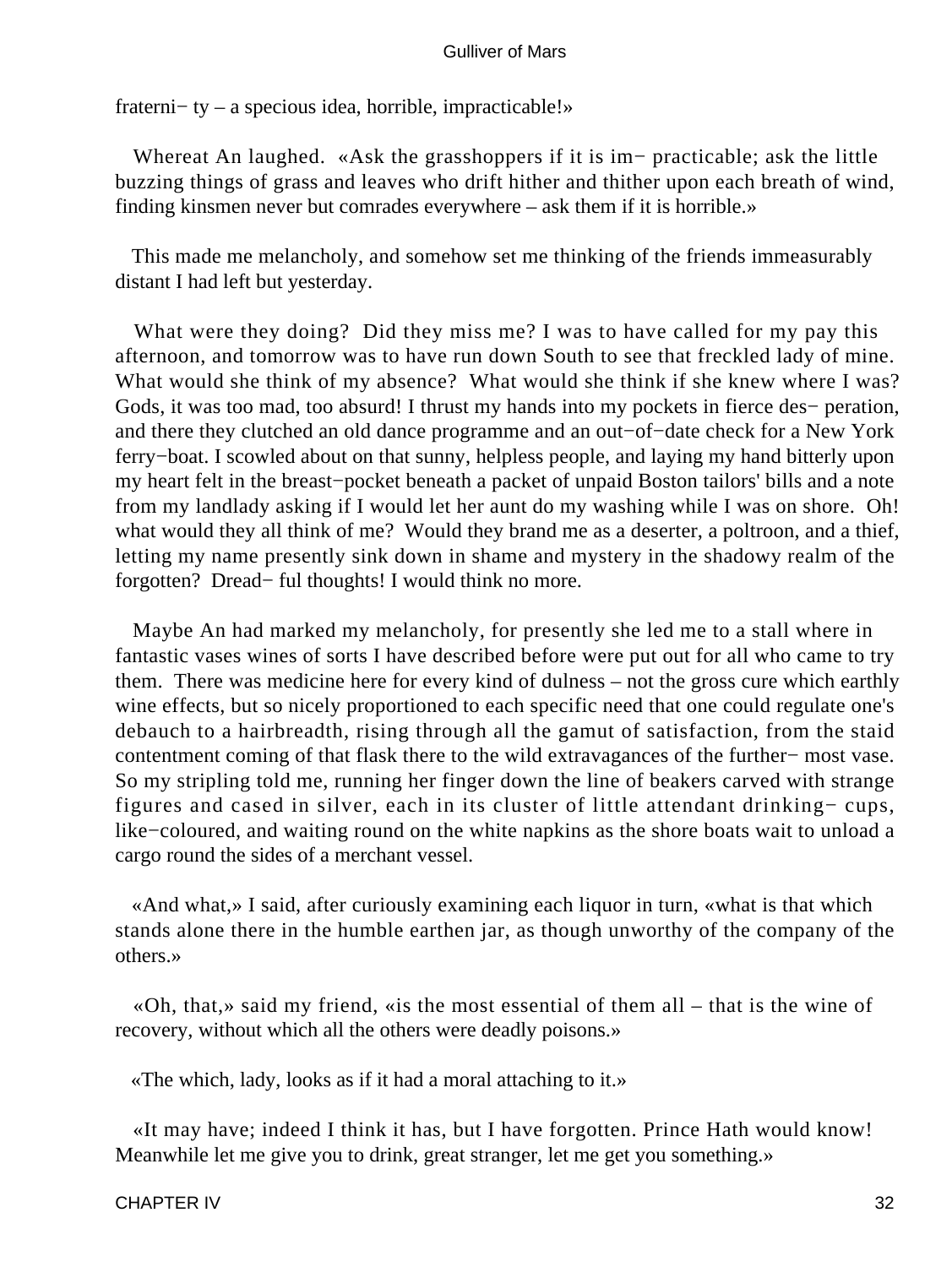fraterni− ty – a specious idea, horrible, impracticable!»

Whereat An laughed. «Ask the grasshoppers if it is im− practicable; ask the little buzzing things of grass and leaves who drift hither and thither upon each breath of wind, finding kinsmen never but comrades everywhere – ask them if it is horrible.»

This made me melancholy, and somehow set me thinking of the friends immeasurably distant I had left but yesterday.

What were they doing? Did they miss me? I was to have called for my pay this afternoon, and tomorrow was to have run down South to see that freckled lady of mine. What would she think of my absence? What would she think if she knew where I was? Gods, it was too mad, too absurd! I thrust my hands into my pockets in fierce des− peration, and there they clutched an old dance programme and an out−of−date check for a New York ferry−boat. I scowled about on that sunny, helpless people, and laying my hand bitterly upon my heart felt in the breast−pocket beneath a packet of unpaid Boston tailors' bills and a note from my landlady asking if I would let her aunt do my washing while I was on shore. Oh! what would they all think of me? Would they brand me as a deserter, a poltroon, and a thief, letting my name presently sink down in shame and mystery in the shadowy realm of the forgotten? Dread− ful thoughts! I would think no more.

Maybe An had marked my melancholy, for presently she led me to a stall where in fantastic vases wines of sorts I have described before were put out for all who came to try them. There was medicine here for every kind of dulness – not the gross cure which earthly wine effects, but so nicely proportioned to each specific need that one could regulate one's debauch to a hairbreadth, rising through all the gamut of satisfaction, from the staid contentment coming of that flask there to the wild extravagances of the further− most vase. So my stripling told me, running her finger down the line of beakers carved with strange figures and cased in silver, each in its cluster of little attendant drinking− cups, like−coloured, and waiting round on the white napkins as the shore boats wait to unload a cargo round the sides of a merchant vessel.

«And what,» I said, after curiously examining each liquor in turn, «what is that which stands alone there in the humble earthen jar, as though unworthy of the company of the others.»

«Oh, that,» said my friend, «is the most essential of them all – that is the wine of recovery, without which all the others were deadly poisons.»

«The which, lady, looks as if it had a moral attaching to it.»

«It may have; indeed I think it has, but I have forgotten. Prince Hath would know! Meanwhile let me give you to drink, great stranger, let me get you something.»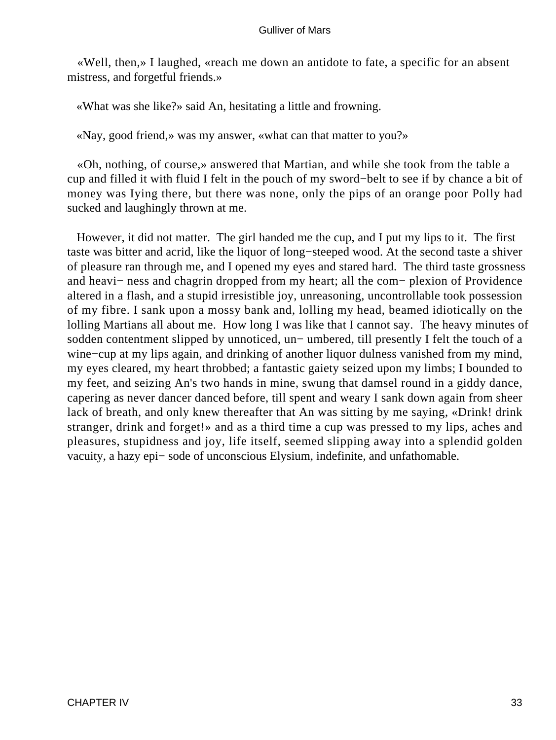«Well, then,» I laughed, «reach me down an antidote to fate, a specific for an absent mistress, and forgetful friends.»

«What was she like?» said An, hesitating a little and frowning.

«Nay, good friend,» was my answer, «what can that matter to you?»

«Oh, nothing, of course,» answered that Martian, and while she took from the table a cup and filled it with fluid I felt in the pouch of my sword−belt to see if by chance a bit of money was Iying there, but there was none, only the pips of an orange poor Polly had sucked and laughingly thrown at me.

However, it did not matter. The girl handed me the cup, and I put my lips to it. The first taste was bitter and acrid, like the liquor of long−steeped wood. At the second taste a shiver of pleasure ran through me, and I opened my eyes and stared hard. The third taste grossness and heavi− ness and chagrin dropped from my heart; all the com− plexion of Providence altered in a flash, and a stupid irresistible joy, unreasoning, uncontrollable took possession of my fibre. I sank upon a mossy bank and, lolling my head, beamed idiotically on the lolling Martians all about me. How long I was like that I cannot say. The heavy minutes of sodden contentment slipped by unnoticed, un− umbered, till presently I felt the touch of a wine−cup at my lips again, and drinking of another liquor dulness vanished from my mind, my eyes cleared, my heart throbbed; a fantastic gaiety seized upon my limbs; I bounded to my feet, and seizing An's two hands in mine, swung that damsel round in a giddy dance, capering as never dancer danced before, till spent and weary I sank down again from sheer lack of breath, and only knew thereafter that An was sitting by me saying, «Drink! drink stranger, drink and forget!» and as a third time a cup was pressed to my lips, aches and pleasures, stupidness and joy, life itself, seemed slipping away into a splendid golden vacuity, a hazy epi− sode of unconscious Elysium, indefinite, and unfathomable.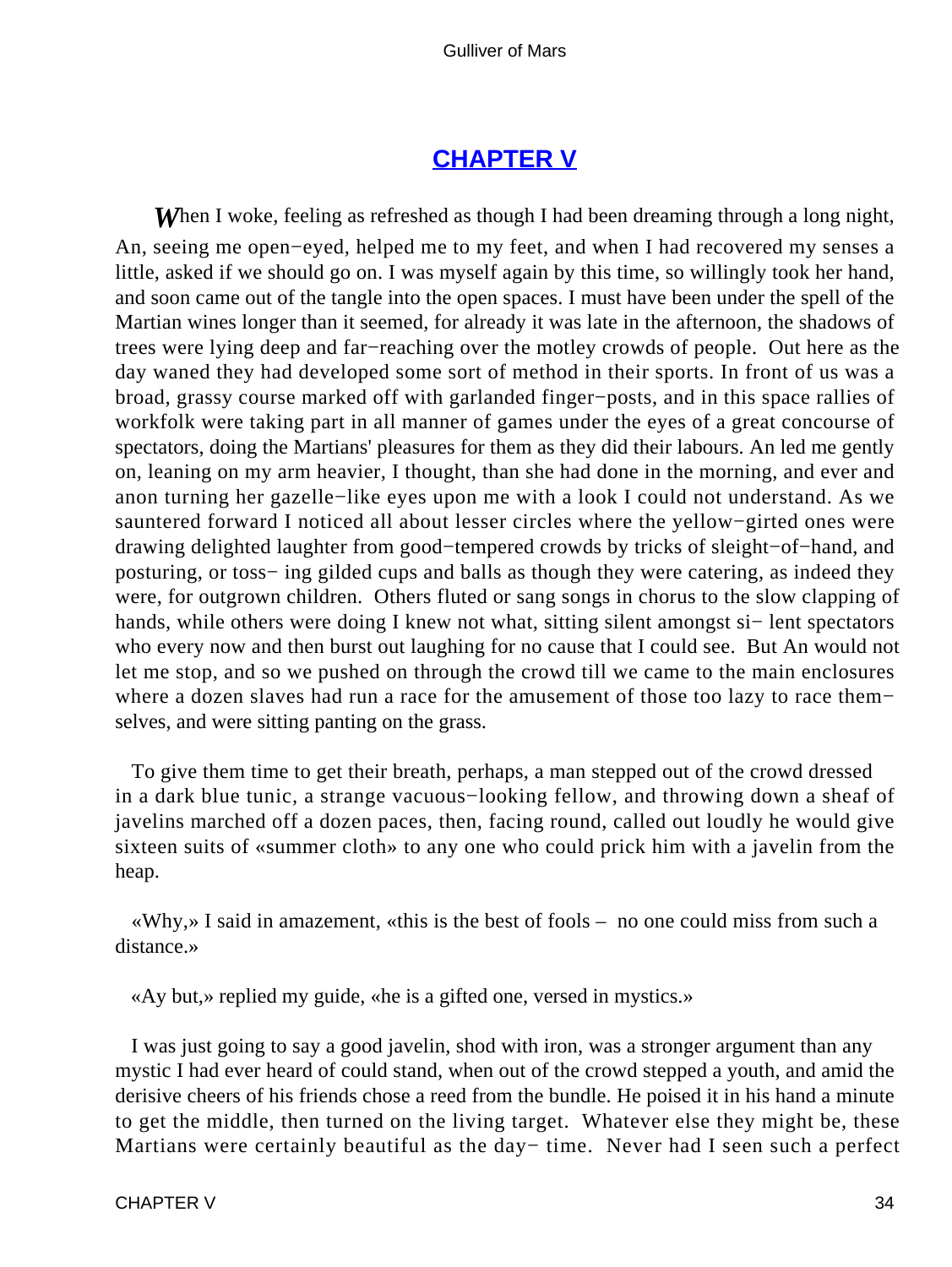## CHAPTER V

*W*hen I woke, feeling as refreshed as though I had been dreaming through a long night, An, seeing me open−eyed, helped me to my feet, and when I had recovered my senses a little, asked if we should go on. I was myself again by this time, so willingly took her hand, and soon came out of the tangle into the open spaces. I must have been under the spell of the Martian wines longer than it seemed, for already it was late in the afternoon, the shadows of trees were lying deep and far−reaching over the motley crowds of people. Out here as the day waned they had developed some sort of method in their sports. In front of us was a broad, grassy course marked off with garlanded finger−posts, and in this space rallies of workfolk were taking part in all manner of games under the eyes of a great concourse of spectators, doing the Martians' pleasures for them as they did their labours. An led me gently on, leaning on my arm heavier, I thought, than she had done in the morning, and ever and anon turning her gazelle−like eyes upon me with a look I could not understand. As we sauntered forward I noticed all about lesser circles where the yellow−girted ones were drawing delighted laughter from good−tempered crowds by tricks of sleight−of−hand, and posturing, or toss− ing gilded cups and balls as though they were catering, as indeed they were, for outgrown children. Others fluted or sang songs in chorus to the slow clapping of hands, while others were doing I knew not what, sitting silent amongst si− lent spectators who every now and then burst out laughing for no cause that I could see. But An would not let me stop, and so we pushed on through the crowd till we came to the main enclosures where a dozen slaves had run a race for the amusement of those too lazy to race them− selves, and were sitting panting on the grass.

To give them time to get their breath, perhaps, a man stepped out of the crowd dressed in a dark blue tunic, a strange vacuous−looking fellow, and throwing down a sheaf of javelins marched off a dozen paces, then, facing round, called out loudly he would give sixteen suits of «summer cloth» to any one who could prick him with a javelin from the heap.

«Why,» I said in amazement, «this is the best of fools – no one could miss from such a distance.»

«Ay but,» replied my guide, «he is a gifted one, versed in mystics.»

I was just going to say a good javelin, shod with iron, was a stronger argument than any mystic I had ever heard of could stand, when out of the crowd stepped a youth, and amid the derisive cheers of his friends chose a reed from the bundle. He poised it in his hand a minute to get the middle, then turned on the living target. Whatever else they might be, these Martians were certainly beautiful as the day− time. Never had I seen such a perfect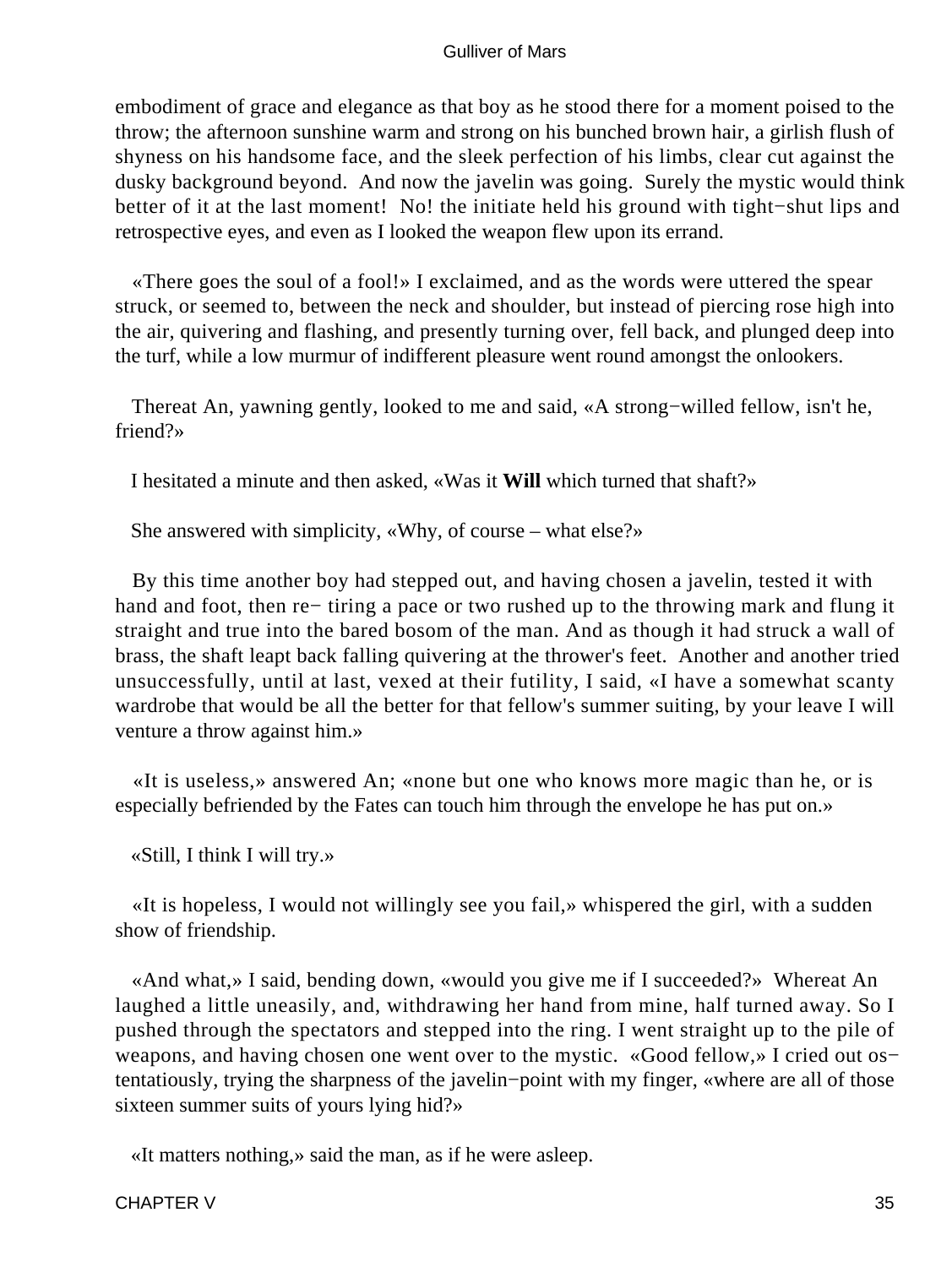embodiment of grace and elegance as that boy as he stood there for a moment poised to the throw; the afternoon sunshine warm and strong on his bunched brown hair, a girlish flush of shyness on his handsome face, and the sleek perfection of his limbs, clear cut against the dusky background beyond. And now the javelin was going. Surely the mystic would think better of it at the last moment! No! the initiate held his ground with tight−shut lips and retrospective eyes, and even as I looked the weapon flew upon its errand.

«There goes the soul of a fool!» I exclaimed, and as the words were uttered the spear struck, or seemed to, between the neck and shoulder, but instead of piercing rose high into the air, quivering and flashing, and presently turning over, fell back, and plunged deep into the turf, while a low murmur of indifferent pleasure went round amongst the onlookers.

Thereat An, yawning gently, looked to me and said, «A strong−willed fellow, isn't he, friend?»

I hesitated a minute and then asked, «Was it **Will** which turned that shaft?»

She answered with simplicity, «Why, of course – what else?»

By this time another boy had stepped out, and having chosen a javelin, tested it with hand and foot, then re− tiring a pace or two rushed up to the throwing mark and flung it straight and true into the bared bosom of the man. And as though it had struck a wall of brass, the shaft leapt back falling quivering at the thrower's feet. Another and another tried unsuccessfully, until at last, vexed at their futility, I said, «I have a somewhat scanty wardrobe that would be all the better for that fellow's summer suiting, by your leave I will venture a throw against him.»

«It is useless,» answered An; «none but one who knows more magic than he, or is especially befriended by the Fates can touch him through the envelope he has put on.»

«Still, I think I will try.»

«It is hopeless, I would not willingly see you fail,» whispered the girl, with a sudden show of friendship.

«And what,» I said, bending down, «would you give me if I succeeded?» Whereat An laughed a little uneasily, and, withdrawing her hand from mine, half turned away. So I pushed through the spectators and stepped into the ring. I went straight up to the pile of weapons, and having chosen one went over to the mystic. «Good fellow,» I cried out os− tentatiously, trying the sharpness of the javelin−point with my finger, «where are all of those sixteen summer suits of yours lying hid?»

«It matters nothing,» said the man, as if he were asleep.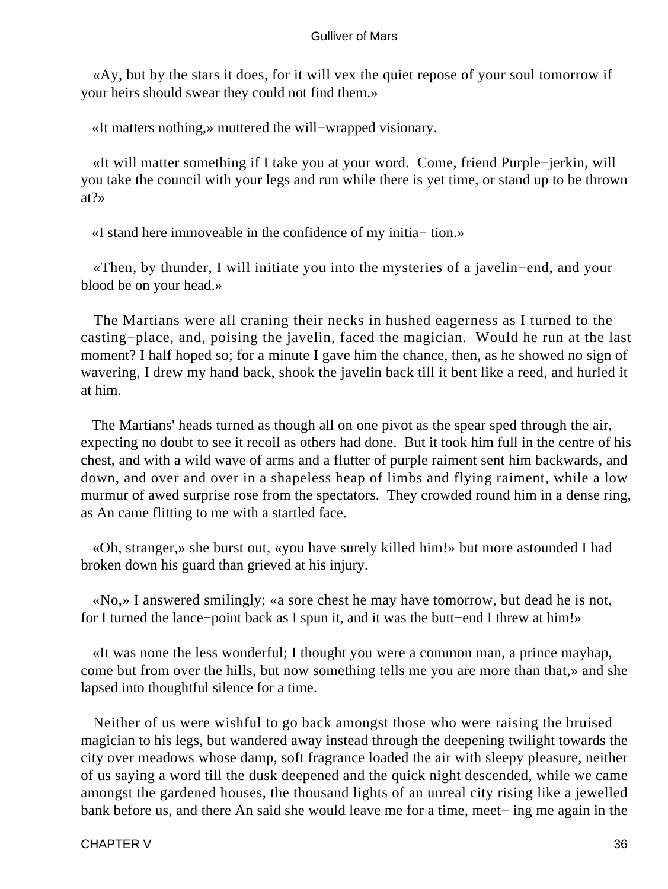«Ay, but by the stars it does, for it will vex the quiet repose of your soul tomorrow if your heirs should swear they could not find them.»

«It matters nothing,» muttered the will−wrapped visionary.

«It will matter something if I take you at your word. Come, friend Purple−jerkin, will you take the council with your legs and run while there is yet time, or stand up to be thrown at?»

«I stand here immoveable in the confidence of my initia− tion.»

«Then, by thunder, I will initiate you into the mysteries of a javelin−end, and your blood be on your head.»

The Martians were all craning their necks in hushed eagerness as I turned to the casting−place, and, poising the javelin, faced the magician. Would he run at the last moment? I half hoped so; for a minute I gave him the chance, then, as he showed no sign of wavering, I drew my hand back, shook the javelin back till it bent like a reed, and hurled it at him.

The Martians' heads turned as though all on one pivot as the spear sped through the air, expecting no doubt to see it recoil as others had done. But it took him full in the centre of his chest, and with a wild wave of arms and a flutter of purple raiment sent him backwards, and down, and over and over in a shapeless heap of limbs and flying raiment, while a low murmur of awed surprise rose from the spectators. They crowded round him in a dense ring, as An came flitting to me with a startled face.

«Oh, stranger,» she burst out, «you have surely killed him!» but more astounded I had broken down his guard than grieved at his injury.

«No,» I answered smilingly; «a sore chest he may have tomorrow, but dead he is not, for I turned the lance−point back as I spun it, and it was the butt−end I threw at him!»

«It was none the less wonderful; I thought you were a common man, a prince mayhap, come but from over the hills, but now something tells me you are more than that,» and she lapsed into thoughtful silence for a time.

Neither of us were wishful to go back amongst those who were raising the bruised magician to his legs, but wandered away instead through the deepening twilight towards the city over meadows whose damp, soft fragrance loaded the air with sleepy pleasure, neither of us saying a word till the dusk deepened and the quick night descended, while we came amongst the gardened houses, the thousand lights of an unreal city rising like a jewelled bank before us, and there An said she would leave me for a time, meet− ing me again in the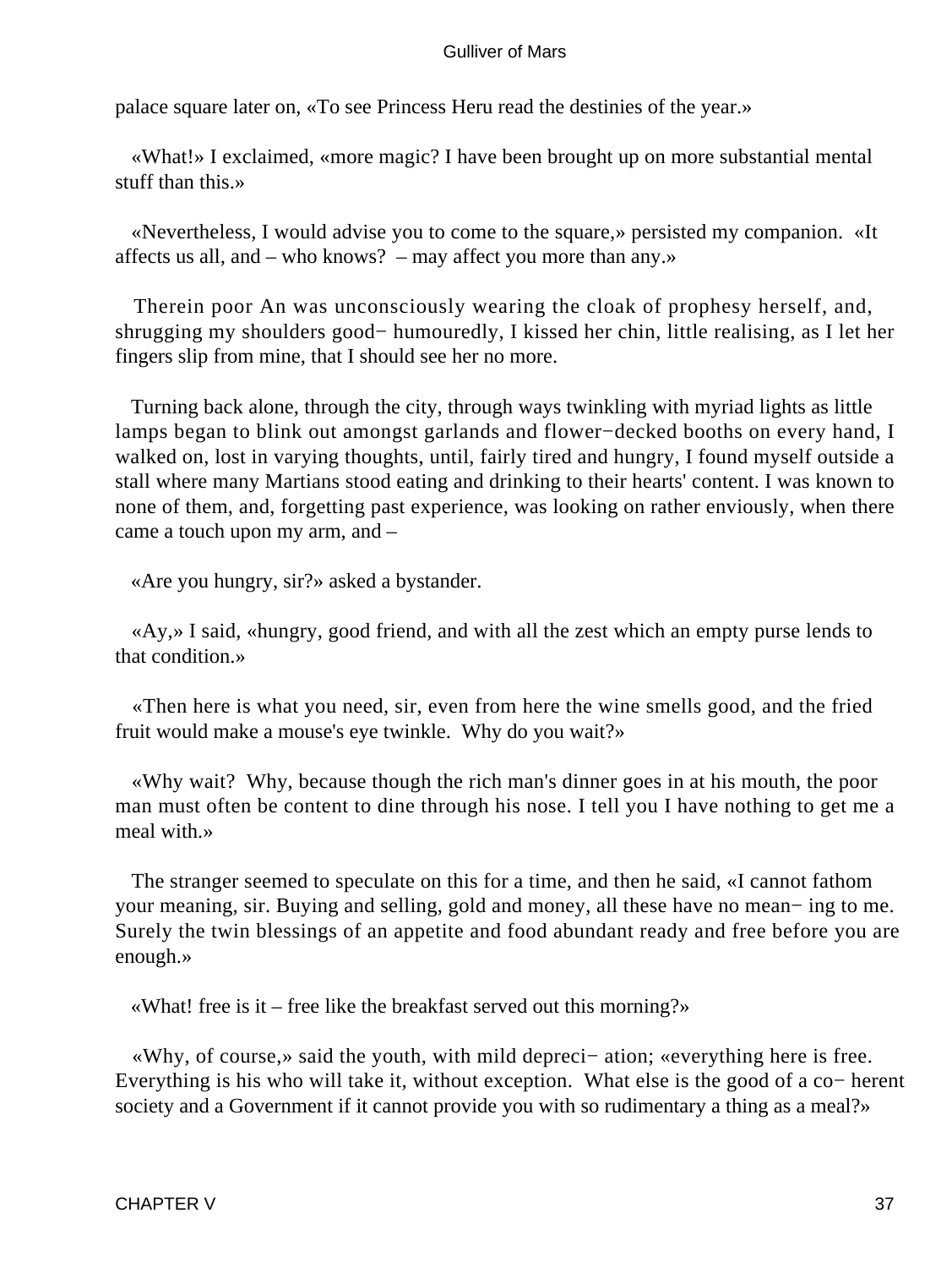palace square later on, «To see Princess Heru read the destinies of the year.»

«What!» I exclaimed, «more magic? I have been brought up on more substantial mental stuff than this.»

«Nevertheless, I would advise you to come to the square,» persisted my companion. «It affects us all, and – who knows? – may affect you more than any.»

Therein poor An was unconsciously wearing the cloak of prophesy herself, and, shrugging my shoulders good− humouredly, I kissed her chin, little realising, as I let her fingers slip from mine, that I should see her no more.

Turning back alone, through the city, through ways twinkling with myriad lights as little lamps began to blink out amongst garlands and flower−decked booths on every hand, I walked on, lost in varying thoughts, until, fairly tired and hungry, I found myself outside a stall where many Martians stood eating and drinking to their hearts' content. I was known to none of them, and, forgetting past experience, was looking on rather enviously, when there came a touch upon my arm, and –

«Are you hungry, sir?» asked a bystander.

«Ay,» I said, «hungry, good friend, and with all the zest which an empty purse lends to that condition.»

«Then here is what you need, sir, even from here the wine smells good, and the fried fruit would make a mouse's eye twinkle. Why do you wait?»

«Why wait? Why, because though the rich man's dinner goes in at his mouth, the poor man must often be content to dine through his nose. I tell you I have nothing to get me a meal with.»

The stranger seemed to speculate on this for a time, and then he said, «I cannot fathom your meaning, sir. Buying and selling, gold and money, all these have no mean− ing to me. Surely the twin blessings of an appetite and food abundant ready and free before you are enough.»

«What! free is it – free like the breakfast served out this morning?»

«Why, of course,» said the youth, with mild depreci− ation; «everything here is free. Everything is his who will take it, without exception. What else is the good of a co− herent society and a Government if it cannot provide you with so rudimentary a thing as a meal?»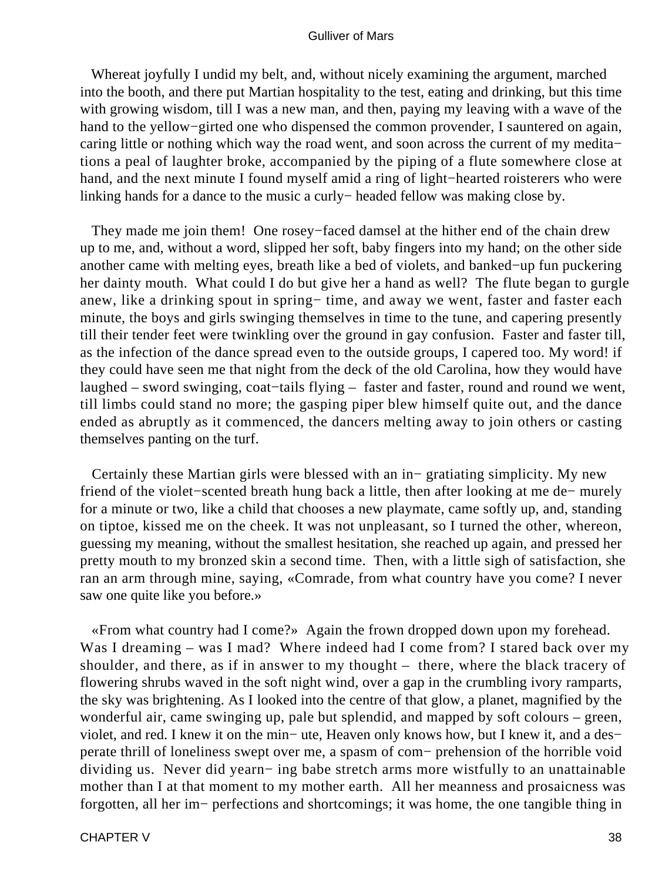Whereat joyfully I undid my belt, and, without nicely examining the argument, marched into the booth, and there put Martian hospitality to the test, eating and drinking, but this time with growing wisdom, till I was a new man, and then, paying my leaving with a wave of the hand to the yellow−girted one who dispensed the common provender, I sauntered on again, caring little or nothing which way the road went, and soon across the current of my meditations a peal of laughter broke, accompanied by the piping of a flute somewhere close at hand, and the next minute I found myself amid a ring of light−hearted roisterers who were linking hands for a dance to the music a curly−headed fellow was making close by.

They made me join them! One rosey−faced damsel at the hither end of the chain drew up to me, and, without a word, slipped her soft, baby fingers into my hand; on the other side another came with melting eyes, breath like a bed of violets, and banked−up fun puckering her dainty mouth. What could I do but give her a hand as well? The flute began to gurgle anew, like a drinking spout in spring−time, and away we went, faster and faster each minute, the boys and girls swinging themselves in time to the tune, and capering presently till their tender feet were twinkling over the ground in gay confusion. Faster and faster till, as the infection of the dance spread even to the outside groups, I capered too. My word! if they could have seen me that night from the deck of the old Carolina, how they would have laughed – sword swinging, coat−tails flying – faster and faster, round and round we went, till limbs could stand no more; the gasping piper blew himself quite out, and the dance ended as abruptly as it commenced, the dancers melting away to join others or casting themselves panting on the turf.

Certainly these Martian girls were blessed with an ingratiating simplicity. My new friend of the violet−scented breath hung back a little, then after looking at me demurely for a minute or two, like a child that chooses a new playmate, came softly up, and, standing on tiptoe, kissed me on the cheek. It was not unpleasant, so I turned the other, whereon, guessing my meaning, without the smallest hesitation, she reached up again, and pressed her pretty mouth to my bronzed skin a second time. Then, with a little sigh of satisfaction, she ran an arm through mine, saying, «Comrade, from what country have you come? I never saw one quite like you before.»

«From what country had I come?» Again the frown dropped down upon my forehead. Was I dreaming – was I mad? Where indeed had I come from? I stared back over my shoulder, and there, as if in answer to my thought – there, where the black tracery of flowering shrubs waved in the soft night wind, over a gap in the crumbling ivory ramparts, the sky was brightening. As I looked into the centre of that glow, a planet, magnified by the wonderful air, came swinging up, pale but splendid, and mapped by soft colours – green, violet, and red. I knew it on the minute, Heaven only knows how, but I knew it, and a desperate thrill of loneliness swept over me, a spasm of comprehension of the horrible void dividing us. Never did yearning babe stretch arms more wistfully to an unattainable mother than I at that moment to my mother earth. All her meanness and prosaicness was forgotten, all her imperfections and shortcomings; it was home, the one tangible thing in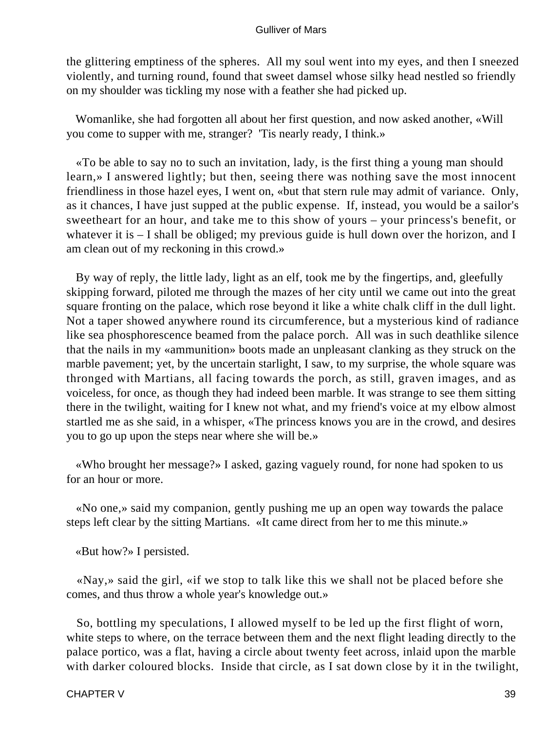the glittering emptiness of the spheres. All my soul went into my eyes, and then I sneezed violently, and turning round, found that sweet damsel whose silky head nestled so friendly on my shoulder was tickling my nose with a feather she had picked up.

Womanlike, she had forgotten all about her first question, and now asked another, «Will you come to supper with me, stranger? 'Tis nearly ready, I think.»

«To be able to say no to such an invitation, lady, is the first thing a young man should learn,» I answered lightly; but then, seeing there was nothing save the most innocent friendliness in those hazel eyes, I went on, «but that stern rule may admit of variance. Only, as it chances, I have just supped at the public expense. If, instead, you would be a sailor's sweetheart for an hour, and take me to this show of yours – your princess's benefit, or whatever it is – I shall be obliged; my previous guide is hull down over the horizon, and I am clean out of my reckoning in this crowd.»

By way of reply, the little lady, light as an elf, took me by the fingertips, and, gleefully skipping forward, piloted me through the mazes of her city until we came out into the great square fronting on the palace, which rose beyond it like a white chalk cliff in the dull light. Not a taper showed anywhere round its circumference, but a mysterious kind of radiance like sea phosphorescence beamed from the palace porch. All was in such deathlike silence that the nails in my «ammunition» boots made an unpleasant clanking as they struck on the marble pavement; yet, by the uncertain starlight, I saw, to my surprise, the whole square was thronged with Martians, all facing towards the porch, as still, graven images, and as voiceless, for once, as though they had indeed been marble. It was strange to see them sitting there in the twilight, waiting for I knew not what, and my friend's voice at my elbow almost startled me as she said, in a whisper, «The princess knows you are in the crowd, and desires you to go up upon the steps near where she will be.»

«Who brought her message?» I asked, gazing vaguely round, for none had spoken to us for an hour or more.

«No one,» said my companion, gently pushing me up an open way towards the palace steps left clear by the sitting Martians. «It came direct from her to me this minute.»

«But how?» I persisted.

«Nay,» said the girl, «if we stop to talk like this we shall not be placed before she comes, and thus throw a whole year's knowledge out.»

So, bottling my speculations, I allowed myself to be led up the first flight of worn, white steps to where, on the terrace between them and the next flight leading directly to the palace portico, was a flat, having a circle about twenty feet across, inlaid upon the marble with darker coloured blocks. Inside that circle, as I sat down close by it in the twilight,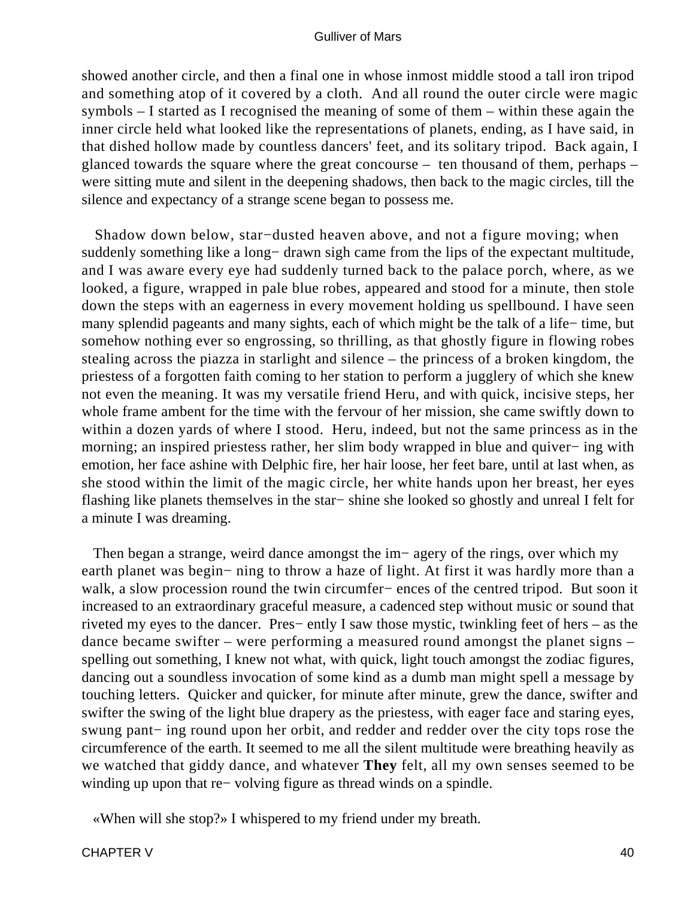showed another circle, and then a final one in whose inmost middle stood a tall iron tripod and something atop of it covered by a cloth. And all round the outer circle were magic symbols – I started as I recognised the meaning of some of them – within these again the inner circle held what looked like the representations of planets, ending, as I have said, in that dished hollow made by countless dancers' feet, and its solitary tripod. Back again, I glanced towards the square where the great concourse – ten thousand of them, perhaps – were sitting mute and silent in the deepening shadows, then back to the magic circles, till the silence and expectancy of a strange scene began to possess me.

Shadow down below, star−dusted heaven above, and not a figure moving; when suddenly something like a long− drawn sigh came from the lips of the expectant multitude, and I was aware every eye had suddenly turned back to the palace porch, where, as we looked, a figure, wrapped in pale blue robes, appeared and stood for a minute, then stole down the steps with an eagerness in every movement holding us spellbound. I have seen many splendid pageants and many sights, each of which might be the talk of a life− time, but somehow nothing ever so engrossing, so thrilling, as that ghostly figure in flowing robes stealing across the piazza in starlight and silence – the princess of a broken kingdom, the priestess of a forgotten faith coming to her station to perform a jugglery of which she knew not even the meaning. It was my versatile friend Heru, and with quick, incisive steps, her whole frame ambent for the time with the fervour of her mission, she came swiftly down to within a dozen yards of where I stood. Heru, indeed, but not the same princess as in the morning; an inspired priestess rather, her slim body wrapped in blue and quiver− ing with emotion, her face ashine with Delphic fire, her hair loose, her feet bare, until at last when, as she stood within the limit of the magic circle, her white hands upon her breast, her eyes flashing like planets themselves in the star− shine she looked so ghostly and unreal I felt for a minute I was dreaming.

Then began a strange, weird dance amongst the im− agery of the rings, over which my earth planet was begin− ning to throw a haze of light. At first it was hardly more than a walk, a slow procession round the twin circumfer− ences of the centred tripod. But soon it increased to an extraordinary graceful measure, a cadenced step without music or sound that riveted my eyes to the dancer. Pres− ently I saw those mystic, twinkling feet of hers – as the dance became swifter – were performing a measured round amongst the planet signs – spelling out something, I knew not what, with quick, light touch amongst the zodiac figures, dancing out a soundless invocation of some kind as a dumb man might spell a message by touching letters. Quicker and quicker, for minute after minute, grew the dance, swifter and swifter the swing of the light blue drapery as the priestess, with eager face and staring eyes, swung pant− ing round upon her orbit, and redder and redder over the city tops rose the circumference of the earth. It seemed to me all the silent multitude were breathing heavily as we watched that giddy dance, and whatever **They** felt, all my own senses seemed to be winding up upon that re− volving figure as thread winds on a spindle.

«When will she stop?» I whispered to my friend under my breath.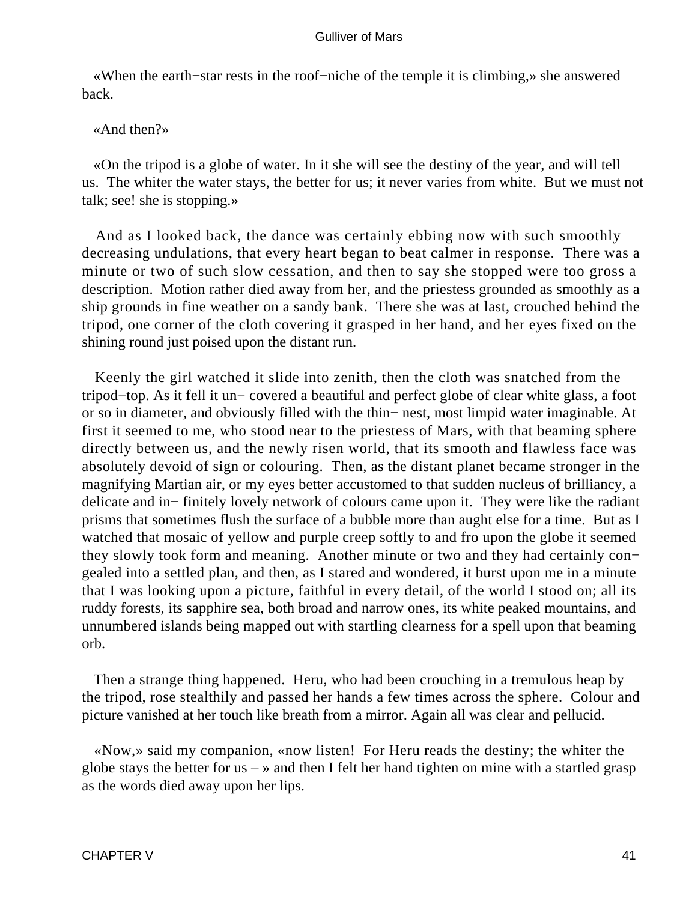«When the earth−star rests in the roof−niche of the temple it is climbing,» she answered back.

«And then?»

«On the tripod is a globe of water. In it she will see the destiny of the year, and will tell us. The whiter the water stays, the better for us; it never varies from white. But we must not talk; see! she is stopping.»

And as I looked back, the dance was certainly ebbing now with such smoothly decreasing undulations, that every heart began to beat calmer in response. There was a minute or two of such slow cessation, and then to say she stopped were too gross a description. Motion rather died away from her, and the priestess grounded as smoothly as a ship grounds in fine weather on a sandy bank. There she was at last, crouched behind the tripod, one corner of the cloth covering it grasped in her hand, and her eyes fixed on the shining round just poised upon the distant run.

Keenly the girl watched it slide into zenith, then the cloth was snatched from the tripod−top. As it fell it un− covered a beautiful and perfect globe of clear white glass, a foot or so in diameter, and obviously filled with the thin− nest, most limpid water imaginable. At first it seemed to me, who stood near to the priestess of Mars, with that beaming sphere directly between us, and the newly risen world, that its smooth and flawless face was absolutely devoid of sign or colouring. Then, as the distant planet became stronger in the magnifying Martian air, or my eyes better accustomed to that sudden nucleus of brilliancy, a delicate and in− finitely lovely network of colours came upon it. They were like the radiant prisms that sometimes flush the surface of a bubble more than aught else for a time. But as I watched that mosaic of yellow and purple creep softly to and fro upon the globe it seemed they slowly took form and meaning. Another minute or two and they had certainly con− gealed into a settled plan, and then, as I stared and wondered, it burst upon me in a minute that I was looking upon a picture, faithful in every detail, of the world I stood on; all its ruddy forests, its sapphire sea, both broad and narrow ones, its white peaked mountains, and unnumbered islands being mapped out with startling clearness for a spell upon that beaming orb.

Then a strange thing happened. Heru, who had been crouching in a tremulous heap by the tripod, rose stealthily and passed her hands a few times across the sphere. Colour and picture vanished at her touch like breath from a mirror. Again all was clear and pellucid.

«Now,» said my companion, «now listen! For Heru reads the destiny; the whiter the globe stays the better for us – » and then I felt her hand tighten on mine with a startled grasp as the words died away upon her lips.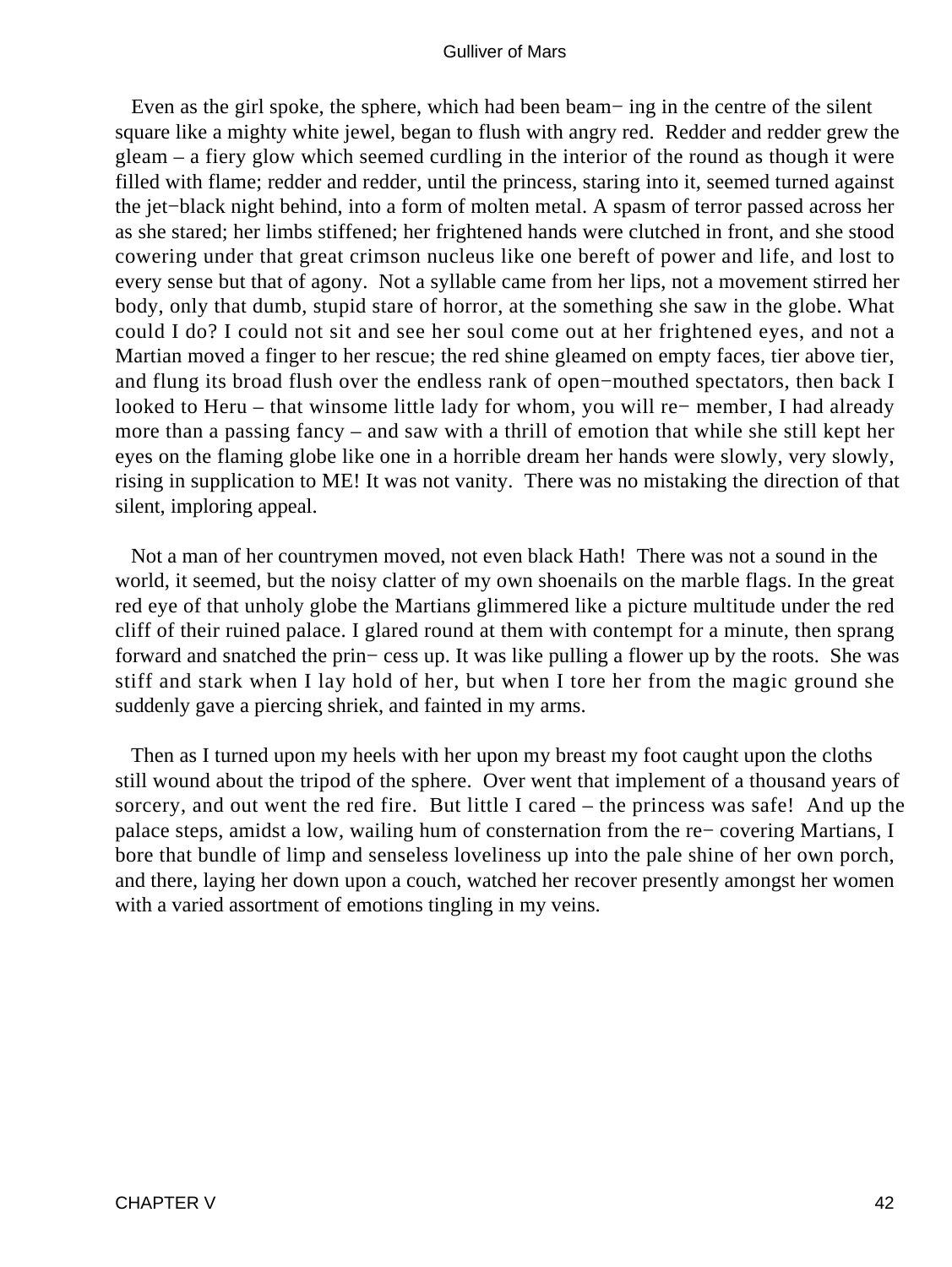Even as the girl spoke, the sphere, which had been beaming in the centre of the silent square like a mighty white jewel, began to flush with angry red. Redder and redder grew the gleam – a fiery glow which seemed curdling in the interior of the round as though it were filled with flame; redder and redder, until the princess, staring into it, seemed turned against the jet−black night behind, into a form of molten metal. A spasm of terror passed across her as she stared; her limbs stiffened; her frightened hands were clutched in front, and she stood cowering under that great crimson nucleus like one bereft of power and life, and lost to every sense but that of agony. Not a syllable came from her lips, not a movement stirred her body, only that dumb, stupid stare of horror, at the something she saw in the globe. What could I do? I could not sit and see her soul come out at her frightened eyes, and not a Martian moved a finger to her rescue; the red shine gleamed on empty faces, tier above tier, and flung its broad flush over the endless rank of open−mouthed spectators, then back I looked to Heru – that winsome little lady for whom, you will remember, I had already more than a passing fancy – and saw with a thrill of emotion that while she still kept her eyes on the flaming globe like one in a horrible dream her hands were slowly, very slowly, rising in supplication to ME! It was not vanity. There was no mistaking the direction of that silent, imploring appeal.

Not a man of her countrymen moved, not even black Hath! There was not a sound in the world, it seemed, but the noisy clatter of my own shoenails on the marble flags. In the great red eye of that unholy globe the Martians glimmered like a picture multitude under the red cliff of their ruined palace. I glared round at them with contempt for a minute, then sprang forward and snatched the princess up. It was like pulling a flower up by the roots. She was stiff and stark when I lay hold of her, but when I tore her from the magic ground she suddenly gave a piercing shriek, and fainted in my arms.

Then as I turned upon my heels with her upon my breast my foot caught upon the cloths still wound about the tripod of the sphere. Over went that implement of a thousand years of sorcery, and out went the red fire. But little I cared – the princess was safe! And up the palace steps, amidst a low, wailing hum of consternation from the recovering Martians, I bore that bundle of limp and senseless loveliness up into the pale shine of her own porch, and there, laying her down upon a couch, watched her recover presently amongst her women with a varied assortment of emotions tingling in my veins.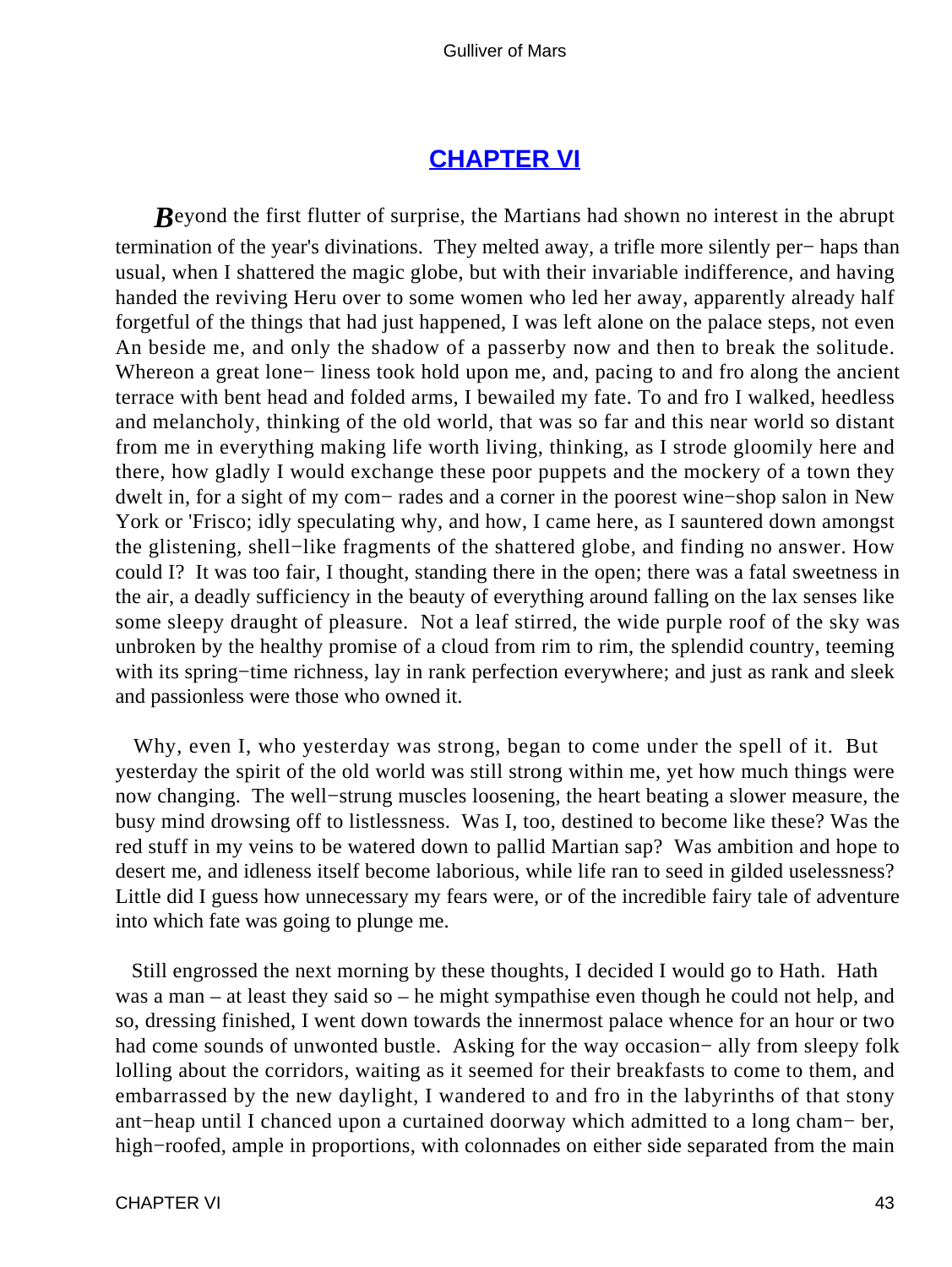## CHAPTER VI

**B**eyond the first flutter of surprise, the Martians had shown no interest in the abrupt termination of the year's divinations. They melted away, a trifle more silently perhaps than usual, when I shattered the magic globe, but with their invariable indifference, and having handed the reviving Heru over to some women who led her away, apparently already half forgetful of the things that had just happened, I was left alone on the palace steps, not even An beside me, and only the shadow of a passerby now and then to break the solitude. Whereon a great loneliness took hold upon me, and, pacing to and fro along the ancient terrace with bent head and folded arms, I bewailed my fate. To and fro I walked, heedless and melancholy, thinking of the old world, that was so far and this near world so distant from me in everything making life worth living, thinking, as I strode gloomily here and there, how gladly I would exchange these poor puppets and the mockery of a town they dwelt in, for a sight of my comrades and a corner in the poorest wine−shop salon in New York or 'Frisco; idly speculating why, and how, I came here, as I sauntered down amongst the glistening, shell−like fragments of the shattered globe, and finding no answer. How could I? It was too fair, I thought, standing there in the open; there was a fatal sweetness in the air, a deadly sufficiency in the beauty of everything around falling on the lax senses like some sleepy draught of pleasure. Not a leaf stirred, the wide purple roof of the sky was unbroken by the healthy promise of a cloud from rim to rim, the splendid country, teeming with its spring−time richness, lay in rank perfection everywhere; and just as rank and sleek and passionless were those who owned it.

Why, even I, who yesterday was strong, began to come under the spell of it. But yesterday the spirit of the old world was still strong within me, yet how much things were now changing. The well−strung muscles loosening, the heart beating a slower measure, the busy mind drowsing off to listlessness. Was I, too, destined to become like these? Was the red stuff in my veins to be watered down to pallid Martian sap? Was ambition and hope to desert me, and idleness itself become laborious, while life ran to seed in gilded uselessness? Little did I guess how unnecessary my fears were, or of the incredible fairy tale of adventure into which fate was going to plunge me.

Still engrossed the next morning by these thoughts, I decided I would go to Hath. Hath was a man – at least they said so – he might sympathise even though he could not help, and so, dressing finished, I went down towards the innermost palace whence for an hour or two had come sounds of unwonted bustle. Asking for the way occasionally from sleepy folk lolling about the corridors, waiting as it seemed for their breakfasts to come to them, and embarrassed by the new daylight, I wandered to and fro in the labyrinths of that stony ant−heap until I chanced upon a curtained doorway which admitted to a long chamber, high−roofed, ample in proportions, with colonnades on either side separated from the main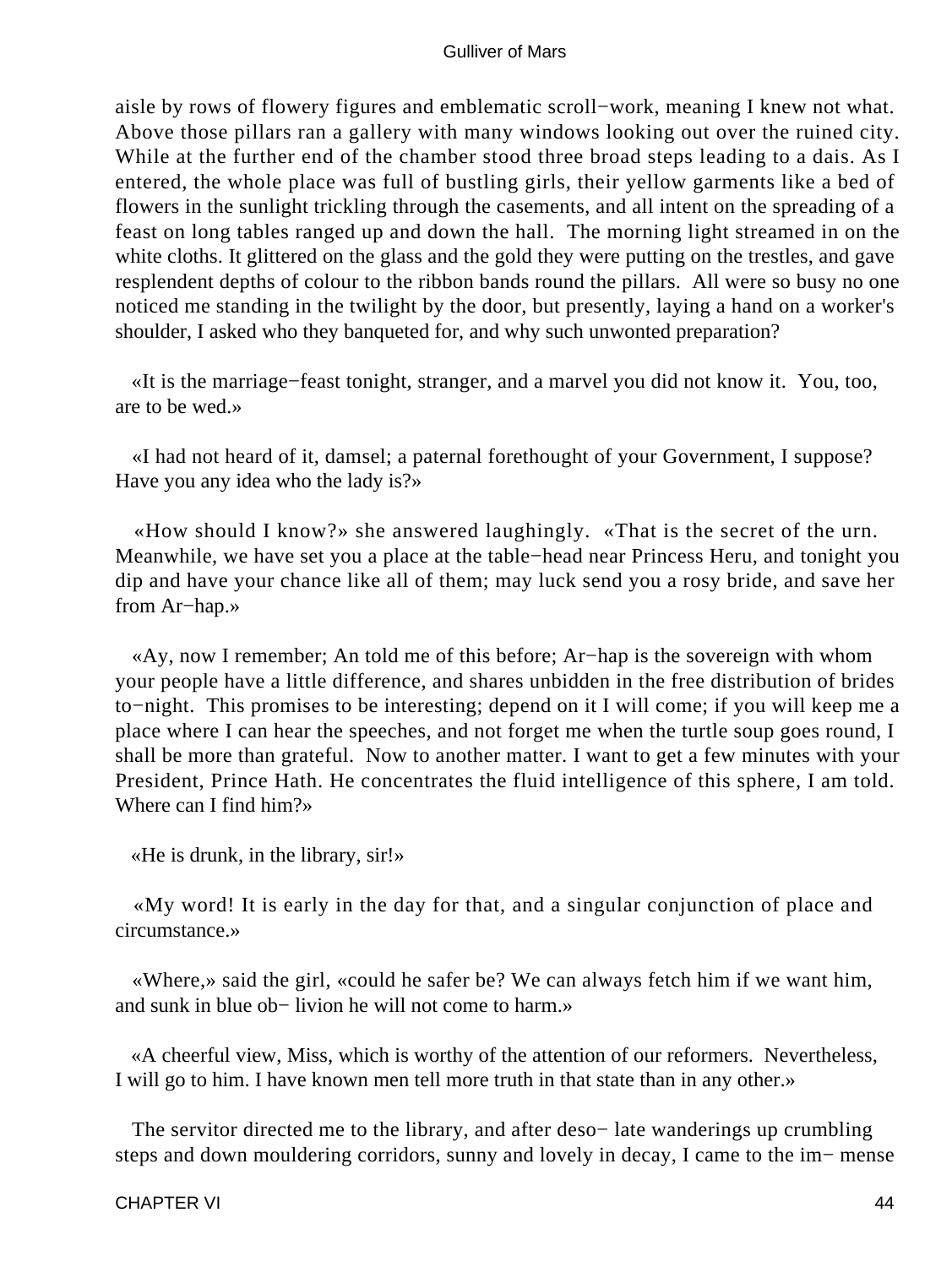aisle by rows of flowery figures and emblematic scroll−work, meaning I knew not what. Above those pillars ran a gallery with many windows looking out over the ruined city. While at the further end of the chamber stood three broad steps leading to a dais. As I entered, the whole place was full of bustling girls, their yellow garments like a bed of flowers in the sunlight trickling through the casements, and all intent on the spreading of a feast on long tables ranged up and down the hall. The morning light streamed in on the white cloths. It glittered on the glass and the gold they were putting on the trestles, and gave resplendent depths of colour to the ribbon bands round the pillars. All were so busy no one noticed me standing in the twilight by the door, but presently, laying a hand on a worker's shoulder, I asked who they banqueted for, and why such unwonted preparation?

«It is the marriage−feast tonight, stranger, and a marvel you did not know it. You, too, are to be wed.»

«I had not heard of it, damsel; a paternal forethought of your Government, I suppose? Have you any idea who the lady is?»

«How should I know?» she answered laughingly. «That is the secret of the urn. Meanwhile, we have set you a place at the table−head near Princess Heru, and tonight you dip and have your chance like all of them; may luck send you a rosy bride, and save her from Ar−hap.»

«Ay, now I remember; An told me of this before; Ar−hap is the sovereign with whom your people have a little difference, and shares unbidden in the free distribution of brides to−night. This promises to be interesting; depend on it I will come; if you will keep me a place where I can hear the speeches, and not forget me when the turtle soup goes round, I shall be more than grateful. Now to another matter. I want to get a few minutes with your President, Prince Hath. He concentrates the fluid intelligence of this sphere, I am told. Where can I find him?»

«He is drunk, in the library, sir!»

«My word! It is early in the day for that, and a singular conjunction of place and circumstance.»

«Where,» said the girl, «could he safer be? We can always fetch him if we want him, and sunk in blue oblivion he will not come to harm.»

«A cheerful view, Miss, which is worthy of the attention of our reformers. Nevertheless, I will go to him. I have known men tell more truth in that state than in any other.»

The servitor directed me to the library, and after desolate wanderings up crumbling steps and down mouldering corridors, sunny and lovely in decay, I came to the immense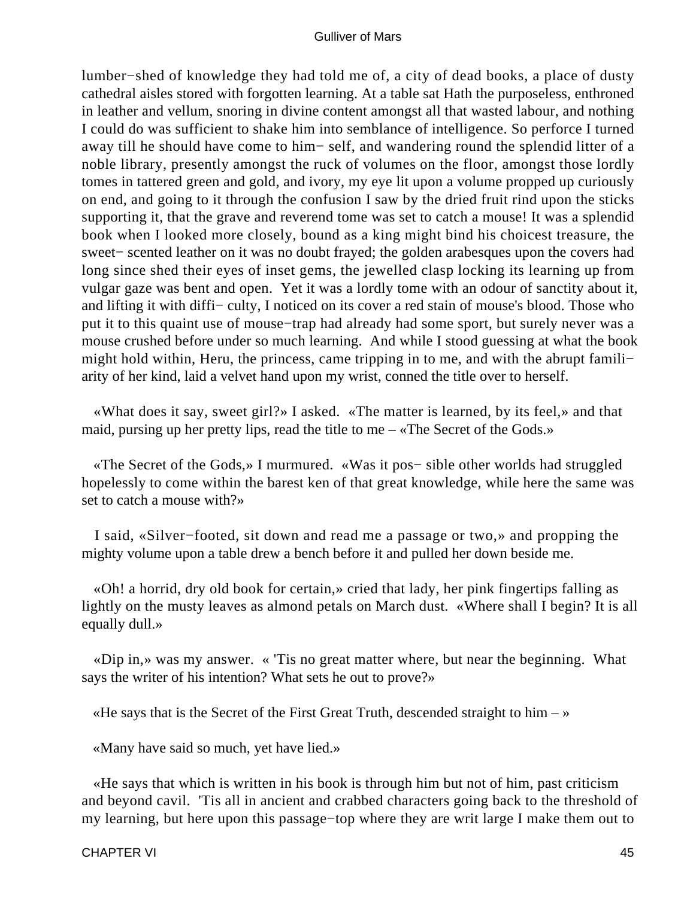lumber−shed of knowledge they had told me of, a city of dead books, a place of dusty cathedral aisles stored with forgotten learning. At a table sat Hath the purposeless, enthroned in leather and vellum, snoring in divine content amongst all that wasted labour, and nothing I could do was sufficient to shake him into semblance of intelligence. So perforce I turned away till he should have come to him− self, and wandering round the splendid litter of a noble library, presently amongst the ruck of volumes on the floor, amongst those lordly tomes in tattered green and gold, and ivory, my eye lit upon a volume propped up curiously on end, and going to it through the confusion I saw by the dried fruit rind upon the sticks supporting it, that the grave and reverend tome was set to catch a mouse! It was a splendid book when I looked more closely, bound as a king might bind his choicest treasure, the sweet− scented leather on it was no doubt frayed; the golden arabesques upon the covers had long since shed their eyes of inset gems, the jewelled clasp locking its learning up from vulgar gaze was bent and open. Yet it was a lordly tome with an odour of sanctity about it, and lifting it with diffi− culty, I noticed on its cover a red stain of mouse's blood. Those who put it to this quaint use of mouse−trap had already had some sport, but surely never was a mouse crushed before under so much learning. And while I stood guessing at what the book might hold within, Heru, the princess, came tripping in to me, and with the abrupt famili− arity of her kind, laid a velvet hand upon my wrist, conned the title over to herself.

«What does it say, sweet girl?» I asked. «The matter is learned, by its feel,» and that maid, pursing up her pretty lips, read the title to me – «The Secret of the Gods.»

«The Secret of the Gods,» I murmured. «Was it pos− sible other worlds had struggled hopelessly to come within the barest ken of that great knowledge, while here the same was set to catch a mouse with?»

I said, «Silver−footed, sit down and read me a passage or two,» and propping the mighty volume upon a table drew a bench before it and pulled her down beside me.

«Oh! a horrid, dry old book for certain,» cried that lady, her pink fingertips falling as lightly on the musty leaves as almond petals on March dust. «Where shall I begin? It is all equally dull.»

«Dip in,» was my answer. « 'Tis no great matter where, but near the beginning. What says the writer of his intention? What sets he out to prove?»

«He says that is the Secret of the First Great Truth, descended straight to him – »

«Many have said so much, yet have lied.»

«He says that which is written in his book is through him but not of him, past criticism and beyond cavil. 'Tis all in ancient and crabbed characters going back to the threshold of my learning, but here upon this passage−top where they are writ large I make them out to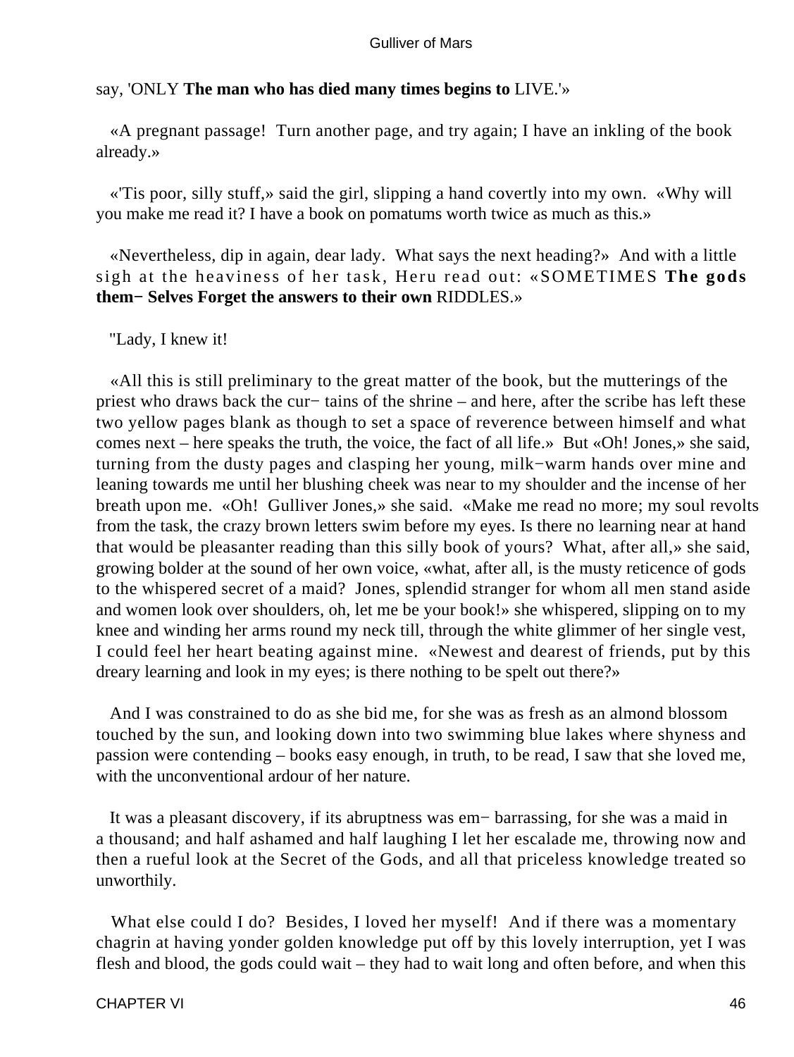say, 'ONLY **The man who has died many times begins to** LIVE.'»

«A pregnant passage! Turn another page, and try again; I have an inkling of the book already.»

«'Tis poor, silly stuff,» said the girl, slipping a hand covertly into my own. «Why will you make me read it? I have a book on pomatums worth twice as much as this.»

«Nevertheless, dip in again, dear lady. What says the next heading?» And with a little sigh at the heaviness of her task, Heru read out: «SOMETIMES **The gods them− Selves Forget the answers to their own** RIDDLES.»

"Lady, I knew it!

«All this is still preliminary to the great matter of the book, but the mutterings of the priest who draws back the cur− tains of the shrine – and here, after the scribe has left these two yellow pages blank as though to set a space of reverence between himself and what comes next – here speaks the truth, the voice, the fact of all life.» But «Oh! Jones,» she said, turning from the dusty pages and clasping her young, milk−warm hands over mine and leaning towards me until her blushing cheek was near to my shoulder and the incense of her breath upon me. «Oh! Gulliver Jones,» she said. «Make me read no more; my soul revolts from the task, the crazy brown letters swim before my eyes. Is there no learning near at hand that would be pleasanter reading than this silly book of yours? What, after all,» she said, growing bolder at the sound of her own voice, «what, after all, is the musty reticence of gods to the whispered secret of a maid? Jones, splendid stranger for whom all men stand aside and women look over shoulders, oh, let me be your book!» she whispered, slipping on to my knee and winding her arms round my neck till, through the white glimmer of her single vest, I could feel her heart beating against mine. «Newest and dearest of friends, put by this dreary learning and look in my eyes; is there nothing to be spelt out there?»

And I was constrained to do as she bid me, for she was as fresh as an almond blossom touched by the sun, and looking down into two swimming blue lakes where shyness and passion were contending – books easy enough, in truth, to be read, I saw that she loved me, with the unconventional ardour of her nature.

It was a pleasant discovery, if its abruptness was em− barrassing, for she was a maid in a thousand; and half ashamed and half laughing I let her escalade me, throwing now and then a rueful look at the Secret of the Gods, and all that priceless knowledge treated so unworthily.

What else could I do? Besides, I loved her myself! And if there was a momentary chagrin at having yonder golden knowledge put off by this lovely interruption, yet I was flesh and blood, the gods could wait – they had to wait long and often before, and when this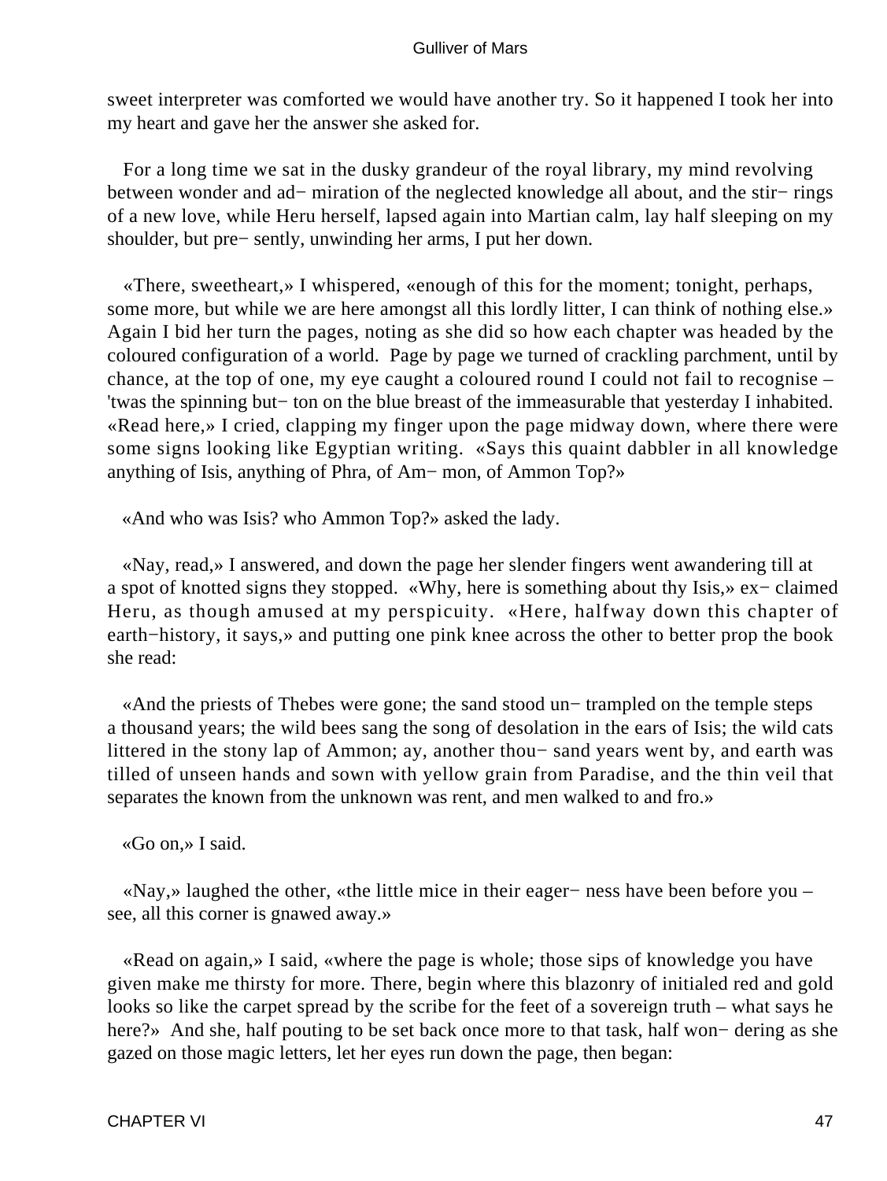sweet interpreter was comforted we would have another try. So it happened I took her into my heart and gave her the answer she asked for.

For a long time we sat in the dusky grandeur of the royal library, my mind revolving between wonder and ad− miration of the neglected knowledge all about, and the stir− rings of a new love, while Heru herself, lapsed again into Martian calm, lay half sleeping on my shoulder, but pre− sently, unwinding her arms, I put her down.

«There, sweetheart,» I whispered, «enough of this for the moment; tonight, perhaps, some more, but while we are here amongst all this lordly litter, I can think of nothing else.» Again I bid her turn the pages, noting as she did so how each chapter was headed by the coloured configuration of a world. Page by page we turned of crackling parchment, until by chance, at the top of one, my eye caught a coloured round I could not fail to recognise – 'twas the spinning but− ton on the blue breast of the immeasurable that yesterday I inhabited. «Read here,» I cried, clapping my finger upon the page midway down, where there were some signs looking like Egyptian writing. «Says this quaint dabbler in all knowledge anything of Isis, anything of Phra, of Am− mon, of Ammon Top?»

«And who was Isis? who Ammon Top?» asked the lady.

«Nay, read,» I answered, and down the page her slender fingers went awandering till at a spot of knotted signs they stopped. «Why, here is something about thy Isis,» ex− claimed Heru, as though amused at my perspicuity. «Here, halfway down this chapter of earth−history, it says,» and putting one pink knee across the other to better prop the book she read:

«And the priests of Thebes were gone; the sand stood un− trampled on the temple steps a thousand years; the wild bees sang the song of desolation in the ears of Isis; the wild cats littered in the stony lap of Ammon; ay, another thou− sand years went by, and earth was tilled of unseen hands and sown with yellow grain from Paradise, and the thin veil that separates the known from the unknown was rent, and men walked to and fro.»

«Go on,» I said.

«Nay,» laughed the other, «the little mice in their eager− ness have been before you – see, all this corner is gnawed away.»

«Read on again,» I said, «where the page is whole; those sips of knowledge you have given make me thirsty for more. There, begin where this blazonry of initialed red and gold looks so like the carpet spread by the scribe for the feet of a sovereign truth – what says he here?» And she, half pouting to be set back once more to that task, half won− dering as she gazed on those magic letters, let her eyes run down the page, then began: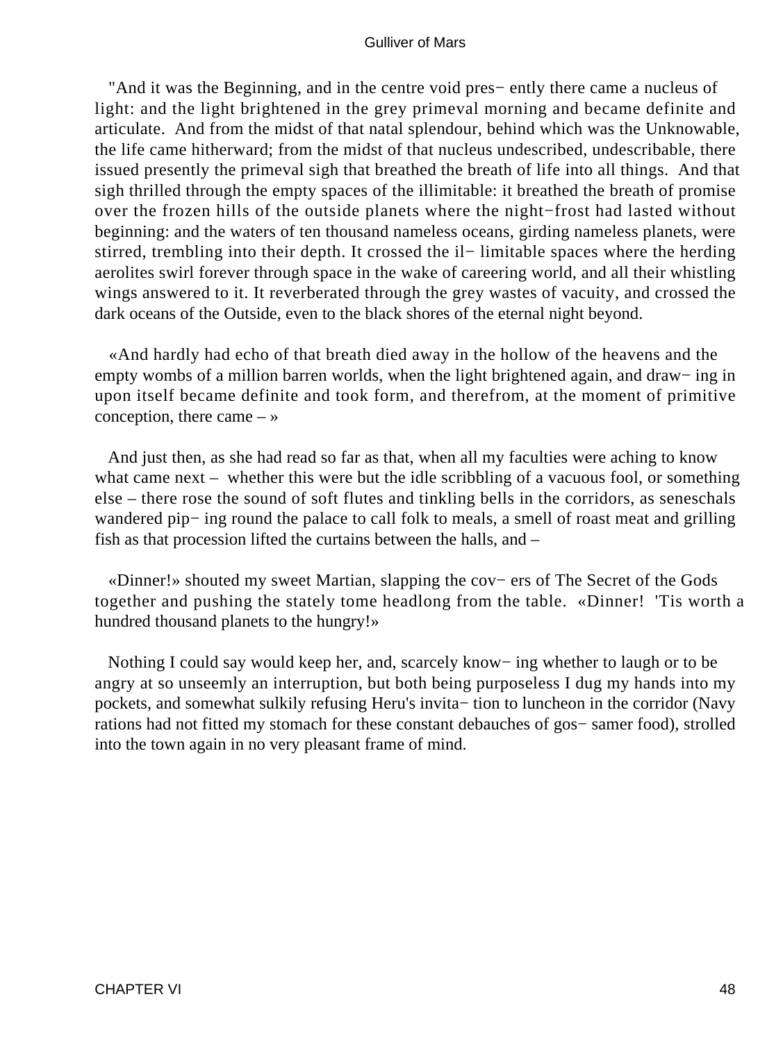"And it was the Beginning, and in the centre void pres− ently there came a nucleus of light: and the light brightened in the grey primeval morning and became definite and articulate. And from the midst of that natal splendour, behind which was the Unknowable, the life came hitherward; from the midst of that nucleus undescribed, undescribable, there issued presently the primeval sigh that breathed the breath of life into all things. And that sigh thrilled through the empty spaces of the illimitable: it breathed the breath of promise over the frozen hills of the outside planets where the night−frost had lasted without beginning: and the waters of ten thousand nameless oceans, girding nameless planets, were stirred, trembling into their depth. It crossed the il− limitable spaces where the herding aerolites swirl forever through space in the wake of careering world, and all their whistling wings answered to it. It reverberated through the grey wastes of vacuity, and crossed the dark oceans of the Outside, even to the black shores of the eternal night beyond.

«And hardly had echo of that breath died away in the hollow of the heavens and the empty wombs of a million barren worlds, when the light brightened again, and draw− ing in upon itself became definite and took form, and therefrom, at the moment of primitive conception, there came – »

And just then, as she had read so far as that, when all my faculties were aching to know what came next – whether this were but the idle scribbling of a vacuous fool, or something else – there rose the sound of soft flutes and tinkling bells in the corridors, as seneschals wandered pip− ing round the palace to call folk to meals, a smell of roast meat and grilling fish as that procession lifted the curtains between the halls, and –

«Dinner!» shouted my sweet Martian, slapping the cov− ers of The Secret of the Gods together and pushing the stately tome headlong from the table. «Dinner! 'Tis worth a hundred thousand planets to the hungry!»

Nothing I could say would keep her, and, scarcely know− ing whether to laugh or to be angry at so unseemly an interruption, but both being purposeless I dug my hands into my pockets, and somewhat sulkily refusing Heru's invita− tion to luncheon in the corridor (Navy rations had not fitted my stomach for these constant debauches of gos− samer food), strolled into the town again in no very pleasant frame of mind.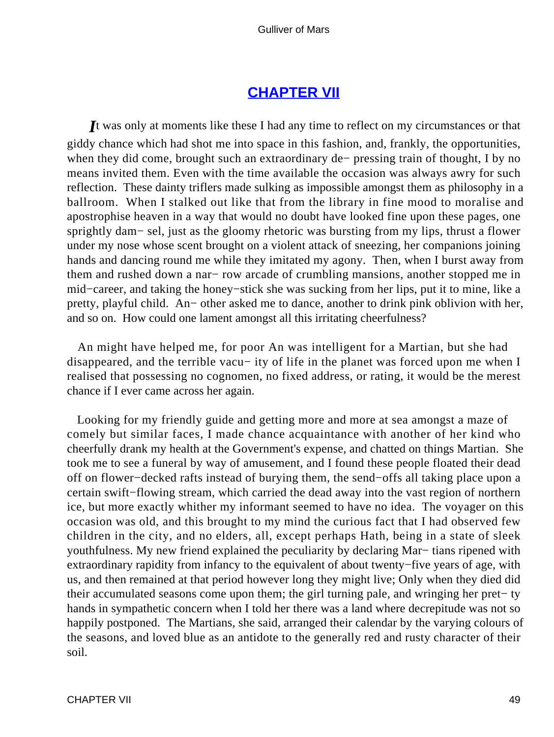## CHAPTER VII

*I*t was only at moments like these I had any time to reflect on my circumstances or that giddy chance which had shot me into space in this fashion, and, frankly, the opportunities, when they did come, brought such an extraordinary de− pressing train of thought, I by no means invited them. Even with the time available the occasion was always awry for such reflection. These dainty triflers made sulking as impossible amongst them as philosophy in a ballroom. When I stalked out like that from the library in fine mood to moralise and apostrophise heaven in a way that would no doubt have looked fine upon these pages, one sprightly dam− sel, just as the gloomy rhetoric was bursting from my lips, thrust a flower under my nose whose scent brought on a violent attack of sneezing, her companions joining hands and dancing round me while they imitated my agony. Then, when I burst away from them and rushed down a nar− row arcade of crumbling mansions, another stopped me in mid−career, and taking the honey−stick she was sucking from her lips, put it to mine, like a pretty, playful child. An− other asked me to dance, another to drink pink oblivion with her, and so on. How could one lament amongst all this irritating cheerfulness?

An might have helped me, for poor An was intelligent for a Martian, but she had disappeared, and the terrible vacu− ity of life in the planet was forced upon me when I realised that possessing no cognomen, no fixed address, or rating, it would be the merest chance if I ever came across her again.

Looking for my friendly guide and getting more and more at sea amongst a maze of comely but similar faces, I made chance acquaintance with another of her kind who cheerfully drank my health at the Government's expense, and chatted on things Martian. She took me to see a funeral by way of amusement, and I found these people floated their dead off on flower−decked rafts instead of burying them, the send−offs all taking place upon a certain swift−flowing stream, which carried the dead away into the vast region of northern ice, but more exactly whither my informant seemed to have no idea. The voyager on this occasion was old, and this brought to my mind the curious fact that I had observed few children in the city, and no elders, all, except perhaps Hath, being in a state of sleek youthfulness. My new friend explained the peculiarity by declaring Mar− tians ripened with extraordinary rapidity from infancy to the equivalent of about twenty−five years of age, with us, and then remained at that period however long they might live; Only when they died did their accumulated seasons come upon them; the girl turning pale, and wringing her pret− ty hands in sympathetic concern when I told her there was a land where decrepitude was not so happily postponed. The Martians, she said, arranged their calendar by the varying colours of the seasons, and loved blue as an antidote to the generally red and rusty character of their soil.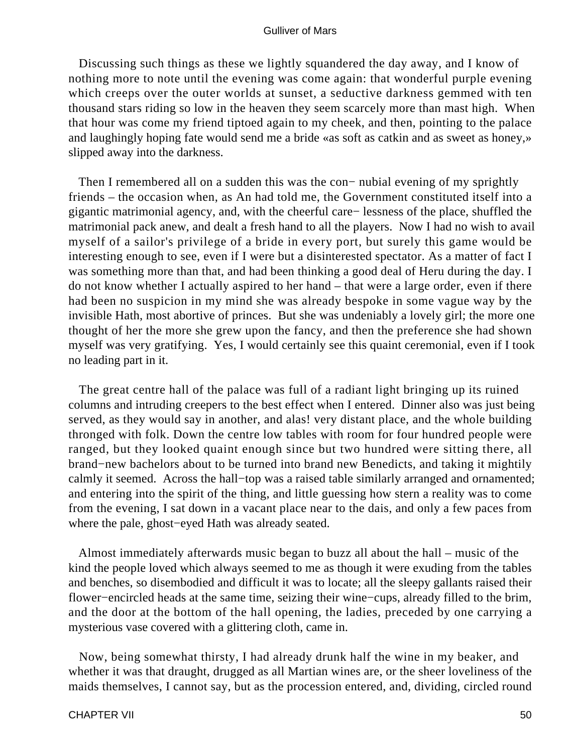Discussing such things as these we lightly squandered the day away, and I know of nothing more to note until the evening was come again: that wonderful purple evening which creeps over the outer worlds at sunset, a seductive darkness gemmed with ten thousand stars riding so low in the heaven they seem scarcely more than mast high. When that hour was come my friend tiptoed again to my cheek, and then, pointing to the palace and laughingly hoping fate would send me a bride «as soft as catkin and as sweet as honey,» slipped away into the darkness.

Then I remembered all on a sudden this was the connubial evening of my sprightly friends – the occasion when, as An had told me, the Government constituted itself into a gigantic matrimonial agency, and, with the cheerful carelessness of the place, shuffled the matrimonial pack anew, and dealt a fresh hand to all the players. Now I had no wish to avail myself of a sailor's privilege of a bride in every port, but surely this game would be interesting enough to see, even if I were but a disinterested spectator. As a matter of fact I was something more than that, and had been thinking a good deal of Heru during the day. I do not know whether I actually aspired to her hand – that were a large order, even if there had been no suspicion in my mind she was already bespoke in some vague way by the invisible Hath, most abortive of princes. But she was undeniably a lovely girl; the more one thought of her the more she grew upon the fancy, and then the preference she had shown myself was very gratifying. Yes, I would certainly see this quaint ceremonial, even if I took no leading part in it.

The great centre hall of the palace was full of a radiant light bringing up its ruined columns and intruding creepers to the best effect when I entered. Dinner also was just being served, as they would say in another, and alas! very distant place, and the whole building thronged with folk. Down the centre low tables with room for four hundred people were ranged, but they looked quaint enough since but two hundred were sitting there, all brand−new bachelors about to be turned into brand new Benedicts, and taking it mightily calmly it seemed. Across the hall−top was a raised table similarly arranged and ornamented; and entering into the spirit of the thing, and little guessing how stern a reality was to come from the evening, I sat down in a vacant place near to the dais, and only a few paces from where the pale, ghost−eyed Hath was already seated.

Almost immediately afterwards music began to buzz all about the hall – music of the kind the people loved which always seemed to me as though it were exuding from the tables and benches, so disembodied and difficult it was to locate; all the sleepy gallants raised their flower−encircled heads at the same time, seizing their wine−cups, already filled to the brim, and the door at the bottom of the hall opening, the ladies, preceded by one carrying a mysterious vase covered with a glittering cloth, came in.

Now, being somewhat thirsty, I had already drunk half the wine in my beaker, and whether it was that draught, drugged as all Martian wines are, or the sheer loveliness of the maids themselves, I cannot say, but as the procession entered, and, dividing, circled round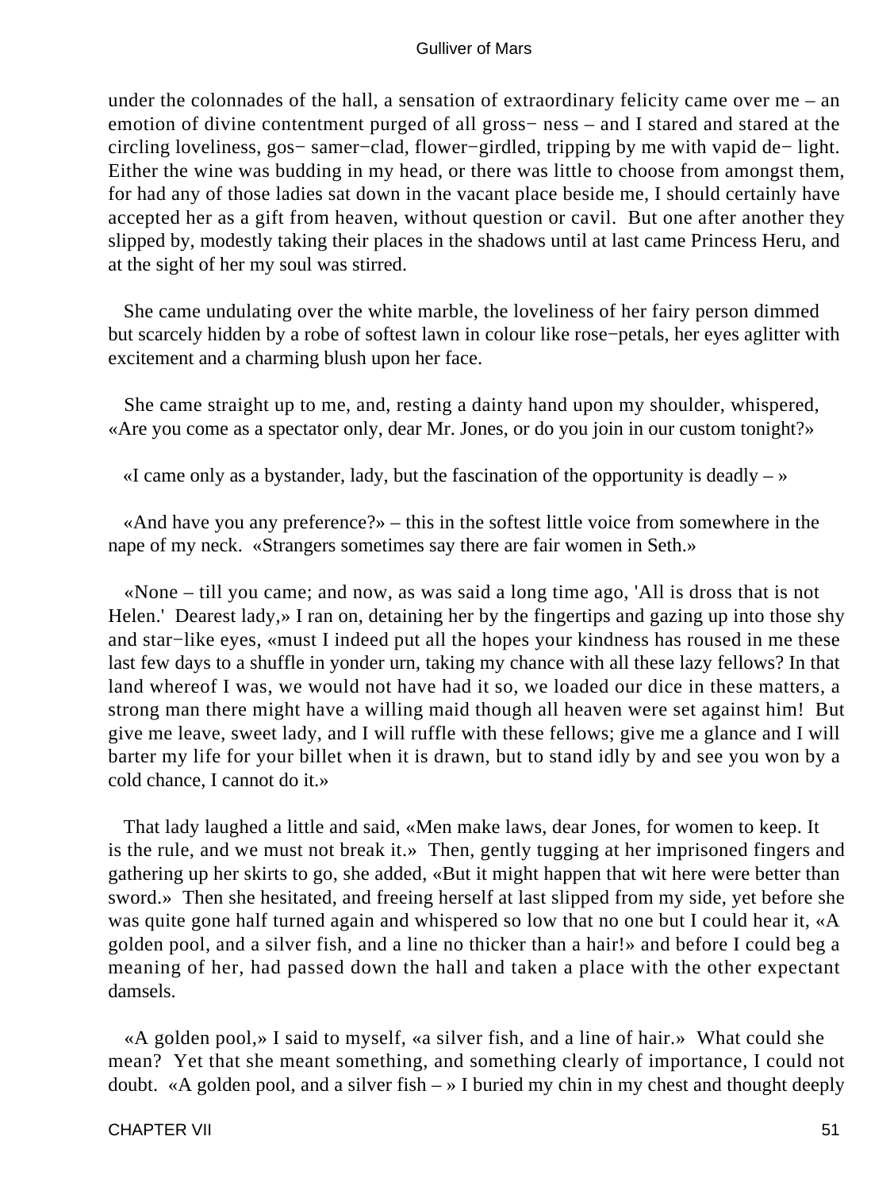under the colonnades of the hall, a sensation of extraordinary felicity came over me – an emotion of divine contentment purged of all gross− ness – and I stared and stared at the circling loveliness, gos− samer−clad, flower−girdled, tripping by me with vapid de− light. Either the wine was budding in my head, or there was little to choose from amongst them, for had any of those ladies sat down in the vacant place beside me, I should certainly have accepted her as a gift from heaven, without question or cavil. But one after another they slipped by, modestly taking their places in the shadows until at last came Princess Heru, and at the sight of her my soul was stirred.

She came undulating over the white marble, the loveliness of her fairy person dimmed but scarcely hidden by a robe of softest lawn in colour like rose−petals, her eyes aglitter with excitement and a charming blush upon her face.

She came straight up to me, and, resting a dainty hand upon my shoulder, whispered, «Are you come as a spectator only, dear Mr. Jones, or do you join in our custom tonight?»

«I came only as a bystander, lady, but the fascination of the opportunity is deadly – »

«And have you any preference?» – this in the softest little voice from somewhere in the nape of my neck. «Strangers sometimes say there are fair women in Seth.»

«None – till you came; and now, as was said a long time ago, 'All is dross that is not Helen.' Dearest lady,» I ran on, detaining her by the fingertips and gazing up into those shy and star−like eyes, «must I indeed put all the hopes your kindness has roused in me these last few days to a shuffle in yonder urn, taking my chance with all these lazy fellows? In that land whereof I was, we would not have had it so, we loaded our dice in these matters, a strong man there might have a willing maid though all heaven were set against him! But give me leave, sweet lady, and I will ruffle with these fellows; give me a glance and I will barter my life for your billet when it is drawn, but to stand idly by and see you won by a cold chance, I cannot do it.»

That lady laughed a little and said, «Men make laws, dear Jones, for women to keep. It is the rule, and we must not break it.» Then, gently tugging at her imprisoned fingers and gathering up her skirts to go, she added, «But it might happen that wit here were better than sword.» Then she hesitated, and freeing herself at last slipped from my side, yet before she was quite gone half turned again and whispered so low that no one but I could hear it, «A golden pool, and a silver fish, and a line no thicker than a hair!» and before I could beg a meaning of her, had passed down the hall and taken a place with the other expectant damsels.

«A golden pool,» I said to myself, «a silver fish, and a line of hair.» What could she mean? Yet that she meant something, and something clearly of importance, I could not doubt. «A golden pool, and a silver fish – » I buried my chin in my chest and thought deeply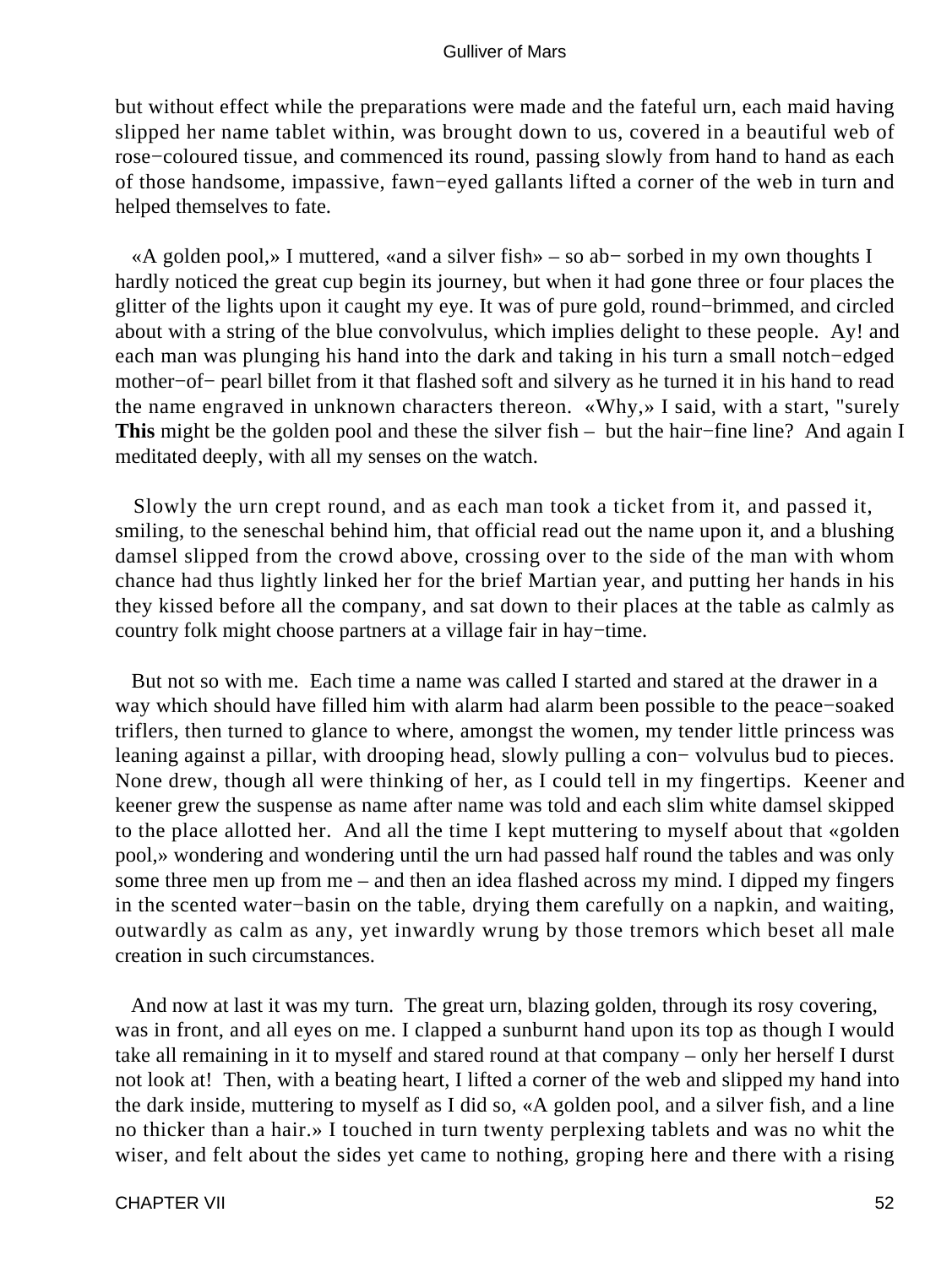but without effect while the preparations were made and the fateful urn, each maid having slipped her name tablet within, was brought down to us, covered in a beautiful web of rose−coloured tissue, and commenced its round, passing slowly from hand to hand as each of those handsome, impassive, fawn−eyed gallants lifted a corner of the web in turn and helped themselves to fate.

«A golden pool,» I muttered, «and a silver fish» – so ab− sorbed in my own thoughts I hardly noticed the great cup begin its journey, but when it had gone three or four places the glitter of the lights upon it caught my eye. It was of pure gold, round−brimmed, and circled about with a string of the blue convolvulus, which implies delight to these people. Ay! and each man was plunging his hand into the dark and taking in his turn a small notch−edged mother−of− pearl billet from it that flashed soft and silvery as he turned it in his hand to read the name engraved in unknown characters thereon. «Why,» I said, with a start, "surely **This** might be the golden pool and these the silver fish – but the hair−fine line? And again I meditated deeply, with all my senses on the watch.

Slowly the urn crept round, and as each man took a ticket from it, and passed it, smiling, to the seneschal behind him, that official read out the name upon it, and a blushing damsel slipped from the crowd above, crossing over to the side of the man with whom chance had thus lightly linked her for the brief Martian year, and putting her hands in his they kissed before all the company, and sat down to their places at the table as calmly as country folk might choose partners at a village fair in hay−time.

But not so with me. Each time a name was called I started and stared at the drawer in a way which should have filled him with alarm had alarm been possible to the peace−soaked triflers, then turned to glance to where, amongst the women, my tender little princess was leaning against a pillar, with drooping head, slowly pulling a con− volvulus bud to pieces. None drew, though all were thinking of her, as I could tell in my fingertips. Keener and keener grew the suspense as name after name was told and each slim white damsel skipped to the place allotted her. And all the time I kept muttering to myself about that «golden pool,» wondering and wondering until the urn had passed half round the tables and was only some three men up from me – and then an idea flashed across my mind. I dipped my fingers in the scented water−basin on the table, drying them carefully on a napkin, and waiting, outwardly as calm as any, yet inwardly wrung by those tremors which beset all male creation in such circumstances.

And now at last it was my turn. The great urn, blazing golden, through its rosy covering, was in front, and all eyes on me. I clapped a sunburnt hand upon its top as though I would take all remaining in it to myself and stared round at that company – only her herself I durst not look at! Then, with a beating heart, I lifted a corner of the web and slipped my hand into the dark inside, muttering to myself as I did so, «A golden pool, and a silver fish, and a line no thicker than a hair.» I touched in turn twenty perplexing tablets and was no whit the wiser, and felt about the sides yet came to nothing, groping here and there with a rising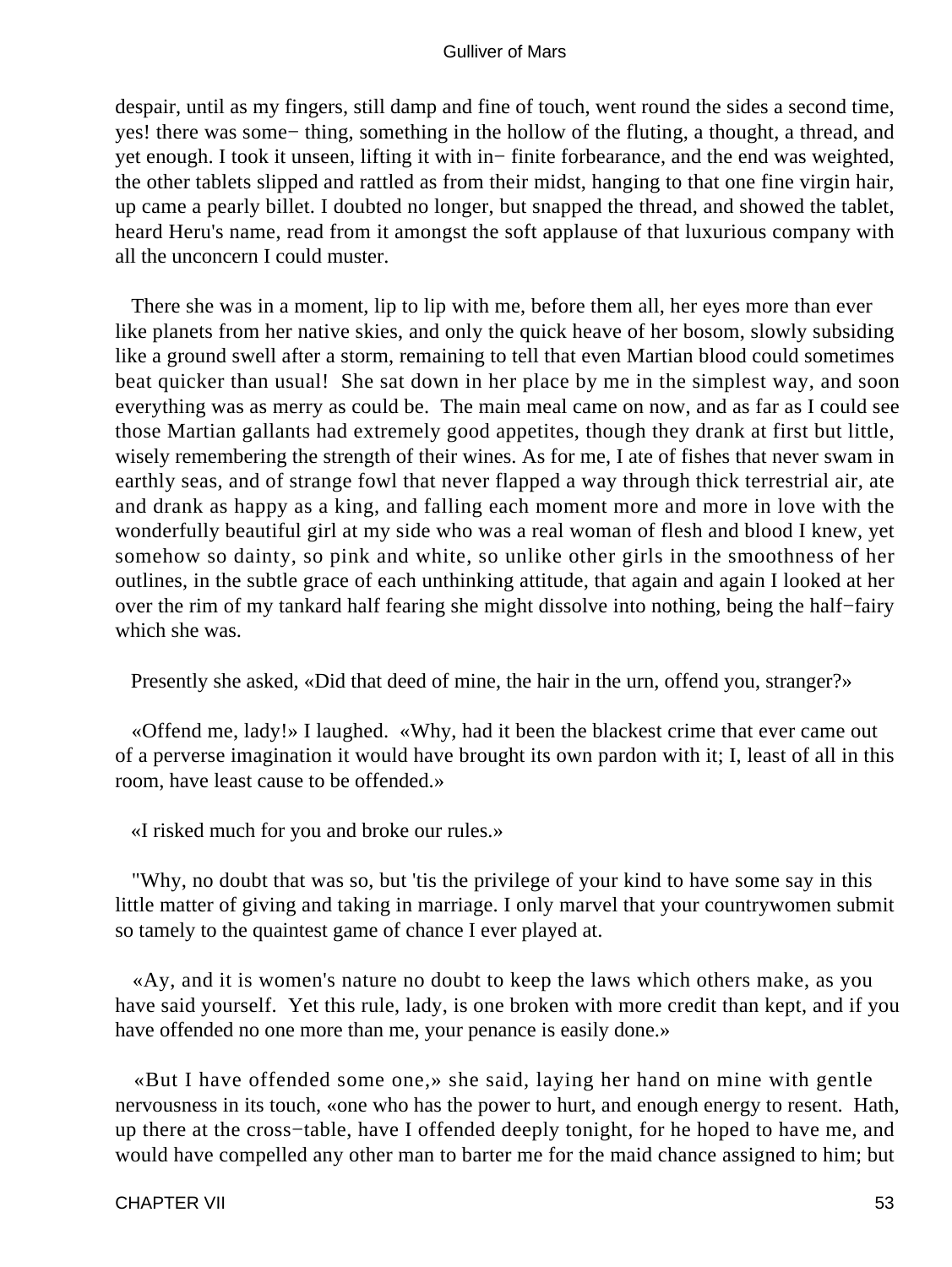despair, until as my fingers, still damp and fine of touch, went round the sides a second time, yes! there was some− thing, something in the hollow of the fluting, a thought, a thread, and yet enough. I took it unseen, lifting it with in− finite forbearance, and the end was weighted, the other tablets slipped and rattled as from their midst, hanging to that one fine virgin hair, up came a pearly billet. I doubted no longer, but snapped the thread, and showed the tablet, heard Heru's name, read from it amongst the soft applause of that luxurious company with all the unconcern I could muster.

There she was in a moment, lip to lip with me, before them all, her eyes more than ever like planets from her native skies, and only the quick heave of her bosom, slowly subsiding like a ground swell after a storm, remaining to tell that even Martian blood could sometimes beat quicker than usual! She sat down in her place by me in the simplest way, and soon everything was as merry as could be. The main meal came on now, and as far as I could see those Martian gallants had extremely good appetites, though they drank at first but little, wisely remembering the strength of their wines. As for me, I ate of fishes that never swam in earthly seas, and of strange fowl that never flapped a way through thick terrestrial air, ate and drank as happy as a king, and falling each moment more and more in love with the wonderfully beautiful girl at my side who was a real woman of flesh and blood I knew, yet somehow so dainty, so pink and white, so unlike other girls in the smoothness of her outlines, in the subtle grace of each unthinking attitude, that again and again I looked at her over the rim of my tankard half fearing she might dissolve into nothing, being the half−fairy which she was.

Presently she asked, «Did that deed of mine, the hair in the urn, offend you, stranger?»

«Offend me, lady!» I laughed. «Why, had it been the blackest crime that ever came out of a perverse imagination it would have brought its own pardon with it; I, least of all in this room, have least cause to be offended.»

«I risked much for you and broke our rules.»

"Why, no doubt that was so, but 'tis the privilege of your kind to have some say in this little matter of giving and taking in marriage. I only marvel that your countrywomen submit so tamely to the quaintest game of chance I ever played at.

«Ay, and it is women's nature no doubt to keep the laws which others make, as you have said yourself. Yet this rule, lady, is one broken with more credit than kept, and if you have offended no one more than me, your penance is easily done.»

«But I have offended some one,» she said, laying her hand on mine with gentle nervousness in its touch, «one who has the power to hurt, and enough energy to resent. Hath, up there at the cross−table, have I offended deeply tonight, for he hoped to have me, and would have compelled any other man to barter me for the maid chance assigned to him; but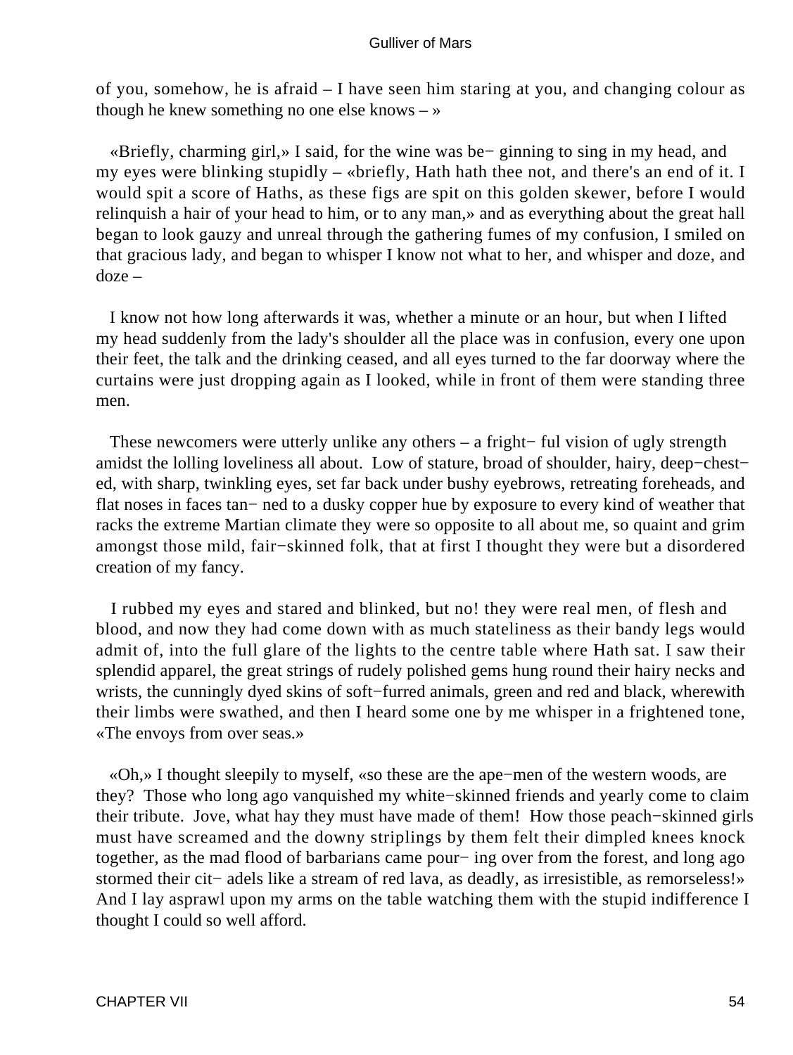of you, somehow, he is afraid – I have seen him staring at you, and changing colour as though he knew something no one else knows – »

«Briefly, charming girl,» I said, for the wine was beginning to sing in my head, and my eyes were blinking stupidly – «briefly, Hath hath thee not, and there's an end of it. I would spit a score of Haths, as these figs are spit on this golden skewer, before I would relinquish a hair of your head to him, or to any man,» and as everything about the great hall began to look gauzy and unreal through the gathering fumes of my confusion, I smiled on that gracious lady, and began to whisper I know not what to her, and whisper and doze, and doze –

I know not how long afterwards it was, whether a minute or an hour, but when I lifted my head suddenly from the lady's shoulder all the place was in confusion, every one upon their feet, the talk and the drinking ceased, and all eyes turned to the far doorway where the curtains were just dropping again as I looked, while in front of them were standing three men.

These newcomers were utterly unlike any others – a frightful vision of ugly strength amidst the lolling loveliness all about. Low of stature, broad of shoulder, hairy, deep-chested, with sharp, twinkling eyes, set far back under bushy eyebrows, retreating foreheads, and flat noses in faces tanned to a dusky copper hue by exposure to every kind of weather that racks the extreme Martian climate they were so opposite to all about me, so quaint and grim amongst those mild, fair-skinned folk, that at first I thought they were but a disordered creation of my fancy.

I rubbed my eyes and stared and blinked, but no! they were real men, of flesh and blood, and now they had come down with as much stateliness as their bandy legs would admit of, into the full glare of the lights to the centre table where Hath sat. I saw their splendid apparel, the great strings of rudely polished gems hung round their hairy necks and wrists, the cunningly dyed skins of soft-furred animals, green and red and black, wherewith their limbs were swathed, and then I heard some one by me whisper in a frightened tone, «The envoys from over seas.»

«Oh,» I thought sleepily to myself, «so these are the ape-men of the western woods, are they? Those who long ago vanquished my white-skinned friends and yearly come to claim their tribute. Jove, what hay they must have made of them! How those peach-skinned girls must have screamed and the downy striplings by them felt their dimpled knees knock together, as the mad flood of barbarians came pouring over from the forest, and long ago stormed their citadels like a stream of red lava, as deadly, as irresistible, as remorseless!» And I lay asprawl upon my arms on the table watching them with the stupid indifference I thought I could so well afford.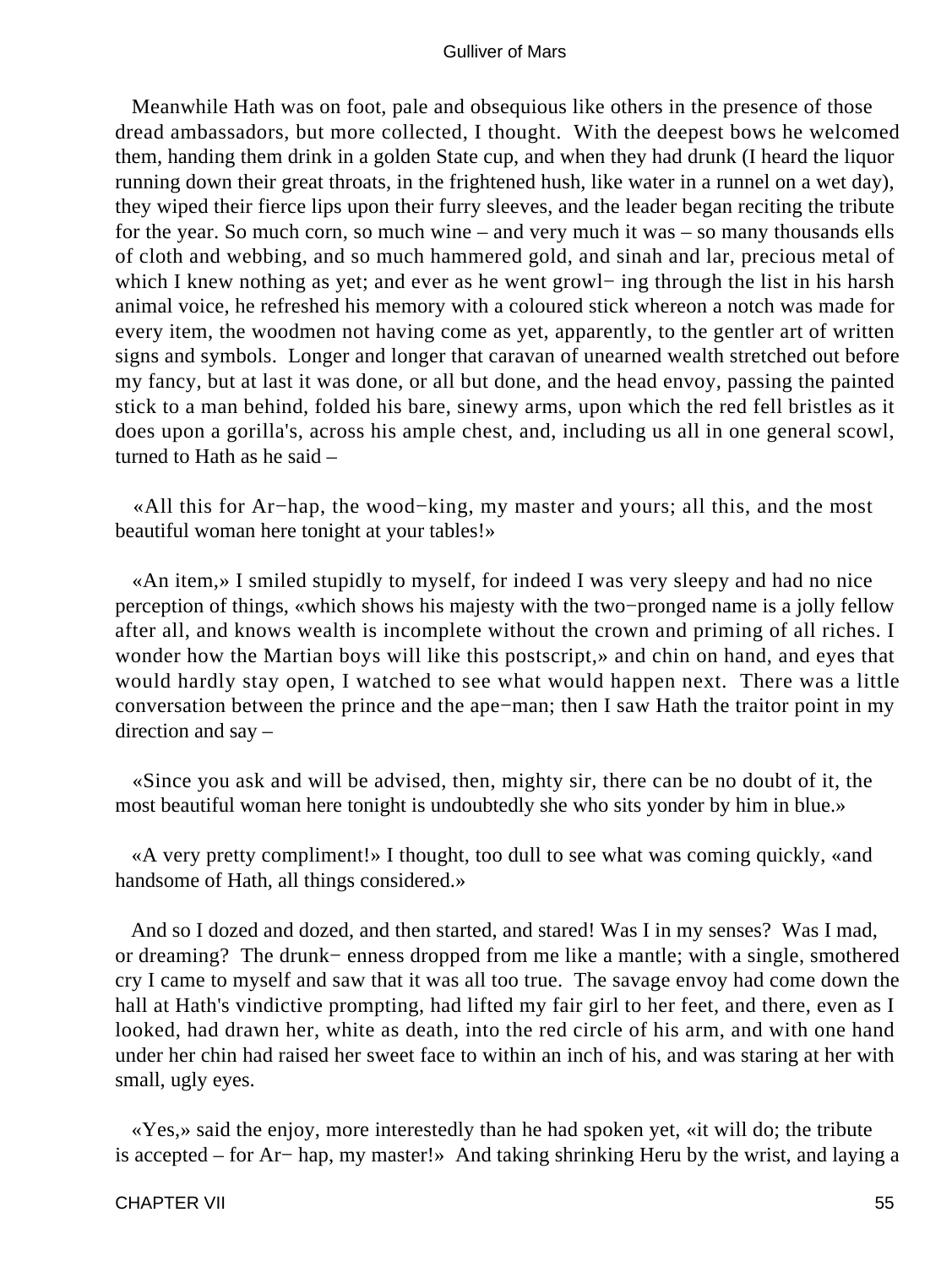Meanwhile Hath was on foot, pale and obsequious like others in the presence of those dread ambassadors, but more collected, I thought. With the deepest bows he welcomed them, handing them drink in a golden State cup, and when they had drunk (I heard the liquor running down their great throats, in the frightened hush, like water in a runnel on a wet day), they wiped their fierce lips upon their furry sleeves, and the leader began reciting the tribute for the year. So much corn, so much wine – and very much it was – so many thousands ells of cloth and webbing, and so much hammered gold, and sinah and lar, precious metal of which I knew nothing as yet; and ever as he went growl− ing through the list in his harsh animal voice, he refreshed his memory with a coloured stick whereon a notch was made for every item, the woodmen not having come as yet, apparently, to the gentler art of written signs and symbols. Longer and longer that caravan of unearned wealth stretched out before my fancy, but at last it was done, or all but done, and the head envoy, passing the painted stick to a man behind, folded his bare, sinewy arms, upon which the red fell bristles as it does upon a gorilla's, across his ample chest, and, including us all in one general scowl, turned to Hath as he said –

«All this for Ar−hap, the wood−king, my master and yours; all this, and the most beautiful woman here tonight at your tables!»

«An item,» I smiled stupidly to myself, for indeed I was very sleepy and had no nice perception of things, «which shows his majesty with the two−pronged name is a jolly fellow after all, and knows wealth is incomplete without the crown and priming of all riches. I wonder how the Martian boys will like this postscript,» and chin on hand, and eyes that would hardly stay open, I watched to see what would happen next. There was a little conversation between the prince and the ape−man; then I saw Hath the traitor point in my direction and say –

«Since you ask and will be advised, then, mighty sir, there can be no doubt of it, the most beautiful woman here tonight is undoubtedly she who sits yonder by him in blue.»

«A very pretty compliment!» I thought, too dull to see what was coming quickly, «and handsome of Hath, all things considered.»

And so I dozed and dozed, and then started, and stared! Was I in my senses? Was I mad, or dreaming? The drunk− enness dropped from me like a mantle; with a single, smothered cry I came to myself and saw that it was all too true. The savage envoy had come down the hall at Hath's vindictive prompting, had lifted my fair girl to her feet, and there, even as I looked, had drawn her, white as death, into the red circle of his arm, and with one hand under her chin had raised her sweet face to within an inch of his, and was staring at her with small, ugly eyes.

«Yes,» said the enjoy, more interestedly than he had spoken yet, «it will do; the tribute is accepted – for Ar− hap, my master!» And taking shrinking Heru by the wrist, and laying a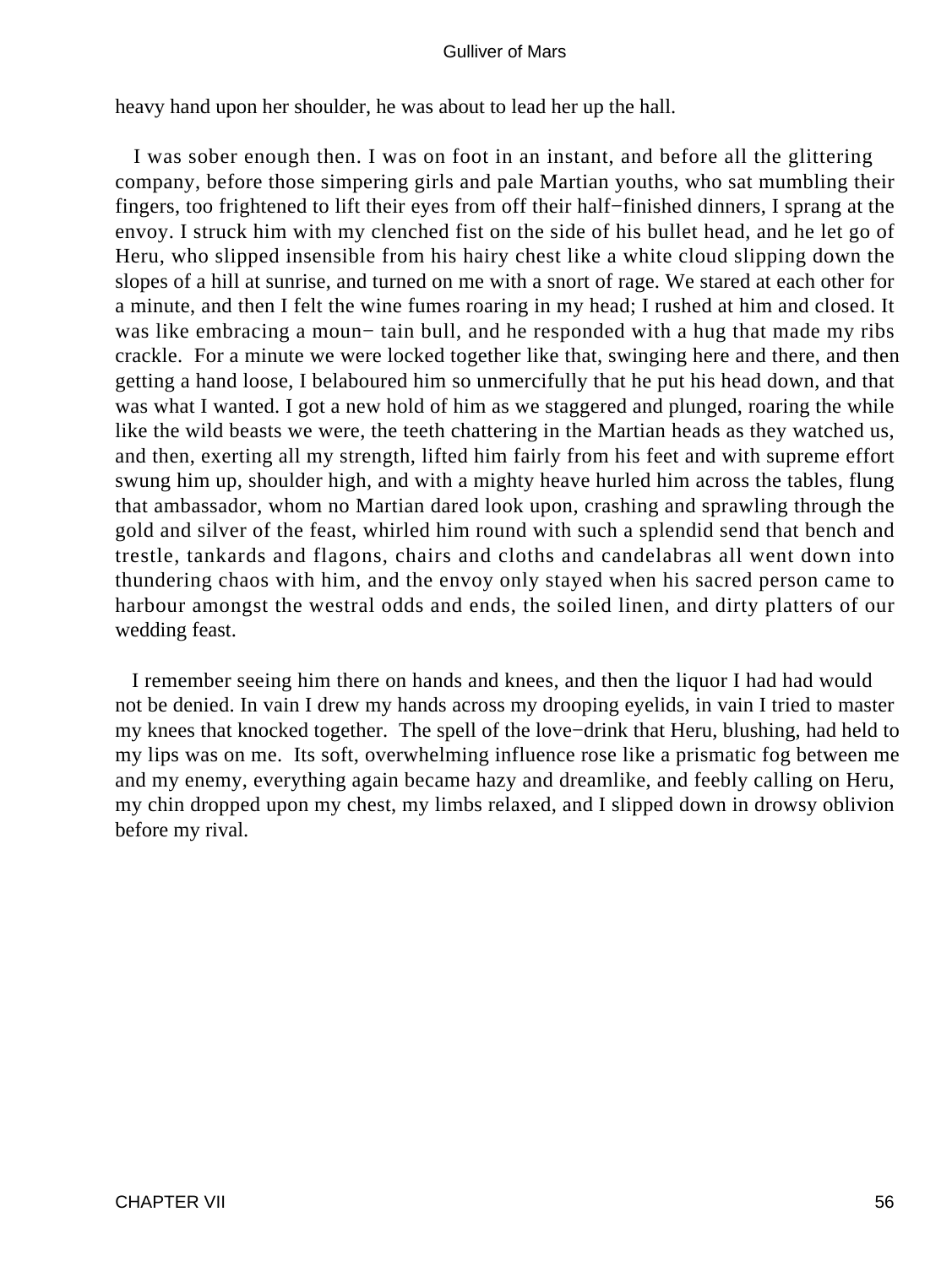heavy hand upon her shoulder, he was about to lead her up the hall.

I was sober enough then. I was on foot in an instant, and before all the glittering company, before those simpering girls and pale Martian youths, who sat mumbling their fingers, too frightened to lift their eyes from off their half−finished dinners, I sprang at the envoy. I struck him with my clenched fist on the side of his bullet head, and he let go of Heru, who slipped insensible from his hairy chest like a white cloud slipping down the slopes of a hill at sunrise, and turned on me with a snort of rage. We stared at each other for a minute, and then I felt the wine fumes roaring in my head; I rushed at him and closed. It was like embracing a moun− tain bull, and he responded with a hug that made my ribs crackle. For a minute we were locked together like that, swinging here and there, and then getting a hand loose, I belaboured him so unmercifully that he put his head down, and that was what I wanted. I got a new hold of him as we staggered and plunged, roaring the while like the wild beasts we were, the teeth chattering in the Martian heads as they watched us, and then, exerting all my strength, lifted him fairly from his feet and with supreme effort swung him up, shoulder high, and with a mighty heave hurled him across the tables, flung that ambassador, whom no Martian dared look upon, crashing and sprawling through the gold and silver of the feast, whirled him round with such a splendid send that bench and trestle, tankards and flagons, chairs and cloths and candelabras all went down into thundering chaos with him, and the envoy only stayed when his sacred person came to harbour amongst the westral odds and ends, the soiled linen, and dirty platters of our wedding feast.

I remember seeing him there on hands and knees, and then the liquor I had had would not be denied. In vain I drew my hands across my drooping eyelids, in vain I tried to master my knees that knocked together. The spell of the love−drink that Heru, blushing, had held to my lips was on me. Its soft, overwhelming influence rose like a prismatic fog between me and my enemy, everything again became hazy and dreamlike, and feebly calling on Heru, my chin dropped upon my chest, my limbs relaxed, and I slipped down in drowsy oblivion before my rival.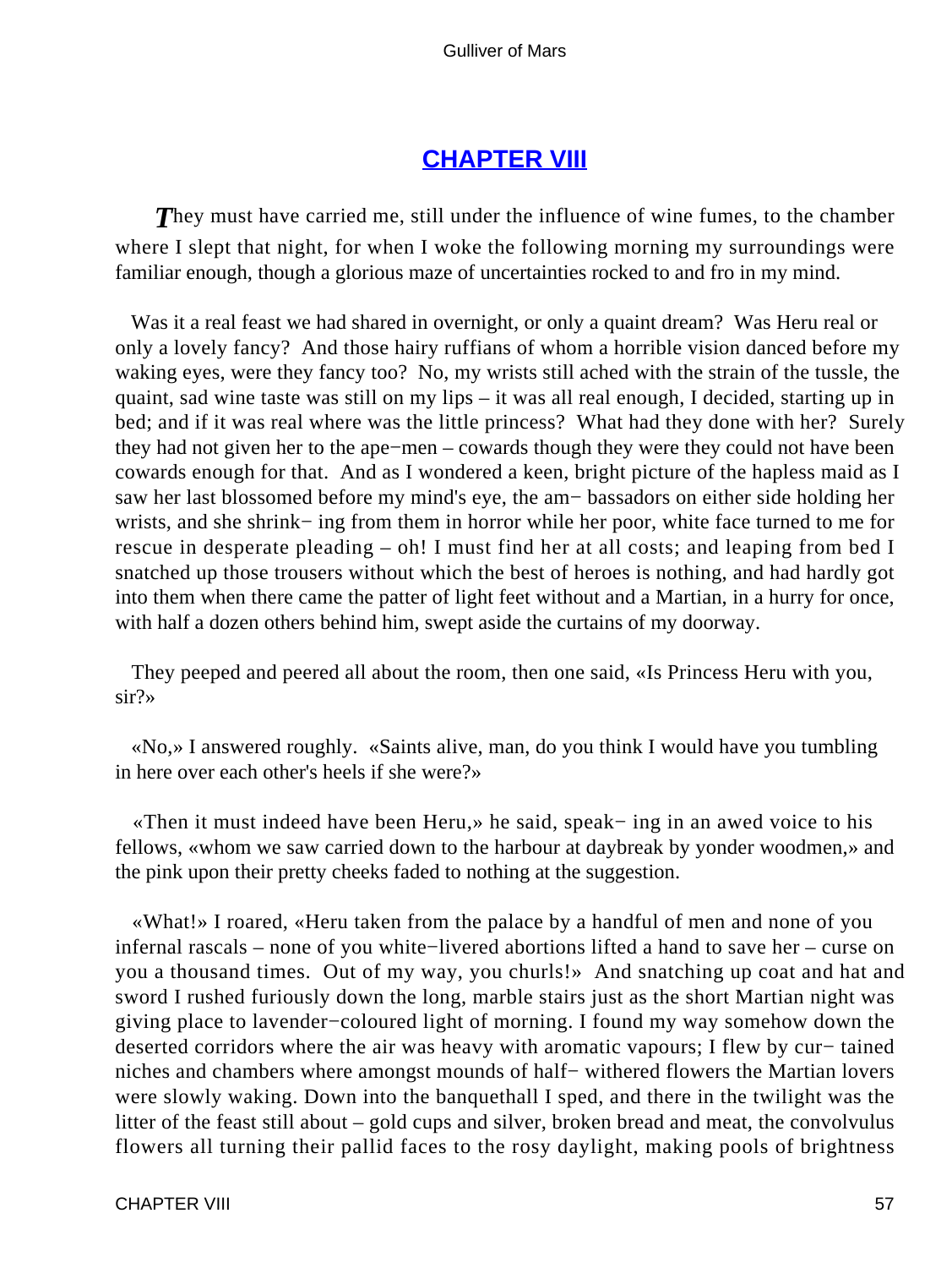## CHAPTER VIII

*T*hey must have carried me, still under the influence of wine fumes, to the chamber where I slept that night, for when I woke the following morning my surroundings were familiar enough, though a glorious maze of uncertainties rocked to and fro in my mind.

Was it a real feast we had shared in overnight, or only a quaint dream? Was Heru real or only a lovely fancy? And those hairy ruffians of whom a horrible vision danced before my waking eyes, were they fancy too? No, my wrists still ached with the strain of the tussle, the quaint, sad wine taste was still on my lips – it was all real enough, I decided, starting up in bed; and if it was real where was the little princess? What had they done with her? Surely they had not given her to the ape−men – cowards though they were they could not have been cowards enough for that. And as I wondered a keen, bright picture of the hapless maid as I saw her last blossomed before my mind's eye, the ambassadors on either side holding her wrists, and she shrinking from them in horror while her poor, white face turned to me for rescue in desperate pleading – oh! I must find her at all costs; and leaping from bed I snatched up those trousers without which the best of heroes is nothing, and had hardly got into them when there came the patter of light feet without and a Martian, in a hurry for once, with half a dozen others behind him, swept aside the curtains of my doorway.

They peeped and peered all about the room, then one said, «Is Princess Heru with you, sir?»

«No,» I answered roughly. «Saints alive, man, do you think I would have you tumbling in here over each other's heels if she were?»

«Then it must indeed have been Heru,» he said, speaking in an awed voice to his fellows, «whom we saw carried down to the harbour at daybreak by yonder woodmen,» and the pink upon their pretty cheeks faded to nothing at the suggestion.

«What!» I roared, «Heru taken from the palace by a handful of men and none of you infernal rascals – none of you white−livered abortions lifted a hand to save her – curse on you a thousand times. Out of my way, you churls!» And snatching up coat and hat and sword I rushed furiously down the long, marble stairs just as the short Martian night was giving place to lavender−coloured light of morning. I found my way somehow down the deserted corridors where the air was heavy with aromatic vapours; I flew by curtained niches and chambers where amongst mounds of half−withered flowers the Martian lovers were slowly waking. Down into the banquethall I sped, and there in the twilight was the litter of the feast still about – gold cups and silver, broken bread and meat, the convolvulus flowers all turning their pallid faces to the rosy daylight, making pools of brightness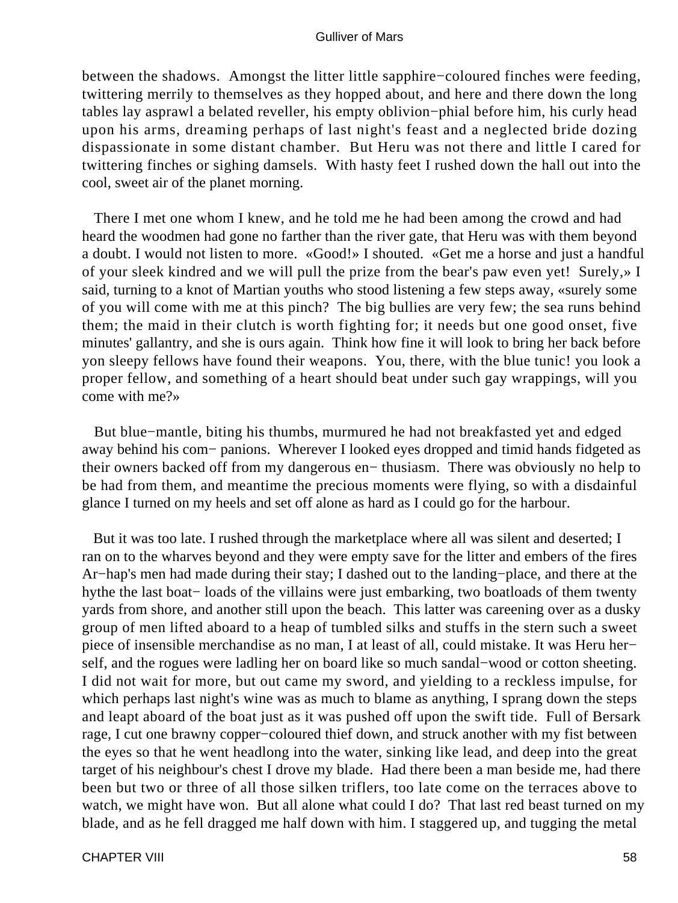between the shadows. Amongst the litter little sapphire−coloured finches were feeding, twittering merrily to themselves as they hopped about, and here and there down the long tables lay asprawl a belated reveller, his empty oblivion−phial before him, his curly head upon his arms, dreaming perhaps of last night's feast and a neglected bride dozing dispassionate in some distant chamber. But Heru was not there and little I cared for twittering finches or sighing damsels. With hasty feet I rushed down the hall out into the cool, sweet air of the planet morning.

There I met one whom I knew, and he told me he had been among the crowd and had heard the woodmen had gone no farther than the river gate, that Heru was with them beyond a doubt. I would not listen to more. «Good!» I shouted. «Get me a horse and just a handful of your sleek kindred and we will pull the prize from the bear's paw even yet! Surely,» I said, turning to a knot of Martian youths who stood listening a few steps away, «surely some of you will come with me at this pinch? The big bullies are very few; the sea runs behind them; the maid in their clutch is worth fighting for; it needs but one good onset, five minutes' gallantry, and she is ours again. Think how fine it will look to bring her back before yon sleepy fellows have found their weapons. You, there, with the blue tunic! you look a proper fellow, and something of a heart should beat under such gay wrappings, will you come with me?»

But blue−mantle, biting his thumbs, murmured he had not breakfasted yet and edged away behind his companions. Wherever I looked eyes dropped and timid hands fidgeted as their owners backed off from my dangerous enthusiasm. There was obviously no help to be had from them, and meantime the precious moments were flying, so with a disdainful glance I turned on my heels and set off alone as hard as I could go for the harbour.

But it was too late. I rushed through the marketplace where all was silent and deserted; I ran on to the wharves beyond and they were empty save for the litter and embers of the fires Ar−hap's men had made during their stay; I dashed out to the landing−place, and there at the hythe the last boat−loads of the villains were just embarking, two boatloads of them twenty yards from shore, and another still upon the beach. This latter was careening over as a dusky group of men lifted aboard to a heap of tumbled silks and stuffs in the stern such a sweet piece of insensible merchandise as no man, I at least of all, could mistake. It was Heru herself, and the rogues were ladling her on board like so much sandal−wood or cotton sheeting. I did not wait for more, but out came my sword, and yielding to a reckless impulse, for which perhaps last night's wine was as much to blame as anything, I sprang down the steps and leapt aboard of the boat just as it was pushed off upon the swift tide. Full of Bersark rage, I cut one brawny copper−coloured thief down, and struck another with my fist between the eyes so that he went headlong into the water, sinking like lead, and deep into the great target of his neighbour's chest I drove my blade. Had there been a man beside me, had there been but two or three of all those silken triflers, too late come on the terraces above to watch, we might have won. But all alone what could I do? That last red beast turned on my blade, and as he fell dragged me half down with him. I staggered up, and tugging the metal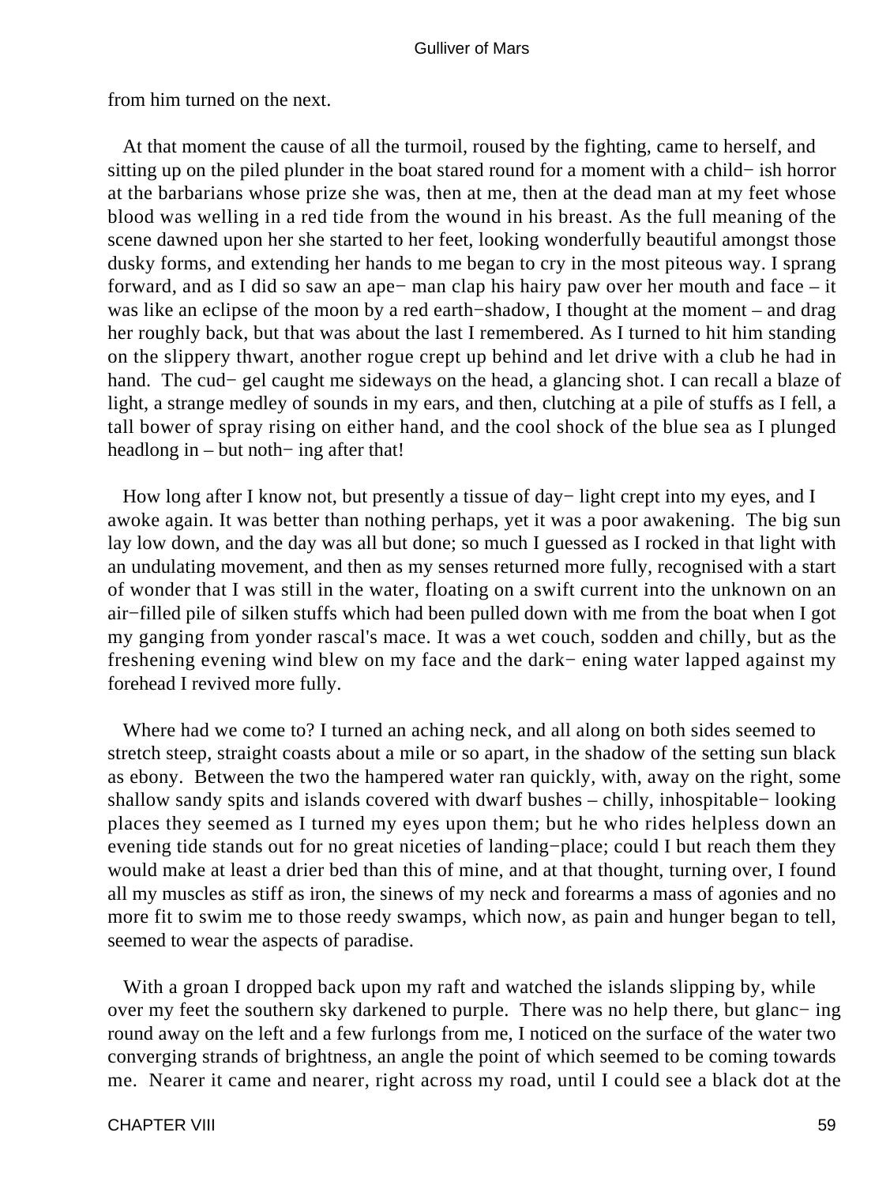from him turned on the next.

At that moment the cause of all the turmoil, roused by the fighting, came to herself, and sitting up on the piled plunder in the boat stared round for a moment with a childish horror at the barbarians whose prize she was, then at me, then at the dead man at my feet whose blood was welling in a red tide from the wound in his breast. As the full meaning of the scene dawned upon her she started to her feet, looking wonderfully beautiful amongst those dusky forms, and extending her hands to me began to cry in the most piteous way. I sprang forward, and as I did so saw an ape-man clap his hairy paw over her mouth and face – it was like an eclipse of the moon by a red earth-shadow, I thought at the moment – and drag her roughly back, but that was about the last I remembered. As I turned to hit him standing on the slippery thwart, another rogue crept up behind and let drive with a club he had in hand. The cudgel caught me sideways on the head, a glancing shot. I can recall a blaze of light, a strange medley of sounds in my ears, and then, clutching at a pile of stuffs as I fell, a tall bower of spray rising on either hand, and the cool shock of the blue sea as I plunged headlong in – but nothing after that!

How long after I know not, but presently a tissue of daylight crept into my eyes, and I awoke again. It was better than nothing perhaps, yet it was a poor awakening. The big sun lay low down, and the day was all but done; so much I guessed as I rocked in that light with an undulating movement, and then as my senses returned more fully, recognised with a start of wonder that I was still in the water, floating on a swift current into the unknown on an air-filled pile of silken stuffs which had been pulled down with me from the boat when I got my ganging from yonder rascal's mace. It was a wet couch, sodden and chilly, but as the freshening evening wind blew on my face and the darkening water lapped against my forehead I revived more fully.

Where had we come to? I turned an aching neck, and all along on both sides seemed to stretch steep, straight coasts about a mile or so apart, in the shadow of the setting sun black as ebony. Between the two the hampered water ran quickly, with, away on the right, some shallow sandy spits and islands covered with dwarf bushes – chilly, inhospitable-looking places they seemed as I turned my eyes upon them; but he who rides helpless down an evening tide stands out for no great niceties of landing-place; could I but reach them they would make at least a drier bed than this of mine, and at that thought, turning over, I found all my muscles as stiff as iron, the sinews of my neck and forearms a mass of agonies and no more fit to swim me to those reedy swamps, which now, as pain and hunger began to tell, seemed to wear the aspects of paradise.

With a groan I dropped back upon my raft and watched the islands slipping by, while over my feet the southern sky darkened to purple. There was no help there, but glancing round away on the left and a few furlongs from me, I noticed on the surface of the water two converging strands of brightness, an angle the point of which seemed to be coming towards me. Nearer it came and nearer, right across my road, until I could see a black dot at the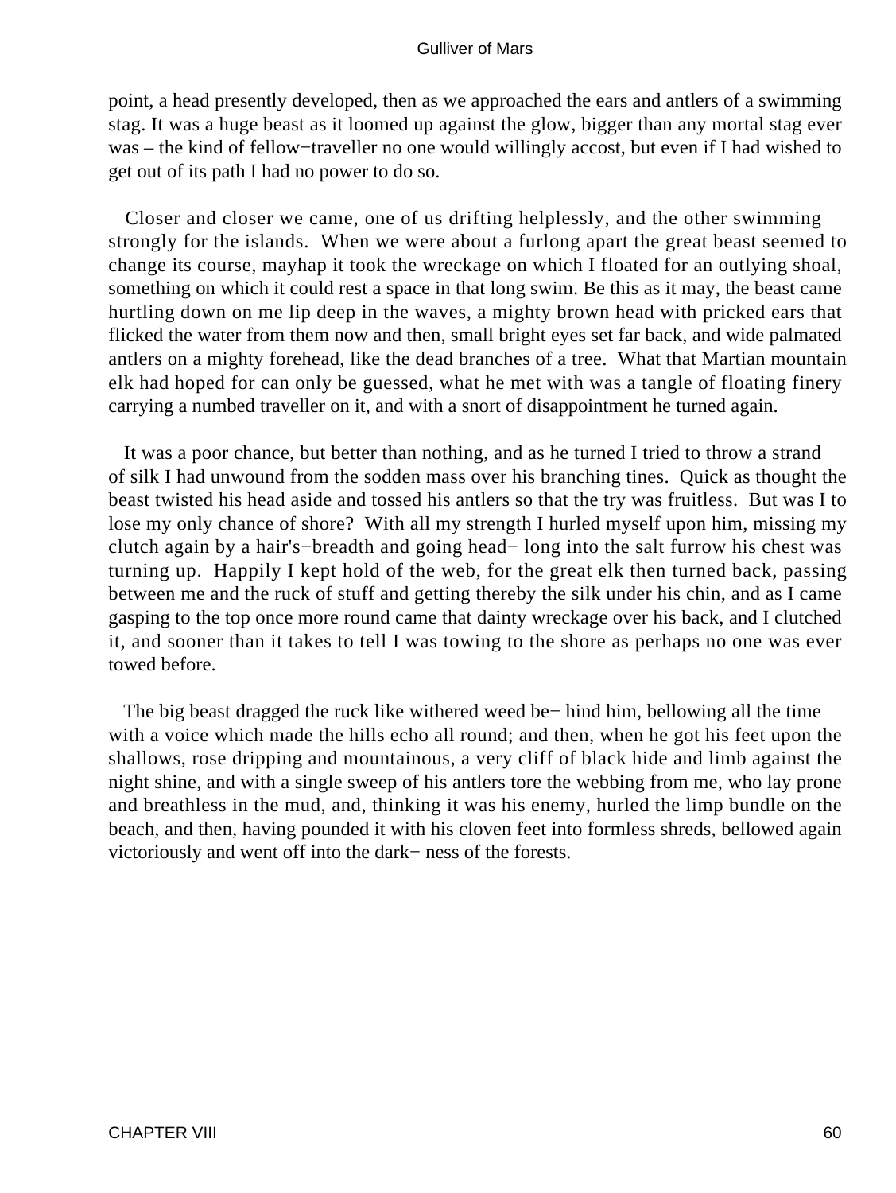point, a head presently developed, then as we approached the ears and antlers of a swimming stag. It was a huge beast as it loomed up against the glow, bigger than any mortal stag ever was – the kind of fellow−traveller no one would willingly accost, but even if I had wished to get out of its path I had no power to do so.

Closer and closer we came, one of us drifting helplessly, and the other swimming strongly for the islands. When we were about a furlong apart the great beast seemed to change its course, mayhap it took the wreckage on which I floated for an outlying shoal, something on which it could rest a space in that long swim. Be this as it may, the beast came hurtling down on me lip deep in the waves, a mighty brown head with pricked ears that flicked the water from them now and then, small bright eyes set far back, and wide palmated antlers on a mighty forehead, like the dead branches of a tree. What that Martian mountain elk had hoped for can only be guessed, what he met with was a tangle of floating finery carrying a numbed traveller on it, and with a snort of disappointment he turned again.

It was a poor chance, but better than nothing, and as he turned I tried to throw a strand of silk I had unwound from the sodden mass over his branching tines. Quick as thought the beast twisted his head aside and tossed his antlers so that the try was fruitless. But was I to lose my only chance of shore? With all my strength I hurled myself upon him, missing my clutch again by a hair's−breadth and going head− long into the salt furrow his chest was turning up. Happily I kept hold of the web, for the great elk then turned back, passing between me and the ruck of stuff and getting thereby the silk under his chin, and as I came gasping to the top once more round came that dainty wreckage over his back, and I clutched it, and sooner than it takes to tell I was towing to the shore as perhaps no one was ever towed before.

The big beast dragged the ruck like withered weed be− hind him, bellowing all the time with a voice which made the hills echo all round; and then, when he got his feet upon the shallows, rose dripping and mountainous, a very cliff of black hide and limb against the night shine, and with a single sweep of his antlers tore the webbing from me, who lay prone and breathless in the mud, and, thinking it was his enemy, hurled the limp bundle on the beach, and then, having pounded it with his cloven feet into formless shreds, bellowed again victoriously and went off into the dark− ness of the forests.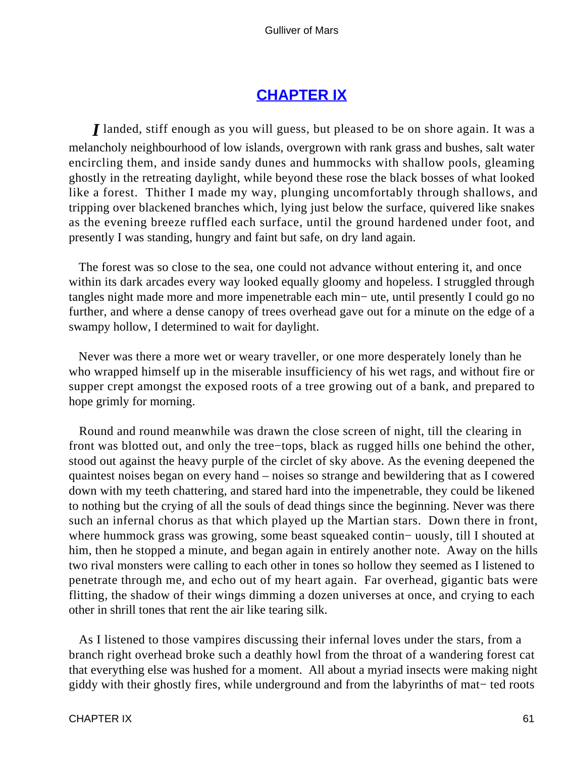## CHAPTER IX

*I* landed, stiff enough as you will guess, but pleased to be on shore again. It was a melancholy neighbourhood of low islands, overgrown with rank grass and bushes, salt water encircling them, and inside sandy dunes and hummocks with shallow pools, gleaming ghostly in the retreating daylight, while beyond these rose the black bosses of what looked like a forest. Thither I made my way, plunging uncomfortably through shallows, and tripping over blackened branches which, lying just below the surface, quivered like snakes as the evening breeze ruffled each surface, until the ground hardened under foot, and presently I was standing, hungry and faint but safe, on dry land again.

The forest was so close to the sea, one could not advance without entering it, and once within its dark arcades every way looked equally gloomy and hopeless. I struggled through tangles night made more and more impenetrable each minute, until presently I could go no further, and where a dense canopy of trees overhead gave out for a minute on the edge of a swampy hollow, I determined to wait for daylight.

Never was there a more wet or weary traveller, or one more desperately lonely than he who wrapped himself up in the miserable insufficiency of his wet rags, and without fire or supper crept amongst the exposed roots of a tree growing out of a bank, and prepared to hope grimly for morning.

Round and round meanwhile was drawn the close screen of night, till the clearing in front was blotted out, and only the tree−tops, black as rugged hills one behind the other, stood out against the heavy purple of the circlet of sky above. As the evening deepened the quaintest noises began on every hand – noises so strange and bewildering that as I cowered down with my teeth chattering, and stared hard into the impenetrable, they could be likened to nothing but the crying of all the souls of dead things since the beginning. Never was there such an infernal chorus as that which played up the Martian stars. Down there in front, where hummock grass was growing, some beast squeaked continuously, till I shouted at him, then he stopped a minute, and began again in entirely another note. Away on the hills two rival monsters were calling to each other in tones so hollow they seemed as I listened to penetrate through me, and echo out of my heart again. Far overhead, gigantic bats were flitting, the shadow of their wings dimming a dozen universes at once, and crying to each other in shrill tones that rent the air like tearing silk.

As I listened to those vampires discussing their infernal loves under the stars, from a branch right overhead broke such a deathly howl from the throat of a wandering forest cat that everything else was hushed for a moment. All about a myriad insects were making night giddy with their ghostly fires, while underground and from the labyrinths of matted roots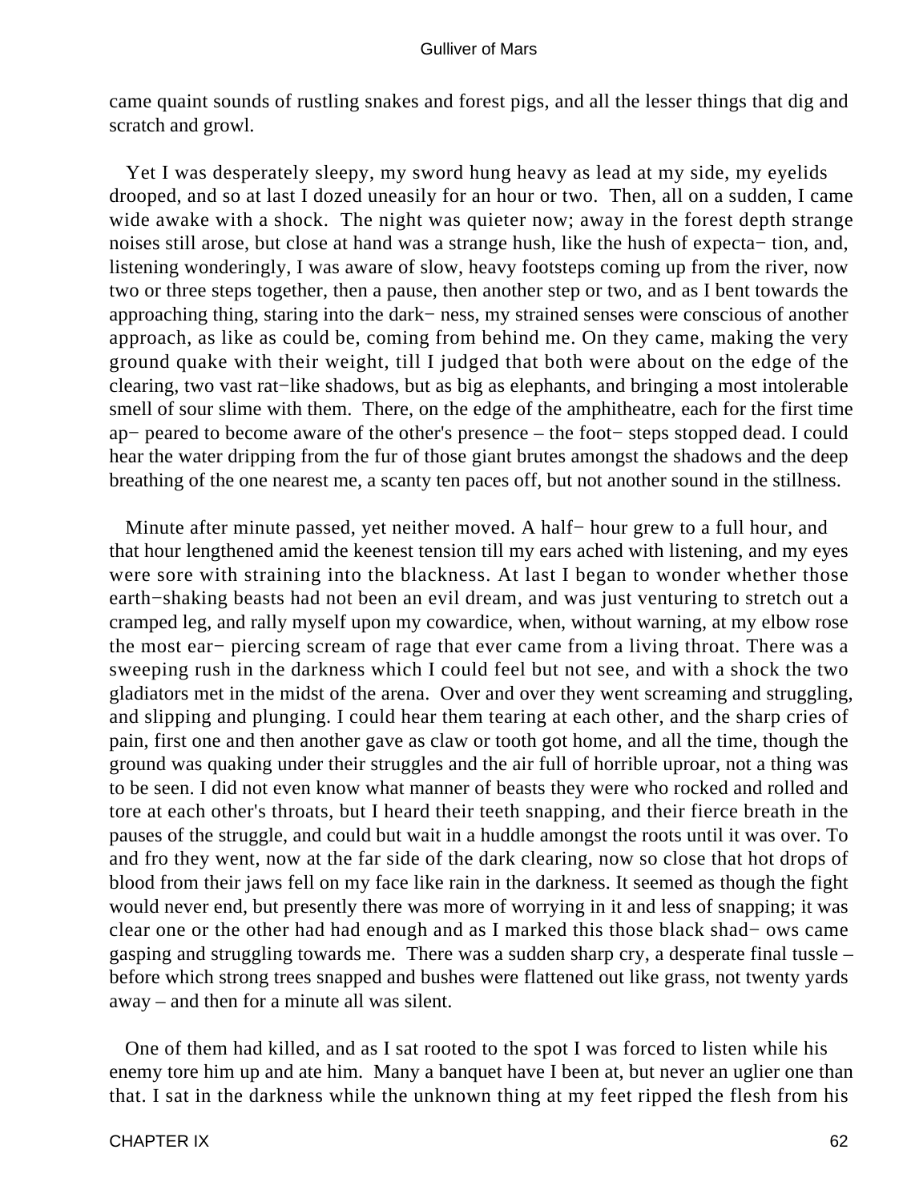came quaint sounds of rustling snakes and forest pigs, and all the lesser things that dig and scratch and growl.

Yet I was desperately sleepy, my sword hung heavy as lead at my side, my eyelids drooped, and so at last I dozed uneasily for an hour or two. Then, all on a sudden, I came wide awake with a shock. The night was quieter now; away in the forest depth strange noises still arose, but close at hand was a strange hush, like the hush of expecta− tion, and, listening wonderingly, I was aware of slow, heavy footsteps coming up from the river, now two or three steps together, then a pause, then another step or two, and as I bent towards the approaching thing, staring into the dark− ness, my strained senses were conscious of another approach, as like as could be, coming from behind me. On they came, making the very ground quake with their weight, till I judged that both were about on the edge of the clearing, two vast rat−like shadows, but as big as elephants, and bringing a most intolerable smell of sour slime with them. There, on the edge of the amphitheatre, each for the first time ap− peared to become aware of the other's presence – the foot− steps stopped dead. I could hear the water dripping from the fur of those giant brutes amongst the shadows and the deep breathing of the one nearest me, a scanty ten paces off, but not another sound in the stillness.

Minute after minute passed, yet neither moved. A half− hour grew to a full hour, and that hour lengthened amid the keenest tension till my ears ached with listening, and my eyes were sore with straining into the blackness. At last I began to wonder whether those earth−shaking beasts had not been an evil dream, and was just venturing to stretch out a cramped leg, and rally myself upon my cowardice, when, without warning, at my elbow rose the most ear− piercing scream of rage that ever came from a living throat. There was a sweeping rush in the darkness which I could feel but not see, and with a shock the two gladiators met in the midst of the arena. Over and over they went screaming and struggling, and slipping and plunging. I could hear them tearing at each other, and the sharp cries of pain, first one and then another gave as claw or tooth got home, and all the time, though the ground was quaking under their struggles and the air full of horrible uproar, not a thing was to be seen. I did not even know what manner of beasts they were who rocked and rolled and tore at each other's throats, but I heard their teeth snapping, and their fierce breath in the pauses of the struggle, and could but wait in a huddle amongst the roots until it was over. To and fro they went, now at the far side of the dark clearing, now so close that hot drops of blood from their jaws fell on my face like rain in the darkness. It seemed as though the fight would never end, but presently there was more of worrying in it and less of snapping; it was clear one or the other had had enough and as I marked this those black shad− ows came gasping and struggling towards me. There was a sudden sharp cry, a desperate final tussle – before which strong trees snapped and bushes were flattened out like grass, not twenty yards away – and then for a minute all was silent.

One of them had killed, and as I sat rooted to the spot I was forced to listen while his enemy tore him up and ate him. Many a banquet have I been at, but never an uglier one than that. I sat in the darkness while the unknown thing at my feet ripped the flesh from his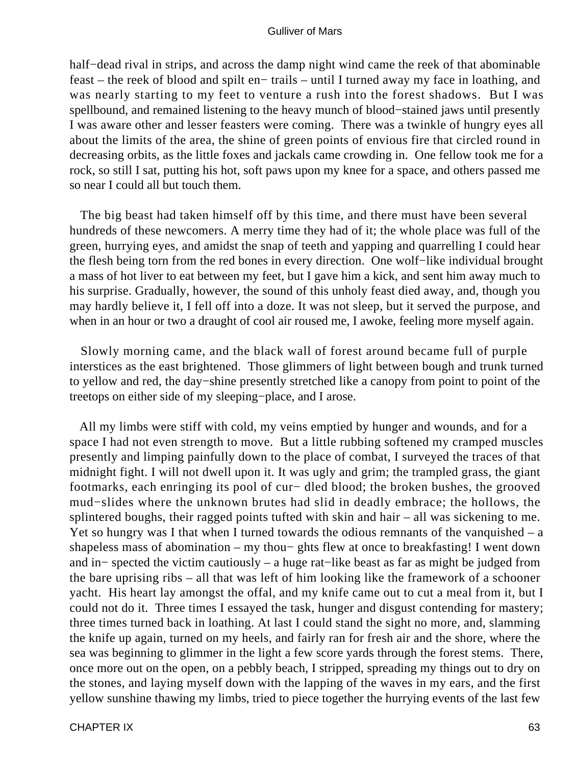half−dead rival in strips, and across the damp night wind came the reek of that abominable feast – the reek of blood and spilt en− trails – until I turned away my face in loathing, and was nearly starting to my feet to venture a rush into the forest shadows. But I was spellbound, and remained listening to the heavy munch of blood−stained jaws until presently I was aware other and lesser feasters were coming. There was a twinkle of hungry eyes all about the limits of the area, the shine of green points of envious fire that circled round in decreasing orbits, as the little foxes and jackals came crowding in. One fellow took me for a rock, so still I sat, putting his hot, soft paws upon my knee for a space, and others passed me so near I could all but touch them.

The big beast had taken himself off by this time, and there must have been several hundreds of these newcomers. A merry time they had of it; the whole place was full of the green, hurrying eyes, and amidst the snap of teeth and yapping and quarrelling I could hear the flesh being torn from the red bones in every direction. One wolf−like individual brought a mass of hot liver to eat between my feet, but I gave him a kick, and sent him away much to his surprise. Gradually, however, the sound of this unholy feast died away, and, though you may hardly believe it, I fell off into a doze. It was not sleep, but it served the purpose, and when in an hour or two a draught of cool air roused me, I awoke, feeling more myself again.

Slowly morning came, and the black wall of forest around became full of purple interstices as the east brightened. Those glimmers of light between bough and trunk turned to yellow and red, the day−shine presently stretched like a canopy from point to point of the treetops on either side of my sleeping−place, and I arose.

All my limbs were stiff with cold, my veins emptied by hunger and wounds, and for a space I had not even strength to move. But a little rubbing softened my cramped muscles presently and limping painfully down to the place of combat, I surveyed the traces of that midnight fight. I will not dwell upon it. It was ugly and grim; the trampled grass, the giant footmarks, each enringing its pool of cur− dled blood; the broken bushes, the grooved mud−slides where the unknown brutes had slid in deadly embrace; the hollows, the splintered boughs, their ragged points tufted with skin and hair – all was sickening to me. Yet so hungry was I that when I turned towards the odious remnants of the vanquished – a shapeless mass of abomination – my thou− ghts flew at once to breakfasting! I went down and in− spected the victim cautiously – a huge rat−like beast as far as might be judged from the bare uprising ribs – all that was left of him looking like the framework of a schooner yacht. His heart lay amongst the offal, and my knife came out to cut a meal from it, but I could not do it. Three times I essayed the task, hunger and disgust contending for mastery; three times turned back in loathing. At last I could stand the sight no more, and, slamming the knife up again, turned on my heels, and fairly ran for fresh air and the shore, where the sea was beginning to glimmer in the light a few score yards through the forest stems. There, once more out on the open, on a pebbly beach, I stripped, spreading my things out to dry on the stones, and laying myself down with the lapping of the waves in my ears, and the first yellow sunshine thawing my limbs, tried to piece together the hurrying events of the last few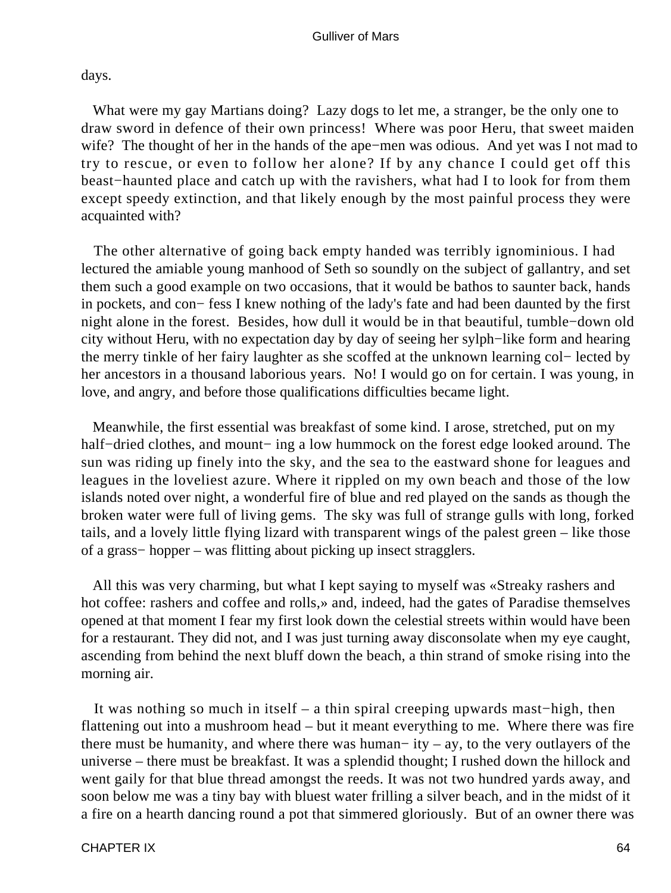days.

What were my gay Martians doing? Lazy dogs to let me, a stranger, be the only one to draw sword in defence of their own princess! Where was poor Heru, that sweet maiden wife? The thought of her in the hands of the ape−men was odious. And yet was I not mad to try to rescue, or even to follow her alone? If by any chance I could get off this beast−haunted place and catch up with the ravishers, what had I to look for from them except speedy extinction, and that likely enough by the most painful process they were acquainted with?

The other alternative of going back empty handed was terribly ignominious. I had lectured the amiable young manhood of Seth so soundly on the subject of gallantry, and set them such a good example on two occasions, that it would be bathos to saunter back, hands in pockets, and con− fess I knew nothing of the lady's fate and had been daunted by the first night alone in the forest. Besides, how dull it would be in that beautiful, tumble−down old city without Heru, with no expectation day by day of seeing her sylph−like form and hearing the merry tinkle of her fairy laughter as she scoffed at the unknown learning col− lected by her ancestors in a thousand laborious years. No! I would go on for certain. I was young, in love, and angry, and before those qualifications difficulties became light.

Meanwhile, the first essential was breakfast of some kind. I arose, stretched, put on my half−dried clothes, and mount− ing a low hummock on the forest edge looked around. The sun was riding up finely into the sky, and the sea to the eastward shone for leagues and leagues in the loveliest azure. Where it rippled on my own beach and those of the low islands noted over night, a wonderful fire of blue and red played on the sands as though the broken water were full of living gems. The sky was full of strange gulls with long, forked tails, and a lovely little flying lizard with transparent wings of the palest green – like those of a grass− hopper – was flitting about picking up insect stragglers.

All this was very charming, but what I kept saying to myself was «Streaky rashers and hot coffee: rashers and coffee and rolls,» and, indeed, had the gates of Paradise themselves opened at that moment I fear my first look down the celestial streets within would have been for a restaurant. They did not, and I was just turning away disconsolate when my eye caught, ascending from behind the next bluff down the beach, a thin strand of smoke rising into the morning air.

It was nothing so much in itself – a thin spiral creeping upwards mast−high, then flattening out into a mushroom head – but it meant everything to me. Where there was fire there must be humanity, and where there was human− ity – ay, to the very outlayers of the universe – there must be breakfast. It was a splendid thought; I rushed down the hillock and went gaily for that blue thread amongst the reeds. It was not two hundred yards away, and soon below me was a tiny bay with bluest water frilling a silver beach, and in the midst of it a fire on a hearth dancing round a pot that simmered gloriously. But of an owner there was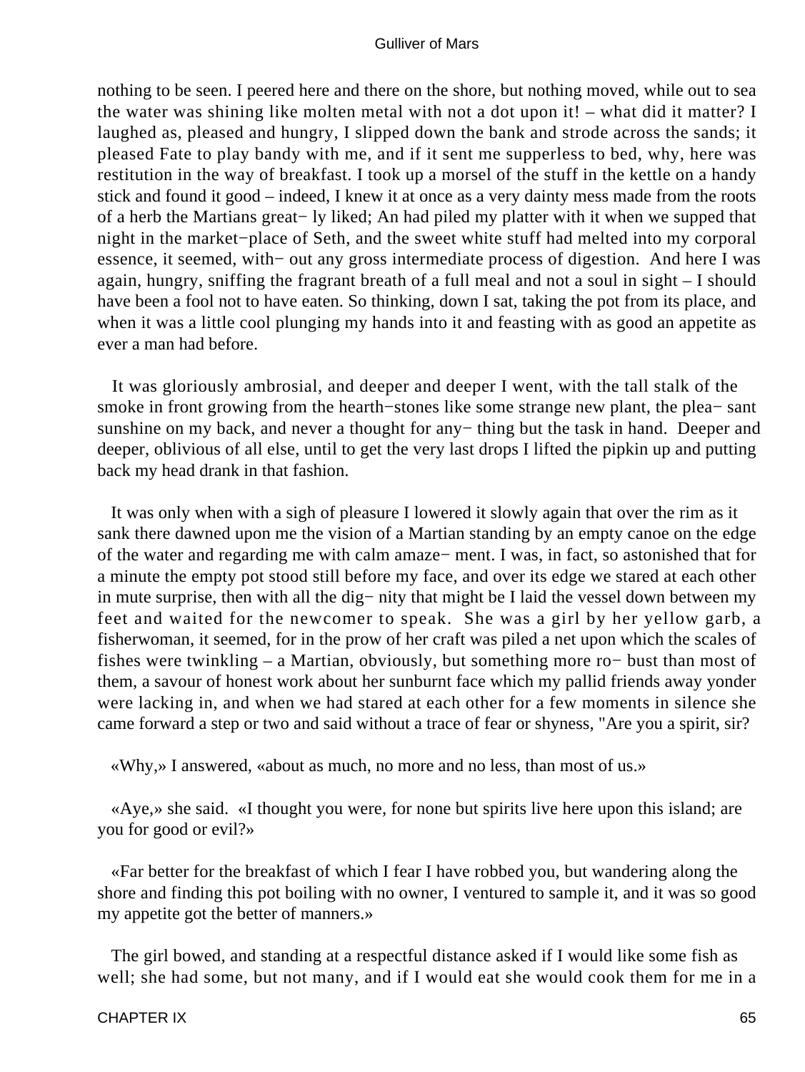nothing to be seen. I peered here and there on the shore, but nothing moved, while out to sea the water was shining like molten metal with not a dot upon it! – what did it matter? I laughed as, pleased and hungry, I slipped down the bank and strode across the sands; it pleased Fate to play bandy with me, and if it sent me supperless to bed, why, here was restitution in the way of breakfast. I took up a morsel of the stuff in the kettle on a handy stick and found it good – indeed, I knew it at once as a very dainty mess made from the roots of a herb the Martians great− ly liked; An had piled my platter with it when we supped that night in the market−place of Seth, and the sweet white stuff had melted into my corporal essence, it seemed, with− out any gross intermediate process of digestion. And here I was again, hungry, sniffing the fragrant breath of a full meal and not a soul in sight – I should have been a fool not to have eaten. So thinking, down I sat, taking the pot from its place, and when it was a little cool plunging my hands into it and feasting with as good an appetite as ever a man had before.

It was gloriously ambrosial, and deeper and deeper I went, with the tall stalk of the smoke in front growing from the hearth−stones like some strange new plant, the plea− sant sunshine on my back, and never a thought for any− thing but the task in hand. Deeper and deeper, oblivious of all else, until to get the very last drops I lifted the pipkin up and putting back my head drank in that fashion.

It was only when with a sigh of pleasure I lowered it slowly again that over the rim as it sank there dawned upon me the vision of a Martian standing by an empty canoe on the edge of the water and regarding me with calm amaze− ment. I was, in fact, so astonished that for a minute the empty pot stood still before my face, and over its edge we stared at each other in mute surprise, then with all the dig− nity that might be I laid the vessel down between my feet and waited for the newcomer to speak. She was a girl by her yellow garb, a fisherwoman, it seemed, for in the prow of her craft was piled a net upon which the scales of fishes were twinkling – a Martian, obviously, but something more ro− bust than most of them, a savour of honest work about her sunburnt face which my pallid friends away yonder were lacking in, and when we had stared at each other for a few moments in silence she came forward a step or two and said without a trace of fear or shyness, "Are you a spirit, sir?

«Why,» I answered, «about as much, no more and no less, than most of us.»

«Aye,» she said. «I thought you were, for none but spirits live here upon this island; are you for good or evil?»

«Far better for the breakfast of which I fear I have robbed you, but wandering along the shore and finding this pot boiling with no owner, I ventured to sample it, and it was so good my appetite got the better of manners.»

The girl bowed, and standing at a respectful distance asked if I would like some fish as well; she had some, but not many, and if I would eat she would cook them for me in a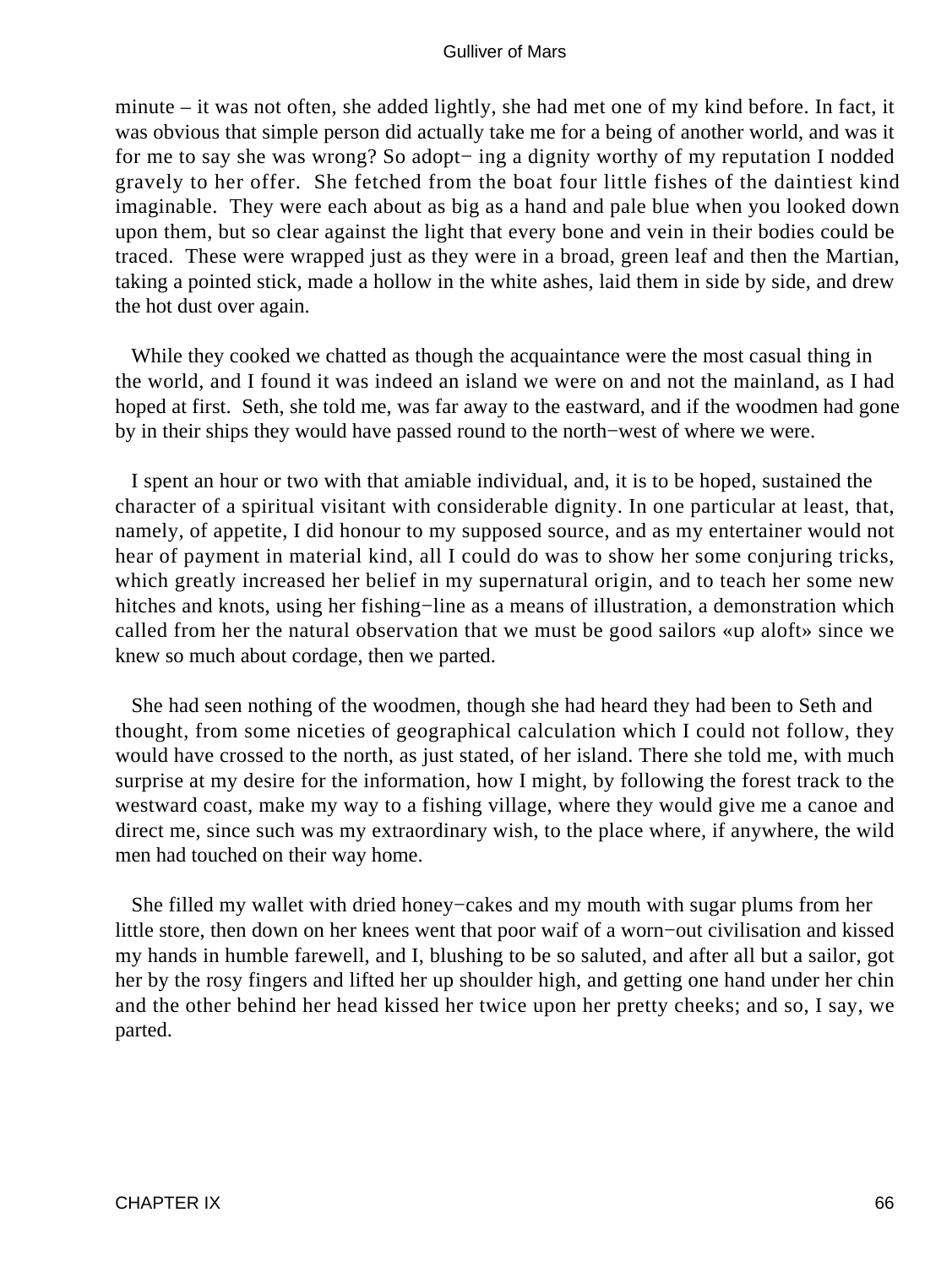minute – it was not often, she added lightly, she had met one of my kind before. In fact, it was obvious that simple person did actually take me for a being of another world, and was it for me to say she was wrong? So adopt− ing a dignity worthy of my reputation I nodded gravely to her offer. She fetched from the boat four little fishes of the daintiest kind imaginable. They were each about as big as a hand and pale blue when you looked down upon them, but so clear against the light that every bone and vein in their bodies could be traced. These were wrapped just as they were in a broad, green leaf and then the Martian, taking a pointed stick, made a hollow in the white ashes, laid them in side by side, and drew the hot dust over again.

While they cooked we chatted as though the acquaintance were the most casual thing in the world, and I found it was indeed an island we were on and not the mainland, as I had hoped at first. Seth, she told me, was far away to the eastward, and if the woodmen had gone by in their ships they would have passed round to the north−west of where we were.

I spent an hour or two with that amiable individual, and, it is to be hoped, sustained the character of a spiritual visitant with considerable dignity. In one particular at least, that, namely, of appetite, I did honour to my supposed source, and as my entertainer would not hear of payment in material kind, all I could do was to show her some conjuring tricks, which greatly increased her belief in my supernatural origin, and to teach her some new hitches and knots, using her fishing−line as a means of illustration, a demonstration which called from her the natural observation that we must be good sailors «up aloft» since we knew so much about cordage, then we parted.

She had seen nothing of the woodmen, though she had heard they had been to Seth and thought, from some niceties of geographical calculation which I could not follow, they would have crossed to the north, as just stated, of her island. There she told me, with much surprise at my desire for the information, how I might, by following the forest track to the westward coast, make my way to a fishing village, where they would give me a canoe and direct me, since such was my extraordinary wish, to the place where, if anywhere, the wild men had touched on their way home.

She filled my wallet with dried honey−cakes and my mouth with sugar plums from her little store, then down on her knees went that poor waif of a worn−out civilisation and kissed my hands in humble farewell, and I, blushing to be so saluted, and after all but a sailor, got her by the rosy fingers and lifted her up shoulder high, and getting one hand under her chin and the other behind her head kissed her twice upon her pretty cheeks; and so, I say, we parted.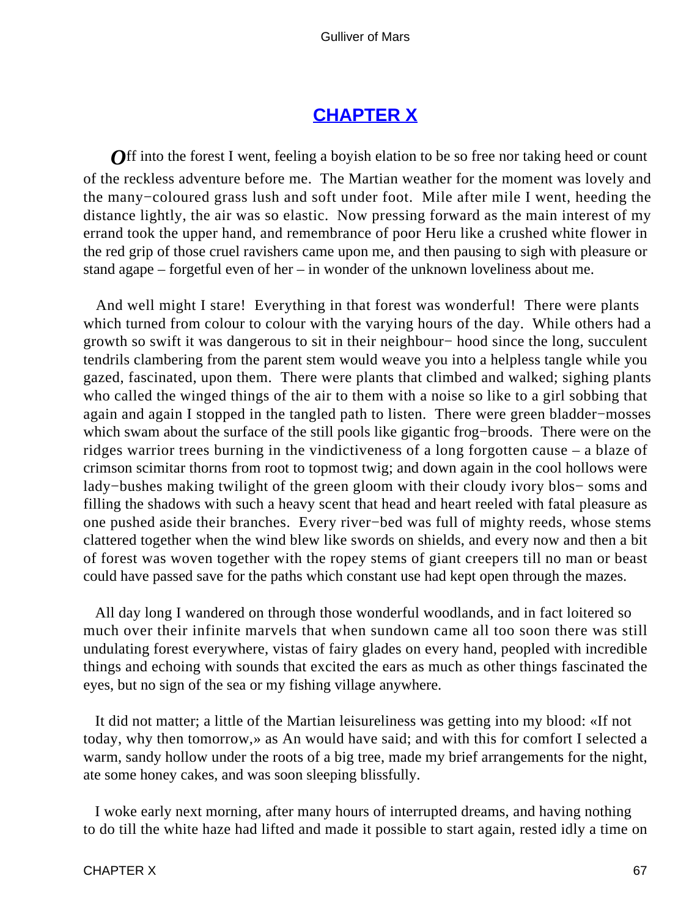## CHAPTER X

*O*ff into the forest I went, feeling a boyish elation to be so free nor taking heed or count of the reckless adventure before me. The Martian weather for the moment was lovely and the many−coloured grass lush and soft under foot. Mile after mile I went, heeding the distance lightly, the air was so elastic. Now pressing forward as the main interest of my errand took the upper hand, and remembrance of poor Heru like a crushed white flower in the red grip of those cruel ravishers came upon me, and then pausing to sigh with pleasure or stand agape – forgetful even of her – in wonder of the unknown loveliness about me.

And well might I stare! Everything in that forest was wonderful! There were plants which turned from colour to colour with the varying hours of the day. While others had a growth so swift it was dangerous to sit in their neighbour− hood since the long, succulent tendrils clambering from the parent stem would weave you into a helpless tangle while you gazed, fascinated, upon them. There were plants that climbed and walked; sighing plants who called the winged things of the air to them with a noise so like to a girl sobbing that again and again I stopped in the tangled path to listen. There were green bladder−mosses which swam about the surface of the still pools like gigantic frog−broods. There were on the ridges warrior trees burning in the vindictiveness of a long forgotten cause – a blaze of crimson scimitar thorns from root to topmost twig; and down again in the cool hollows were lady−bushes making twilight of the green gloom with their cloudy ivory blos− soms and filling the shadows with such a heavy scent that head and heart reeled with fatal pleasure as one pushed aside their branches. Every river−bed was full of mighty reeds, whose stems clattered together when the wind blew like swords on shields, and every now and then a bit of forest was woven together with the ropey stems of giant creepers till no man or beast could have passed save for the paths which constant use had kept open through the mazes.

All day long I wandered on through those wonderful woodlands, and in fact loitered so much over their infinite marvels that when sundown came all too soon there was still undulating forest everywhere, vistas of fairy glades on every hand, peopled with incredible things and echoing with sounds that excited the ears as much as other things fascinated the eyes, but no sign of the sea or my fishing village anywhere.

It did not matter; a little of the Martian leisureliness was getting into my blood: «If not today, why then tomorrow,» as An would have said; and with this for comfort I selected a warm, sandy hollow under the roots of a big tree, made my brief arrangements for the night, ate some honey cakes, and was soon sleeping blissfully.

I woke early next morning, after many hours of interrupted dreams, and having nothing to do till the white haze had lifted and made it possible to start again, rested idly a time on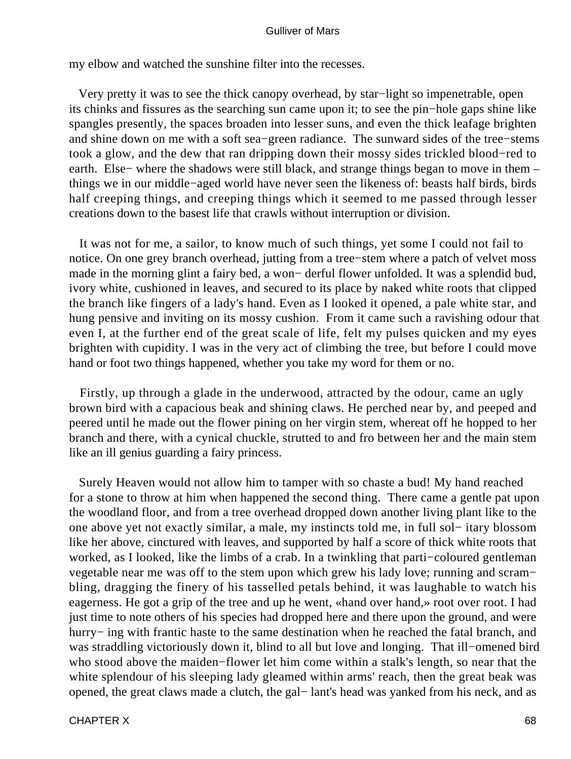my elbow and watched the sunshine filter into the recesses.

Very pretty it was to see the thick canopy overhead, by star−light so impenetrable, open its chinks and fissures as the searching sun came upon it; to see the pin−hole gaps shine like spangles presently, the spaces broaden into lesser suns, and even the thick leafage brighten and shine down on me with a soft sea−green radiance. The sunward sides of the tree−stems took a glow, and the dew that ran dripping down their mossy sides trickled blood−red to earth. Else− where the shadows were still black, and strange things began to move in them – things we in our middle−aged world have never seen the likeness of: beasts half birds, birds half creeping things, and creeping things which it seemed to me passed through lesser creations down to the basest life that crawls without interruption or division.

It was not for me, a sailor, to know much of such things, yet some I could not fail to notice. On one grey branch overhead, jutting from a tree−stem where a patch of velvet moss made in the morning glint a fairy bed, a won− derful flower unfolded. It was a splendid bud, ivory white, cushioned in leaves, and secured to its place by naked white roots that clipped the branch like fingers of a lady's hand. Even as I looked it opened, a pale white star, and hung pensive and inviting on its mossy cushion. From it came such a ravishing odour that even I, at the further end of the great scale of life, felt my pulses quicken and my eyes brighten with cupidity. I was in the very act of climbing the tree, but before I could move hand or foot two things happened, whether you take my word for them or no.

Firstly, up through a glade in the underwood, attracted by the odour, came an ugly brown bird with a capacious beak and shining claws. He perched near by, and peeped and peered until he made out the flower pining on her virgin stem, whereat off he hopped to her branch and there, with a cynical chuckle, strutted to and fro between her and the main stem like an ill genius guarding a fairy princess.

Surely Heaven would not allow him to tamper with so chaste a bud! My hand reached for a stone to throw at him when happened the second thing. There came a gentle pat upon the woodland floor, and from a tree overhead dropped down another living plant like to the one above yet not exactly similar, a male, my instincts told me, in full sol− itary blossom like her above, cinctured with leaves, and supported by half a score of thick white roots that worked, as I looked, like the limbs of a crab. In a twinkling that parti−coloured gentleman vegetable near me was off to the stem upon which grew his lady love; running and scram− bling, dragging the finery of his tasselled petals behind, it was laughable to watch his eagerness. He got a grip of the tree and up he went, «hand over hand,» root over root. I had just time to note others of his species had dropped here and there upon the ground, and were hurry− ing with frantic haste to the same destination when he reached the fatal branch, and was straddling victoriously down it, blind to all but love and longing. That ill−omened bird who stood above the maiden−flower let him come within a stalk's length, so near that the white splendour of his sleeping lady gleamed within arms' reach, then the great beak was opened, the great claws made a clutch, the gal− lant's head was yanked from his neck, and as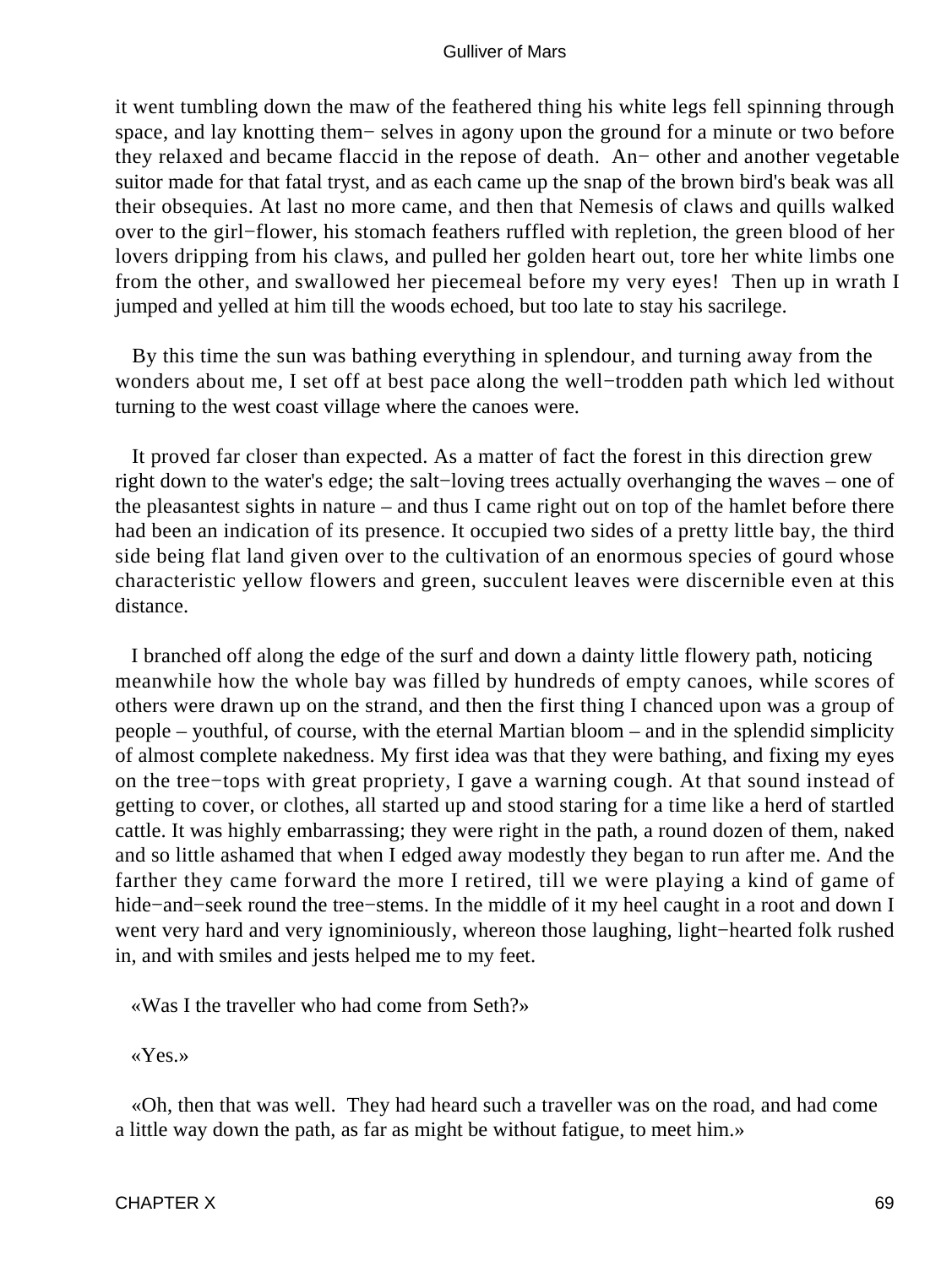it went tumbling down the maw of the feathered thing his white legs fell spinning through space, and lay knotting them− selves in agony upon the ground for a minute or two before they relaxed and became flaccid in the repose of death. An− other and another vegetable suitor made for that fatal tryst, and as each came up the snap of the brown bird's beak was all their obsequies. At last no more came, and then that Nemesis of claws and quills walked over to the girl−flower, his stomach feathers ruffled with repletion, the green blood of her lovers dripping from his claws, and pulled her golden heart out, tore her white limbs one from the other, and swallowed her piecemeal before my very eyes! Then up in wrath I jumped and yelled at him till the woods echoed, but too late to stay his sacrilege.

By this time the sun was bathing everything in splendour, and turning away from the wonders about me, I set off at best pace along the well−trodden path which led without turning to the west coast village where the canoes were.

It proved far closer than expected. As a matter of fact the forest in this direction grew right down to the water's edge; the salt−loving trees actually overhanging the waves – one of the pleasantest sights in nature – and thus I came right out on top of the hamlet before there had been an indication of its presence. It occupied two sides of a pretty little bay, the third side being flat land given over to the cultivation of an enormous species of gourd whose characteristic yellow flowers and green, succulent leaves were discernible even at this distance.

I branched off along the edge of the surf and down a dainty little flowery path, noticing meanwhile how the whole bay was filled by hundreds of empty canoes, while scores of others were drawn up on the strand, and then the first thing I chanced upon was a group of people – youthful, of course, with the eternal Martian bloom – and in the splendid simplicity of almost complete nakedness. My first idea was that they were bathing, and fixing my eyes on the tree−tops with great propriety, I gave a warning cough. At that sound instead of getting to cover, or clothes, all started up and stood staring for a time like a herd of startled cattle. It was highly embarrassing; they were right in the path, a round dozen of them, naked and so little ashamed that when I edged away modestly they began to run after me. And the farther they came forward the more I retired, till we were playing a kind of game of hide−and−seek round the tree−stems. In the middle of it my heel caught in a root and down I went very hard and very ignominiously, whereon those laughing, light−hearted folk rushed in, and with smiles and jests helped me to my feet.

«Was I the traveller who had come from Seth?»

«Yes.»

«Oh, then that was well. They had heard such a traveller was on the road, and had come a little way down the path, as far as might be without fatigue, to meet him.»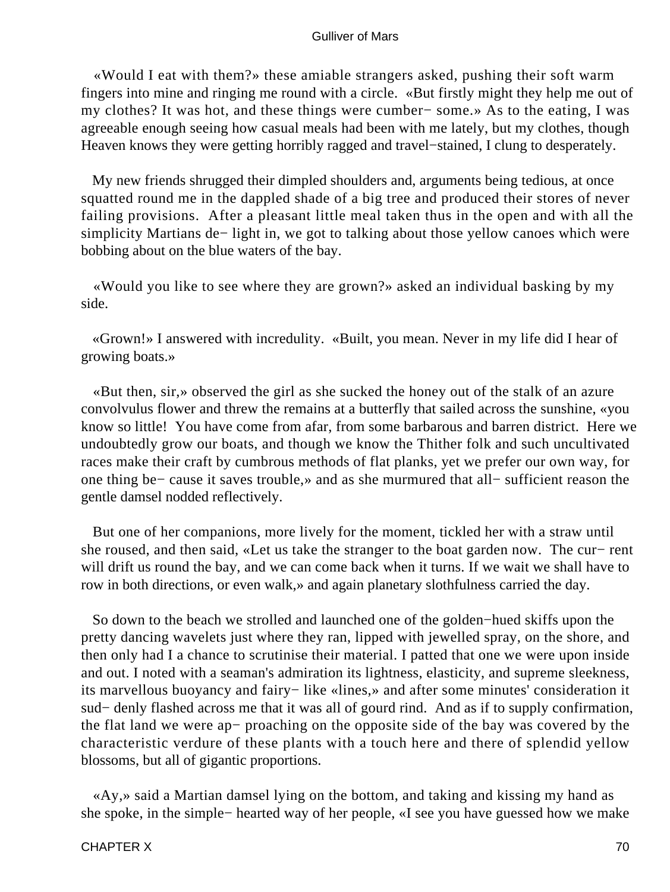«Would I eat with them?» these amiable strangers asked, pushing their soft warm fingers into mine and ringing me round with a circle. «But firstly might they help me out of my clothes? It was hot, and these things were cumber− some.» As to the eating, I was agreeable enough seeing how casual meals had been with me lately, but my clothes, though Heaven knows they were getting horribly ragged and travel−stained, I clung to desperately.

My new friends shrugged their dimpled shoulders and, arguments being tedious, at once squatted round me in the dappled shade of a big tree and produced their stores of never failing provisions. After a pleasant little meal taken thus in the open and with all the simplicity Martians de− light in, we got to talking about those yellow canoes which were bobbing about on the blue waters of the bay.

«Would you like to see where they are grown?» asked an individual basking by my side.

«Grown!» I answered with incredulity. «Built, you mean. Never in my life did I hear of growing boats.»

«But then, sir,» observed the girl as she sucked the honey out of the stalk of an azure convolvulus flower and threw the remains at a butterfly that sailed across the sunshine, «you know so little! You have come from afar, from some barbarous and barren district. Here we undoubtedly grow our boats, and though we know the Thither folk and such uncultivated races make their craft by cumbrous methods of flat planks, yet we prefer our own way, for one thing be− cause it saves trouble,» and as she murmured that all− sufficient reason the gentle damsel nodded reflectively.

But one of her companions, more lively for the moment, tickled her with a straw until she roused, and then said, «Let us take the stranger to the boat garden now. The cur− rent will drift us round the bay, and we can come back when it turns. If we wait we shall have to row in both directions, or even walk,» and again planetary slothfulness carried the day.

So down to the beach we strolled and launched one of the golden−hued skiffs upon the pretty dancing wavelets just where they ran, lipped with jewelled spray, on the shore, and then only had I a chance to scrutinise their material. I patted that one we were upon inside and out. I noted with a seaman's admiration its lightness, elasticity, and supreme sleekness, its marvellous buoyancy and fairy− like «lines,» and after some minutes' consideration it sud− denly flashed across me that it was all of gourd rind. And as if to supply confirmation, the flat land we were ap− proaching on the opposite side of the bay was covered by the characteristic verdure of these plants with a touch here and there of splendid yellow blossoms, but all of gigantic proportions.

«Ay,» said a Martian damsel lying on the bottom, and taking and kissing my hand as she spoke, in the simple− hearted way of her people, «I see you have guessed how we make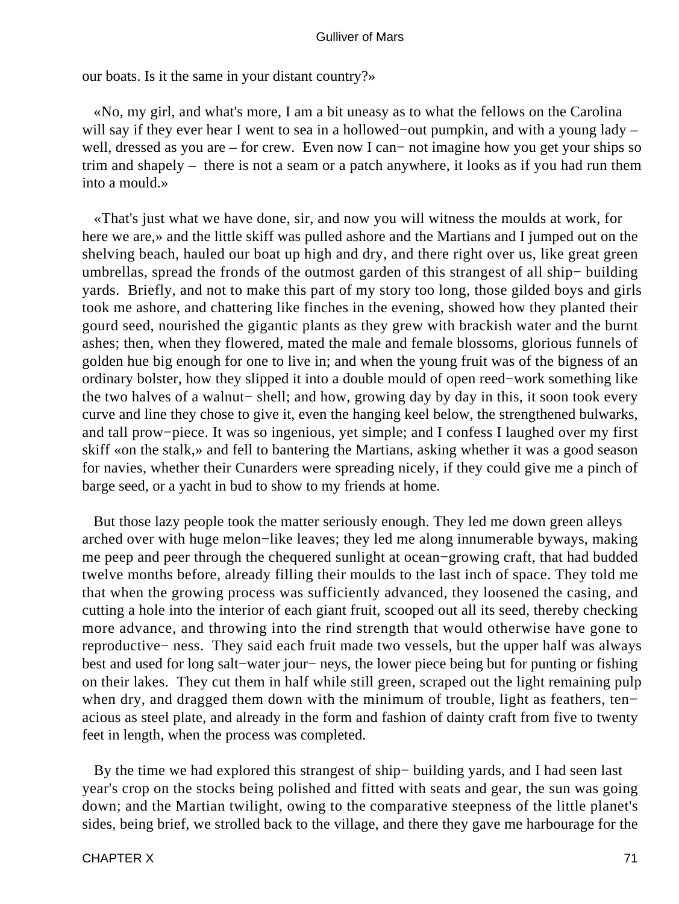our boats. Is it the same in your distant country?»

«No, my girl, and what's more, I am a bit uneasy as to what the fellows on the Carolina will say if they ever hear I went to sea in a hollowed−out pumpkin, and with a young lady – well, dressed as you are – for crew. Even now I can− not imagine how you get your ships so trim and shapely – there is not a seam or a patch anywhere, it looks as if you had run them into a mould.»

«That's just what we have done, sir, and now you will witness the moulds at work, for here we are,» and the little skiff was pulled ashore and the Martians and I jumped out on the shelving beach, hauled our boat up high and dry, and there right over us, like great green umbrellas, spread the fronds of the outmost garden of this strangest of all ship− building yards. Briefly, and not to make this part of my story too long, those gilded boys and girls took me ashore, and chattering like finches in the evening, showed how they planted their gourd seed, nourished the gigantic plants as they grew with brackish water and the burnt ashes; then, when they flowered, mated the male and female blossoms, glorious funnels of golden hue big enough for one to live in; and when the young fruit was of the bigness of an ordinary bolster, how they slipped it into a double mould of open reed−work something like the two halves of a walnut− shell; and how, growing day by day in this, it soon took every curve and line they chose to give it, even the hanging keel below, the strengthened bulwarks, and tall prow−piece. It was so ingenious, yet simple; and I confess I laughed over my first skiff «on the stalk,» and fell to bantering the Martians, asking whether it was a good season for navies, whether their Cunarders were spreading nicely, if they could give me a pinch of barge seed, or a yacht in bud to show to my friends at home.

But those lazy people took the matter seriously enough. They led me down green alleys arched over with huge melon−like leaves; they led me along innumerable byways, making me peep and peer through the chequered sunlight at ocean−growing craft, that had budded twelve months before, already filling their moulds to the last inch of space. They told me that when the growing process was sufficiently advanced, they loosened the casing, and cutting a hole into the interior of each giant fruit, scooped out all its seed, thereby checking more advance, and throwing into the rind strength that would otherwise have gone to reproductive− ness. They said each fruit made two vessels, but the upper half was always best and used for long salt−water jour− neys, the lower piece being but for punting or fishing on their lakes. They cut them in half while still green, scraped out the light remaining pulp when dry, and dragged them down with the minimum of trouble, light as feathers, ten− acious as steel plate, and already in the form and fashion of dainty craft from five to twenty feet in length, when the process was completed.

By the time we had explored this strangest of ship− building yards, and I had seen last year's crop on the stocks being polished and fitted with seats and gear, the sun was going down; and the Martian twilight, owing to the comparative steepness of the little planet's sides, being brief, we strolled back to the village, and there they gave me harbourage for the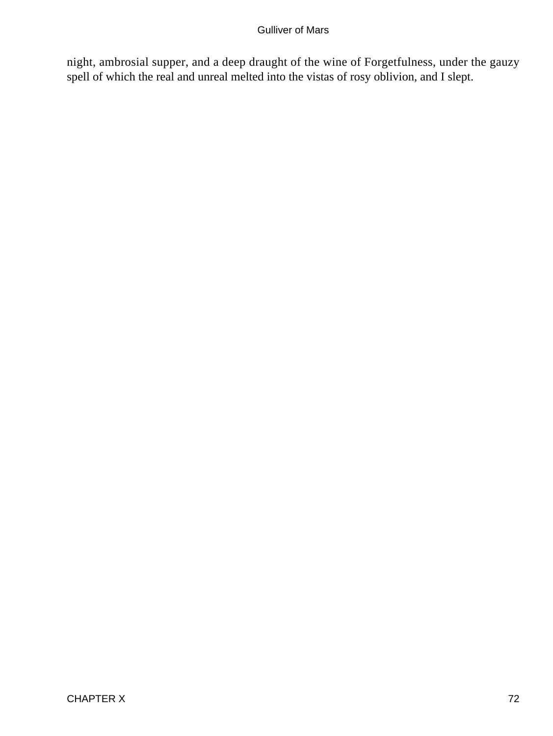night, ambrosial supper, and a deep draught of the wine of Forgetfulness, under the gauzy spell of which the real and unreal melted into the vistas of rosy oblivion, and I slept.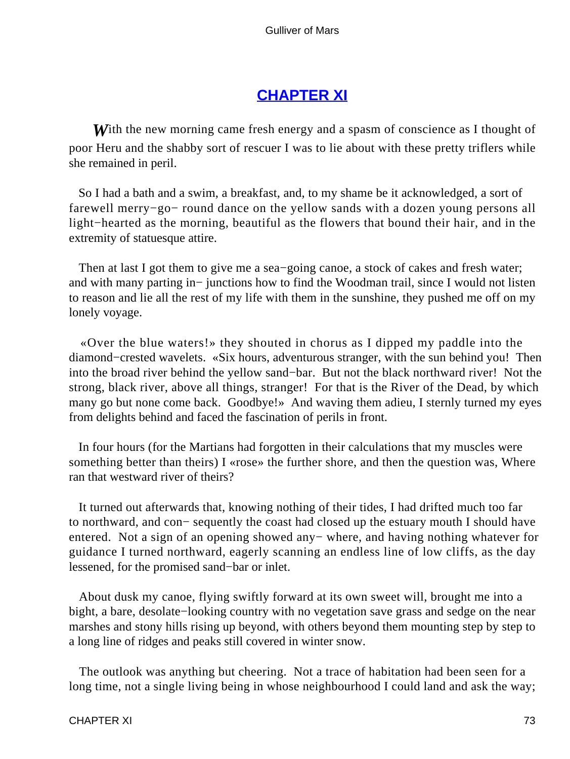## CHAPTER XI

With the new morning came fresh energy and a spasm of conscience as I thought of poor Heru and the shabby sort of rescuer I was to lie about with these pretty triflers while she remained in peril.

So I had a bath and a swim, a breakfast, and, to my shame be it acknowledged, a sort of farewell merry−go− round dance on the yellow sands with a dozen young persons all light−hearted as the morning, beautiful as the flowers that bound their hair, and in the extremity of statuesque attire.

Then at last I got them to give me a sea−going canoe, a stock of cakes and fresh water; and with many parting in− junctions how to find the Woodman trail, since I would not listen to reason and lie all the rest of my life with them in the sunshine, they pushed me off on my lonely voyage.

«Over the blue waters!» they shouted in chorus as I dipped my paddle into the diamond−crested wavelets. «Six hours, adventurous stranger, with the sun behind you! Then into the broad river behind the yellow sand−bar. But not the black northward river! Not the strong, black river, above all things, stranger! For that is the River of the Dead, by which many go but none come back. Goodbye!» And waving them adieu, I sternly turned my eyes from delights behind and faced the fascination of perils in front.

In four hours (for the Martians had forgotten in their calculations that my muscles were something better than theirs) I «rose» the further shore, and then the question was, Where ran that westward river of theirs?

It turned out afterwards that, knowing nothing of their tides, I had drifted much too far to northward, and con− sequently the coast had closed up the estuary mouth I should have entered. Not a sign of an opening showed any− where, and having nothing whatever for guidance I turned northward, eagerly scanning an endless line of low cliffs, as the day lessened, for the promised sand−bar or inlet.

About dusk my canoe, flying swiftly forward at its own sweet will, brought me into a bight, a bare, desolate−looking country with no vegetation save grass and sedge on the near marshes and stony hills rising up beyond, with others beyond them mounting step by step to a long line of ridges and peaks still covered in winter snow.

The outlook was anything but cheering. Not a trace of habitation had been seen for a long time, not a single living being in whose neighbourhood I could land and ask the way;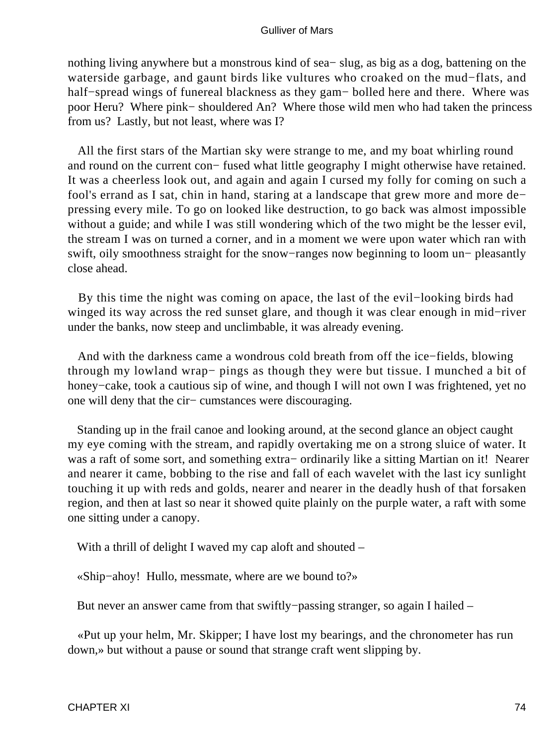nothing living anywhere but a monstrous kind of sea− slug, as big as a dog, battening on the waterside garbage, and gaunt birds like vultures who croaked on the mud−flats, and half−spread wings of funereal blackness as they gam− bolled here and there. Where was poor Heru? Where pink− shouldered An? Where those wild men who had taken the princess from us? Lastly, but not least, where was I?

All the first stars of the Martian sky were strange to me, and my boat whirling round and round on the current con− fused what little geography I might otherwise have retained. It was a cheerless look out, and again and again I cursed my folly for coming on such a fool's errand as I sat, chin in hand, staring at a landscape that grew more and more de− pressing every mile. To go on looked like destruction, to go back was almost impossible without a guide; and while I was still wondering which of the two might be the lesser evil, the stream I was on turned a corner, and in a moment we were upon water which ran with swift, oily smoothness straight for the snow−ranges now beginning to loom un− pleasantly close ahead.

By this time the night was coming on apace, the last of the evil−looking birds had winged its way across the red sunset glare, and though it was clear enough in mid−river under the banks, now steep and unclimbable, it was already evening.

And with the darkness came a wondrous cold breath from off the ice−fields, blowing through my lowland wrap− pings as though they were but tissue. I munched a bit of honey−cake, took a cautious sip of wine, and though I will not own I was frightened, yet no one will deny that the cir− cumstances were discouraging.

Standing up in the frail canoe and looking around, at the second glance an object caught my eye coming with the stream, and rapidly overtaking me on a strong sluice of water. It was a raft of some sort, and something extra− ordinarily like a sitting Martian on it! Nearer and nearer it came, bobbing to the rise and fall of each wavelet with the last icy sunlight touching it up with reds and golds, nearer and nearer in the deadly hush of that forsaken region, and then at last so near it showed quite plainly on the purple water, a raft with some one sitting under a canopy.

With a thrill of delight I waved my cap aloft and shouted –

«Ship−ahoy! Hullo, messmate, where are we bound to?»

But never an answer came from that swiftly−passing stranger, so again I hailed –

«Put up your helm, Mr. Skipper; I have lost my bearings, and the chronometer has run down,» but without a pause or sound that strange craft went slipping by.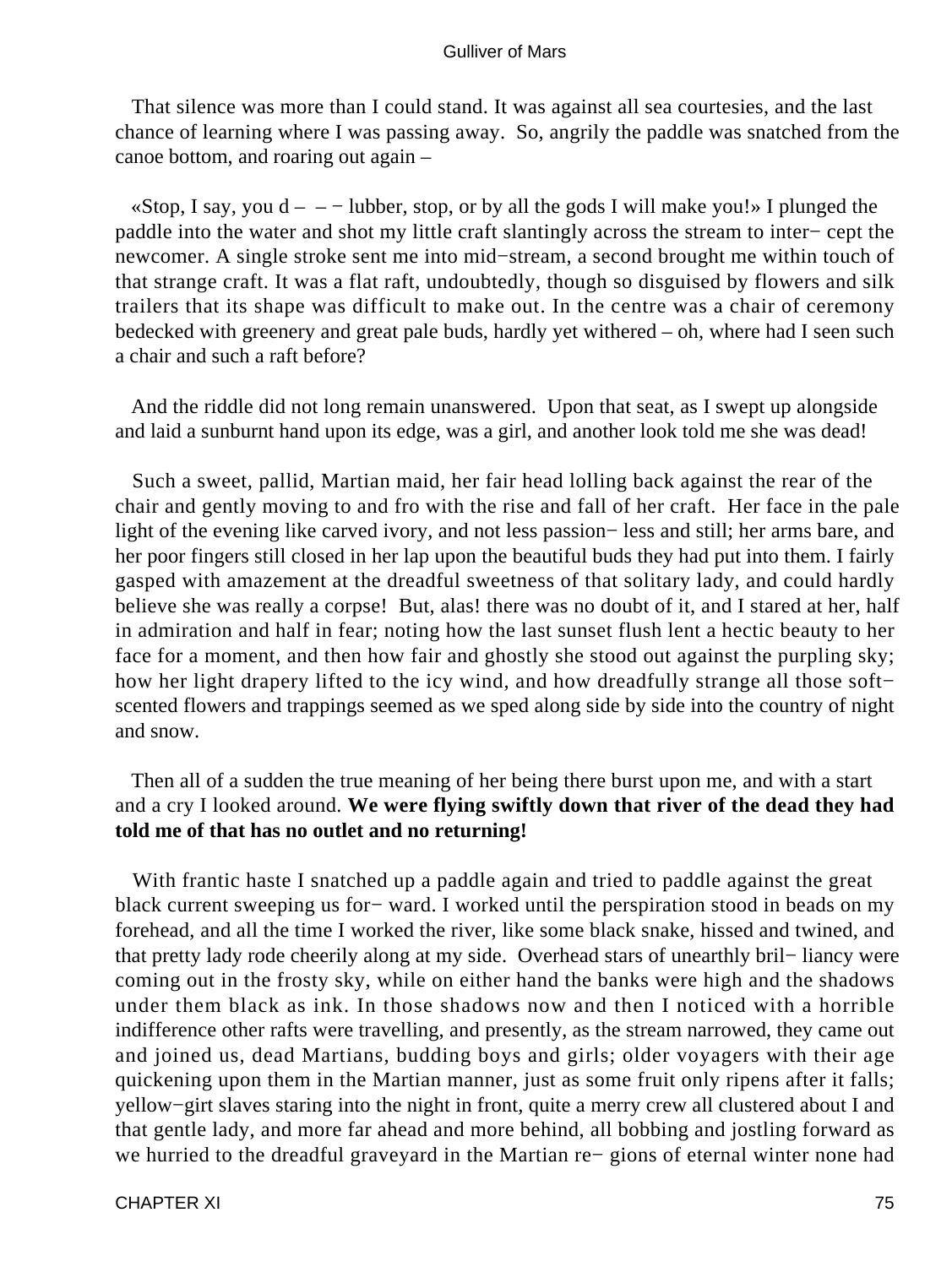That silence was more than I could stand. It was against all sea courtesies, and the last chance of learning where I was passing away. So, angrily the paddle was snatched from the canoe bottom, and roaring out again –

«Stop, I say, you d – – − lubber, stop, or by all the gods I will make you!» I plunged the paddle into the water and shot my little craft slantingly across the stream to inter− cept the newcomer. A single stroke sent me into mid−stream, a second brought me within touch of that strange craft. It was a flat raft, undoubtedly, though so disguised by flowers and silk trailers that its shape was difficult to make out. In the centre was a chair of ceremony bedecked with greenery and great pale buds, hardly yet withered – oh, where had I seen such a chair and such a raft before?

And the riddle did not long remain unanswered. Upon that seat, as I swept up alongside and laid a sunburnt hand upon its edge, was a girl, and another look told me she was dead!

Such a sweet, pallid, Martian maid, her fair head lolling back against the rear of the chair and gently moving to and fro with the rise and fall of her craft. Her face in the pale light of the evening like carved ivory, and not less passion− less and still; her arms bare, and her poor fingers still closed in her lap upon the beautiful buds they had put into them. I fairly gasped with amazement at the dreadful sweetness of that solitary lady, and could hardly believe she was really a corpse! But, alas! there was no doubt of it, and I stared at her, half in admiration and half in fear; noting how the last sunset flush lent a hectic beauty to her face for a moment, and then how fair and ghostly she stood out against the purpling sky; how her light drapery lifted to the icy wind, and how dreadfully strange all those soft− scented flowers and trappings seemed as we sped along side by side into the country of night and snow.

Then all of a sudden the true meaning of her being there burst upon me, and with a start and a cry I looked around. **We were flying swiftly down that river of the dead they had told me of that has no outlet and no returning!**

With frantic haste I snatched up a paddle again and tried to paddle against the great black current sweeping us for− ward. I worked until the perspiration stood in beads on my forehead, and all the time I worked the river, like some black snake, hissed and twined, and that pretty lady rode cheerily along at my side. Overhead stars of unearthly bril− liancy were coming out in the frosty sky, while on either hand the banks were high and the shadows under them black as ink. In those shadows now and then I noticed with a horrible indifference other rafts were travelling, and presently, as the stream narrowed, they came out and joined us, dead Martians, budding boys and girls; older voyagers with their age quickening upon them in the Martian manner, just as some fruit only ripens after it falls; yellow−girt slaves staring into the night in front, quite a merry crew all clustered about I and that gentle lady, and more far ahead and more behind, all bobbing and jostling forward as we hurried to the dreadful graveyard in the Martian re− gions of eternal winter none had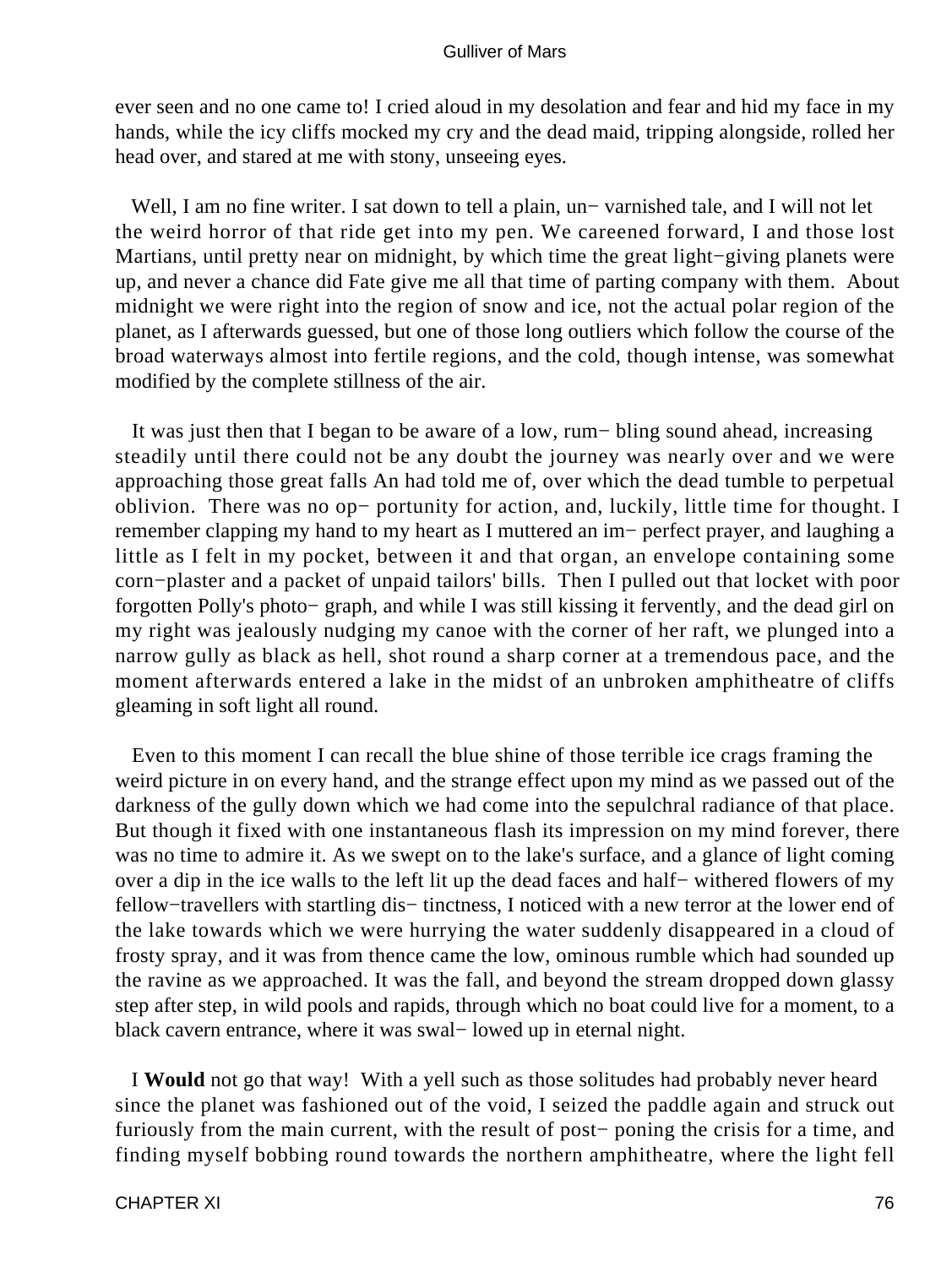ever seen and no one came to! I cried aloud in my desolation and fear and hid my face in my hands, while the icy cliffs mocked my cry and the dead maid, tripping alongside, rolled her head over, and stared at me with stony, unseeing eyes.

Well, I am no fine writer. I sat down to tell a plain, un− varnished tale, and I will not let the weird horror of that ride get into my pen. We careened forward, I and those lost Martians, until pretty near on midnight, by which time the great light−giving planets were up, and never a chance did Fate give me all that time of parting company with them. About midnight we were right into the region of snow and ice, not the actual polar region of the planet, as I afterwards guessed, but one of those long outliers which follow the course of the broad waterways almost into fertile regions, and the cold, though intense, was somewhat modified by the complete stillness of the air.

It was just then that I began to be aware of a low, rum− bling sound ahead, increasing steadily until there could not be any doubt the journey was nearly over and we were approaching those great falls An had told me of, over which the dead tumble to perpetual oblivion. There was no op− portunity for action, and, luckily, little time for thought. I remember clapping my hand to my heart as I muttered an im− perfect prayer, and laughing a little as I felt in my pocket, between it and that organ, an envelope containing some corn−plaster and a packet of unpaid tailors' bills. Then I pulled out that locket with poor forgotten Polly's photo− graph, and while I was still kissing it fervently, and the dead girl on my right was jealously nudging my canoe with the corner of her raft, we plunged into a narrow gully as black as hell, shot round a sharp corner at a tremendous pace, and the moment afterwards entered a lake in the midst of an unbroken amphitheatre of cliffs gleaming in soft light all round.

Even to this moment I can recall the blue shine of those terrible ice crags framing the weird picture in on every hand, and the strange effect upon my mind as we passed out of the darkness of the gully down which we had come into the sepulchral radiance of that place. But though it fixed with one instantaneous flash its impression on my mind forever, there was no time to admire it. As we swept on to the lake's surface, and a glance of light coming over a dip in the ice walls to the left lit up the dead faces and half− withered flowers of my fellow−travellers with startling dis− tinctness, I noticed with a new terror at the lower end of the lake towards which we were hurrying the water suddenly disappeared in a cloud of frosty spray, and it was from thence came the low, ominous rumble which had sounded up the ravine as we approached. It was the fall, and beyond the stream dropped down glassy step after step, in wild pools and rapids, through which no boat could live for a moment, to a black cavern entrance, where it was swal− lowed up in eternal night.

I **Would** not go that way! With a yell such as those solitudes had probably never heard since the planet was fashioned out of the void, I seized the paddle again and struck out furiously from the main current, with the result of post− poning the crisis for a time, and finding myself bobbing round towards the northern amphitheatre, where the light fell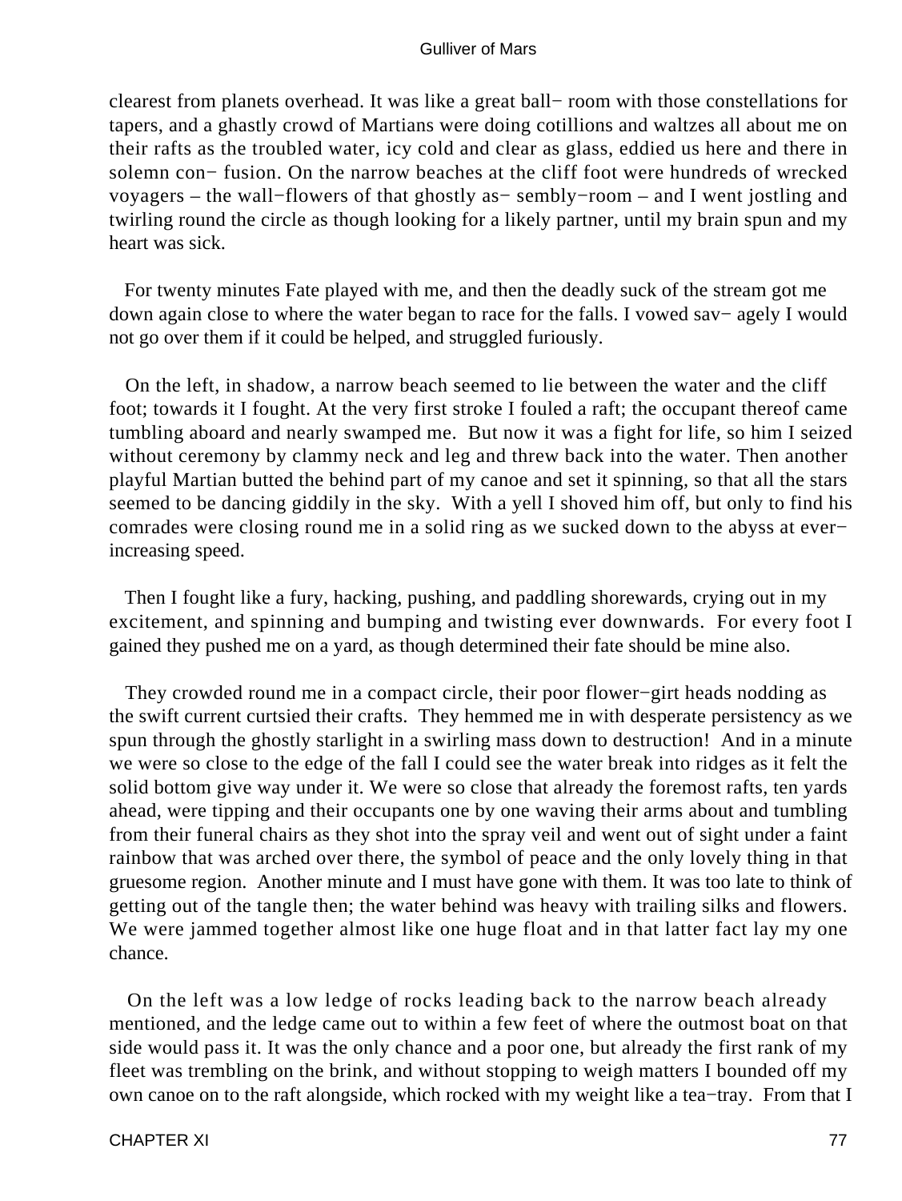clearest from planets overhead. It was like a great ball− room with those constellations for tapers, and a ghastly crowd of Martians were doing cotillions and waltzes all about me on their rafts as the troubled water, icy cold and clear as glass, eddied us here and there in solemn con− fusion. On the narrow beaches at the cliff foot were hundreds of wrecked voyagers – the wall−flowers of that ghostly as− sembly−room – and I went jostling and twirling round the circle as though looking for a likely partner, until my brain spun and my heart was sick.

For twenty minutes Fate played with me, and then the deadly suck of the stream got me down again close to where the water began to race for the falls. I vowed sav− agely I would not go over them if it could be helped, and struggled furiously.

On the left, in shadow, a narrow beach seemed to lie between the water and the cliff foot; towards it I fought. At the very first stroke I fouled a raft; the occupant thereof came tumbling aboard and nearly swamped me. But now it was a fight for life, so him I seized without ceremony by clammy neck and leg and threw back into the water. Then another playful Martian butted the behind part of my canoe and set it spinning, so that all the stars seemed to be dancing giddily in the sky. With a yell I shoved him off, but only to find his comrades were closing round me in a solid ring as we sucked down to the abyss at ever− increasing speed.

Then I fought like a fury, hacking, pushing, and paddling shorewards, crying out in my excitement, and spinning and bumping and twisting ever downwards. For every foot I gained they pushed me on a yard, as though determined their fate should be mine also.

They crowded round me in a compact circle, their poor flower−girt heads nodding as the swift current curtsied their crafts. They hemmed me in with desperate persistency as we spun through the ghostly starlight in a swirling mass down to destruction! And in a minute we were so close to the edge of the fall I could see the water break into ridges as it felt the solid bottom give way under it. We were so close that already the foremost rafts, ten yards ahead, were tipping and their occupants one by one waving their arms about and tumbling from their funeral chairs as they shot into the spray veil and went out of sight under a faint rainbow that was arched over there, the symbol of peace and the only lovely thing in that gruesome region. Another minute and I must have gone with them. It was too late to think of getting out of the tangle then; the water behind was heavy with trailing silks and flowers. We were jammed together almost like one huge float and in that latter fact lay my one chance.

On the left was a low ledge of rocks leading back to the narrow beach already mentioned, and the ledge came out to within a few feet of where the outmost boat on that side would pass it. It was the only chance and a poor one, but already the first rank of my fleet was trembling on the brink, and without stopping to weigh matters I bounded off my own canoe on to the raft alongside, which rocked with my weight like a tea−tray. From that I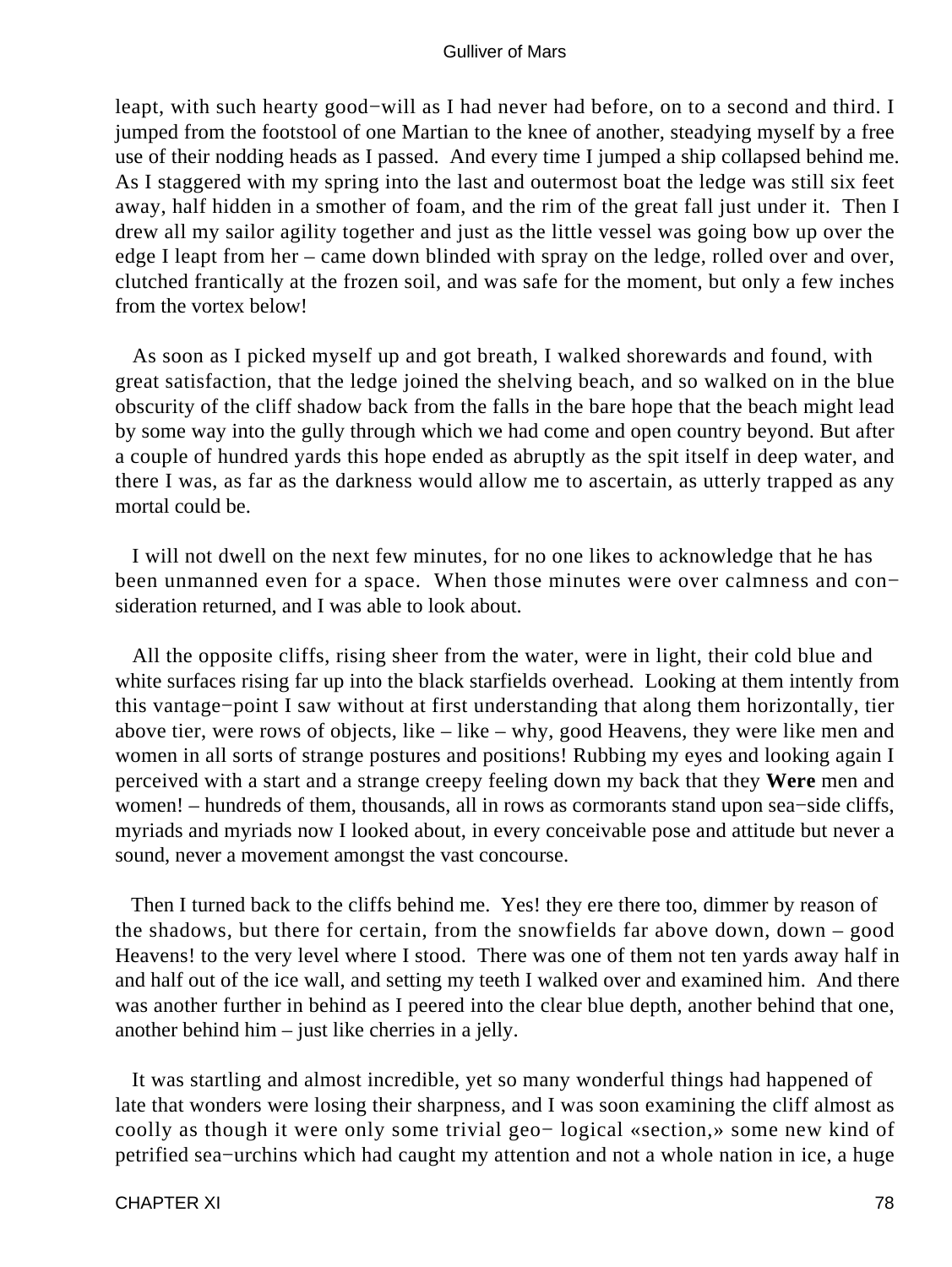leapt, with such hearty good−will as I had never had before, on to a second and third. I jumped from the footstool of one Martian to the knee of another, steadying myself by a free use of their nodding heads as I passed. And every time I jumped a ship collapsed behind me. As I staggered with my spring into the last and outermost boat the ledge was still six feet away, half hidden in a smother of foam, and the rim of the great fall just under it. Then I drew all my sailor agility together and just as the little vessel was going bow up over the edge I leapt from her – came down blinded with spray on the ledge, rolled over and over, clutched frantically at the frozen soil, and was safe for the moment, but only a few inches from the vortex below!

As soon as I picked myself up and got breath, I walked shorewards and found, with great satisfaction, that the ledge joined the shelving beach, and so walked on in the blue obscurity of the cliff shadow back from the falls in the bare hope that the beach might lead by some way into the gully through which we had come and open country beyond. But after a couple of hundred yards this hope ended as abruptly as the spit itself in deep water, and there I was, as far as the darkness would allow me to ascertain, as utterly trapped as any mortal could be.

I will not dwell on the next few minutes, for no one likes to acknowledge that he has been unmanned even for a space. When those minutes were over calmness and con−sideration returned, and I was able to look about.

All the opposite cliffs, rising sheer from the water, were in light, their cold blue and white surfaces rising far up into the black starfields overhead. Looking at them intently from this vantage−point I saw without at first understanding that along them horizontally, tier above tier, were rows of objects, like – like – why, good Heavens, they were like men and women in all sorts of strange postures and positions! Rubbing my eyes and looking again I perceived with a start and a strange creepy feeling down my back that they **Were** men and women! – hundreds of them, thousands, all in rows as cormorants stand upon sea−side cliffs, myriads and myriads now I looked about, in every conceivable pose and attitude but never a sound, never a movement amongst the vast concourse.

Then I turned back to the cliffs behind me. Yes! they ere there too, dimmer by reason of the shadows, but there for certain, from the snowfields far above down, down – good Heavens! to the very level where I stood. There was one of them not ten yards away half in and half out of the ice wall, and setting my teeth I walked over and examined him. And there was another further in behind as I peered into the clear blue depth, another behind that one, another behind him – just like cherries in a jelly.

It was startling and almost incredible, yet so many wonderful things had happened of late that wonders were losing their sharpness, and I was soon examining the cliff almost as coolly as though it were only some trivial geo− logical «section,» some new kind of petrified sea−urchins which had caught my attention and not a whole nation in ice, a huge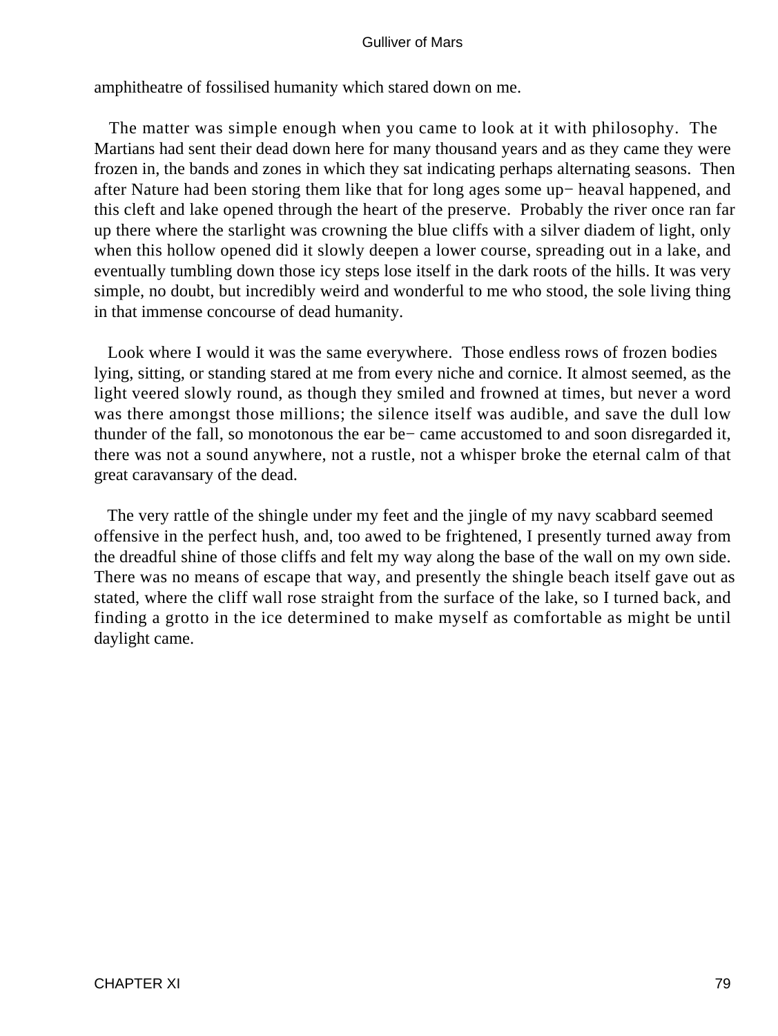amphitheatre of fossilised humanity which stared down on me.

The matter was simple enough when you came to look at it with philosophy. The Martians had sent their dead down here for many thousand years and as they came they were frozen in, the bands and zones in which they sat indicating perhaps alternating seasons. Then after Nature had been storing them like that for long ages some up− heaval happened, and this cleft and lake opened through the heart of the preserve. Probably the river once ran far up there where the starlight was crowning the blue cliffs with a silver diadem of light, only when this hollow opened did it slowly deepen a lower course, spreading out in a lake, and eventually tumbling down those icy steps lose itself in the dark roots of the hills. It was very simple, no doubt, but incredibly weird and wonderful to me who stood, the sole living thing in that immense concourse of dead humanity.

Look where I would it was the same everywhere. Those endless rows of frozen bodies lying, sitting, or standing stared at me from every niche and cornice. It almost seemed, as the light veered slowly round, as though they smiled and frowned at times, but never a word was there amongst those millions; the silence itself was audible, and save the dull low thunder of the fall, so monotonous the ear be− came accustomed to and soon disregarded it, there was not a sound anywhere, not a rustle, not a whisper broke the eternal calm of that great caravansary of the dead.

The very rattle of the shingle under my feet and the jingle of my navy scabbard seemed offensive in the perfect hush, and, too awed to be frightened, I presently turned away from the dreadful shine of those cliffs and felt my way along the base of the wall on my own side. There was no means of escape that way, and presently the shingle beach itself gave out as stated, where the cliff wall rose straight from the surface of the lake, so I turned back, and finding a grotto in the ice determined to make myself as comfortable as might be until daylight came.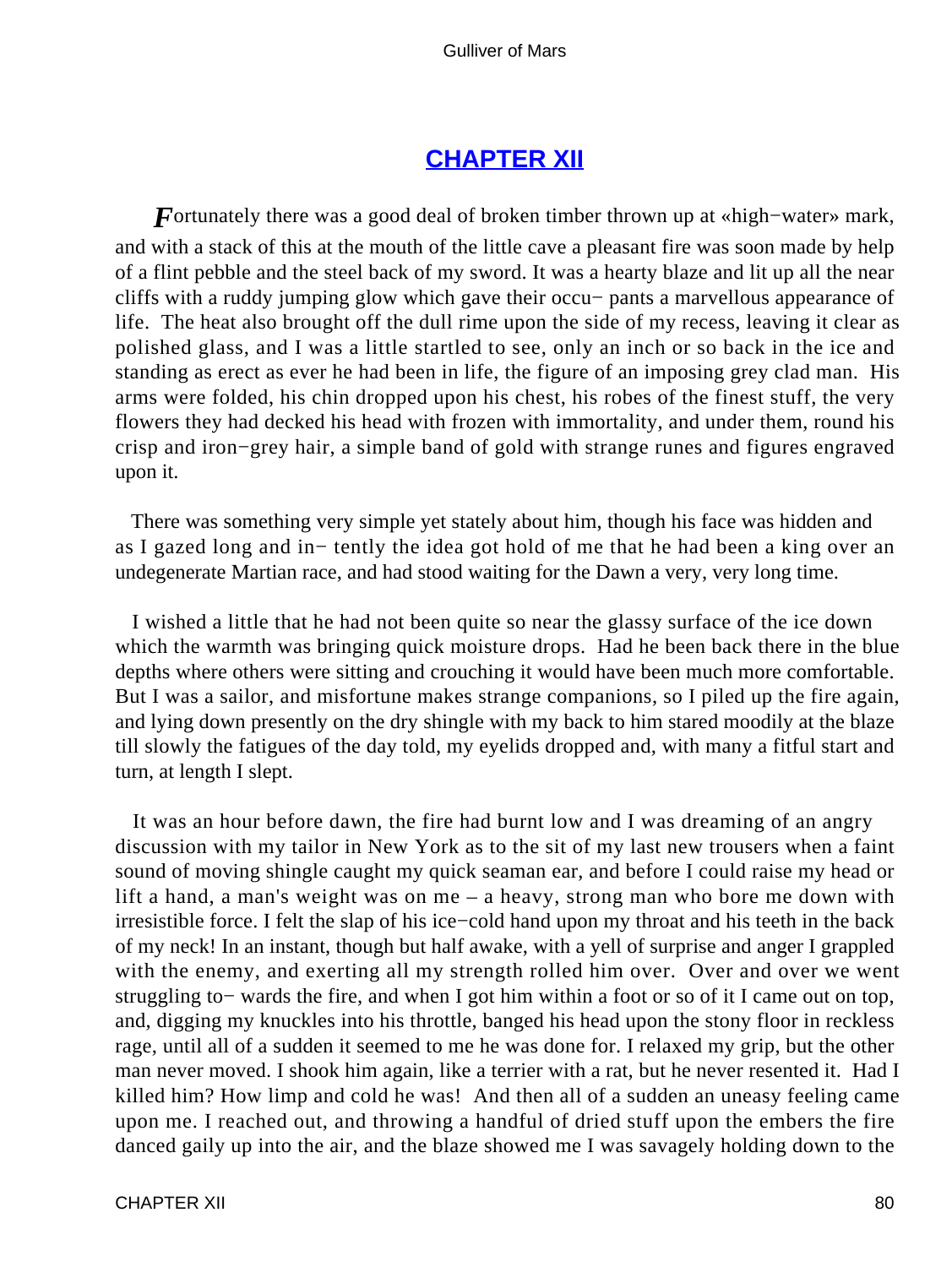## CHAPTER XII

*F*ortunately there was a good deal of broken timber thrown up at «high−water» mark, and with a stack of this at the mouth of the little cave a pleasant fire was soon made by help of a flint pebble and the steel back of my sword. It was a hearty blaze and lit up all the near cliffs with a ruddy jumping glow which gave their occupants a marvellous appearance of life. The heat also brought off the dull rime upon the side of my recess, leaving it clear as polished glass, and I was a little startled to see, only an inch or so back in the ice and standing as erect as ever he had been in life, the figure of an imposing grey clad man. His arms were folded, his chin dropped upon his chest, his robes of the finest stuff, the very flowers they had decked his head with frozen with immortality, and under them, round his crisp and iron−grey hair, a simple band of gold with strange runes and figures engraved upon it.

There was something very simple yet stately about him, though his face was hidden and as I gazed long and intently the idea got hold of me that he had been a king over an undegenerate Martian race, and had stood waiting for the Dawn a very, very long time.

I wished a little that he had not been quite so near the glassy surface of the ice down which the warmth was bringing quick moisture drops. Had he been back there in the blue depths where others were sitting and crouching it would have been much more comfortable. But I was a sailor, and misfortune makes strange companions, so I piled up the fire again, and lying down presently on the dry shingle with my back to him stared moodily at the blaze till slowly the fatigues of the day told, my eyelids dropped and, with many a fitful start and turn, at length I slept.

It was an hour before dawn, the fire had burnt low and I was dreaming of an angry discussion with my tailor in New York as to the sit of my last new trousers when a faint sound of moving shingle caught my quick seaman ear, and before I could raise my head or lift a hand, a man's weight was on me – a heavy, strong man who bore me down with irresistible force. I felt the slap of his ice−cold hand upon my throat and his teeth in the back of my neck! In an instant, though but half awake, with a yell of surprise and anger I grappled with the enemy, and exerting all my strength rolled him over. Over and over we went struggling towards the fire, and when I got him within a foot or so of it I came out on top, and, digging my knuckles into his throttle, banged his head upon the stony floor in reckless rage, until all of a sudden it seemed to me he was done for. I relaxed my grip, but the other man never moved. I shook him again, like a terrier with a rat, but he never resented it. Had I killed him? How limp and cold he was! And then all of a sudden an uneasy feeling came upon me. I reached out, and throwing a handful of dried stuff upon the embers the fire danced gaily up into the air, and the blaze showed me I was savagely holding down to the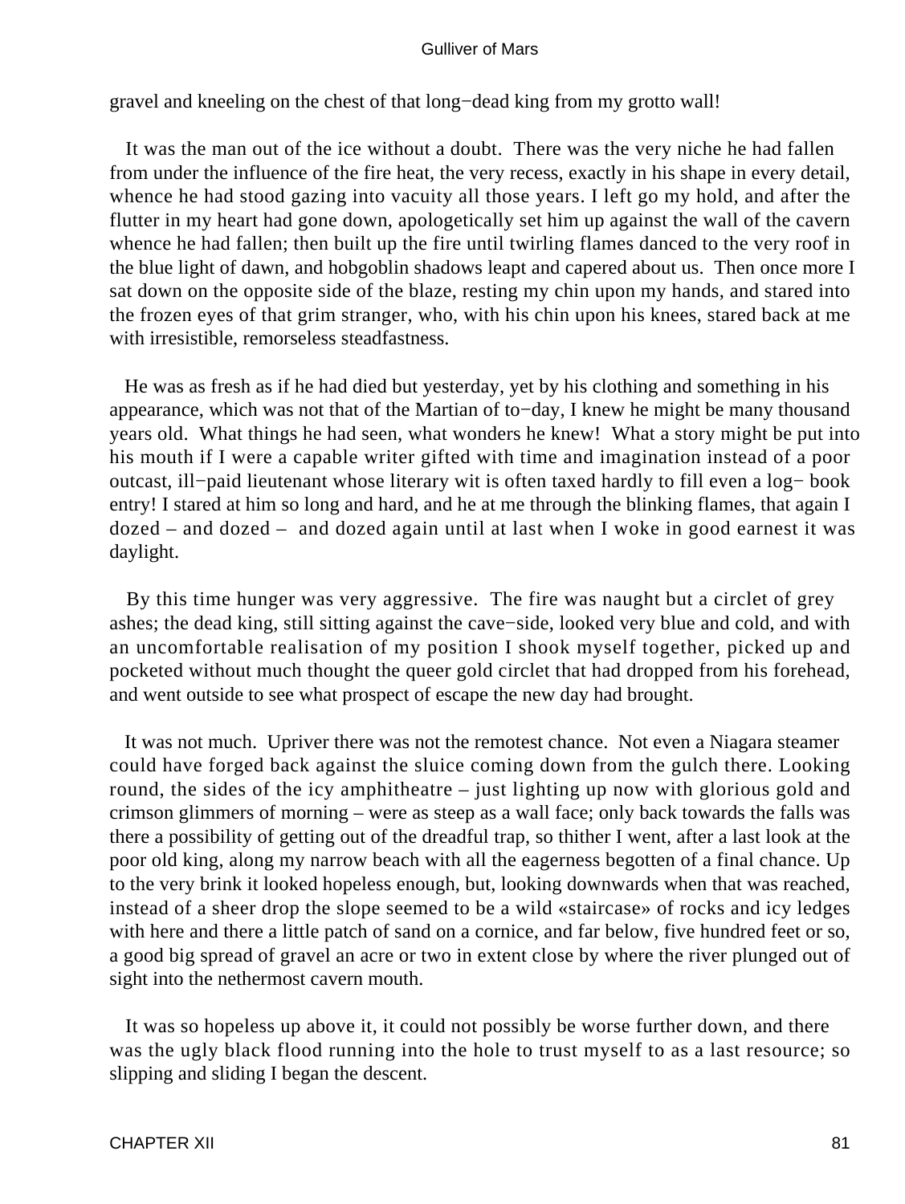gravel and kneeling on the chest of that long−dead king from my grotto wall!

It was the man out of the ice without a doubt. There was the very niche he had fallen from under the influence of the fire heat, the very recess, exactly in his shape in every detail, whence he had stood gazing into vacuity all those years. I left go my hold, and after the flutter in my heart had gone down, apologetically set him up against the wall of the cavern whence he had fallen; then built up the fire until twirling flames danced to the very roof in the blue light of dawn, and hobgoblin shadows leapt and capered about us. Then once more I sat down on the opposite side of the blaze, resting my chin upon my hands, and stared into the frozen eyes of that grim stranger, who, with his chin upon his knees, stared back at me with irresistible, remorseless steadfastness.

He was as fresh as if he had died but yesterday, yet by his clothing and something in his appearance, which was not that of the Martian of to−day, I knew he might be many thousand years old. What things he had seen, what wonders he knew! What a story might be put into his mouth if I were a capable writer gifted with time and imagination instead of a poor outcast, ill−paid lieutenant whose literary wit is often taxed hardly to fill even a log− book entry! I stared at him so long and hard, and he at me through the blinking flames, that again I dozed – and dozed – and dozed again until at last when I woke in good earnest it was daylight.

By this time hunger was very aggressive. The fire was naught but a circlet of grey ashes; the dead king, still sitting against the cave−side, looked very blue and cold, and with an uncomfortable realisation of my position I shook myself together, picked up and pocketed without much thought the queer gold circlet that had dropped from his forehead, and went outside to see what prospect of escape the new day had brought.

It was not much. Upriver there was not the remotest chance. Not even a Niagara steamer could have forged back against the sluice coming down from the gulch there. Looking round, the sides of the icy amphitheatre – just lighting up now with glorious gold and crimson glimmers of morning – were as steep as a wall face; only back towards the falls was there a possibility of getting out of the dreadful trap, so thither I went, after a last look at the poor old king, along my narrow beach with all the eagerness begotten of a final chance. Up to the very brink it looked hopeless enough, but, looking downwards when that was reached, instead of a sheer drop the slope seemed to be a wild «staircase» of rocks and icy ledges with here and there a little patch of sand on a cornice, and far below, five hundred feet or so, a good big spread of gravel an acre or two in extent close by where the river plunged out of sight into the nethermost cavern mouth.

It was so hopeless up above it, it could not possibly be worse further down, and there was the ugly black flood running into the hole to trust myself to as a last resource; so slipping and sliding I began the descent.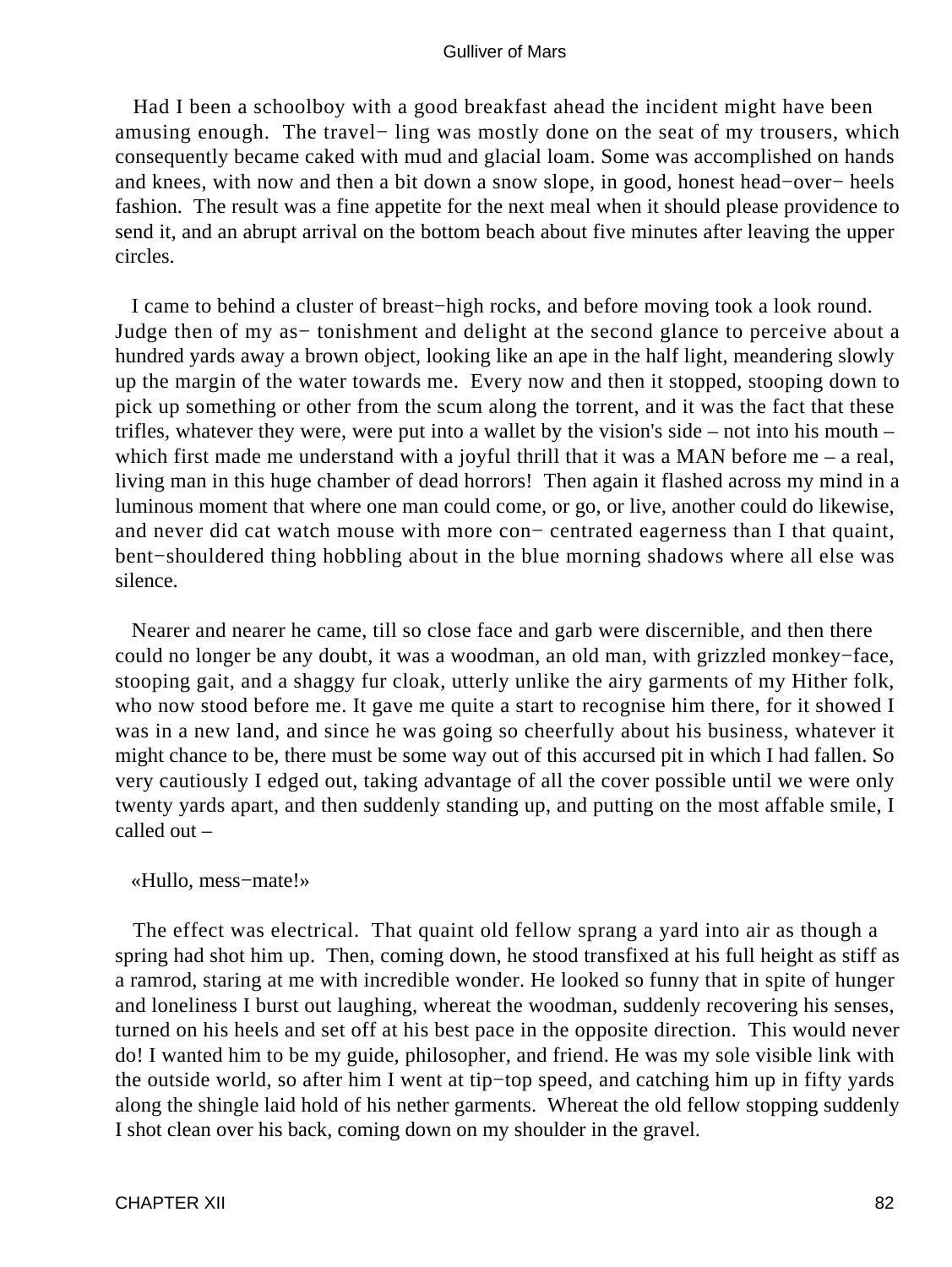Had I been a schoolboy with a good breakfast ahead the incident might have been amusing enough. The travelling was mostly done on the seat of my trousers, which consequently became caked with mud and glacial loam. Some was accomplished on hands and knees, with now and then a bit down a snow slope, in good, honest head−over−heels fashion. The result was a fine appetite for the next meal when it should please providence to send it, and an abrupt arrival on the bottom beach about five minutes after leaving the upper circles.

I came to behind a cluster of breast−high rocks, and before moving took a look round. Judge then of my astonishment and delight at the second glance to perceive about a hundred yards away a brown object, looking like an ape in the half light, meandering slowly up the margin of the water towards me. Every now and then it stopped, stooping down to pick up something or other from the scum along the torrent, and it was the fact that these trifles, whatever they were, were put into a wallet by the vision's side – not into his mouth – which first made me understand with a joyful thrill that it was a MAN before me – a real, living man in this huge chamber of dead horrors! Then again it flashed across my mind in a luminous moment that where one man could come, or go, or live, another could do likewise, and never did cat watch mouse with more concentrated eagerness than I that quaint, bent−shouldered thing hobbling about in the blue morning shadows where all else was silence.

Nearer and nearer he came, till so close face and garb were discernible, and then there could no longer be any doubt, it was a woodman, an old man, with grizzled monkey−face, stooping gait, and a shaggy fur cloak, utterly unlike the airy garments of my Hither folk, who now stood before me. It gave me quite a start to recognise him there, for it showed I was in a new land, and since he was going so cheerfully about his business, whatever it might chance to be, there must be some way out of this accursed pit in which I had fallen. So very cautiously I edged out, taking advantage of all the cover possible until we were only twenty yards apart, and then suddenly standing up, and putting on the most affable smile, I called out –

«Hullo, mess−mate!»

The effect was electrical. That quaint old fellow sprang a yard into air as though a spring had shot him up. Then, coming down, he stood transfixed at his full height as stiff as a ramrod, staring at me with incredible wonder. He looked so funny that in spite of hunger and loneliness I burst out laughing, whereat the woodman, suddenly recovering his senses, turned on his heels and set off at his best pace in the opposite direction. This would never do! I wanted him to be my guide, philosopher, and friend. He was my sole visible link with the outside world, so after him I went at tip−top speed, and catching him up in fifty yards along the shingle laid hold of his nether garments. Whereat the old fellow stopping suddenly I shot clean over his back, coming down on my shoulder in the gravel.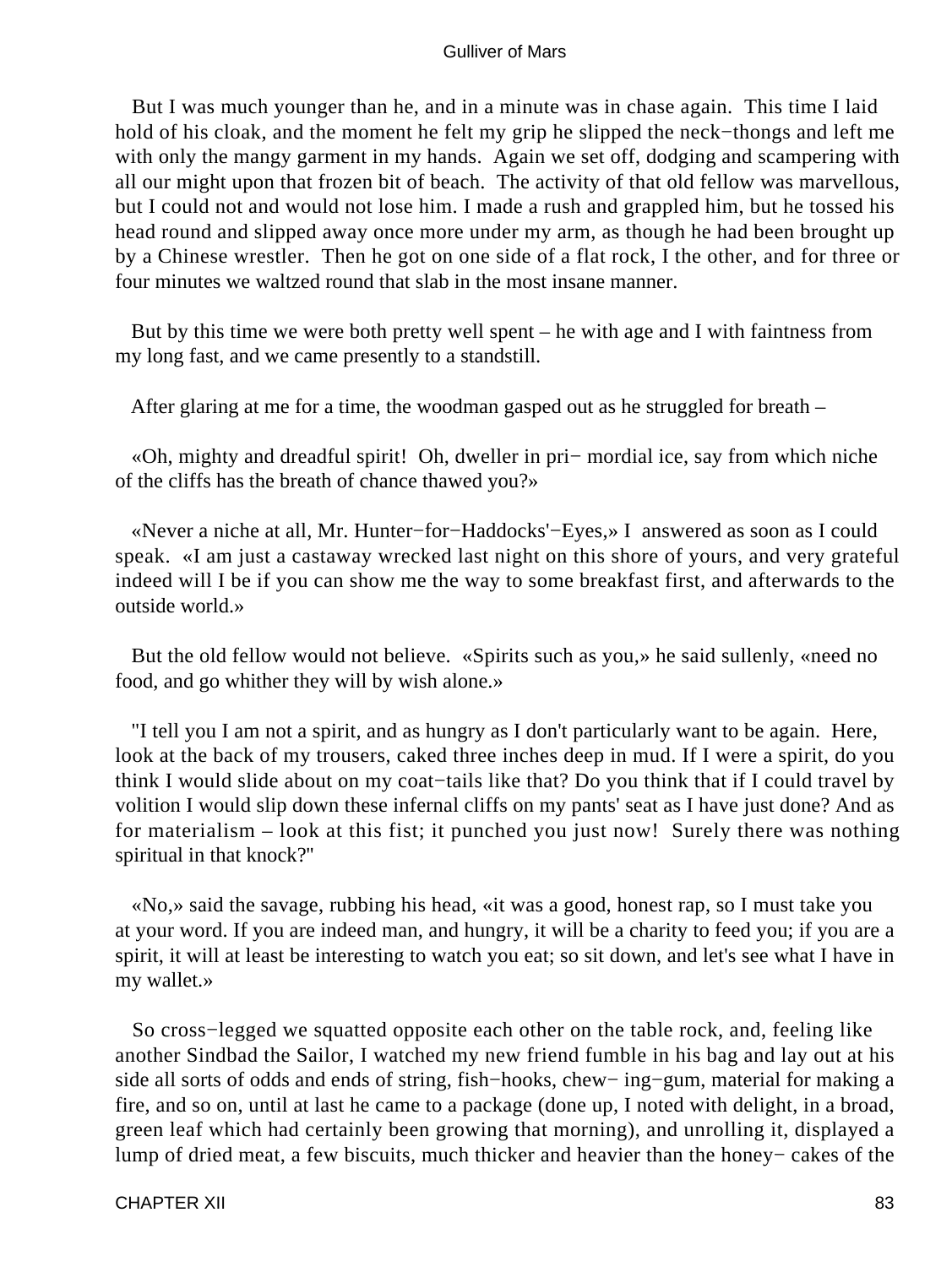But I was much younger than he, and in a minute was in chase again. This time I laid hold of his cloak, and the moment he felt my grip he slipped the neck−thongs and left me with only the mangy garment in my hands. Again we set off, dodging and scampering with all our might upon that frozen bit of beach. The activity of that old fellow was marvellous, but I could not and would not lose him. I made a rush and grappled him, but he tossed his head round and slipped away once more under my arm, as though he had been brought up by a Chinese wrestler. Then he got on one side of a flat rock, I the other, and for three or four minutes we waltzed round that slab in the most insane manner.

But by this time we were both pretty well spent – he with age and I with faintness from my long fast, and we came presently to a standstill.

After glaring at me for a time, the woodman gasped out as he struggled for breath –

«Oh, mighty and dreadful spirit! Oh, dweller in pri− mordial ice, say from which niche of the cliffs has the breath of chance thawed you?»

«Never a niche at all, Mr. Hunter−for−Haddocks'−Eyes,» I answered as soon as I could speak. «I am just a castaway wrecked last night on this shore of yours, and very grateful indeed will I be if you can show me the way to some breakfast first, and afterwards to the outside world.»

But the old fellow would not believe. «Spirits such as you,» he said sullenly, «need no food, and go whither they will by wish alone.»

"I tell you I am not a spirit, and as hungry as I don't particularly want to be again. Here, look at the back of my trousers, caked three inches deep in mud. If I were a spirit, do you think I would slide about on my coat−tails like that? Do you think that if I could travel by volition I would slip down these infernal cliffs on my pants' seat as I have just done? And as for materialism – look at this fist; it punched you just now! Surely there was nothing spiritual in that knock?"

«No,» said the savage, rubbing his head, «it was a good, honest rap, so I must take you at your word. If you are indeed man, and hungry, it will be a charity to feed you; if you are a spirit, it will at least be interesting to watch you eat; so sit down, and let's see what I have in my wallet.»

So cross−legged we squatted opposite each other on the table rock, and, feeling like another Sindbad the Sailor, I watched my new friend fumble in his bag and lay out at his side all sorts of odds and ends of string, fish−hooks, chew− ing−gum, material for making a fire, and so on, until at last he came to a package (done up, I noted with delight, in a broad, green leaf which had certainly been growing that morning), and unrolling it, displayed a lump of dried meat, a few biscuits, much thicker and heavier than the honey− cakes of the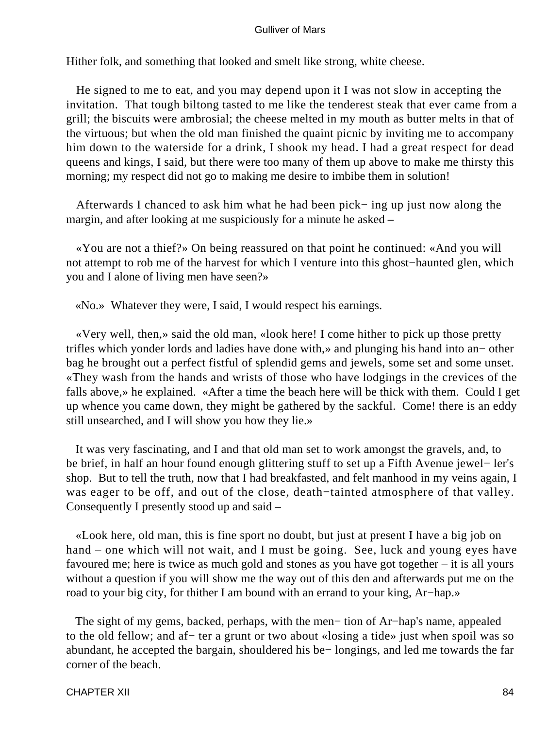Hither folk, and something that looked and smelt like strong, white cheese.

He signed to me to eat, and you may depend upon it I was not slow in accepting the invitation. That tough biltong tasted to me like the tenderest steak that ever came from a grill; the biscuits were ambrosial; the cheese melted in my mouth as butter melts in that of the virtuous; but when the old man finished the quaint picnic by inviting me to accompany him down to the waterside for a drink, I shook my head. I had a great respect for dead queens and kings, I said, but there were too many of them up above to make me thirsty this morning; my respect did not go to making me desire to imbibe them in solution!

Afterwards I chanced to ask him what he had been picking up just now along the margin, and after looking at me suspiciously for a minute he asked –

«You are not a thief?» On being reassured on that point he continued: «And you will not attempt to rob me of the harvest for which I venture into this ghost−haunted glen, which you and I alone of living men have seen?»

«No.» Whatever they were, I said, I would respect his earnings.

«Very well, then,» said the old man, «look here! I come hither to pick up those pretty trifles which yonder lords and ladies have done with,» and plunging his hand into another bag he brought out a perfect fistful of splendid gems and jewels, some set and some unset. «They wash from the hands and wrists of those who have lodgings in the crevices of the falls above,» he explained. «After a time the beach here will be thick with them. Could I get up whence you came down, they might be gathered by the sackful. Come! there is an eddy still unsearched, and I will show you how they lie.»

It was very fascinating, and I and that old man set to work amongst the gravels, and, to be brief, in half an hour found enough glittering stuff to set up a Fifth Avenue jeweller's shop. But to tell the truth, now that I had breakfasted, and felt manhood in my veins again, I was eager to be off, and out of the close, death−tainted atmosphere of that valley. Consequently I presently stood up and said –

«Look here, old man, this is fine sport no doubt, but just at present I have a big job on hand – one which will not wait, and I must be going. See, luck and young eyes have favoured me; here is twice as much gold and stones as you have got together – it is all yours without a question if you will show me the way out of this den and afterwards put me on the road to your big city, for thither I am bound with an errand to your king, Ar−hap.»

The sight of my gems, backed, perhaps, with the mention of Ar−hap's name, appealed to the old fellow; and after a grunt or two about «losing a tide» just when spoil was so abundant, he accepted the bargain, shouldered his belongings, and led me towards the far corner of the beach.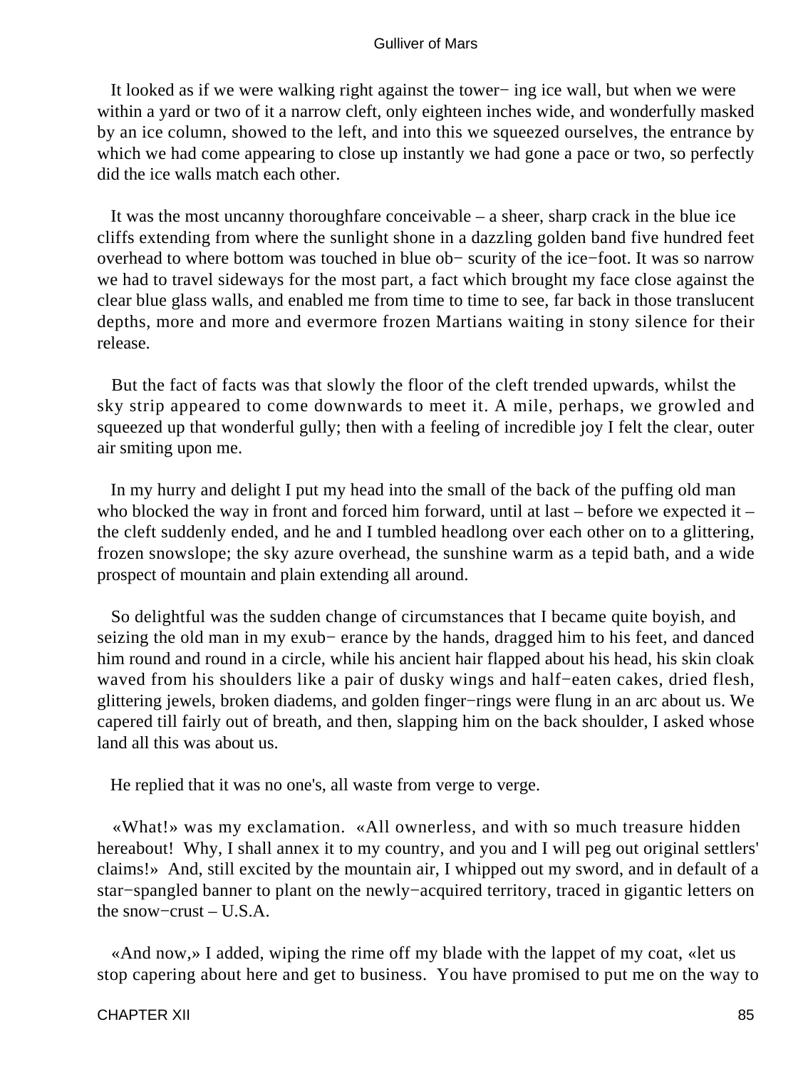It looked as if we were walking right against the towering ice wall, but when we were within a yard or two of it a narrow cleft, only eighteen inches wide, and wonderfully masked by an ice column, showed to the left, and into this we squeezed ourselves, the entrance by which we had come appearing to close up instantly we had gone a pace or two, so perfectly did the ice walls match each other.

It was the most uncanny thoroughfare conceivable – a sheer, sharp crack in the blue ice cliffs extending from where the sunlight shone in a dazzling golden band five hundred feet overhead to where bottom was touched in blue obscurity of the ice−foot. It was so narrow we had to travel sideways for the most part, a fact which brought my face close against the clear blue glass walls, and enabled me from time to time to see, far back in those translucent depths, more and more and evermore frozen Martians waiting in stony silence for their release.

But the fact of facts was that slowly the floor of the cleft trended upwards, whilst the sky strip appeared to come downwards to meet it. A mile, perhaps, we growled and squeezed up that wonderful gully; then with a feeling of incredible joy I felt the clear, outer air smiting upon me.

In my hurry and delight I put my head into the small of the back of the puffing old man who blocked the way in front and forced him forward, until at last – before we expected it – the cleft suddenly ended, and he and I tumbled headlong over each other on to a glittering, frozen snowslope; the sky azure overhead, the sunshine warm as a tepid bath, and a wide prospect of mountain and plain extending all around.

So delightful was the sudden change of circumstances that I became quite boyish, and seizing the old man in my exuberance by the hands, dragged him to his feet, and danced him round and round in a circle, while his ancient hair flapped about his head, his skin cloak waved from his shoulders like a pair of dusky wings and half−eaten cakes, dried flesh, glittering jewels, broken diadems, and golden finger−rings were flung in an arc about us. We capered till fairly out of breath, and then, slapping him on the back shoulder, I asked whose land all this was about us.

He replied that it was no one's, all waste from verge to verge.

«What!» was my exclamation. «All ownerless, and with so much treasure hidden hereabout! Why, I shall annex it to my country, and you and I will peg out original settlers' claims!» And, still excited by the mountain air, I whipped out my sword, and in default of a star−spangled banner to plant on the newly−acquired territory, traced in gigantic letters on the snow−crust – U.S.A.

«And now,» I added, wiping the rime off my blade with the lappet of my coat, «let us stop capering about here and get to business. You have promised to put me on the way to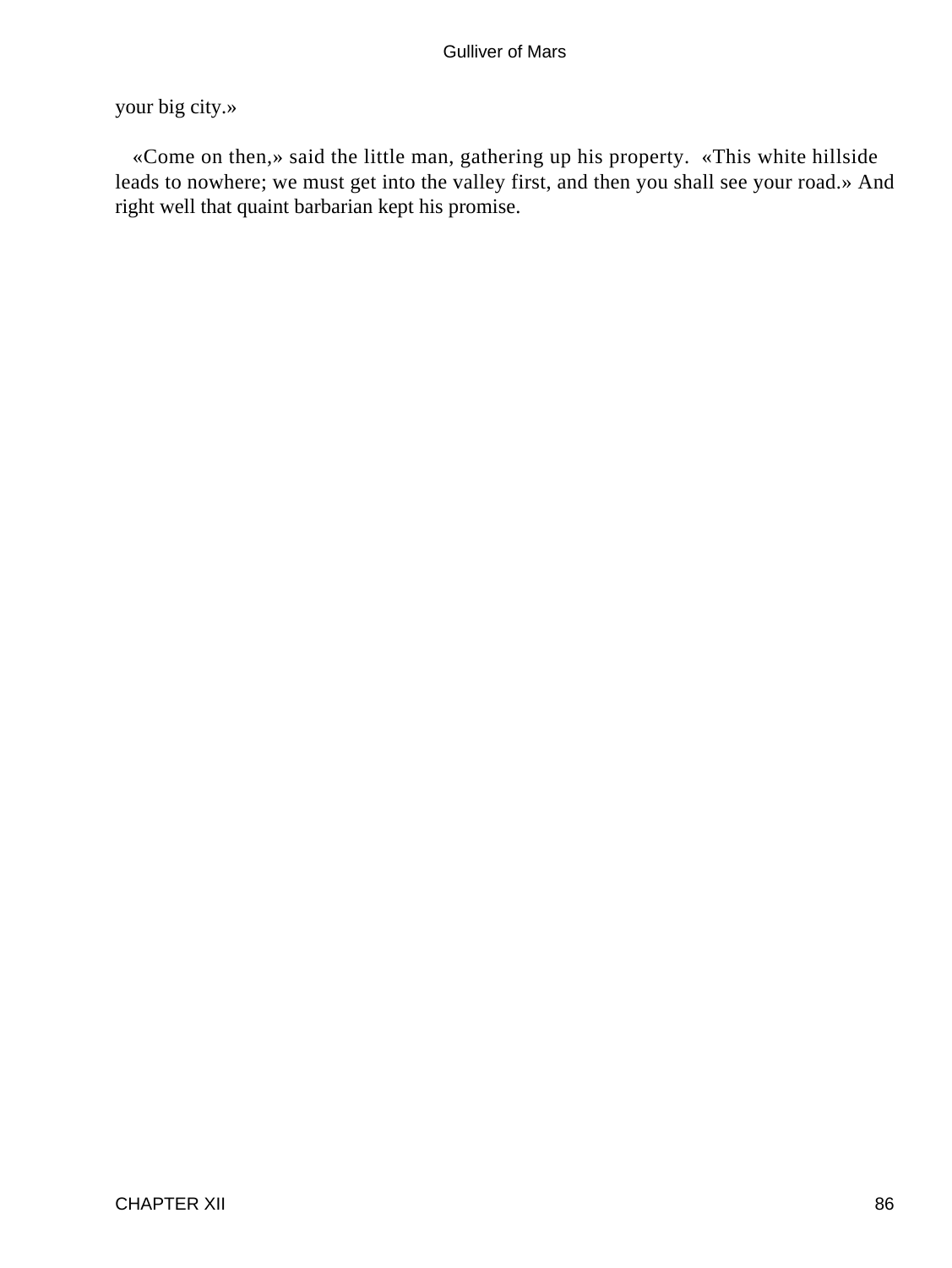your big city.»

«Come on then,» said the little man, gathering up his property. «This white hillside leads to nowhere; we must get into the valley first, and then you shall see your road.» And right well that quaint barbarian kept his promise.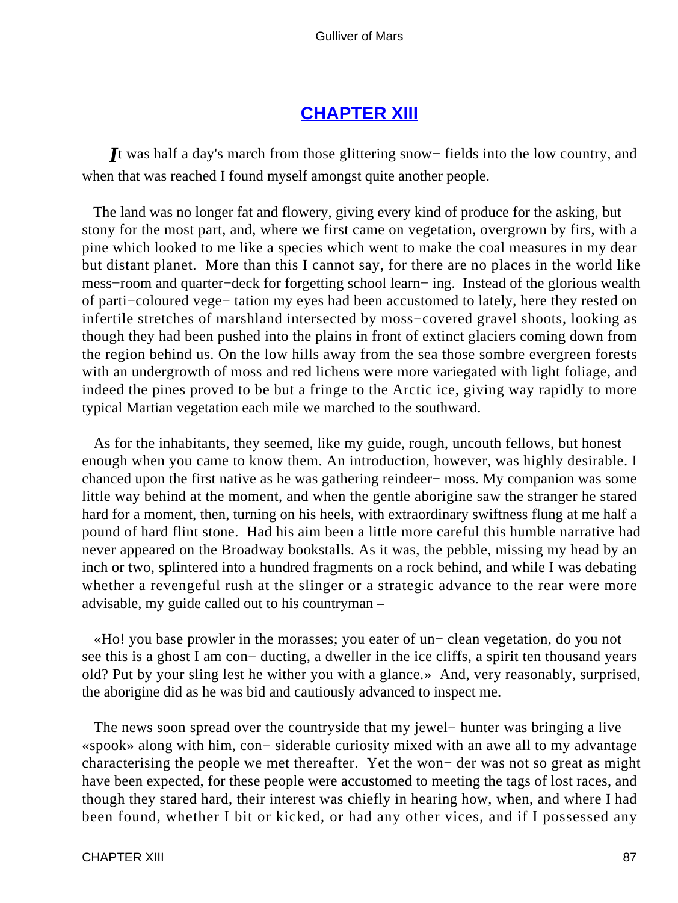## CHAPTER XIII

*I*t was half a day's march from those glittering snow− fields into the low country, and when that was reached I found myself amongst quite another people.

The land was no longer fat and flowery, giving every kind of produce for the asking, but stony for the most part, and, where we first came on vegetation, overgrown by firs, with a pine which looked to me like a species which went to make the coal measures in my dear but distant planet. More than this I cannot say, for there are no places in the world like mess−room and quarter−deck for forgetting school learn− ing. Instead of the glorious wealth of parti−coloured vege− tation my eyes had been accustomed to lately, here they rested on infertile stretches of marshland intersected by moss−covered gravel shoots, looking as though they had been pushed into the plains in front of extinct glaciers coming down from the region behind us. On the low hills away from the sea those sombre evergreen forests with an undergrowth of moss and red lichens were more variegated with light foliage, and indeed the pines proved to be but a fringe to the Arctic ice, giving way rapidly to more typical Martian vegetation each mile we marched to the southward.

As for the inhabitants, they seemed, like my guide, rough, uncouth fellows, but honest enough when you came to know them. An introduction, however, was highly desirable. I chanced upon the first native as he was gathering reindeer− moss. My companion was some little way behind at the moment, and when the gentle aborigine saw the stranger he stared hard for a moment, then, turning on his heels, with extraordinary swiftness flung at me half a pound of hard flint stone. Had his aim been a little more careful this humble narrative had never appeared on the Broadway bookstalls. As it was, the pebble, missing my head by an inch or two, splintered into a hundred fragments on a rock behind, and while I was debating whether a revengeful rush at the slinger or a strategic advance to the rear were more advisable, my guide called out to his countryman –

«Ho! you base prowler in the morasses; you eater of un− clean vegetation, do you not see this is a ghost I am con− ducting, a dweller in the ice cliffs, a spirit ten thousand years old? Put by your sling lest he wither you with a glance.» And, very reasonably, surprised, the aborigine did as he was bid and cautiously advanced to inspect me.

The news soon spread over the countryside that my jewel− hunter was bringing a live «spook» along with him, con− siderable curiosity mixed with an awe all to my advantage characterising the people we met thereafter. Yet the won− der was not so great as might have been expected, for these people were accustomed to meeting the tags of lost races, and though they stared hard, their interest was chiefly in hearing how, when, and where I had been found, whether I bit or kicked, or had any other vices, and if I possessed any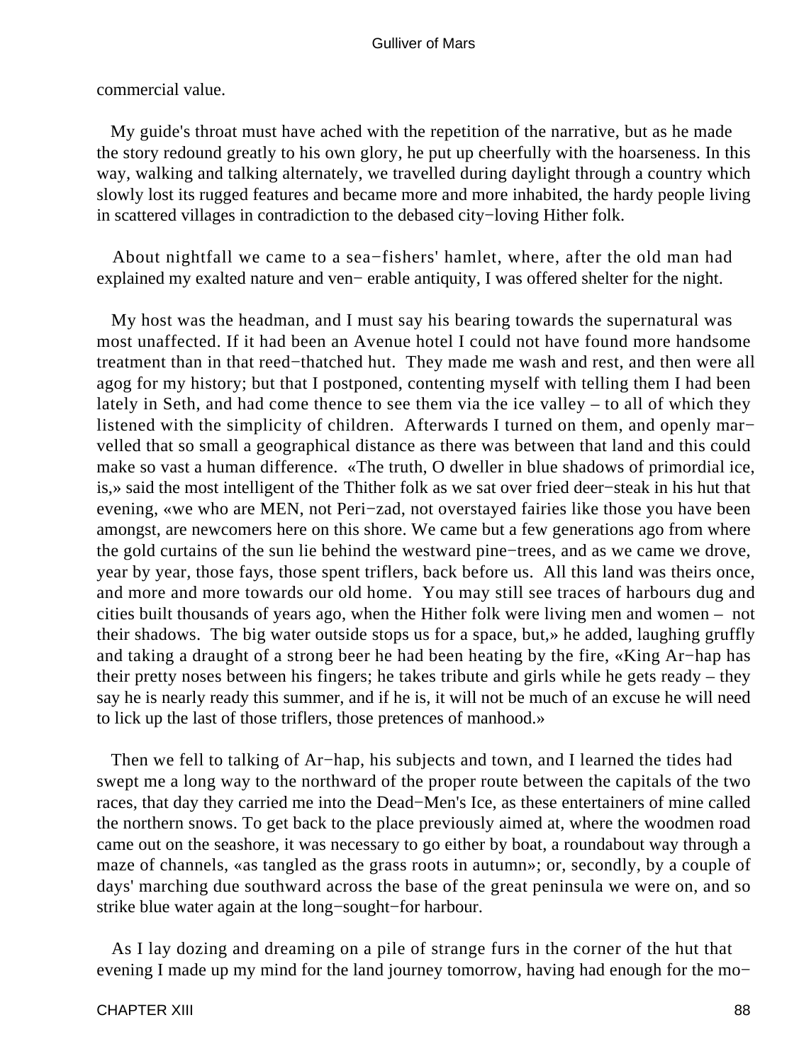commercial value.

My guide's throat must have ached with the repetition of the narrative, but as he made the story redound greatly to his own glory, he put up cheerfully with the hoarseness. In this way, walking and talking alternately, we travelled during daylight through a country which slowly lost its rugged features and became more and more inhabited, the hardy people living in scattered villages in contradiction to the debased city−loving Hither folk.

About nightfall we came to a sea−fishers' hamlet, where, after the old man had explained my exalted nature and ven− erable antiquity, I was offered shelter for the night.

My host was the headman, and I must say his bearing towards the supernatural was most unaffected. If it had been an Avenue hotel I could not have found more handsome treatment than in that reed−thatched hut. They made me wash and rest, and then were all agog for my history; but that I postponed, contenting myself with telling them I had been lately in Seth, and had come thence to see them via the ice valley – to all of which they listened with the simplicity of children. Afterwards I turned on them, and openly mar− velled that so small a geographical distance as there was between that land and this could make so vast a human difference. «The truth, O dweller in blue shadows of primordial ice, is,» said the most intelligent of the Thither folk as we sat over fried deer−steak in his hut that evening, «we who are MEN, not Peri−zad, not overstayed fairies like those you have been amongst, are newcomers here on this shore. We came but a few generations ago from where the gold curtains of the sun lie behind the westward pine−trees, and as we came we drove, year by year, those fays, those spent triflers, back before us. All this land was theirs once, and more and more towards our old home. You may still see traces of harbours dug and cities built thousands of years ago, when the Hither folk were living men and women – not their shadows. The big water outside stops us for a space, but,» he added, laughing gruffly and taking a draught of a strong beer he had been heating by the fire, «King Ar−hap has their pretty noses between his fingers; he takes tribute and girls while he gets ready – they say he is nearly ready this summer, and if he is, it will not be much of an excuse he will need to lick up the last of those triflers, those pretences of manhood.»

Then we fell to talking of Ar−hap, his subjects and town, and I learned the tides had swept me a long way to the northward of the proper route between the capitals of the two races, that day they carried me into the Dead−Men's Ice, as these entertainers of mine called the northern snows. To get back to the place previously aimed at, where the woodmen road came out on the seashore, it was necessary to go either by boat, a roundabout way through a maze of channels, «as tangled as the grass roots in autumn»; or, secondly, by a couple of days' marching due southward across the base of the great peninsula we were on, and so strike blue water again at the long−sought−for harbour.

As I lay dozing and dreaming on a pile of strange furs in the corner of the hut that evening I made up my mind for the land journey tomorrow, having had enough for the mo−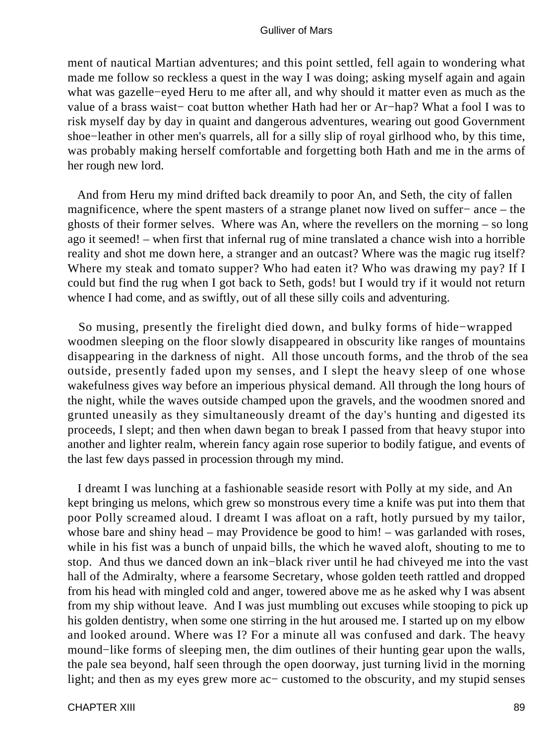ment of nautical Martian adventures; and this point settled, fell again to wondering what made me follow so reckless a quest in the way I was doing; asking myself again and again what was gazelle−eyed Heru to me after all, and why should it matter even as much as the value of a brass waist− coat button whether Hath had her or Ar−hap? What a fool I was to risk myself day by day in quaint and dangerous adventures, wearing out good Government shoe−leather in other men's quarrels, all for a silly slip of royal girlhood who, by this time, was probably making herself comfortable and forgetting both Hath and me in the arms of her rough new lord.

And from Heru my mind drifted back dreamily to poor An, and Seth, the city of fallen magnificence, where the spent masters of a strange planet now lived on suffer− ance – the ghosts of their former selves. Where was An, where the revellers on the morning – so long ago it seemed! – when first that infernal rug of mine translated a chance wish into a horrible reality and shot me down here, a stranger and an outcast? Where was the magic rug itself? Where my steak and tomato supper? Who had eaten it? Who was drawing my pay? If I could but find the rug when I got back to Seth, gods! but I would try if it would not return whence I had come, and as swiftly, out of all these silly coils and adventuring.

So musing, presently the firelight died down, and bulky forms of hide−wrapped woodmen sleeping on the floor slowly disappeared in obscurity like ranges of mountains disappearing in the darkness of night. All those uncouth forms, and the throb of the sea outside, presently faded upon my senses, and I slept the heavy sleep of one whose wakefulness gives way before an imperious physical demand. All through the long hours of the night, while the waves outside champed upon the gravels, and the woodmen snored and grunted uneasily as they simultaneously dreamt of the day's hunting and digested its proceeds, I slept; and then when dawn began to break I passed from that heavy stupor into another and lighter realm, wherein fancy again rose superior to bodily fatigue, and events of the last few days passed in procession through my mind.

I dreamt I was lunching at a fashionable seaside resort with Polly at my side, and An kept bringing us melons, which grew so monstrous every time a knife was put into them that poor Polly screamed aloud. I dreamt I was afloat on a raft, hotly pursued by my tailor, whose bare and shiny head – may Providence be good to him! – was garlanded with roses, while in his fist was a bunch of unpaid bills, the which he waved aloft, shouting to me to stop. And thus we danced down an ink−black river until he had chiveyed me into the vast hall of the Admiralty, where a fearsome Secretary, whose golden teeth rattled and dropped from his head with mingled cold and anger, towered above me as he asked why I was absent from my ship without leave. And I was just mumbling out excuses while stooping to pick up his golden dentistry, when some one stirring in the hut aroused me. I started up on my elbow and looked around. Where was I? For a minute all was confused and dark. The heavy mound−like forms of sleeping men, the dim outlines of their hunting gear upon the walls, the pale sea beyond, half seen through the open doorway, just turning livid in the morning light; and then as my eyes grew more ac− customed to the obscurity, and my stupid senses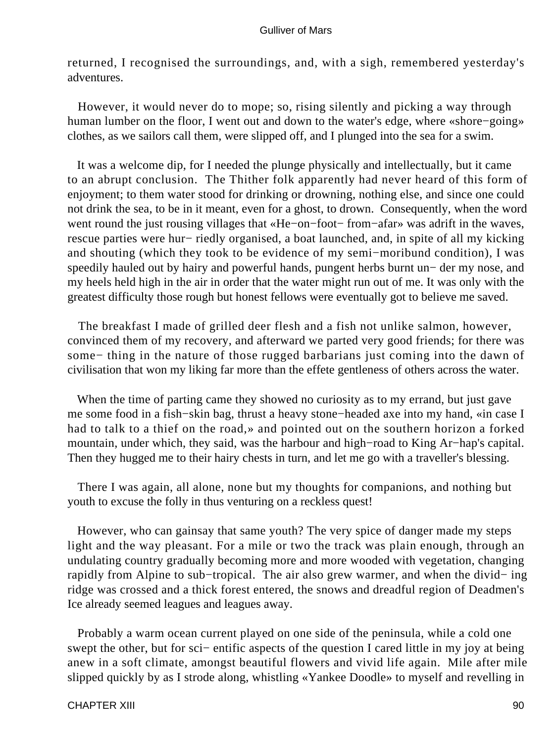returned, I recognised the surroundings, and, with a sigh, remembered yesterday's adventures.

However, it would never do to mope; so, rising silently and picking a way through human lumber on the floor, I went out and down to the water's edge, where «shore−going» clothes, as we sailors call them, were slipped off, and I plunged into the sea for a swim.

It was a welcome dip, for I needed the plunge physically and intellectually, but it came to an abrupt conclusion. The Thither folk apparently had never heard of this form of enjoyment; to them water stood for drinking or drowning, nothing else, and since one could not drink the sea, to be in it meant, even for a ghost, to drown. Consequently, when the word went round the just rousing villages that «He−on−foot− from−afar» was adrift in the waves, rescue parties were hur− riedly organised, a boat launched, and, in spite of all my kicking and shouting (which they took to be evidence of my semi−moribund condition), I was speedily hauled out by hairy and powerful hands, pungent herbs burnt un− der my nose, and my heels held high in the air in order that the water might run out of me. It was only with the greatest difficulty those rough but honest fellows were eventually got to believe me saved.

The breakfast I made of grilled deer flesh and a fish not unlike salmon, however, convinced them of my recovery, and afterward we parted very good friends; for there was some− thing in the nature of those rugged barbarians just coming into the dawn of civilisation that won my liking far more than the effete gentleness of others across the water.

When the time of parting came they showed no curiosity as to my errand, but just gave me some food in a fish−skin bag, thrust a heavy stone−headed axe into my hand, «in case I had to talk to a thief on the road,» and pointed out on the southern horizon a forked mountain, under which, they said, was the harbour and high−road to King Ar−hap's capital. Then they hugged me to their hairy chests in turn, and let me go with a traveller's blessing.

There I was again, all alone, none but my thoughts for companions, and nothing but youth to excuse the folly in thus venturing on a reckless quest!

However, who can gainsay that same youth? The very spice of danger made my steps light and the way pleasant. For a mile or two the track was plain enough, through an undulating country gradually becoming more and more wooded with vegetation, changing rapidly from Alpine to sub−tropical. The air also grew warmer, and when the divid− ing ridge was crossed and a thick forest entered, the snows and dreadful region of Deadmen's Ice already seemed leagues and leagues away.

Probably a warm ocean current played on one side of the peninsula, while a cold one swept the other, but for sci− entific aspects of the question I cared little in my joy at being anew in a soft climate, amongst beautiful flowers and vivid life again. Mile after mile slipped quickly by as I strode along, whistling «Yankee Doodle» to myself and revelling in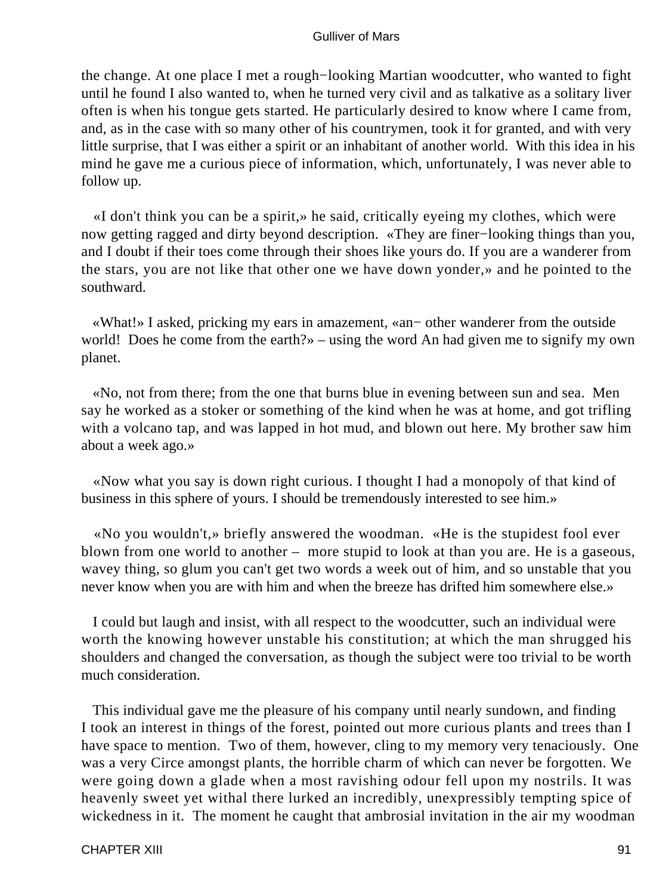the change. At one place I met a rough−looking Martian woodcutter, who wanted to fight until he found I also wanted to, when he turned very civil and as talkative as a solitary liver often is when his tongue gets started. He particularly desired to know where I came from, and, as in the case with so many other of his countrymen, took it for granted, and with very little surprise, that I was either a spirit or an inhabitant of another world. With this idea in his mind he gave me a curious piece of information, which, unfortunately, I was never able to follow up.

«I don't think you can be a spirit,» he said, critically eyeing my clothes, which were now getting ragged and dirty beyond description. «They are finer−looking things than you, and I doubt if their toes come through their shoes like yours do. If you are a wanderer from the stars, you are not like that other one we have down yonder,» and he pointed to the southward.

«What!» I asked, pricking my ears in amazement, «an− other wanderer from the outside world! Does he come from the earth?» – using the word An had given me to signify my own planet.

«No, not from there; from the one that burns blue in evening between sun and sea. Men say he worked as a stoker or something of the kind when he was at home, and got trifling with a volcano tap, and was lapped in hot mud, and blown out here. My brother saw him about a week ago.»

«Now what you say is down right curious. I thought I had a monopoly of that kind of business in this sphere of yours. I should be tremendously interested to see him.»

«No you wouldn't,» briefly answered the woodman. «He is the stupidest fool ever blown from one world to another – more stupid to look at than you are. He is a gaseous, wavey thing, so glum you can't get two words a week out of him, and so unstable that you never know when you are with him and when the breeze has drifted him somewhere else.»

I could but laugh and insist, with all respect to the woodcutter, such an individual were worth the knowing however unstable his constitution; at which the man shrugged his shoulders and changed the conversation, as though the subject were too trivial to be worth much consideration.

This individual gave me the pleasure of his company until nearly sundown, and finding I took an interest in things of the forest, pointed out more curious plants and trees than I have space to mention. Two of them, however, cling to my memory very tenaciously. One was a very Circe amongst plants, the horrible charm of which can never be forgotten. We were going down a glade when a most ravishing odour fell upon my nostrils. It was heavenly sweet yet withal there lurked an incredibly, unexpressibly tempting spice of wickedness in it. The moment he caught that ambrosial invitation in the air my woodman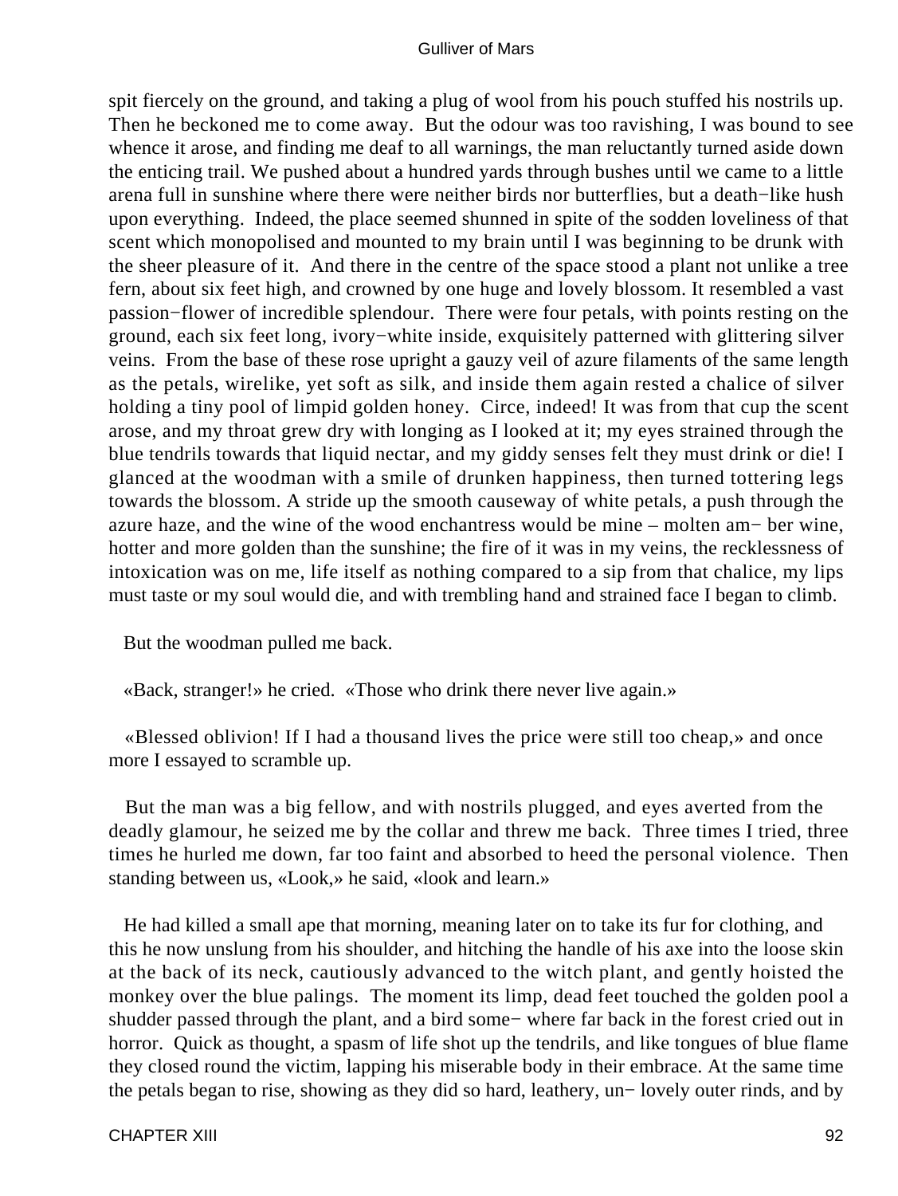spit fiercely on the ground, and taking a plug of wool from his pouch stuffed his nostrils up. Then he beckoned me to come away. But the odour was too ravishing, I was bound to see whence it arose, and finding me deaf to all warnings, the man reluctantly turned aside down the enticing trail. We pushed about a hundred yards through bushes until we came to a little arena full in sunshine where there were neither birds nor butterflies, but a death−like hush upon everything. Indeed, the place seemed shunned in spite of the sodden loveliness of that scent which monopolised and mounted to my brain until I was beginning to be drunk with the sheer pleasure of it. And there in the centre of the space stood a plant not unlike a tree fern, about six feet high, and crowned by one huge and lovely blossom. It resembled a vast passion−flower of incredible splendour. There were four petals, with points resting on the ground, each six feet long, ivory−white inside, exquisitely patterned with glittering silver veins. From the base of these rose upright a gauzy veil of azure filaments of the same length as the petals, wirelike, yet soft as silk, and inside them again rested a chalice of silver holding a tiny pool of limpid golden honey. Circe, indeed! It was from that cup the scent arose, and my throat grew dry with longing as I looked at it; my eyes strained through the blue tendrils towards that liquid nectar, and my giddy senses felt they must drink or die! I glanced at the woodman with a smile of drunken happiness, then turned tottering legs towards the blossom. A stride up the smooth causeway of white petals, a push through the azure haze, and the wine of the wood enchantress would be mine – molten am− ber wine, hotter and more golden than the sunshine; the fire of it was in my veins, the recklessness of intoxication was on me, life itself as nothing compared to a sip from that chalice, my lips must taste or my soul would die, and with trembling hand and strained face I began to climb.

But the woodman pulled me back.

«Back, stranger!» he cried. «Those who drink there never live again.»

«Blessed oblivion! If I had a thousand lives the price were still too cheap,» and once more I essayed to scramble up.

But the man was a big fellow, and with nostrils plugged, and eyes averted from the deadly glamour, he seized me by the collar and threw me back. Three times I tried, three times he hurled me down, far too faint and absorbed to heed the personal violence. Then standing between us, «Look,» he said, «look and learn.»

He had killed a small ape that morning, meaning later on to take its fur for clothing, and this he now unslung from his shoulder, and hitching the handle of his axe into the loose skin at the back of its neck, cautiously advanced to the witch plant, and gently hoisted the monkey over the blue palings. The moment its limp, dead feet touched the golden pool a shudder passed through the plant, and a bird some− where far back in the forest cried out in horror. Quick as thought, a spasm of life shot up the tendrils, and like tongues of blue flame they closed round the victim, lapping his miserable body in their embrace. At the same time the petals began to rise, showing as they did so hard, leathery, un− lovely outer rinds, and by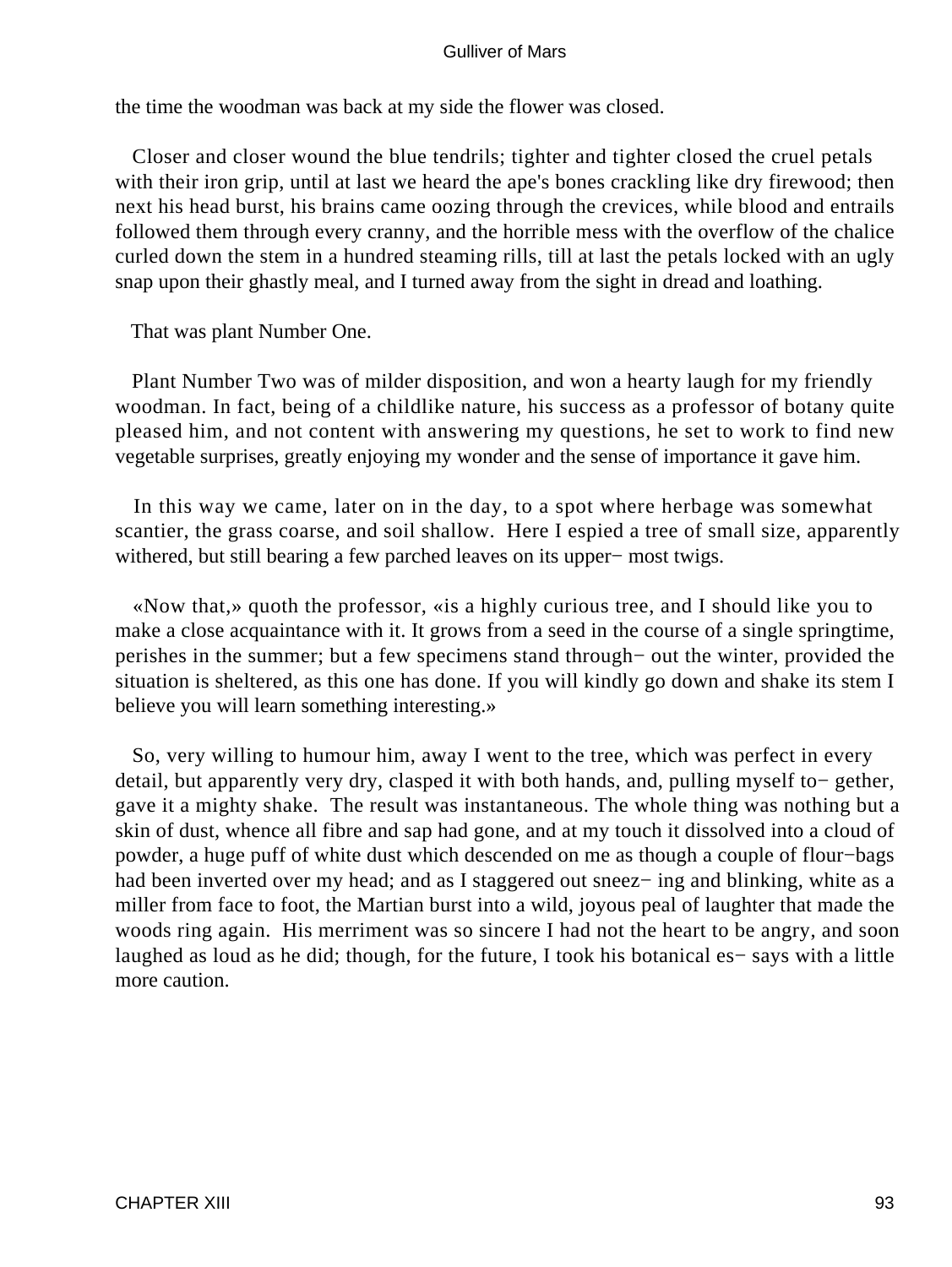the time the woodman was back at my side the flower was closed.

Closer and closer wound the blue tendrils; tighter and tighter closed the cruel petals with their iron grip, until at last we heard the ape's bones crackling like dry firewood; then next his head burst, his brains came oozing through the crevices, while blood and entrails followed them through every cranny, and the horrible mess with the overflow of the chalice curled down the stem in a hundred steaming rills, till at last the petals locked with an ugly snap upon their ghastly meal, and I turned away from the sight in dread and loathing.

That was plant Number One.

Plant Number Two was of milder disposition, and won a hearty laugh for my friendly woodman. In fact, being of a childlike nature, his success as a professor of botany quite pleased him, and not content with answering my questions, he set to work to find new vegetable surprises, greatly enjoying my wonder and the sense of importance it gave him.

In this way we came, later on in the day, to a spot where herbage was somewhat scantier, the grass coarse, and soil shallow. Here I espied a tree of small size, apparently withered, but still bearing a few parched leaves on its upper− most twigs.

«Now that,» quoth the professor, «is a highly curious tree, and I should like you to make a close acquaintance with it. It grows from a seed in the course of a single springtime, perishes in the summer; but a few specimens stand through− out the winter, provided the situation is sheltered, as this one has done. If you will kindly go down and shake its stem I believe you will learn something interesting.»

So, very willing to humour him, away I went to the tree, which was perfect in every detail, but apparently very dry, clasped it with both hands, and, pulling myself to− gether, gave it a mighty shake. The result was instantaneous. The whole thing was nothing but a skin of dust, whence all fibre and sap had gone, and at my touch it dissolved into a cloud of powder, a huge puff of white dust which descended on me as though a couple of flour−bags had been inverted over my head; and as I staggered out sneez− ing and blinking, white as a miller from face to foot, the Martian burst into a wild, joyous peal of laughter that made the woods ring again. His merriment was so sincere I had not the heart to be angry, and soon laughed as loud as he did; though, for the future, I took his botanical es− says with a little more caution.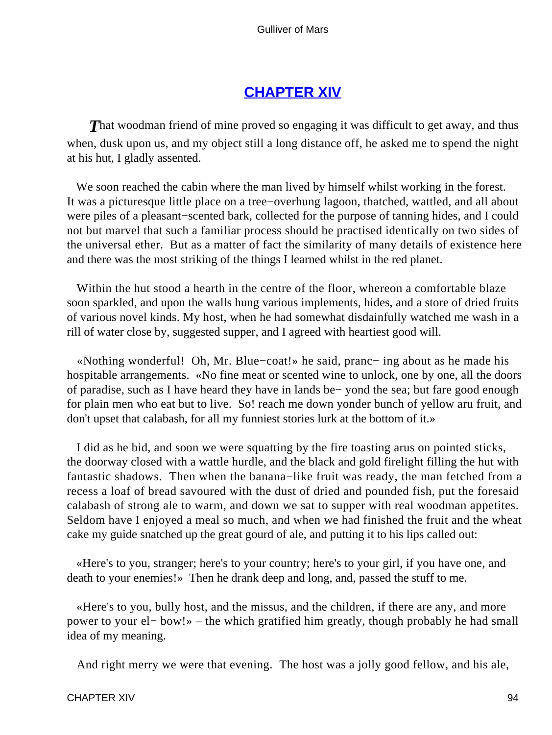## CHAPTER XIV

*T*hat woodman friend of mine proved so engaging it was difficult to get away, and thus when, dusk upon us, and my object still a long distance off, he asked me to spend the night at his hut, I gladly assented.

We soon reached the cabin where the man lived by himself whilst working in the forest. It was a picturesque little place on a tree−overhung lagoon, thatched, wattled, and all about were piles of a pleasant−scented bark, collected for the purpose of tanning hides, and I could not but marvel that such a familiar process should be practised identically on two sides of the universal ether. But as a matter of fact the similarity of many details of existence here and there was the most striking of the things I learned whilst in the red planet.

Within the hut stood a hearth in the centre of the floor, whereon a comfortable blaze soon sparkled, and upon the walls hung various implements, hides, and a store of dried fruits of various novel kinds. My host, when he had somewhat disdainfully watched me wash in a rill of water close by, suggested supper, and I agreed with heartiest good will.

«Nothing wonderful! Oh, Mr. Blue−coat!» he said, prancing about as he made his hospitable arrangements. «No fine meat or scented wine to unlock, one by one, all the doors of paradise, such as I have heard they have in lands beyond the sea; but fare good enough for plain men who eat but to live. So! reach me down yonder bunch of yellow aru fruit, and don't upset that calabash, for all my funniest stories lurk at the bottom of it.»

I did as he bid, and soon we were squatting by the fire toasting arus on pointed sticks, the doorway closed with a wattle hurdle, and the black and gold firelight filling the hut with fantastic shadows. Then when the banana−like fruit was ready, the man fetched from a recess a loaf of bread savoured with the dust of dried and pounded fish, put the foresaid calabash of strong ale to warm, and down we sat to supper with real woodman appetites. Seldom have I enjoyed a meal so much, and when we had finished the fruit and the wheat cake my guide snatched up the great gourd of ale, and putting it to his lips called out:

«Here's to you, stranger; here's to your country; here's to your girl, if you have one, and death to your enemies!» Then he drank deep and long, and, passed the stuff to me.

«Here's to you, bully host, and the missus, and the children, if there are any, and more power to your elbow!» – the which gratified him greatly, though probably he had small idea of my meaning.

And right merry we were that evening. The host was a jolly good fellow, and his ale,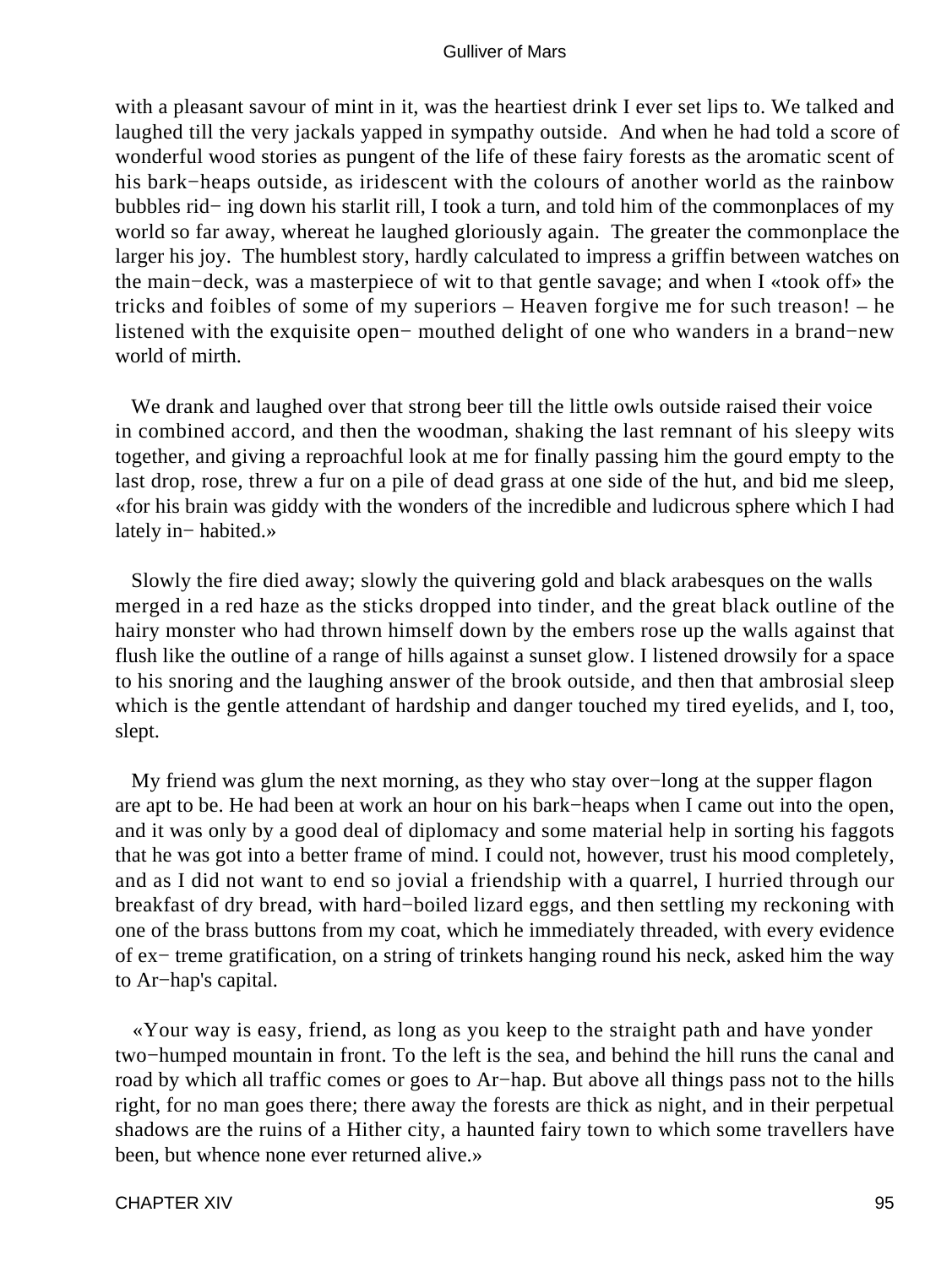with a pleasant savour of mint in it, was the heartiest drink I ever set lips to. We talked and laughed till the very jackals yapped in sympathy outside. And when he had told a score of wonderful wood stories as pungent of the life of these fairy forests as the aromatic scent of his bark−heaps outside, as iridescent with the colours of another world as the rainbow bubbles riding down his starlit rill, I took a turn, and told him of the commonplaces of my world so far away, whereat he laughed gloriously again. The greater the commonplace the larger his joy. The humblest story, hardly calculated to impress a griffin between watches on the main−deck, was a masterpiece of wit to that gentle savage; and when I «took off» the tricks and foibles of some of my superiors – Heaven forgive me for such treason! – he listened with the exquisite open-mouthed delight of one who wanders in a brand−new world of mirth.

We drank and laughed over that strong beer till the little owls outside raised their voice in combined accord, and then the woodman, shaking the last remnant of his sleepy wits together, and giving a reproachful look at me for finally passing him the gourd empty to the last drop, rose, threw a fur on a pile of dead grass at one side of the hut, and bid me sleep, «for his brain was giddy with the wonders of the incredible and ludicrous sphere which I had lately inhabited.»

Slowly the fire died away; slowly the quivering gold and black arabesques on the walls merged in a red haze as the sticks dropped into tinder, and the great black outline of the hairy monster who had thrown himself down by the embers rose up the walls against that flush like the outline of a range of hills against a sunset glow. I listened drowsily for a space to his snoring and the laughing answer of the brook outside, and then that ambrosial sleep which is the gentle attendant of hardship and danger touched my tired eyelids, and I, too, slept.

My friend was glum the next morning, as they who stay over−long at the supper flagon are apt to be. He had been at work an hour on his bark−heaps when I came out into the open, and it was only by a good deal of diplomacy and some material help in sorting his faggots that he was got into a better frame of mind. I could not, however, trust his mood completely, and as I did not want to end so jovial a friendship with a quarrel, I hurried through our breakfast of dry bread, with hard−boiled lizard eggs, and then settling my reckoning with one of the brass buttons from my coat, which he immediately threaded, with every evidence of extreme gratification, on a string of trinkets hanging round his neck, asked him the way to Ar−hap's capital.

«Your way is easy, friend, as long as you keep to the straight path and have yonder two−humped mountain in front. To the left is the sea, and behind the hill runs the canal and road by which all traffic comes or goes to Ar−hap. But above all things pass not to the hills right, for no man goes there; there away the forests are thick as night, and in their perpetual shadows are the ruins of a Hither city, a haunted fairy town to which some travellers have been, but whence none ever returned alive.»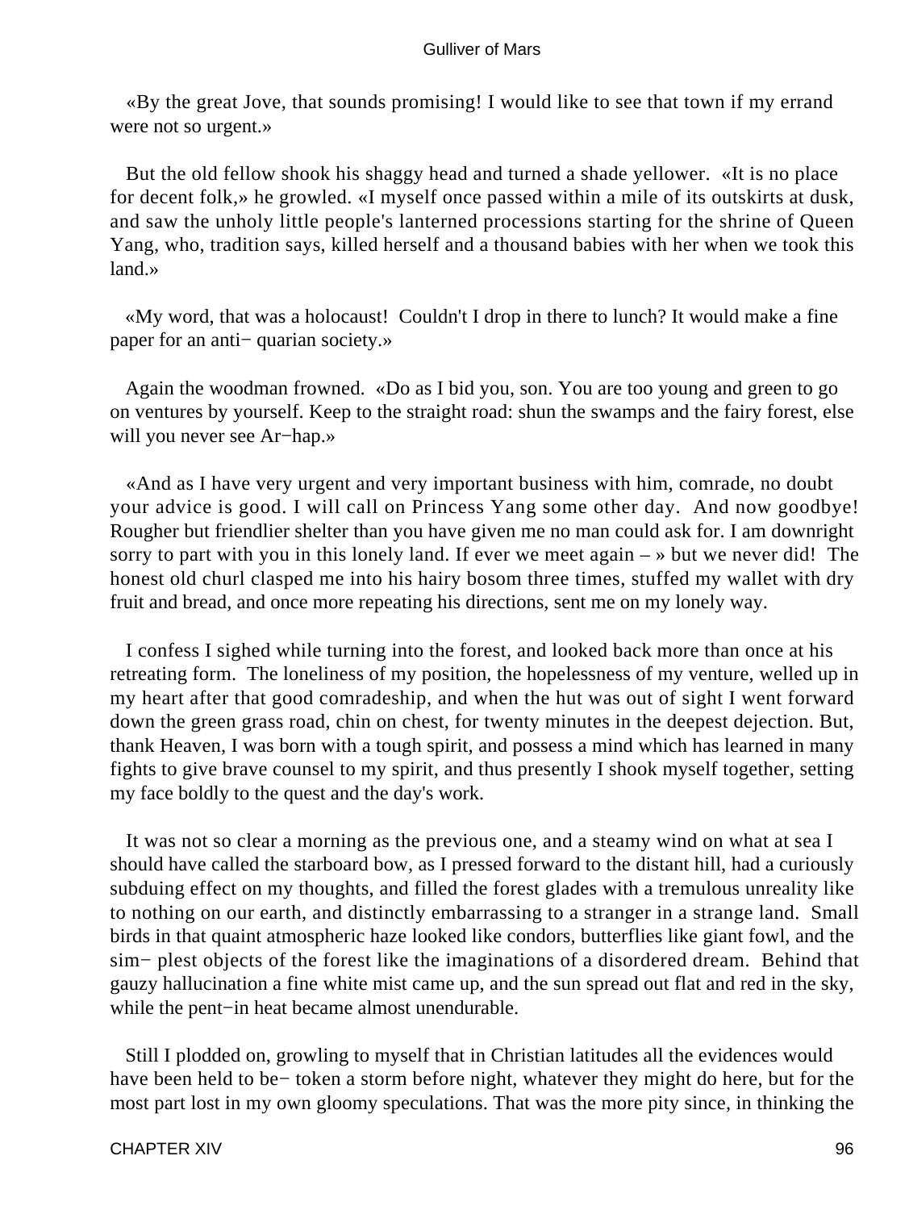«By the great Jove, that sounds promising! I would like to see that town if my errand were not so urgent.»

But the old fellow shook his shaggy head and turned a shade yellower. «It is no place for decent folk,» he growled. «I myself once passed within a mile of its outskirts at dusk, and saw the unholy little people's lanterned processions starting for the shrine of Queen Yang, who, tradition says, killed herself and a thousand babies with her when we took this land.»

«My word, that was a holocaust! Couldn't I drop in there to lunch? It would make a fine paper for an anti− quarian society.»

Again the woodman frowned. «Do as I bid you, son. You are too young and green to go on ventures by yourself. Keep to the straight road: shun the swamps and the fairy forest, else will you never see Ar−hap.»

«And as I have very urgent and very important business with him, comrade, no doubt your advice is good. I will call on Princess Yang some other day. And now goodbye! Rougher but friendlier shelter than you have given me no man could ask for. I am downright sorry to part with you in this lonely land. If ever we meet again – » but we never did! The honest old churl clasped me into his hairy bosom three times, stuffed my wallet with dry fruit and bread, and once more repeating his directions, sent me on my lonely way.

I confess I sighed while turning into the forest, and looked back more than once at his retreating form. The loneliness of my position, the hopelessness of my venture, welled up in my heart after that good comradeship, and when the hut was out of sight I went forward down the green grass road, chin on chest, for twenty minutes in the deepest dejection. But, thank Heaven, I was born with a tough spirit, and possess a mind which has learned in many fights to give brave counsel to my spirit, and thus presently I shook myself together, setting my face boldly to the quest and the day's work.

It was not so clear a morning as the previous one, and a steamy wind on what at sea I should have called the starboard bow, as I pressed forward to the distant hill, had a curiously subduing effect on my thoughts, and filled the forest glades with a tremulous unreality like to nothing on our earth, and distinctly embarrassing to a stranger in a strange land. Small birds in that quaint atmospheric haze looked like condors, butterflies like giant fowl, and the sim− plest objects of the forest like the imaginations of a disordered dream. Behind that gauzy hallucination a fine white mist came up, and the sun spread out flat and red in the sky, while the pent−in heat became almost unendurable.

Still I plodded on, growling to myself that in Christian latitudes all the evidences would have been held to be− token a storm before night, whatever they might do here, but for the most part lost in my own gloomy speculations. That was the more pity since, in thinking the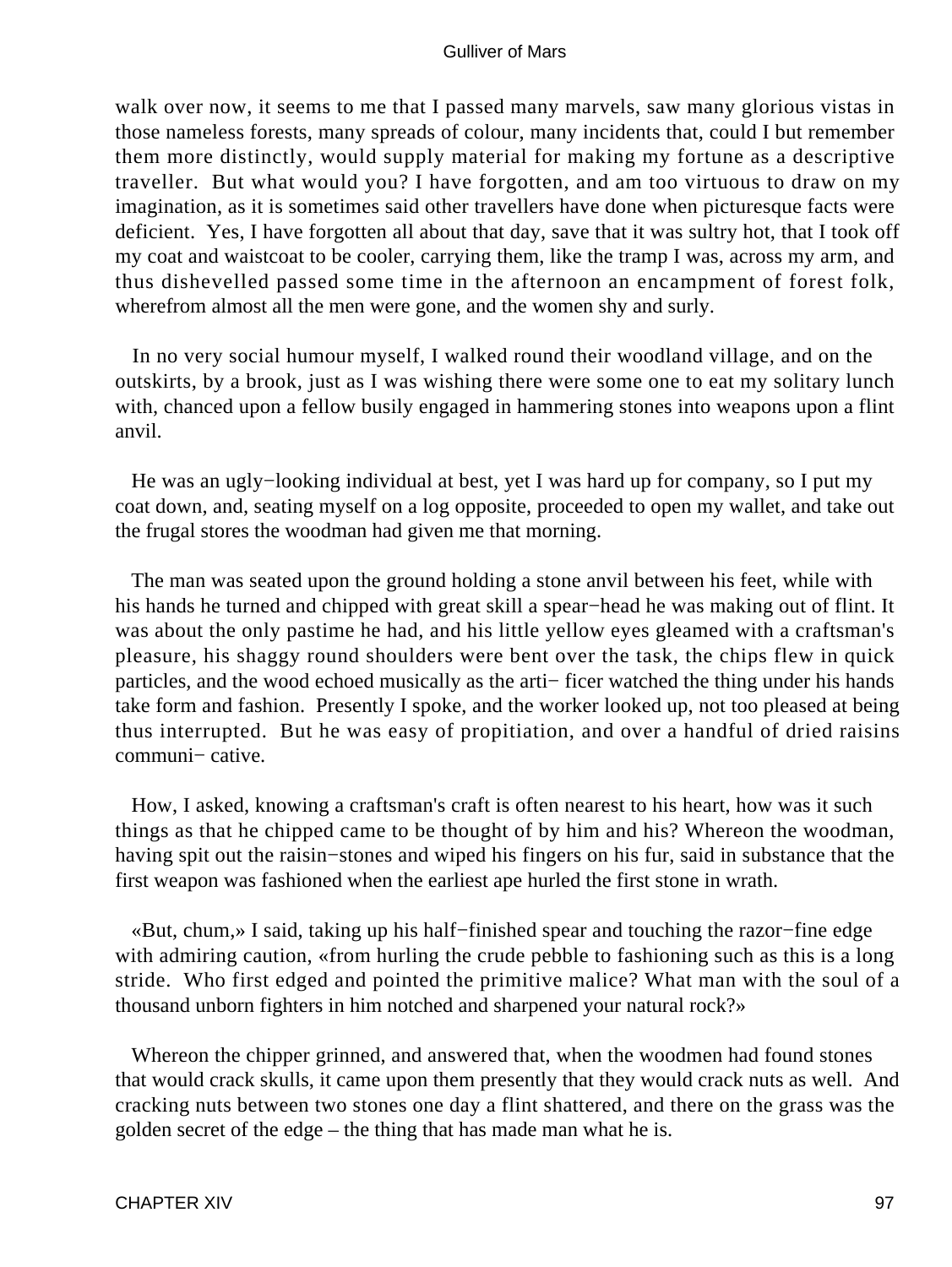walk over now, it seems to me that I passed many marvels, saw many glorious vistas in those nameless forests, many spreads of colour, many incidents that, could I but remember them more distinctly, would supply material for making my fortune as a descriptive traveller. But what would you? I have forgotten, and am too virtuous to draw on my imagination, as it is sometimes said other travellers have done when picturesque facts were deficient. Yes, I have forgotten all about that day, save that it was sultry hot, that I took off my coat and waistcoat to be cooler, carrying them, like the tramp I was, across my arm, and thus dishevelled passed some time in the afternoon an encampment of forest folk, wherefrom almost all the men were gone, and the women shy and surly.

In no very social humour myself, I walked round their woodland village, and on the outskirts, by a brook, just as I was wishing there were some one to eat my solitary lunch with, chanced upon a fellow busily engaged in hammering stones into weapons upon a flint anvil.

He was an ugly−looking individual at best, yet I was hard up for company, so I put my coat down, and, seating myself on a log opposite, proceeded to open my wallet, and take out the frugal stores the woodman had given me that morning.

The man was seated upon the ground holding a stone anvil between his feet, while with his hands he turned and chipped with great skill a spear−head he was making out of flint. It was about the only pastime he had, and his little yellow eyes gleamed with a craftsman's pleasure, his shaggy round shoulders were bent over the task, the chips flew in quick particles, and the wood echoed musically as the artificer watched the thing under his hands take form and fashion. Presently I spoke, and the worker looked up, not too pleased at being thus interrupted. But he was easy of propitiation, and over a handful of dried raisins communicative.

How, I asked, knowing a craftsman's craft is often nearest to his heart, how was it such things as that he chipped came to be thought of by him and his? Whereon the woodman, having spit out the raisin−stones and wiped his fingers on his fur, said in substance that the first weapon was fashioned when the earliest ape hurled the first stone in wrath.

«But, chum,» I said, taking up his half−finished spear and touching the razor−fine edge with admiring caution, «from hurling the crude pebble to fashioning such as this is a long stride. Who first edged and pointed the primitive malice? What man with the soul of a thousand unborn fighters in him notched and sharpened your natural rock?»

Whereon the chipper grinned, and answered that, when the woodmen had found stones that would crack skulls, it came upon them presently that they would crack nuts as well. And cracking nuts between two stones one day a flint shattered, and there on the grass was the golden secret of the edge – the thing that has made man what he is.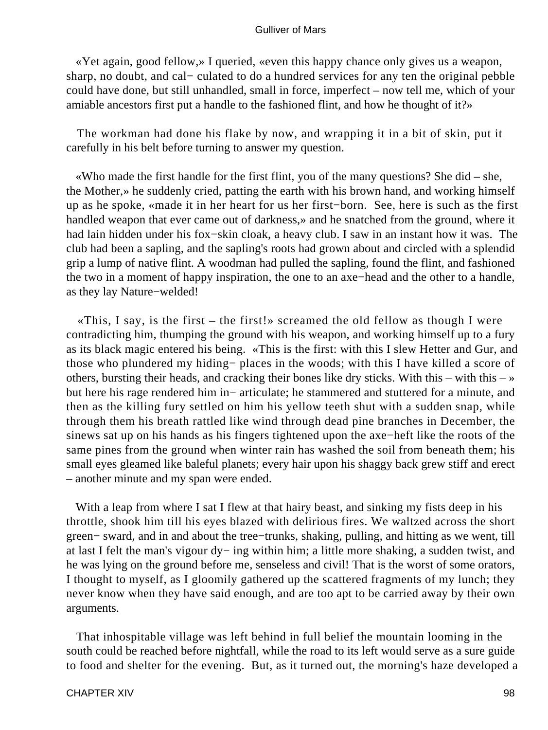«Yet again, good fellow,» I queried, «even this happy chance only gives us a weapon, sharp, no doubt, and cal− culated to do a hundred services for any ten the original pebble could have done, but still unhandled, small in force, imperfect – now tell me, which of your amiable ancestors first put a handle to the fashioned flint, and how he thought of it?»

The workman had done his flake by now, and wrapping it in a bit of skin, put it carefully in his belt before turning to answer my question.

«Who made the first handle for the first flint, you of the many questions? She did – she, the Mother,» he suddenly cried, patting the earth with his brown hand, and working himself up as he spoke, «made it in her heart for us her first−born. See, here is such as the first handled weapon that ever came out of darkness,» and he snatched from the ground, where it had lain hidden under his fox−skin cloak, a heavy club. I saw in an instant how it was. The club had been a sapling, and the sapling's roots had grown about and circled with a splendid grip a lump of native flint. A woodman had pulled the sapling, found the flint, and fashioned the two in a moment of happy inspiration, the one to an axe−head and the other to a handle, as they lay Nature−welded!

«This, I say, is the first – the first!» screamed the old fellow as though I were contradicting him, thumping the ground with his weapon, and working himself up to a fury as its black magic entered his being. «This is the first: with this I slew Hetter and Gur, and those who plundered my hiding− places in the woods; with this I have killed a score of others, bursting their heads, and cracking their bones like dry sticks. With this – with this – » but here his rage rendered him in− articulate; he stammered and stuttered for a minute, and then as the killing fury settled on him his yellow teeth shut with a sudden snap, while through them his breath rattled like wind through dead pine branches in December, the sinews sat up on his hands as his fingers tightened upon the axe−heft like the roots of the same pines from the ground when winter rain has washed the soil from beneath them; his small eyes gleamed like baleful planets; every hair upon his shaggy back grew stiff and erect – another minute and my span were ended.

With a leap from where I sat I flew at that hairy beast, and sinking my fists deep in his throttle, shook him till his eyes blazed with delirious fires. We waltzed across the short green− sward, and in and about the tree−trunks, shaking, pulling, and hitting as we went, till at last I felt the man's vigour dy− ing within him; a little more shaking, a sudden twist, and he was lying on the ground before me, senseless and civil! That is the worst of some orators, I thought to myself, as I gloomily gathered up the scattered fragments of my lunch; they never know when they have said enough, and are too apt to be carried away by their own arguments.

That inhospitable village was left behind in full belief the mountain looming in the south could be reached before nightfall, while the road to its left would serve as a sure guide to food and shelter for the evening. But, as it turned out, the morning's haze developed a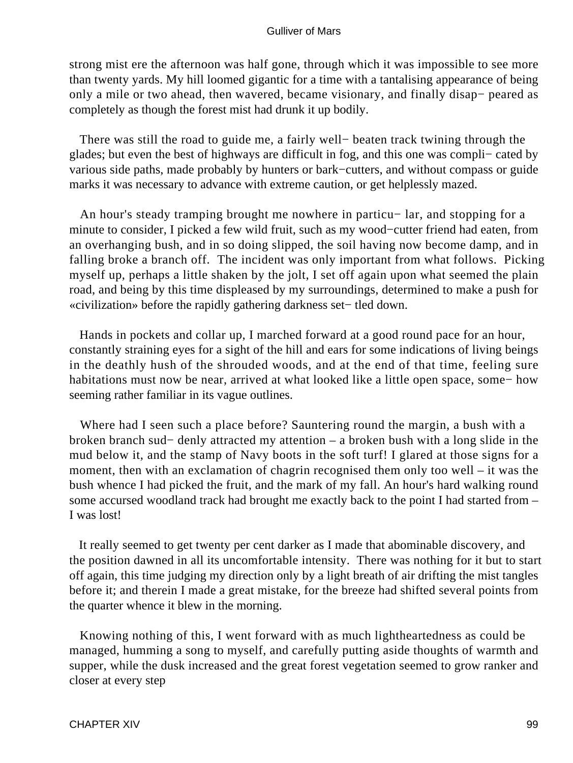strong mist ere the afternoon was half gone, through which it was impossible to see more than twenty yards. My hill loomed gigantic for a time with a tantalising appearance of being only a mile or two ahead, then wavered, became visionary, and finally disappeared as completely as though the forest mist had drunk it up bodily.

There was still the road to guide me, a fairly well-beaten track twining through the glades; but even the best of highways are difficult in fog, and this one was complicated by various side paths, made probably by hunters or bark-cutters, and without compass or guide marks it was necessary to advance with extreme caution, or get helplessly mazed.

An hour's steady tramping brought me nowhere in particular, and stopping for a minute to consider, I picked a few wild fruit, such as my wood-cutter friend had eaten, from an overhanging bush, and in so doing slipped, the soil having now become damp, and in falling broke a branch off. The incident was only important from what follows. Picking myself up, perhaps a little shaken by the jolt, I set off again upon what seemed the plain road, and being by this time displeased by my surroundings, determined to make a push for «civilization» before the rapidly gathering darkness settled down.

Hands in pockets and collar up, I marched forward at a good round pace for an hour, constantly straining eyes for a sight of the hill and ears for some indications of living beings in the deathly hush of the shrouded woods, and at the end of that time, feeling sure habitations must now be near, arrived at what looked like a little open space, somehow seeming rather familiar in its vague outlines.

Where had I seen such a place before? Sauntering round the margin, a bush with a broken branch suddenly attracted my attention – a broken bush with a long slide in the mud below it, and the stamp of Navy boots in the soft turf! I glared at those signs for a moment, then with an exclamation of chagrin recognised them only too well – it was the bush whence I had picked the fruit, and the mark of my fall. An hour's hard walking round some accursed woodland track had brought me exactly back to the point I had started from – I was lost!

It really seemed to get twenty per cent darker as I made that abominable discovery, and the position dawned in all its uncomfortable intensity. There was nothing for it but to start off again, this time judging my direction only by a light breath of air drifting the mist tangles before it; and therein I made a great mistake, for the breeze had shifted several points from the quarter whence it blew in the morning.

Knowing nothing of this, I went forward with as much lightheartedness as could be managed, humming a song to myself, and carefully putting aside thoughts of warmth and supper, while the dusk increased and the great forest vegetation seemed to grow ranker and closer at every step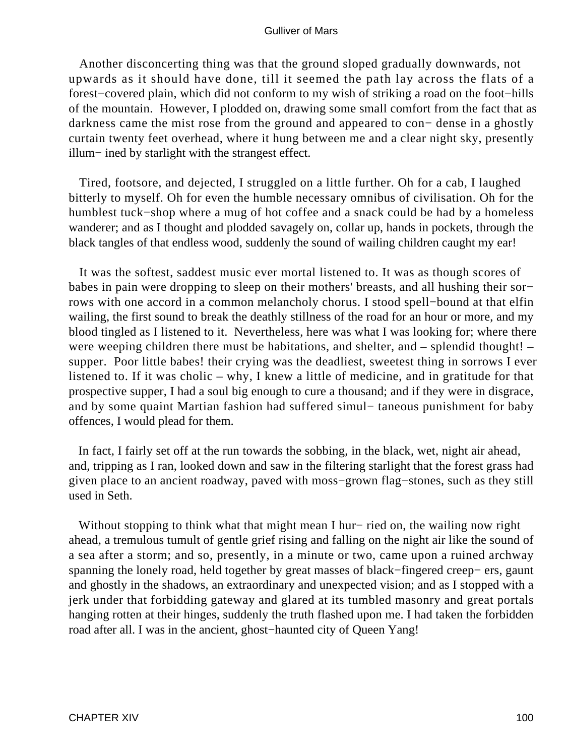Another disconcerting thing was that the ground sloped gradually downwards, not upwards as it should have done, till it seemed the path lay across the flats of a forest−covered plain, which did not conform to my wish of striking a road on the foot−hills of the mountain. However, I plodded on, drawing some small comfort from the fact that as darkness came the mist rose from the ground and appeared to con− dense in a ghostly curtain twenty feet overhead, where it hung between me and a clear night sky, presently illum− ined by starlight with the strangest effect.

Tired, footsore, and dejected, I struggled on a little further. Oh for a cab, I laughed bitterly to myself. Oh for even the humble necessary omnibus of civilisation. Oh for the humblest tuck−shop where a mug of hot coffee and a snack could be had by a homeless wanderer; and as I thought and plodded savagely on, collar up, hands in pockets, through the black tangles of that endless wood, suddenly the sound of wailing children caught my ear!

It was the softest, saddest music ever mortal listened to. It was as though scores of babes in pain were dropping to sleep on their mothers' breasts, and all hushing their sor− rows with one accord in a common melancholy chorus. I stood spell−bound at that elfin wailing, the first sound to break the deathly stillness of the road for an hour or more, and my blood tingled as I listened to it. Nevertheless, here was what I was looking for; where there were weeping children there must be habitations, and shelter, and – splendid thought! – supper. Poor little babes! their crying was the deadliest, sweetest thing in sorrows I ever listened to. If it was cholic – why, I knew a little of medicine, and in gratitude for that prospective supper, I had a soul big enough to cure a thousand; and if they were in disgrace, and by some quaint Martian fashion had suffered simul− taneous punishment for baby offences, I would plead for them.

In fact, I fairly set off at the run towards the sobbing, in the black, wet, night air ahead, and, tripping as I ran, looked down and saw in the filtering starlight that the forest grass had given place to an ancient roadway, paved with moss−grown flag−stones, such as they still used in Seth.

Without stopping to think what that might mean I hur− ried on, the wailing now right ahead, a tremulous tumult of gentle grief rising and falling on the night air like the sound of a sea after a storm; and so, presently, in a minute or two, came upon a ruined archway spanning the lonely road, held together by great masses of black−fingered creep− ers, gaunt and ghostly in the shadows, an extraordinary and unexpected vision; and as I stopped with a jerk under that forbidding gateway and glared at its tumbled masonry and great portals hanging rotten at their hinges, suddenly the truth flashed upon me. I had taken the forbidden road after all. I was in the ancient, ghost−haunted city of Queen Yang!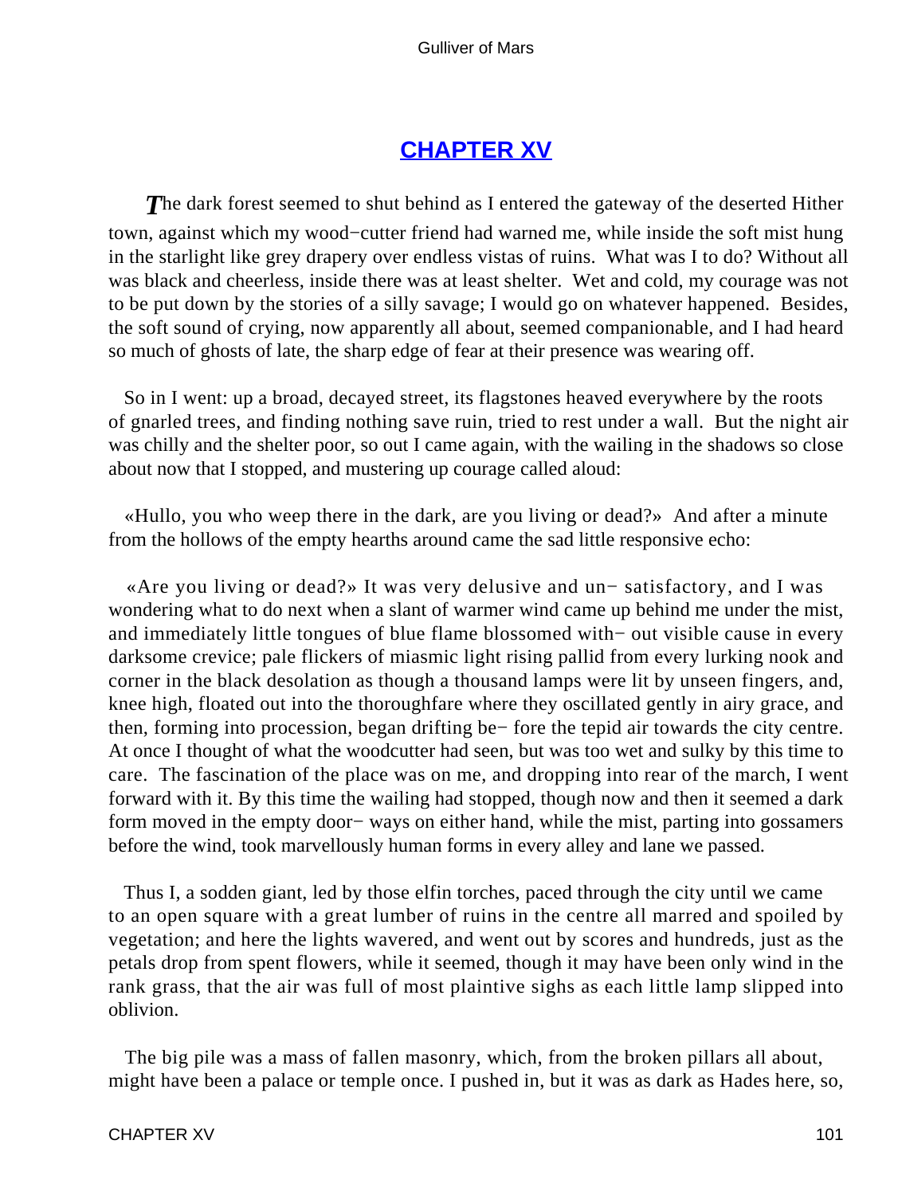## CHAPTER XV

*T*he dark forest seemed to shut behind as I entered the gateway of the deserted Hither town, against which my wood−cutter friend had warned me, while inside the soft mist hung in the starlight like grey drapery over endless vistas of ruins. What was I to do? Without all was black and cheerless, inside there was at least shelter. Wet and cold, my courage was not to be put down by the stories of a silly savage; I would go on whatever happened. Besides, the soft sound of crying, now apparently all about, seemed companionable, and I had heard so much of ghosts of late, the sharp edge of fear at their presence was wearing off.

So in I went: up a broad, decayed street, its flagstones heaved everywhere by the roots of gnarled trees, and finding nothing save ruin, tried to rest under a wall. But the night air was chilly and the shelter poor, so out I came again, with the wailing in the shadows so close about now that I stopped, and mustering up courage called aloud:

«Hullo, you who weep there in the dark, are you living or dead?» And after a minute from the hollows of the empty hearths around came the sad little responsive echo:

«Are you living or dead?» It was very delusive and un− satisfactory, and I was wondering what to do next when a slant of warmer wind came up behind me under the mist, and immediately little tongues of blue flame blossomed with− out visible cause in every darksome crevice; pale flickers of miasmic light rising pallid from every lurking nook and corner in the black desolation as though a thousand lamps were lit by unseen fingers, and, knee high, floated out into the thoroughfare where they oscillated gently in airy grace, and then, forming into procession, began drifting be− fore the tepid air towards the city centre. At once I thought of what the woodcutter had seen, but was too wet and sulky by this time to care. The fascination of the place was on me, and dropping into rear of the march, I went forward with it. By this time the wailing had stopped, though now and then it seemed a dark form moved in the empty door− ways on either hand, while the mist, parting into gossamers before the wind, took marvellously human forms in every alley and lane we passed.

Thus I, a sodden giant, led by those elfin torches, paced through the city until we came to an open square with a great lumber of ruins in the centre all marred and spoiled by vegetation; and here the lights wavered, and went out by scores and hundreds, just as the petals drop from spent flowers, while it seemed, though it may have been only wind in the rank grass, that the air was full of most plaintive sighs as each little lamp slipped into oblivion.

The big pile was a mass of fallen masonry, which, from the broken pillars all about, might have been a palace or temple once. I pushed in, but it was as dark as Hades here, so,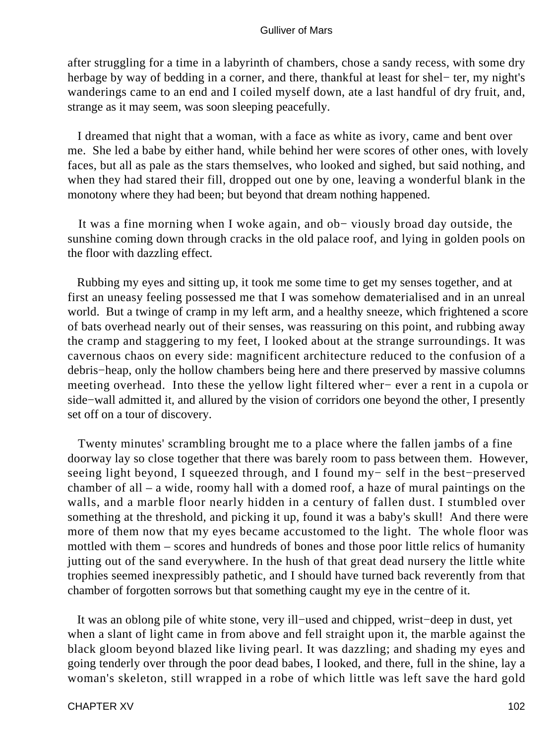after struggling for a time in a labyrinth of chambers, chose a sandy recess, with some dry herbage by way of bedding in a corner, and there, thankful at least for shel− ter, my night's wanderings came to an end and I coiled myself down, ate a last handful of dry fruit, and, strange as it may seem, was soon sleeping peacefully.

I dreamed that night that a woman, with a face as white as ivory, came and bent over me. She led a babe by either hand, while behind her were scores of other ones, with lovely faces, but all as pale as the stars themselves, who looked and sighed, but said nothing, and when they had stared their fill, dropped out one by one, leaving a wonderful blank in the monotony where they had been; but beyond that dream nothing happened.

It was a fine morning when I woke again, and ob− viously broad day outside, the sunshine coming down through cracks in the old palace roof, and lying in golden pools on the floor with dazzling effect.

Rubbing my eyes and sitting up, it took me some time to get my senses together, and at first an uneasy feeling possessed me that I was somehow dematerialised and in an unreal world. But a twinge of cramp in my left arm, and a healthy sneeze, which frightened a score of bats overhead nearly out of their senses, was reassuring on this point, and rubbing away the cramp and staggering to my feet, I looked about at the strange surroundings. It was cavernous chaos on every side: magnificent architecture reduced to the confusion of a debris−heap, only the hollow chambers being here and there preserved by massive columns meeting overhead. Into these the yellow light filtered wher− ever a rent in a cupola or side−wall admitted it, and allured by the vision of corridors one beyond the other, I presently set off on a tour of discovery.

Twenty minutes' scrambling brought me to a place where the fallen jambs of a fine doorway lay so close together that there was barely room to pass between them. However, seeing light beyond, I squeezed through, and I found my− self in the best−preserved chamber of all – a wide, roomy hall with a domed roof, a haze of mural paintings on the walls, and a marble floor nearly hidden in a century of fallen dust. I stumbled over something at the threshold, and picking it up, found it was a baby's skull! And there were more of them now that my eyes became accustomed to the light. The whole floor was mottled with them – scores and hundreds of bones and those poor little relics of humanity jutting out of the sand everywhere. In the hush of that great dead nursery the little white trophies seemed inexpressibly pathetic, and I should have turned back reverently from that chamber of forgotten sorrows but that something caught my eye in the centre of it.

It was an oblong pile of white stone, very ill−used and chipped, wrist−deep in dust, yet when a slant of light came in from above and fell straight upon it, the marble against the black gloom beyond blazed like living pearl. It was dazzling; and shading my eyes and going tenderly over through the poor dead babes, I looked, and there, full in the shine, lay a woman's skeleton, still wrapped in a robe of which little was left save the hard gold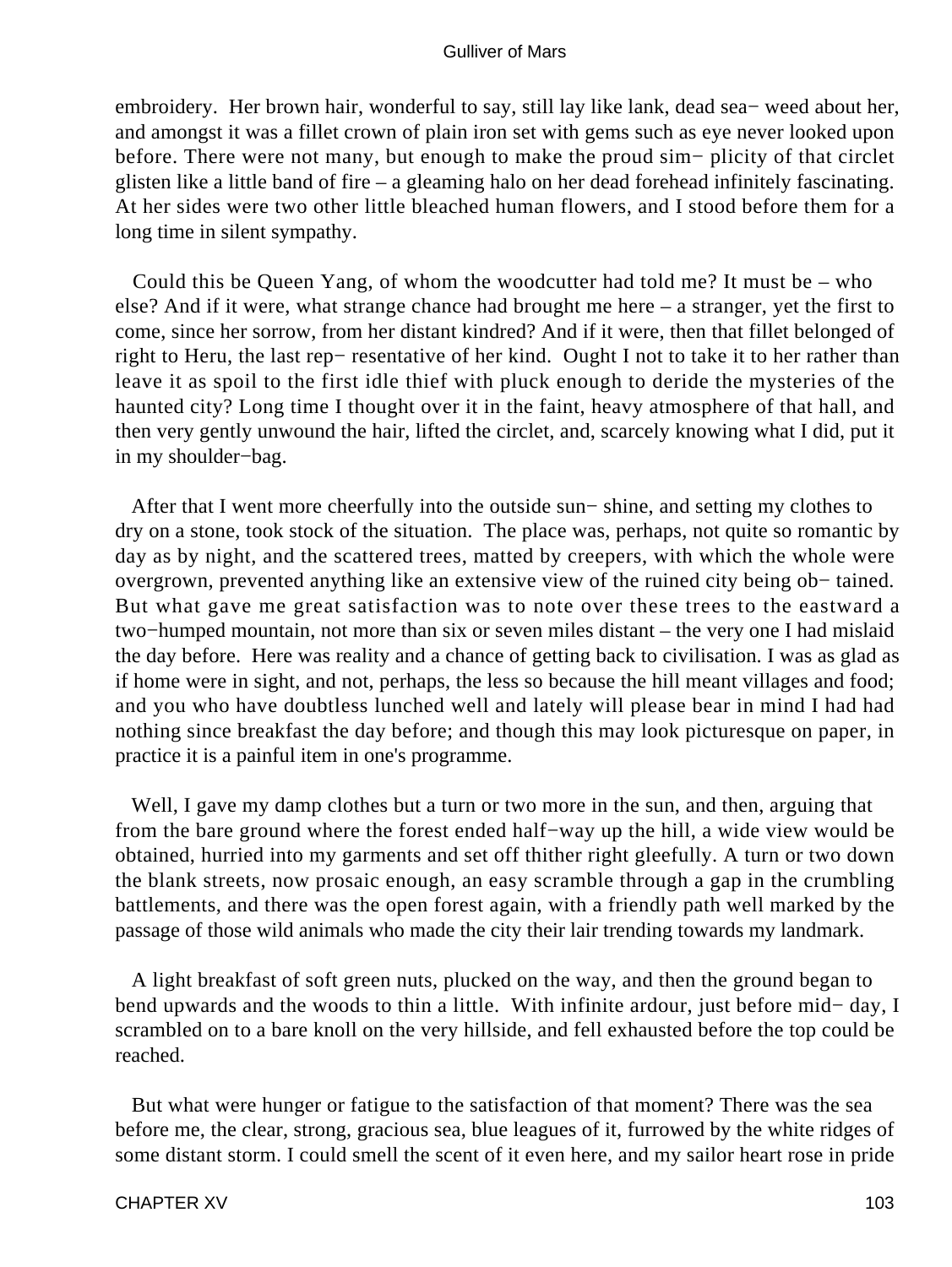embroidery. Her brown hair, wonderful to say, still lay like lank, dead sea− weed about her, and amongst it was a fillet crown of plain iron set with gems such as eye never looked upon before. There were not many, but enough to make the proud sim− plicity of that circlet glisten like a little band of fire – a gleaming halo on her dead forehead infinitely fascinating. At her sides were two other little bleached human flowers, and I stood before them for a long time in silent sympathy.

Could this be Queen Yang, of whom the woodcutter had told me? It must be – who else? And if it were, what strange chance had brought me here – a stranger, yet the first to come, since her sorrow, from her distant kindred? And if it were, then that fillet belonged of right to Heru, the last rep− resentative of her kind. Ought I not to take it to her rather than leave it as spoil to the first idle thief with pluck enough to deride the mysteries of the haunted city? Long time I thought over it in the faint, heavy atmosphere of that hall, and then very gently unwound the hair, lifted the circlet, and, scarcely knowing what I did, put it in my shoulder−bag.

After that I went more cheerfully into the outside sun− shine, and setting my clothes to dry on a stone, took stock of the situation. The place was, perhaps, not quite so romantic by day as by night, and the scattered trees, matted by creepers, with which the whole were overgrown, prevented anything like an extensive view of the ruined city being ob− tained. But what gave me great satisfaction was to note over these trees to the eastward a two−humped mountain, not more than six or seven miles distant – the very one I had mislaid the day before. Here was reality and a chance of getting back to civilisation. I was as glad as if home were in sight, and not, perhaps, the less so because the hill meant villages and food; and you who have doubtless lunched well and lately will please bear in mind I had had nothing since breakfast the day before; and though this may look picturesque on paper, in practice it is a painful item in one's programme.

Well, I gave my damp clothes but a turn or two more in the sun, and then, arguing that from the bare ground where the forest ended half−way up the hill, a wide view would be obtained, hurried into my garments and set off thither right gleefully. A turn or two down the blank streets, now prosaic enough, an easy scramble through a gap in the crumbling battlements, and there was the open forest again, with a friendly path well marked by the passage of those wild animals who made the city their lair trending towards my landmark.

A light breakfast of soft green nuts, plucked on the way, and then the ground began to bend upwards and the woods to thin a little. With infinite ardour, just before mid− day, I scrambled on to a bare knoll on the very hillside, and fell exhausted before the top could be reached.

But what were hunger or fatigue to the satisfaction of that moment? There was the sea before me, the clear, strong, gracious sea, blue leagues of it, furrowed by the white ridges of some distant storm. I could smell the scent of it even here, and my sailor heart rose in pride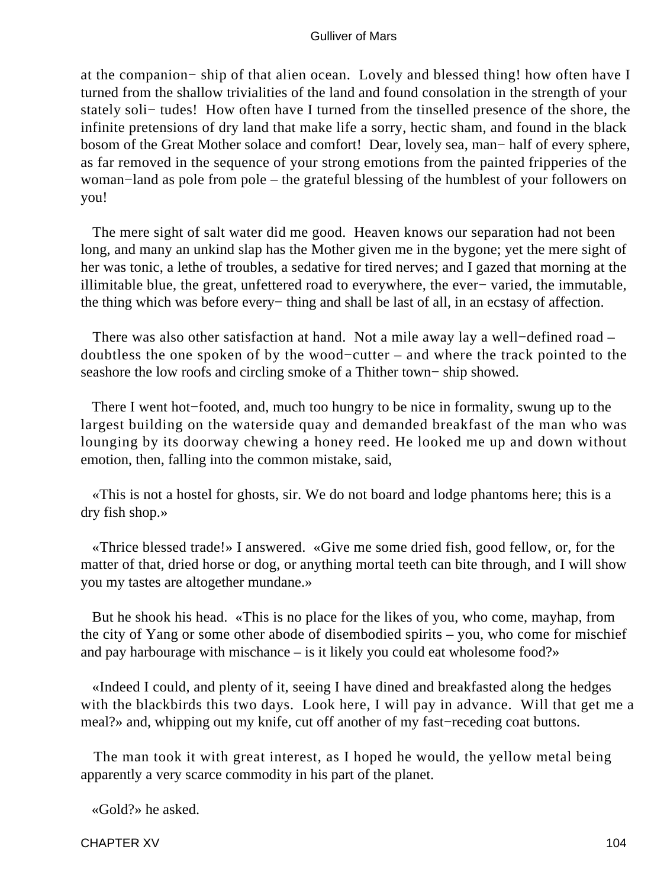at the companion− ship of that alien ocean. Lovely and blessed thing! how often have I turned from the shallow trivialities of the land and found consolation in the strength of your stately soli− tudes! How often have I turned from the tinselled presence of the shore, the infinite pretensions of dry land that make life a sorry, hectic sham, and found in the black bosom of the Great Mother solace and comfort! Dear, lovely sea, man− half of every sphere, as far removed in the sequence of your strong emotions from the painted fripperies of the woman−land as pole from pole – the grateful blessing of the humblest of your followers on you!

The mere sight of salt water did me good. Heaven knows our separation had not been long, and many an unkind slap has the Mother given me in the bygone; yet the mere sight of her was tonic, a lethe of troubles, a sedative for tired nerves; and I gazed that morning at the illimitable blue, the great, unfettered road to everywhere, the ever− varied, the immutable, the thing which was before every− thing and shall be last of all, in an ecstasy of affection.

There was also other satisfaction at hand. Not a mile away lay a well−defined road – doubtless the one spoken of by the wood−cutter – and where the track pointed to the seashore the low roofs and circling smoke of a Thither town− ship showed.

There I went hot−footed, and, much too hungry to be nice in formality, swung up to the largest building on the waterside quay and demanded breakfast of the man who was lounging by its doorway chewing a honey reed. He looked me up and down without emotion, then, falling into the common mistake, said,

«This is not a hostel for ghosts, sir. We do not board and lodge phantoms here; this is a dry fish shop.»

«Thrice blessed trade!» I answered. «Give me some dried fish, good fellow, or, for the matter of that, dried horse or dog, or anything mortal teeth can bite through, and I will show you my tastes are altogether mundane.»

But he shook his head. «This is no place for the likes of you, who come, mayhap, from the city of Yang or some other abode of disembodied spirits – you, who come for mischief and pay harbourage with mischance – is it likely you could eat wholesome food?»

«Indeed I could, and plenty of it, seeing I have dined and breakfasted along the hedges with the blackbirds this two days. Look here, I will pay in advance. Will that get me a meal?» and, whipping out my knife, cut off another of my fast−receding coat buttons.

The man took it with great interest, as I hoped he would, the yellow metal being apparently a very scarce commodity in his part of the planet.

«Gold?» he asked.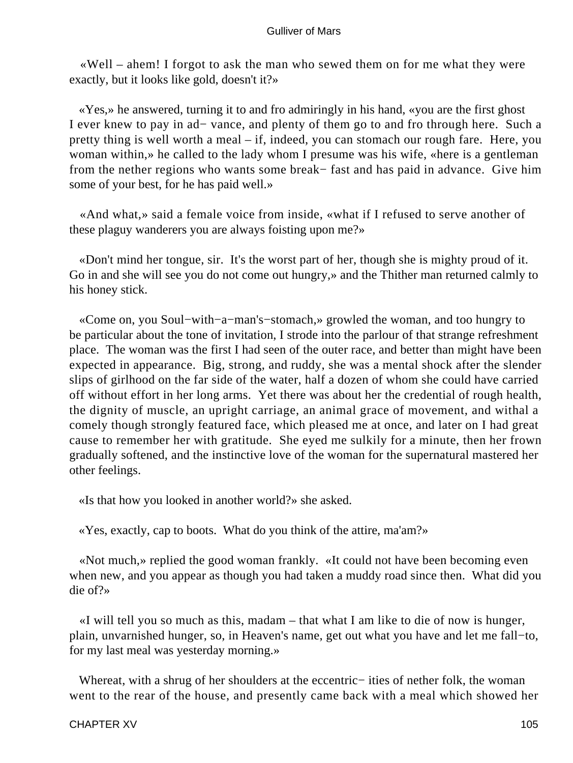«Well – ahem! I forgot to ask the man who sewed them on for me what they were exactly, but it looks like gold, doesn't it?»

«Yes,» he answered, turning it to and fro admiringly in his hand, «you are the first ghost I ever knew to pay in ad− vance, and plenty of them go to and fro through here. Such a pretty thing is well worth a meal – if, indeed, you can stomach our rough fare. Here, you woman within,» he called to the lady whom I presume was his wife, «here is a gentleman from the nether regions who wants some break− fast and has paid in advance. Give him some of your best, for he has paid well.»

«And what,» said a female voice from inside, «what if I refused to serve another of these plaguy wanderers you are always foisting upon me?»

«Don't mind her tongue, sir. It's the worst part of her, though she is mighty proud of it. Go in and she will see you do not come out hungry,» and the Thither man returned calmly to his honey stick.

«Come on, you Soul−with−a−man's−stomach,» growled the woman, and too hungry to be particular about the tone of invitation, I strode into the parlour of that strange refreshment place. The woman was the first I had seen of the outer race, and better than might have been expected in appearance. Big, strong, and ruddy, she was a mental shock after the slender slips of girlhood on the far side of the water, half a dozen of whom she could have carried off without effort in her long arms. Yet there was about her the credential of rough health, the dignity of muscle, an upright carriage, an animal grace of movement, and withal a comely though strongly featured face, which pleased me at once, and later on I had great cause to remember her with gratitude. She eyed me sulkily for a minute, then her frown gradually softened, and the instinctive love of the woman for the supernatural mastered her other feelings.

«Is that how you looked in another world?» she asked.

«Yes, exactly, cap to boots. What do you think of the attire, ma'am?»

«Not much,» replied the good woman frankly. «It could not have been becoming even when new, and you appear as though you had taken a muddy road since then. What did you die of?»

«I will tell you so much as this, madam – that what I am like to die of now is hunger, plain, unvarnished hunger, so, in Heaven's name, get out what you have and let me fall−to, for my last meal was yesterday morning.»

Whereat, with a shrug of her shoulders at the eccentric− ities of nether folk, the woman went to the rear of the house, and presently came back with a meal which showed her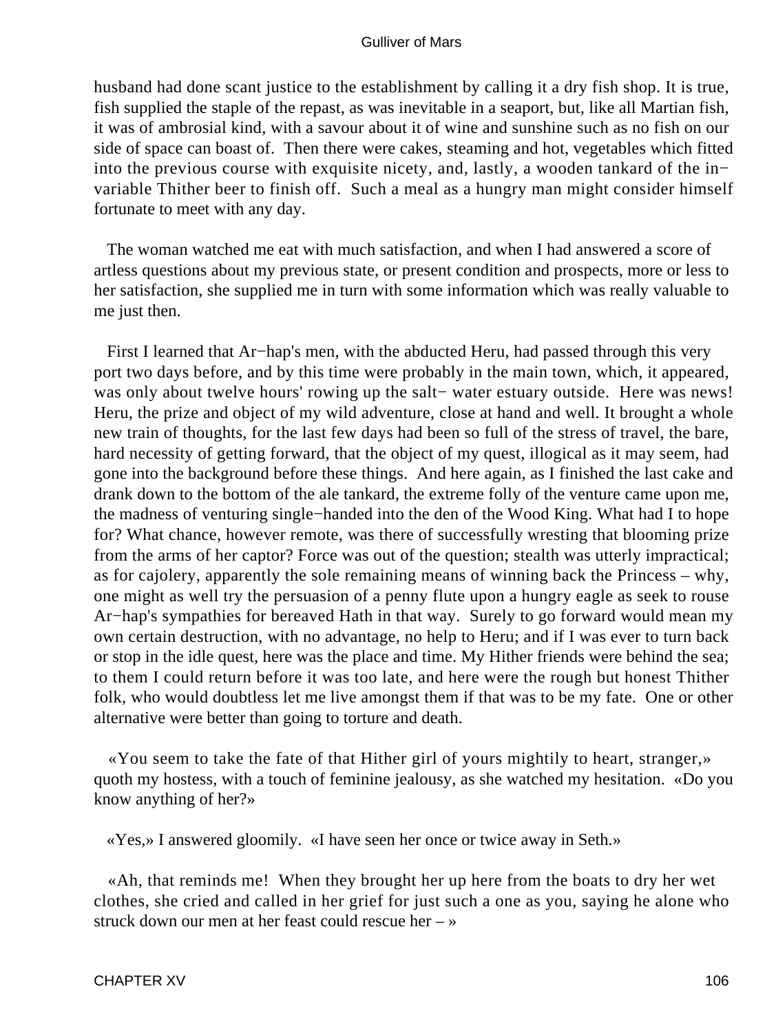husband had done scant justice to the establishment by calling it a dry fish shop. It is true, fish supplied the staple of the repast, as was inevitable in a seaport, but, like all Martian fish, it was of ambrosial kind, with a savour about it of wine and sunshine such as no fish on our side of space can boast of. Then there were cakes, steaming and hot, vegetables which fitted into the previous course with exquisite nicety, and, lastly, a wooden tankard of the invariable Thither beer to finish off. Such a meal as a hungry man might consider himself fortunate to meet with any day.

The woman watched me eat with much satisfaction, and when I had answered a score of artless questions about my previous state, or present condition and prospects, more or less to her satisfaction, she supplied me in turn with some information which was really valuable to me just then.

First I learned that Ar−hap's men, with the abducted Heru, had passed through this very port two days before, and by this time were probably in the main town, which, it appeared, was only about twelve hours' rowing up the salt− water estuary outside. Here was news! Heru, the prize and object of my wild adventure, close at hand and well. It brought a whole new train of thoughts, for the last few days had been so full of the stress of travel, the bare, hard necessity of getting forward, that the object of my quest, illogical as it may seem, had gone into the background before these things. And here again, as I finished the last cake and drank down to the bottom of the ale tankard, the extreme folly of the venture came upon me, the madness of venturing single−handed into the den of the Wood King. What had I to hope for? What chance, however remote, was there of successfully wresting that blooming prize from the arms of her captor? Force was out of the question; stealth was utterly impractical; as for cajolery, apparently the sole remaining means of winning back the Princess – why, one might as well try the persuasion of a penny flute upon a hungry eagle as seek to rouse Ar−hap's sympathies for bereaved Hath in that way. Surely to go forward would mean my own certain destruction, with no advantage, no help to Heru; and if I was ever to turn back or stop in the idle quest, here was the place and time. My Hither friends were behind the sea; to them I could return before it was too late, and here were the rough but honest Thither folk, who would doubtless let me live amongst them if that was to be my fate. One or other alternative were better than going to torture and death.

«You seem to take the fate of that Hither girl of yours mightily to heart, stranger,» quoth my hostess, with a touch of feminine jealousy, as she watched my hesitation. «Do you know anything of her?»

«Yes,» I answered gloomily. «I have seen her once or twice away in Seth.»

«Ah, that reminds me! When they brought her up here from the boats to dry her wet clothes, she cried and called in her grief for just such a one as you, saying he alone who struck down our men at her feast could rescue her – »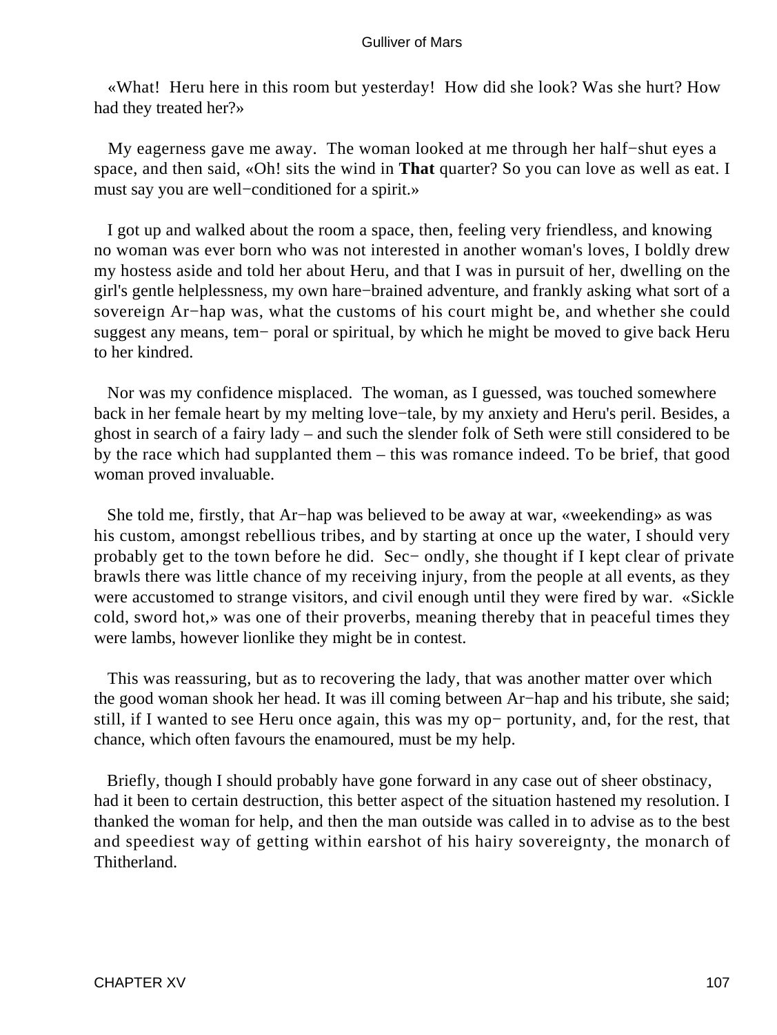«What!  Heru here in this room but yesterday!  How did she look? Was she hurt? How had they treated her?»

My eagerness gave me away.  The woman looked at me through her half−shut eyes a space, and then said, «Oh! sits the wind in **That** quarter? So you can love as well as eat. I must say you are well−conditioned for a spirit.»

I got up and walked about the room a space, then, feeling very friendless, and knowing no woman was ever born who was not interested in another woman's loves, I boldly drew my hostess aside and told her about Heru, and that I was in pursuit of her, dwelling on the girl's gentle helplessness, my own hare−brained adventure, and frankly asking what sort of a sovereign Ar−hap was, what the customs of his court might be, and whether she could suggest any means, tem− poral or spiritual, by which he might be moved to give back Heru to her kindred.

Nor was my confidence misplaced.  The woman, as I guessed, was touched somewhere back in her female heart by my melting love−tale, by my anxiety and Heru's peril. Besides, a ghost in search of a fairy lady – and such the slender folk of Seth were still considered to be by the race which had supplanted them – this was romance indeed. To be brief, that good woman proved invaluable.

She told me, firstly, that Ar−hap was believed to be away at war, «weekending» as was his custom, amongst rebellious tribes, and by starting at once up the water, I should very probably get to the town before he did.  Sec− ondly, she thought if I kept clear of private brawls there was little chance of my receiving injury, from the people at all events, as they were accustomed to strange visitors, and civil enough until they were fired by war.  «Sickle cold, sword hot,» was one of their proverbs, meaning thereby that in peaceful times they were lambs, however lionlike they might be in contest.

This was reassuring, but as to recovering the lady, that was another matter over which the good woman shook her head. It was ill coming between Ar−hap and his tribute, she said; still, if I wanted to see Heru once again, this was my op− portunity, and, for the rest, that chance, which often favours the enamoured, must be my help.

Briefly, though I should probably have gone forward in any case out of sheer obstinacy, had it been to certain destruction, this better aspect of the situation hastened my resolution. I thanked the woman for help, and then the man outside was called in to advise as to the best and speediest way of getting within earshot of his hairy sovereignty, the monarch of Thitherland.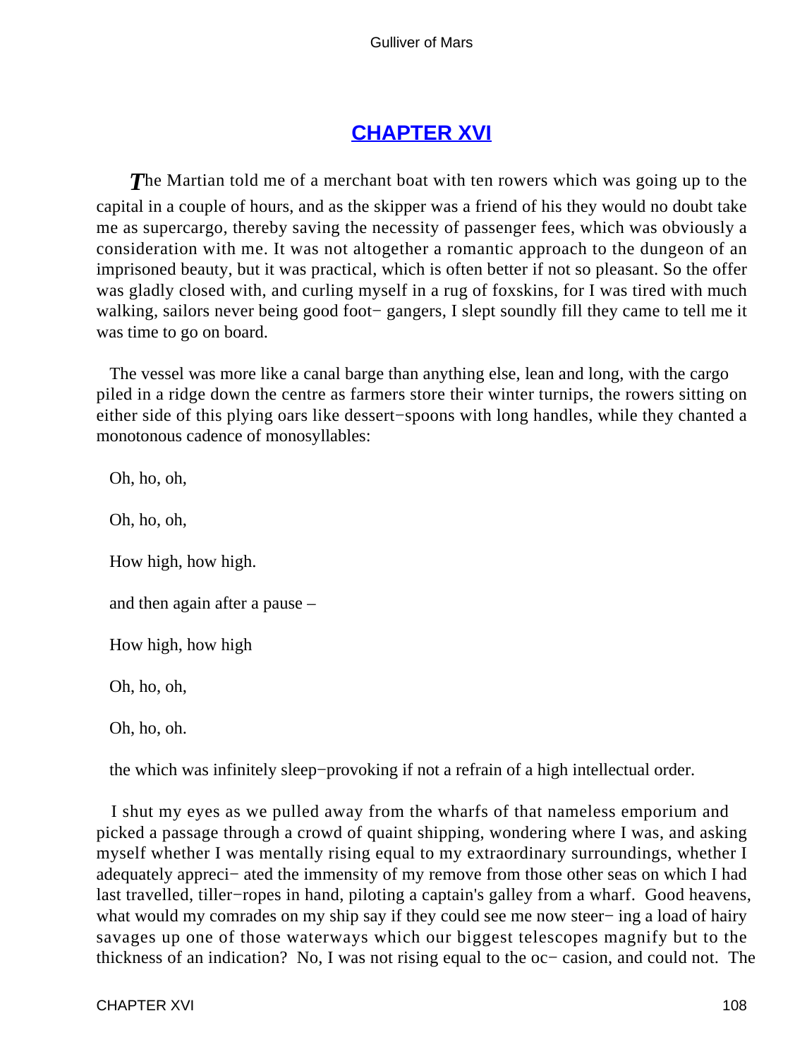## CHAPTER XVI

*T*he Martian told me of a merchant boat with ten rowers which was going up to the capital in a couple of hours, and as the skipper was a friend of his they would no doubt take me as supercargo, thereby saving the necessity of passenger fees, which was obviously a consideration with me. It was not altogether a romantic approach to the dungeon of an imprisoned beauty, but it was practical, which is often better if not so pleasant. So the offer was gladly closed with, and curling myself in a rug of foxskins, for I was tired with much walking, sailors never being good foot− gangers, I slept soundly fill they came to tell me it was time to go on board.

The vessel was more like a canal barge than anything else, lean and long, with the cargo piled in a ridge down the centre as farmers store their winter turnips, the rowers sitting on either side of this plying oars like dessert−spoons with long handles, while they chanted a monotonous cadence of monosyllables:

Oh, ho, oh,

Oh, ho, oh,

How high, how high.

and then again after a pause –

How high, how high

Oh, ho, oh,

Oh, ho, oh.

the which was infinitely sleep−provoking if not a refrain of a high intellectual order.

I shut my eyes as we pulled away from the wharfs of that nameless emporium and picked a passage through a crowd of quaint shipping, wondering where I was, and asking myself whether I was mentally rising equal to my extraordinary surroundings, whether I adequately appreci− ated the immensity of my remove from those other seas on which I had last travelled, tiller−ropes in hand, piloting a captain's galley from a wharf. Good heavens, what would my comrades on my ship say if they could see me now steer− ing a load of hairy savages up one of those waterways which our biggest telescopes magnify but to the thickness of an indication? No, I was not rising equal to the oc− casion, and could not. The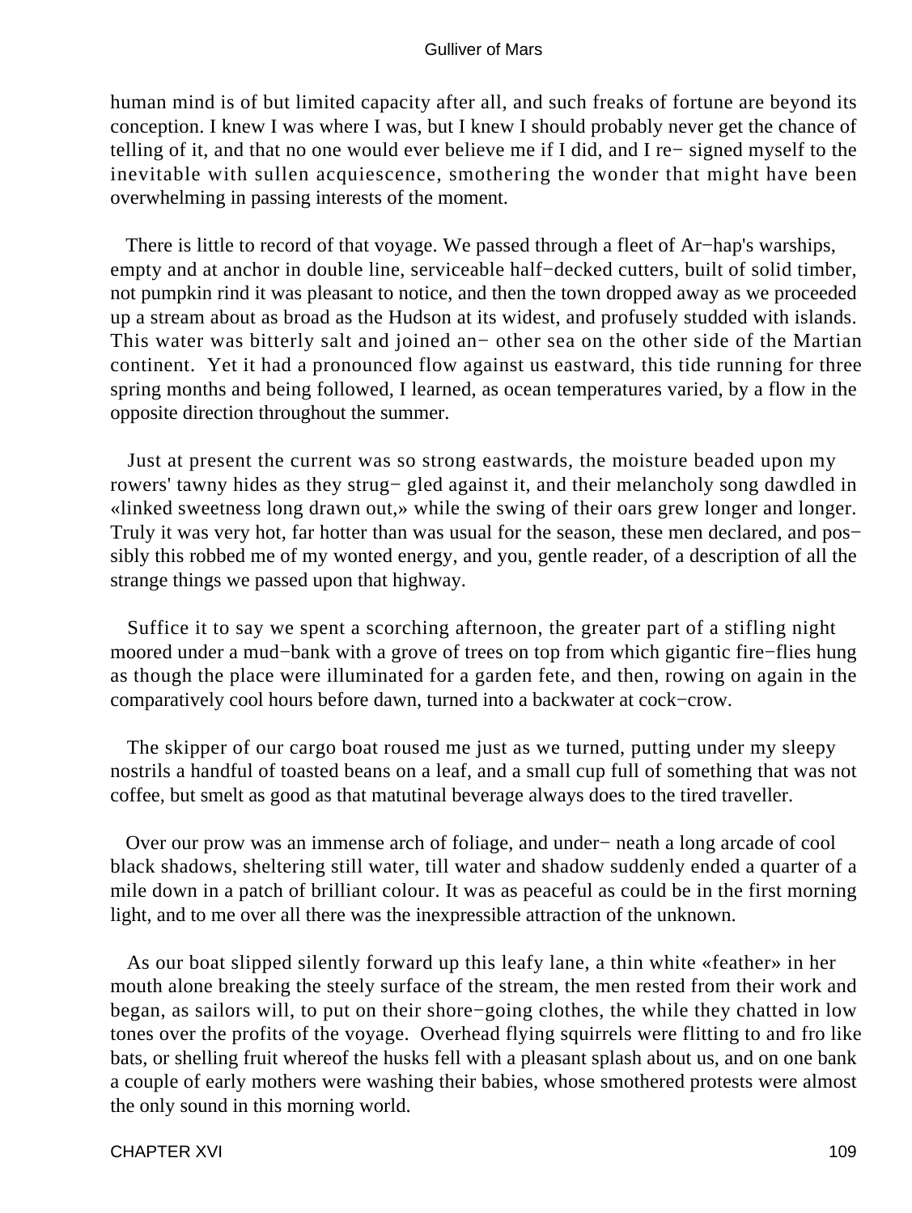human mind is of but limited capacity after all, and such freaks of fortune are beyond its conception. I knew I was where I was, but I knew I should probably never get the chance of telling of it, and that no one would ever believe me if I did, and I re− signed myself to the inevitable with sullen acquiescence, smothering the wonder that might have been overwhelming in passing interests of the moment.

There is little to record of that voyage. We passed through a fleet of Ar−hap's warships, empty and at anchor in double line, serviceable half−decked cutters, built of solid timber, not pumpkin rind it was pleasant to notice, and then the town dropped away as we proceeded up a stream about as broad as the Hudson at its widest, and profusely studded with islands. This water was bitterly salt and joined an− other sea on the other side of the Martian continent. Yet it had a pronounced flow against us eastward, this tide running for three spring months and being followed, I learned, as ocean temperatures varied, by a flow in the opposite direction throughout the summer.

Just at present the current was so strong eastwards, the moisture beaded upon my rowers' tawny hides as they strug− gled against it, and their melancholy song dawdled in «linked sweetness long drawn out,» while the swing of their oars grew longer and longer. Truly it was very hot, far hotter than was usual for the season, these men declared, and pos− sibly this robbed me of my wonted energy, and you, gentle reader, of a description of all the strange things we passed upon that highway.

Suffice it to say we spent a scorching afternoon, the greater part of a stifling night moored under a mud−bank with a grove of trees on top from which gigantic fire−flies hung as though the place were illuminated for a garden fete, and then, rowing on again in the comparatively cool hours before dawn, turned into a backwater at cock−crow.

The skipper of our cargo boat roused me just as we turned, putting under my sleepy nostrils a handful of toasted beans on a leaf, and a small cup full of something that was not coffee, but smelt as good as that matutinal beverage always does to the tired traveller.

Over our prow was an immense arch of foliage, and under− neath a long arcade of cool black shadows, sheltering still water, till water and shadow suddenly ended a quarter of a mile down in a patch of brilliant colour. It was as peaceful as could be in the first morning light, and to me over all there was the inexpressible attraction of the unknown.

As our boat slipped silently forward up this leafy lane, a thin white «feather» in her mouth alone breaking the steely surface of the stream, the men rested from their work and began, as sailors will, to put on their shore−going clothes, the while they chatted in low tones over the profits of the voyage. Overhead flying squirrels were flitting to and fro like bats, or shelling fruit whereof the husks fell with a pleasant splash about us, and on one bank a couple of early mothers were washing their babies, whose smothered protests were almost the only sound in this morning world.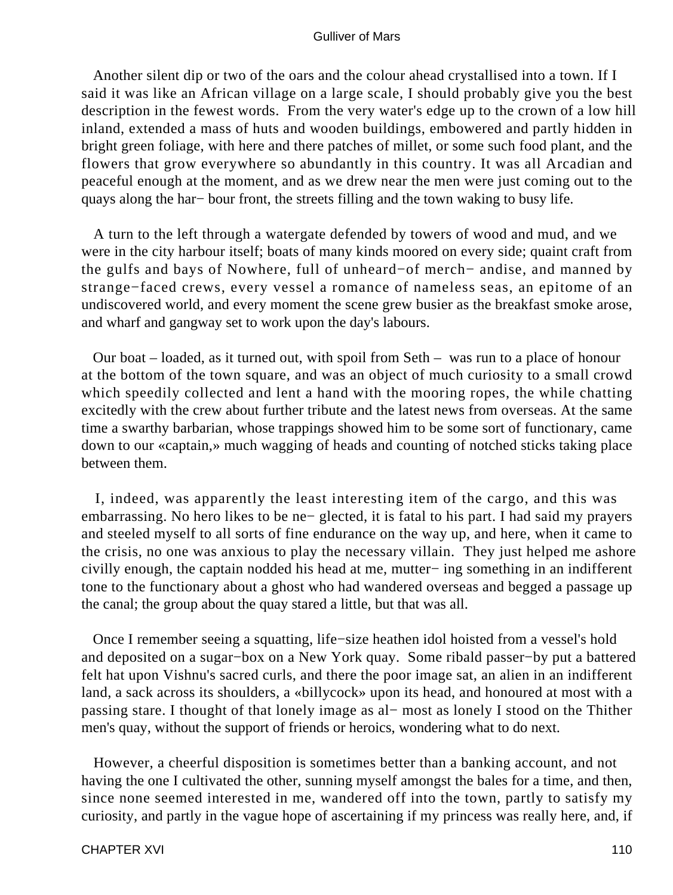Another silent dip or two of the oars and the colour ahead crystallised into a town. If I said it was like an African village on a large scale, I should probably give you the best description in the fewest words. From the very water's edge up to the crown of a low hill inland, extended a mass of huts and wooden buildings, embowered and partly hidden in bright green foliage, with here and there patches of millet, or some such food plant, and the flowers that grow everywhere so abundantly in this country. It was all Arcadian and peaceful enough at the moment, and as we drew near the men were just coming out to the quays along the har− bour front, the streets filling and the town waking to busy life.

A turn to the left through a watergate defended by towers of wood and mud, and we were in the city harbour itself; boats of many kinds moored on every side; quaint craft from the gulfs and bays of Nowhere, full of unheard−of merch− andise, and manned by strange−faced crews, every vessel a romance of nameless seas, an epitome of an undiscovered world, and every moment the scene grew busier as the breakfast smoke arose, and wharf and gangway set to work upon the day's labours.

Our boat – loaded, as it turned out, with spoil from Seth – was run to a place of honour at the bottom of the town square, and was an object of much curiosity to a small crowd which speedily collected and lent a hand with the mooring ropes, the while chatting excitedly with the crew about further tribute and the latest news from overseas. At the same time a swarthy barbarian, whose trappings showed him to be some sort of functionary, came down to our «captain,» much wagging of heads and counting of notched sticks taking place between them.

I, indeed, was apparently the least interesting item of the cargo, and this was embarrassing. No hero likes to be ne− glected, it is fatal to his part. I had said my prayers and steeled myself to all sorts of fine endurance on the way up, and here, when it came to the crisis, no one was anxious to play the necessary villain. They just helped me ashore civilly enough, the captain nodded his head at me, mutter− ing something in an indifferent tone to the functionary about a ghost who had wandered overseas and begged a passage up the canal; the group about the quay stared a little, but that was all.

Once I remember seeing a squatting, life−size heathen idol hoisted from a vessel's hold and deposited on a sugar−box on a New York quay. Some ribald passer−by put a battered felt hat upon Vishnu's sacred curls, and there the poor image sat, an alien in an indifferent land, a sack across its shoulders, a «billycock» upon its head, and honoured at most with a passing stare. I thought of that lonely image as al− most as lonely I stood on the Thither men's quay, without the support of friends or heroics, wondering what to do next.

However, a cheerful disposition is sometimes better than a banking account, and not having the one I cultivated the other, sunning myself amongst the bales for a time, and then, since none seemed interested in me, wandered off into the town, partly to satisfy my curiosity, and partly in the vague hope of ascertaining if my princess was really here, and, if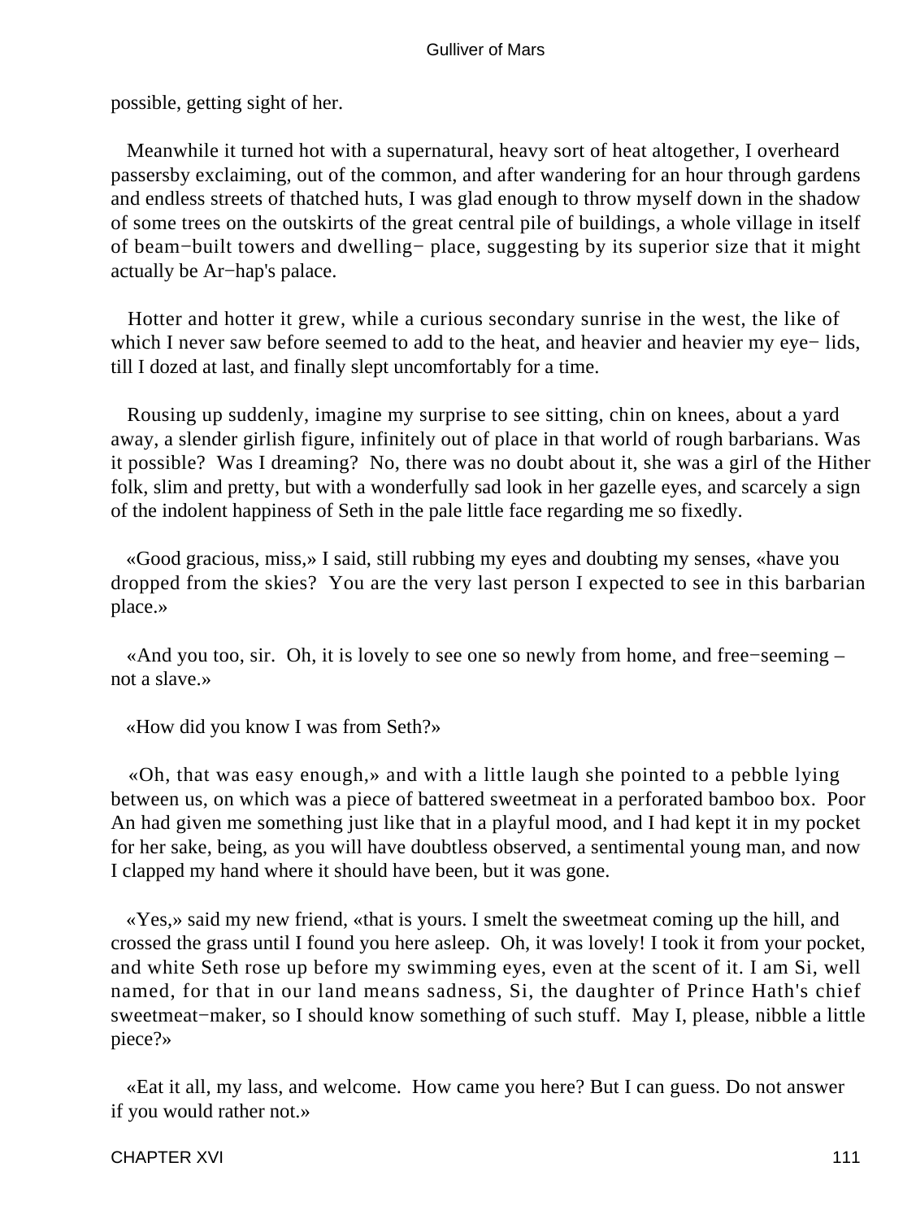possible, getting sight of her.

Meanwhile it turned hot with a supernatural, heavy sort of heat altogether, I overheard passersby exclaiming, out of the common, and after wandering for an hour through gardens and endless streets of thatched huts, I was glad enough to throw myself down in the shadow of some trees on the outskirts of the great central pile of buildings, a whole village in itself of beam−built towers and dwelling− place, suggesting by its superior size that it might actually be Ar−hap's palace.

Hotter and hotter it grew, while a curious secondary sunrise in the west, the like of which I never saw before seemed to add to the heat, and heavier and heavier my eye− lids, till I dozed at last, and finally slept uncomfortably for a time.

Rousing up suddenly, imagine my surprise to see sitting, chin on knees, about a yard away, a slender girlish figure, infinitely out of place in that world of rough barbarians. Was it possible? Was I dreaming? No, there was no doubt about it, she was a girl of the Hither folk, slim and pretty, but with a wonderfully sad look in her gazelle eyes, and scarcely a sign of the indolent happiness of Seth in the pale little face regarding me so fixedly.

«Good gracious, miss,» I said, still rubbing my eyes and doubting my senses, «have you dropped from the skies? You are the very last person I expected to see in this barbarian place.»

«And you too, sir. Oh, it is lovely to see one so newly from home, and free−seeming – not a slave.»

«How did you know I was from Seth?»

«Oh, that was easy enough,» and with a little laugh she pointed to a pebble lying between us, on which was a piece of battered sweetmeat in a perforated bamboo box. Poor An had given me something just like that in a playful mood, and I had kept it in my pocket for her sake, being, as you will have doubtless observed, a sentimental young man, and now I clapped my hand where it should have been, but it was gone.

«Yes,» said my new friend, «that is yours. I smelt the sweetmeat coming up the hill, and crossed the grass until I found you here asleep. Oh, it was lovely! I took it from your pocket, and white Seth rose up before my swimming eyes, even at the scent of it. I am Si, well named, for that in our land means sadness, Si, the daughter of Prince Hath's chief sweetmeat−maker, so I should know something of such stuff. May I, please, nibble a little piece?»

«Eat it all, my lass, and welcome. How came you here? But I can guess. Do not answer if you would rather not.»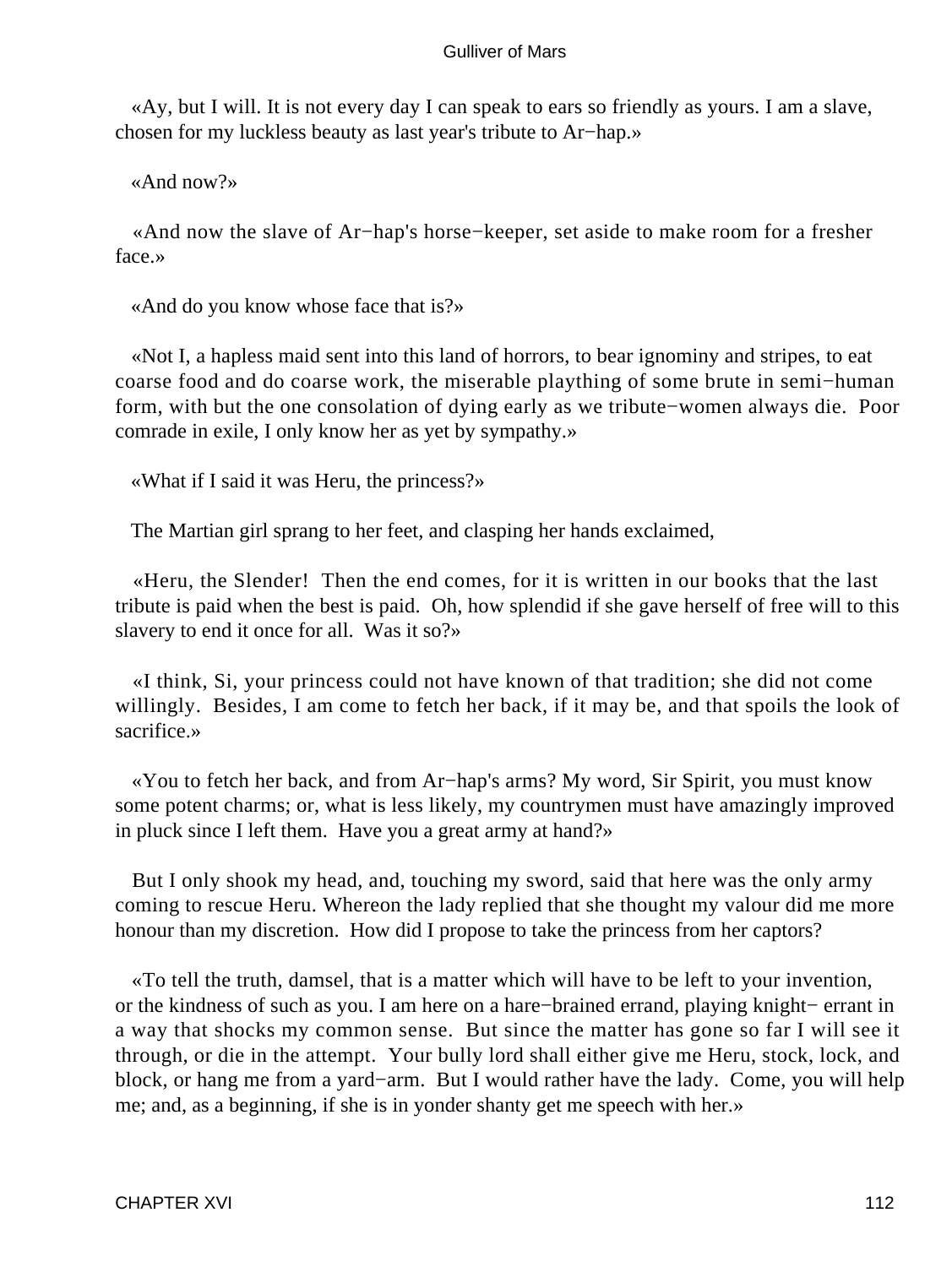«Ay, but I will. It is not every day I can speak to ears so friendly as yours. I am a slave, chosen for my luckless beauty as last year's tribute to Ar−hap.»

«And now?»

«And now the slave of Ar−hap's horse−keeper, set aside to make room for a fresher face.»

«And do you know whose face that is?»

«Not I, a hapless maid sent into this land of horrors, to bear ignominy and stripes, to eat coarse food and do coarse work, the miserable plaything of some brute in semi−human form, with but the one consolation of dying early as we tribute−women always die. Poor comrade in exile, I only know her as yet by sympathy.»

«What if I said it was Heru, the princess?»

The Martian girl sprang to her feet, and clasping her hands exclaimed,

«Heru, the Slender! Then the end comes, for it is written in our books that the last tribute is paid when the best is paid. Oh, how splendid if she gave herself of free will to this slavery to end it once for all. Was it so?»

«I think, Si, your princess could not have known of that tradition; she did not come willingly. Besides, I am come to fetch her back, if it may be, and that spoils the look of sacrifice.»

«You to fetch her back, and from Ar−hap's arms? My word, Sir Spirit, you must know some potent charms; or, what is less likely, my countrymen must have amazingly improved in pluck since I left them. Have you a great army at hand?»

But I only shook my head, and, touching my sword, said that here was the only army coming to rescue Heru. Whereon the lady replied that she thought my valour did me more honour than my discretion. How did I propose to take the princess from her captors?

«To tell the truth, damsel, that is a matter which will have to be left to your invention, or the kindness of such as you. I am here on a hare−brained errand, playing knight− errant in a way that shocks my common sense. But since the matter has gone so far I will see it through, or die in the attempt. Your bully lord shall either give me Heru, stock, lock, and block, or hang me from a yard−arm. But I would rather have the lady. Come, you will help me; and, as a beginning, if she is in yonder shanty get me speech with her.»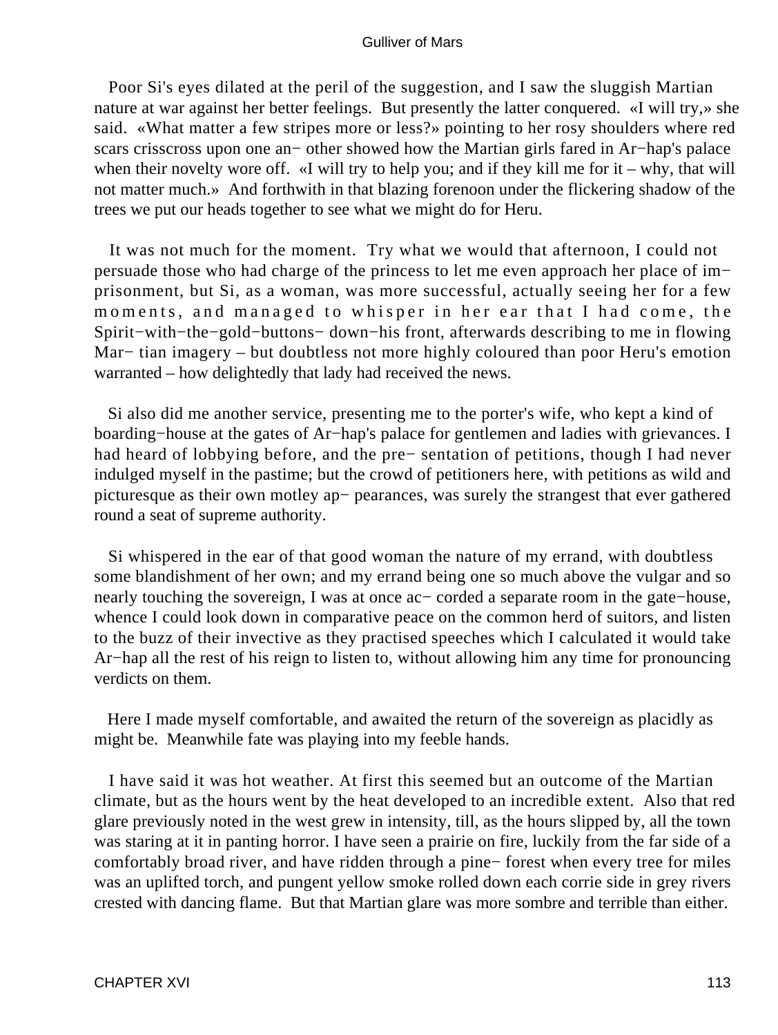Poor Si's eyes dilated at the peril of the suggestion, and I saw the sluggish Martian nature at war against her better feelings. But presently the latter conquered. «I will try,» she said. «What matter a few stripes more or less?» pointing to her rosy shoulders where red scars crisscross upon one another showed how the Martian girls fared in Ar−hap's palace when their novelty wore off. «I will try to help you; and if they kill me for it – why, that will not matter much.» And forthwith in that blazing forenoon under the flickering shadow of the trees we put our heads together to see what we might do for Heru.

It was not much for the moment. Try what we would that afternoon, I could not persuade those who had charge of the princess to let me even approach her place of imprisonment, but Si, as a woman, was more successful, actually seeing her for a few moments, and managed to whisper in her ear that I had come, the Spirit−with−the−gold−buttons−down−his front, afterwards describing to me in flowing Martian imagery – but doubtless not more highly coloured than poor Heru's emotion warranted – how delightedly that lady had received the news.

Si also did me another service, presenting me to the porter's wife, who kept a kind of boarding−house at the gates of Ar−hap's palace for gentlemen and ladies with grievances. I had heard of lobbying before, and the presentation of petitions, though I had never indulged myself in the pastime; but the crowd of petitioners here, with petitions as wild and picturesque as their own motley appearances, was surely the strangest that ever gathered round a seat of supreme authority.

Si whispered in the ear of that good woman the nature of my errand, with doubtless some blandishment of her own; and my errand being one so much above the vulgar and so nearly touching the sovereign, I was at once accorded a separate room in the gate−house, whence I could look down in comparative peace on the common herd of suitors, and listen to the buzz of their invective as they practised speeches which I calculated it would take Ar−hap all the rest of his reign to listen to, without allowing him any time for pronouncing verdicts on them.

Here I made myself comfortable, and awaited the return of the sovereign as placidly as might be. Meanwhile fate was playing into my feeble hands.

I have said it was hot weather. At first this seemed but an outcome of the Martian climate, but as the hours went by the heat developed to an incredible extent. Also that red glare previously noted in the west grew in intensity, till, as the hours slipped by, all the town was staring at it in panting horror. I have seen a prairie on fire, luckily from the far side of a comfortably broad river, and have ridden through a pine−forest when every tree for miles was an uplifted torch, and pungent yellow smoke rolled down each corrie side in grey rivers crested with dancing flame. But that Martian glare was more sombre and terrible than either.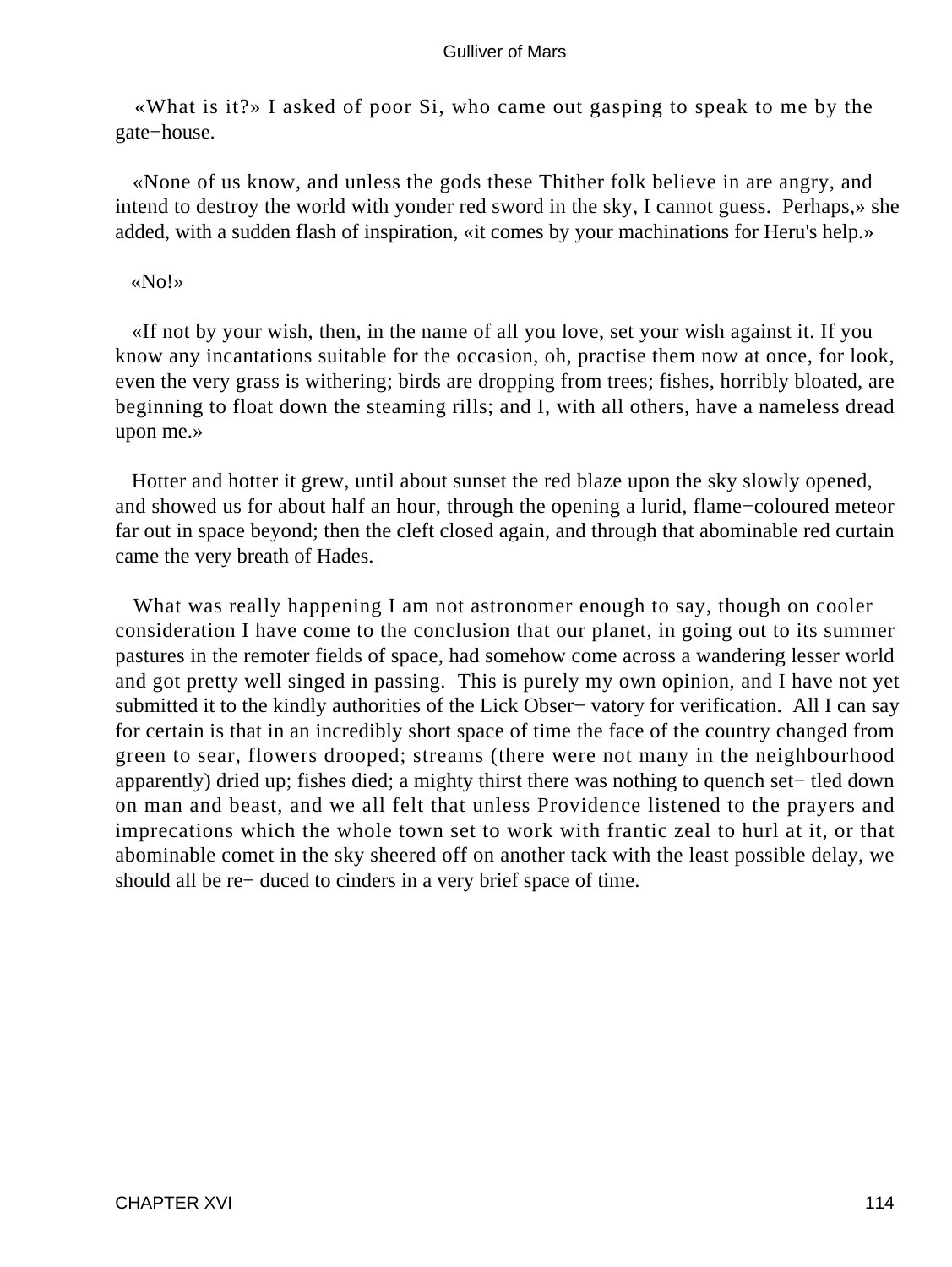«What is it?» I asked of poor Si, who came out gasping to speak to me by the gate−house.

«None of us know, and unless the gods these Thither folk believe in are angry, and intend to destroy the world with yonder red sword in the sky, I cannot guess. Perhaps,» she added, with a sudden flash of inspiration, «it comes by your machinations for Heru's help.»

«No!»

«If not by your wish, then, in the name of all you love, set your wish against it. If you know any incantations suitable for the occasion, oh, practise them now at once, for look, even the very grass is withering; birds are dropping from trees; fishes, horribly bloated, are beginning to float down the steaming rills; and I, with all others, have a nameless dread upon me.»

Hotter and hotter it grew, until about sunset the red blaze upon the sky slowly opened, and showed us for about half an hour, through the opening a lurid, flame−coloured meteor far out in space beyond; then the cleft closed again, and through that abominable red curtain came the very breath of Hades.

What was really happening I am not astronomer enough to say, though on cooler consideration I have come to the conclusion that our planet, in going out to its summer pastures in the remoter fields of space, had somehow come across a wandering lesser world and got pretty well singed in passing. This is purely my own opinion, and I have not yet submitted it to the kindly authorities of the Lick Obser− vatory for verification. All I can say for certain is that in an incredibly short space of time the face of the country changed from green to sear, flowers drooped; streams (there were not many in the neighbourhood apparently) dried up; fishes died; a mighty thirst there was nothing to quench set− tled down on man and beast, and we all felt that unless Providence listened to the prayers and imprecations which the whole town set to work with frantic zeal to hurl at it, or that abominable comet in the sky sheered off on another tack with the least possible delay, we should all be re− duced to cinders in a very brief space of time.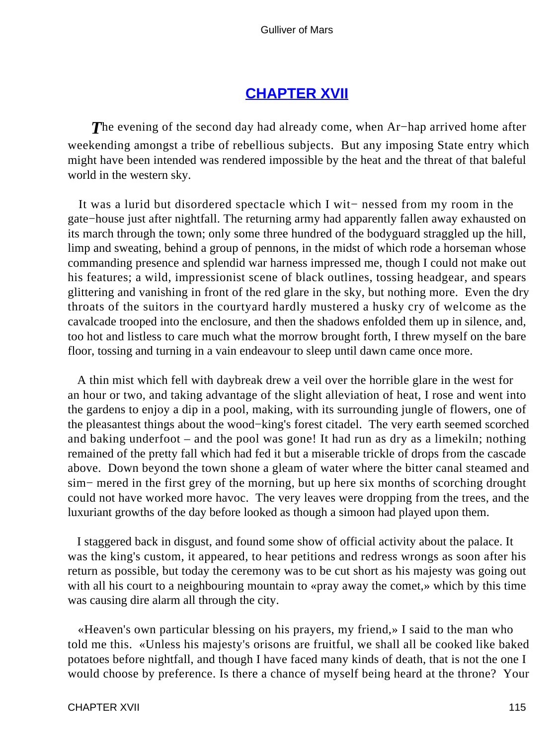## CHAPTER XVII

*T*he evening of the second day had already come, when Ar−hap arrived home after weekending amongst a tribe of rebellious subjects. But any imposing State entry which might have been intended was rendered impossible by the heat and the threat of that baleful world in the western sky.

It was a lurid but disordered spectacle which I wit− nessed from my room in the gate−house just after nightfall. The returning army had apparently fallen away exhausted on its march through the town; only some three hundred of the bodyguard straggled up the hill, limp and sweating, behind a group of pennons, in the midst of which rode a horseman whose commanding presence and splendid war harness impressed me, though I could not make out his features; a wild, impressionist scene of black outlines, tossing headgear, and spears glittering and vanishing in front of the red glare in the sky, but nothing more. Even the dry throats of the suitors in the courtyard hardly mustered a husky cry of welcome as the cavalcade trooped into the enclosure, and then the shadows enfolded them up in silence, and, too hot and listless to care much what the morrow brought forth, I threw myself on the bare floor, tossing and turning in a vain endeavour to sleep until dawn came once more.

A thin mist which fell with daybreak drew a veil over the horrible glare in the west for an hour or two, and taking advantage of the slight alleviation of heat, I rose and went into the gardens to enjoy a dip in a pool, making, with its surrounding jungle of flowers, one of the pleasantest things about the wood−king's forest citadel. The very earth seemed scorched and baking underfoot – and the pool was gone! It had run as dry as a limekiln; nothing remained of the pretty fall which had fed it but a miserable trickle of drops from the cascade above. Down beyond the town shone a gleam of water where the bitter canal steamed and sim− mered in the first grey of the morning, but up here six months of scorching drought could not have worked more havoc. The very leaves were dropping from the trees, and the luxuriant growths of the day before looked as though a simoon had played upon them.

I staggered back in disgust, and found some show of official activity about the palace. It was the king's custom, it appeared, to hear petitions and redress wrongs as soon after his return as possible, but today the ceremony was to be cut short as his majesty was going out with all his court to a neighbouring mountain to «pray away the comet,» which by this time was causing dire alarm all through the city.

«Heaven's own particular blessing on his prayers, my friend,» I said to the man who told me this. «Unless his majesty's orisons are fruitful, we shall all be cooked like baked potatoes before nightfall, and though I have faced many kinds of death, that is not the one I would choose by preference. Is there a chance of myself being heard at the throne? Your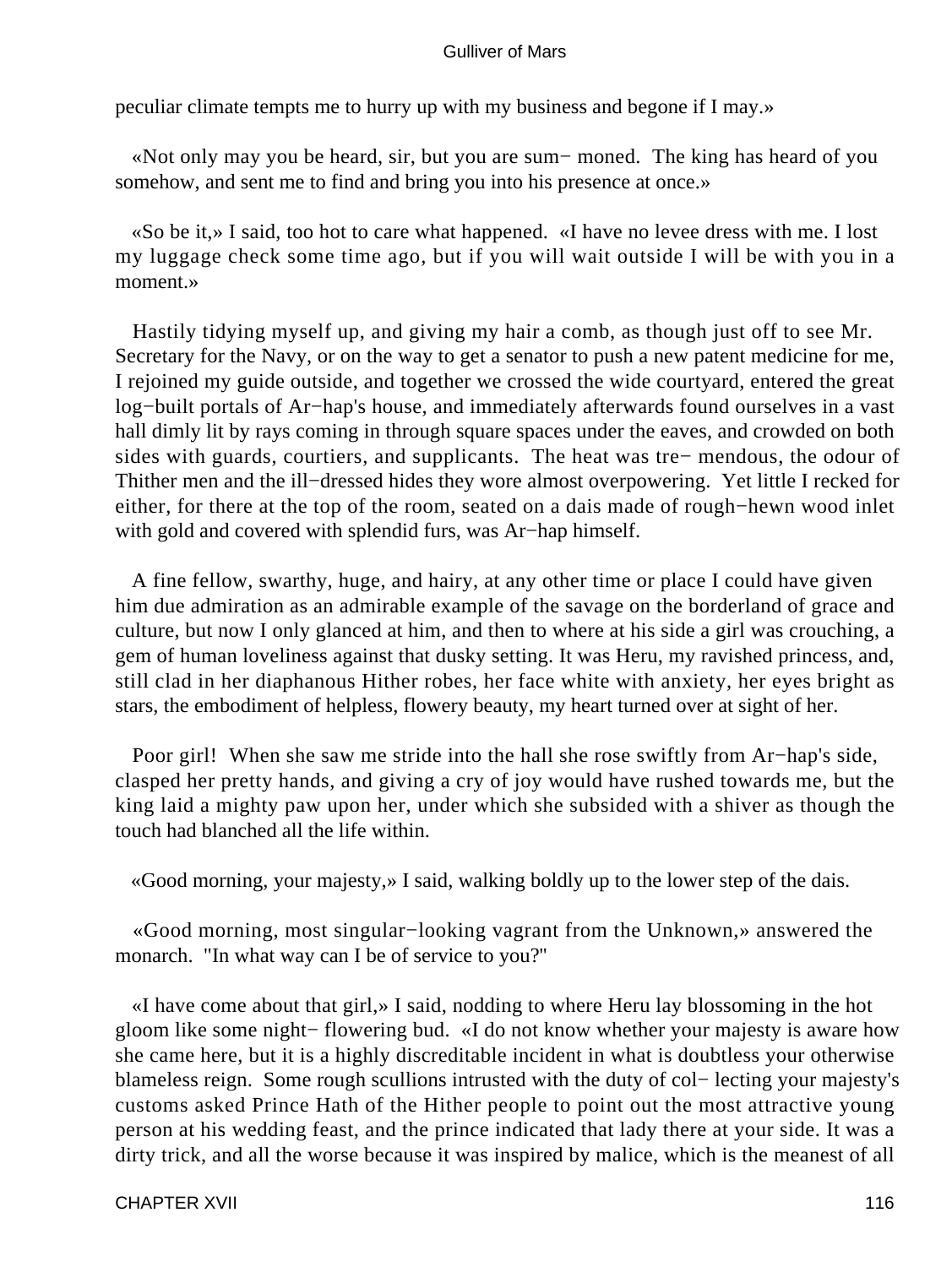peculiar climate tempts me to hurry up with my business and begone if I may.»

«Not only may you be heard, sir, but you are sum− moned. The king has heard of you somehow, and sent me to find and bring you into his presence at once.»

«So be it,» I said, too hot to care what happened. «I have no levee dress with me. I lost my luggage check some time ago, but if you will wait outside I will be with you in a moment.»

Hastily tidying myself up, and giving my hair a comb, as though just off to see Mr. Secretary for the Navy, or on the way to get a senator to push a new patent medicine for me, I rejoined my guide outside, and together we crossed the wide courtyard, entered the great log−built portals of Ar−hap's house, and immediately afterwards found ourselves in a vast hall dimly lit by rays coming in through square spaces under the eaves, and crowded on both sides with guards, courtiers, and supplicants. The heat was tre− mendous, the odour of Thither men and the ill−dressed hides they wore almost overpowering. Yet little I recked for either, for there at the top of the room, seated on a dais made of rough−hewn wood inlet with gold and covered with splendid furs, was Ar−hap himself.

A fine fellow, swarthy, huge, and hairy, at any other time or place I could have given him due admiration as an admirable example of the savage on the borderland of grace and culture, but now I only glanced at him, and then to where at his side a girl was crouching, a gem of human loveliness against that dusky setting. It was Heru, my ravished princess, and, still clad in her diaphanous Hither robes, her face white with anxiety, her eyes bright as stars, the embodiment of helpless, flowery beauty, my heart turned over at sight of her.

Poor girl! When she saw me stride into the hall she rose swiftly from Ar−hap's side, clasped her pretty hands, and giving a cry of joy would have rushed towards me, but the king laid a mighty paw upon her, under which she subsided with a shiver as though the touch had blanched all the life within.

«Good morning, your majesty,» I said, walking boldly up to the lower step of the dais.

«Good morning, most singular−looking vagrant from the Unknown,» answered the monarch. "In what way can I be of service to you?"

«I have come about that girl,» I said, nodding to where Heru lay blossoming in the hot gloom like some night− flowering bud. «I do not know whether your majesty is aware how she came here, but it is a highly discreditable incident in what is doubtless your otherwise blameless reign. Some rough scullions intrusted with the duty of col− lecting your majesty's customs asked Prince Hath of the Hither people to point out the most attractive young person at his wedding feast, and the prince indicated that lady there at your side. It was a dirty trick, and all the worse because it was inspired by malice, which is the meanest of all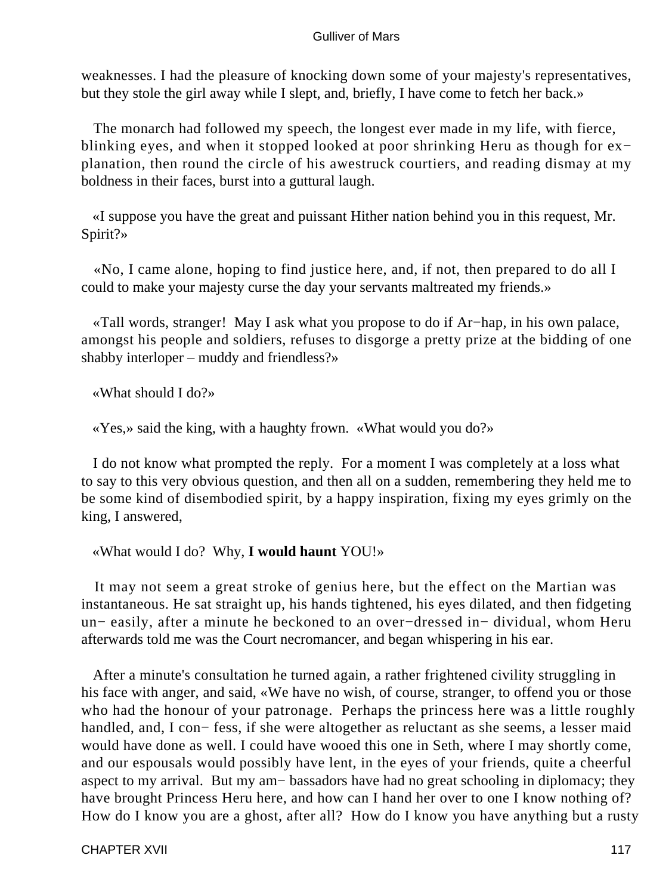weaknesses. I had the pleasure of knocking down some of your majesty's representatives, but they stole the girl away while I slept, and, briefly, I have come to fetch her back.»

The monarch had followed my speech, the longest ever made in my life, with fierce, blinking eyes, and when it stopped looked at poor shrinking Heru as though for explanation, then round the circle of his awestruck courtiers, and reading dismay at my boldness in their faces, burst into a guttural laugh.

«I suppose you have the great and puissant Hither nation behind you in this request, Mr. Spirit?»

«No, I came alone, hoping to find justice here, and, if not, then prepared to do all I could to make your majesty curse the day your servants maltreated my friends.»

«Tall words, stranger! May I ask what you propose to do if Ar−hap, in his own palace, amongst his people and soldiers, refuses to disgorge a pretty prize at the bidding of one shabby interloper – muddy and friendless?»

«What should I do?»

«Yes,» said the king, with a haughty frown. «What would you do?»

I do not know what prompted the reply. For a moment I was completely at a loss what to say to this very obvious question, and then all on a sudden, remembering they held me to be some kind of disembodied spirit, by a happy inspiration, fixing my eyes grimly on the king, I answered,

«What would I do? Why, **I would haunt** YOU!»

It may not seem a great stroke of genius here, but the effect on the Martian was instantaneous. He sat straight up, his hands tightened, his eyes dilated, and then fidgeting uneasily, after a minute he beckoned to an over−dressed individual, whom Heru afterwards told me was the Court necromancer, and began whispering in his ear.

After a minute's consultation he turned again, a rather frightened civility struggling in his face with anger, and said, «We have no wish, of course, stranger, to offend you or those who had the honour of your patronage. Perhaps the princess here was a little roughly handled, and, I confess, if she were altogether as reluctant as she seems, a lesser maid would have done as well. I could have wooed this one in Seth, where I may shortly come, and our espousals would possibly have lent, in the eyes of your friends, quite a cheerful aspect to my arrival. But my ambassadors have had no great schooling in diplomacy; they have brought Princess Heru here, and how can I hand her over to one I know nothing of? How do I know you are a ghost, after all? How do I know you have anything but a rusty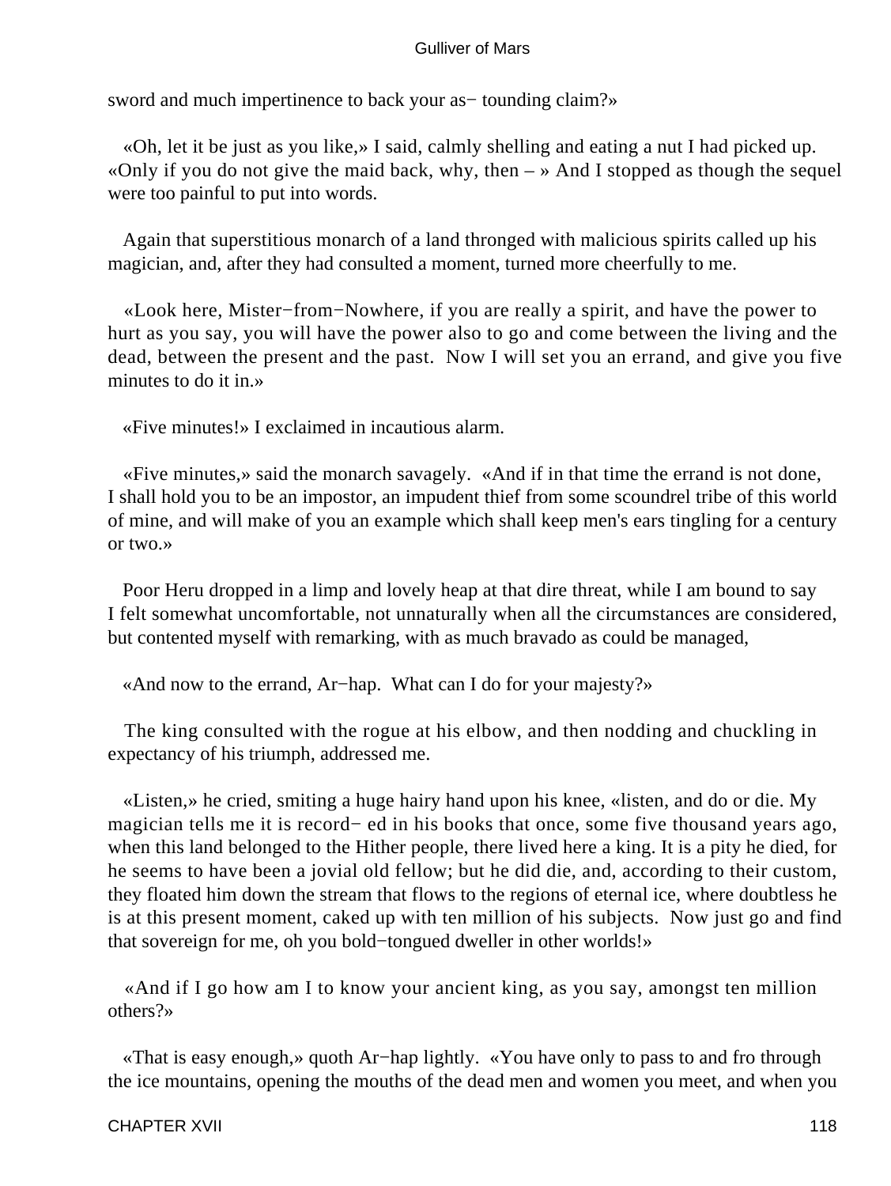sword and much impertinence to back your as− tounding claim?»

«Oh, let it be just as you like,» I said, calmly shelling and eating a nut I had picked up. «Only if you do not give the maid back, why, then – » And I stopped as though the sequel were too painful to put into words.

Again that superstitious monarch of a land thronged with malicious spirits called up his magician, and, after they had consulted a moment, turned more cheerfully to me.

«Look here, Mister−from−Nowhere, if you are really a spirit, and have the power to hurt as you say, you will have the power also to go and come between the living and the dead, between the present and the past. Now I will set you an errand, and give you five minutes to do it in.»

«Five minutes!» I exclaimed in incautious alarm.

«Five minutes,» said the monarch savagely. «And if in that time the errand is not done, I shall hold you to be an impostor, an impudent thief from some scoundrel tribe of this world of mine, and will make of you an example which shall keep men's ears tingling for a century or two.»

Poor Heru dropped in a limp and lovely heap at that dire threat, while I am bound to say I felt somewhat uncomfortable, not unnaturally when all the circumstances are considered, but contented myself with remarking, with as much bravado as could be managed,

«And now to the errand, Ar−hap. What can I do for your majesty?»

The king consulted with the rogue at his elbow, and then nodding and chuckling in expectancy of his triumph, addressed me.

«Listen,» he cried, smiting a huge hairy hand upon his knee, «listen, and do or die. My magician tells me it is record− ed in his books that once, some five thousand years ago, when this land belonged to the Hither people, there lived here a king. It is a pity he died, for he seems to have been a jovial old fellow; but he did die, and, according to their custom, they floated him down the stream that flows to the regions of eternal ice, where doubtless he is at this present moment, caked up with ten million of his subjects. Now just go and find that sovereign for me, oh you bold−tongued dweller in other worlds!»

«And if I go how am I to know your ancient king, as you say, amongst ten million others?»

«That is easy enough,» quoth Ar−hap lightly. «You have only to pass to and fro through the ice mountains, opening the mouths of the dead men and women you meet, and when you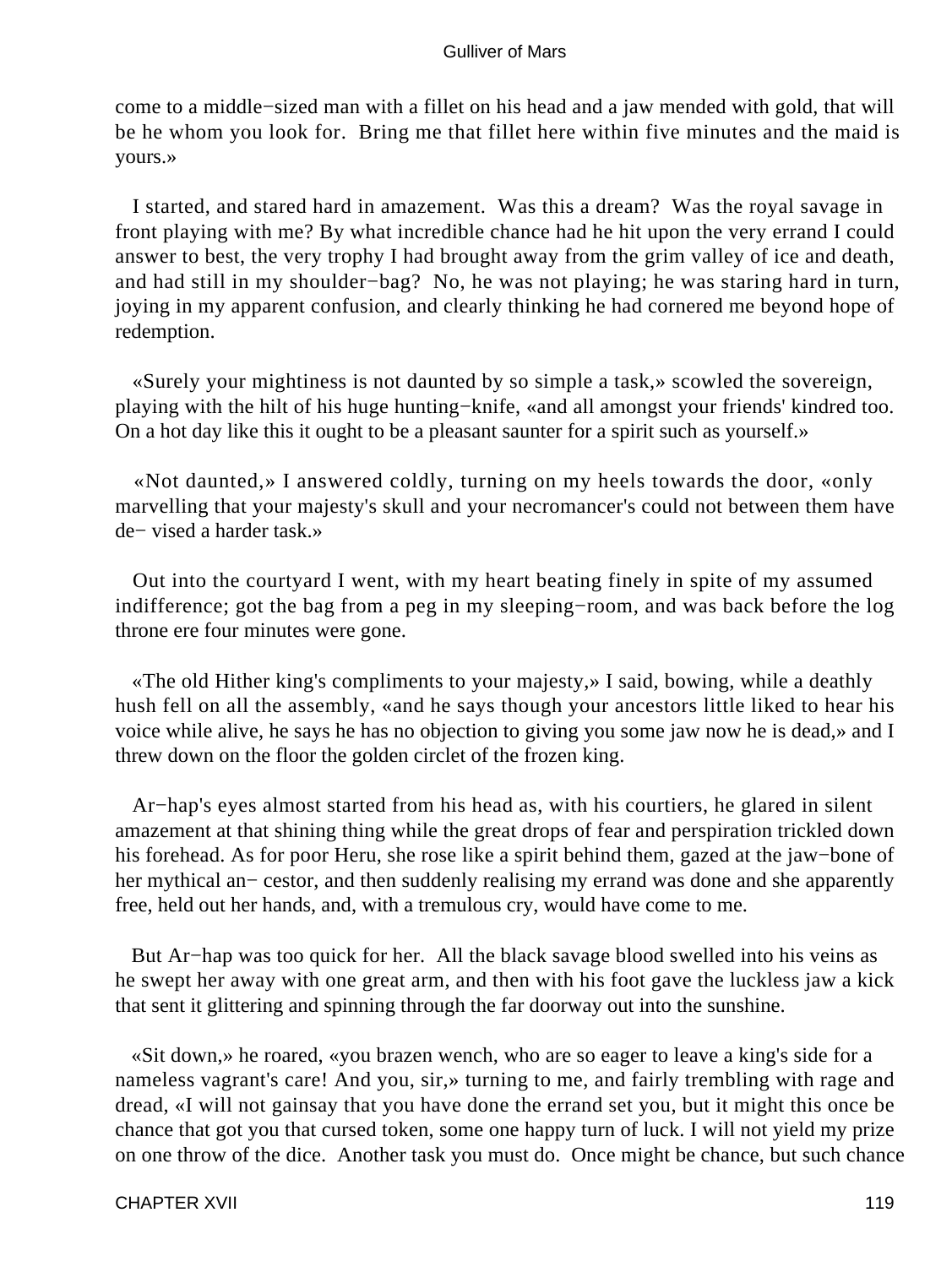come to a middle−sized man with a fillet on his head and a jaw mended with gold, that will be he whom you look for. Bring me that fillet here within five minutes and the maid is yours.»

I started, and stared hard in amazement. Was this a dream? Was the royal savage in front playing with me? By what incredible chance had he hit upon the very errand I could answer to best, the very trophy I had brought away from the grim valley of ice and death, and had still in my shoulder−bag? No, he was not playing; he was staring hard in turn, joying in my apparent confusion, and clearly thinking he had cornered me beyond hope of redemption.

«Surely your mightiness is not daunted by so simple a task,» scowled the sovereign, playing with the hilt of his huge hunting−knife, «and all amongst your friends' kindred too. On a hot day like this it ought to be a pleasant saunter for a spirit such as yourself.»

«Not daunted,» I answered coldly, turning on my heels towards the door, «only marvelling that your majesty's skull and your necromancer's could not between them have de− vised a harder task.»

Out into the courtyard I went, with my heart beating finely in spite of my assumed indifference; got the bag from a peg in my sleeping−room, and was back before the log throne ere four minutes were gone.

«The old Hither king's compliments to your majesty,» I said, bowing, while a deathly hush fell on all the assembly, «and he says though your ancestors little liked to hear his voice while alive, he says he has no objection to giving you some jaw now he is dead,» and I threw down on the floor the golden circlet of the frozen king.

Ar−hap's eyes almost started from his head as, with his courtiers, he glared in silent amazement at that shining thing while the great drops of fear and perspiration trickled down his forehead. As for poor Heru, she rose like a spirit behind them, gazed at the jaw−bone of her mythical an− cestor, and then suddenly realising my errand was done and she apparently free, held out her hands, and, with a tremulous cry, would have come to me.

But Ar−hap was too quick for her. All the black savage blood swelled into his veins as he swept her away with one great arm, and then with his foot gave the luckless jaw a kick that sent it glittering and spinning through the far doorway out into the sunshine.

«Sit down,» he roared, «you brazen wench, who are so eager to leave a king's side for a nameless vagrant's care! And you, sir,» turning to me, and fairly trembling with rage and dread, «I will not gainsay that you have done the errand set you, but it might this once be chance that got you that cursed token, some one happy turn of luck. I will not yield my prize on one throw of the dice. Another task you must do. Once might be chance, but such chance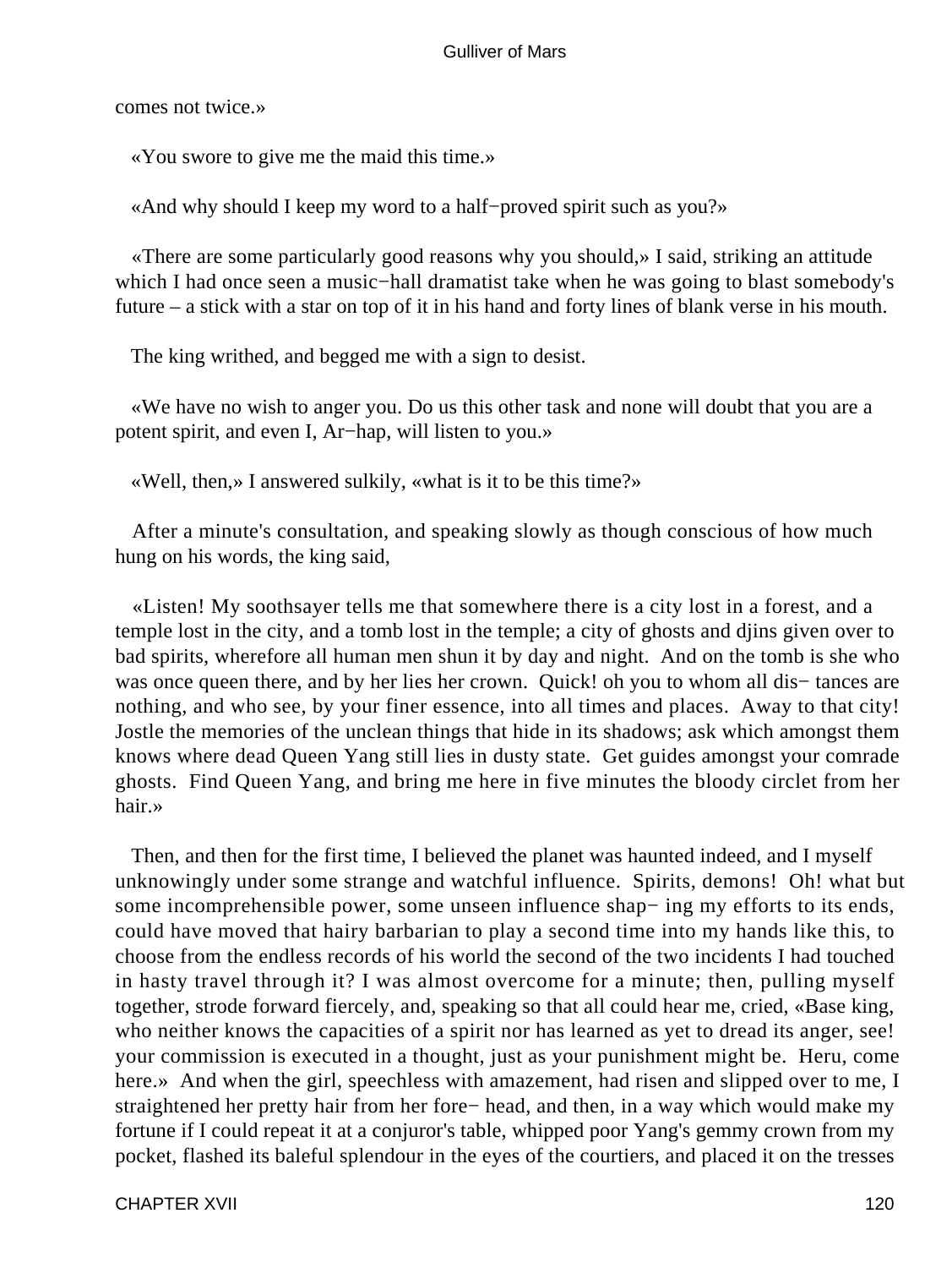comes not twice.»

«You swore to give me the maid this time.»

«And why should I keep my word to a half−proved spirit such as you?»

«There are some particularly good reasons why you should,» I said, striking an attitude which I had once seen a music−hall dramatist take when he was going to blast somebody's future – a stick with a star on top of it in his hand and forty lines of blank verse in his mouth.

The king writhed, and begged me with a sign to desist.

«We have no wish to anger you. Do us this other task and none will doubt that you are a potent spirit, and even I, Ar−hap, will listen to you.»

«Well, then,» I answered sulkily, «what is it to be this time?»

After a minute's consultation, and speaking slowly as though conscious of how much hung on his words, the king said,

«Listen! My soothsayer tells me that somewhere there is a city lost in a forest, and a temple lost in the city, and a tomb lost in the temple; a city of ghosts and djins given over to bad spirits, wherefore all human men shun it by day and night. And on the tomb is she who was once queen there, and by her lies her crown. Quick! oh you to whom all distances are nothing, and who see, by your finer essence, into all times and places. Away to that city! Jostle the memories of the unclean things that hide in its shadows; ask which amongst them knows where dead Queen Yang still lies in dusty state. Get guides amongst your comrade ghosts. Find Queen Yang, and bring me here in five minutes the bloody circlet from her hair.»

Then, and then for the first time, I believed the planet was haunted indeed, and I myself unknowingly under some strange and watchful influence. Spirits, demons! Oh! what but some incomprehensible power, some unseen influence shaping my efforts to its ends, could have moved that hairy barbarian to play a second time into my hands like this, to choose from the endless records of his world the second of the two incidents I had touched in hasty travel through it? I was almost overcome for a minute; then, pulling myself together, strode forward fiercely, and, speaking so that all could hear me, cried, «Base king, who neither knows the capacities of a spirit nor has learned as yet to dread its anger, see! your commission is executed in a thought, just as your punishment might be. Heru, come here.» And when the girl, speechless with amazement, had risen and slipped over to me, I straightened her pretty hair from her forehead, and then, in a way which would make my fortune if I could repeat it at a conjuror's table, whipped poor Yang's gemmy crown from my pocket, flashed its baleful splendour in the eyes of the courtiers, and placed it on the tresses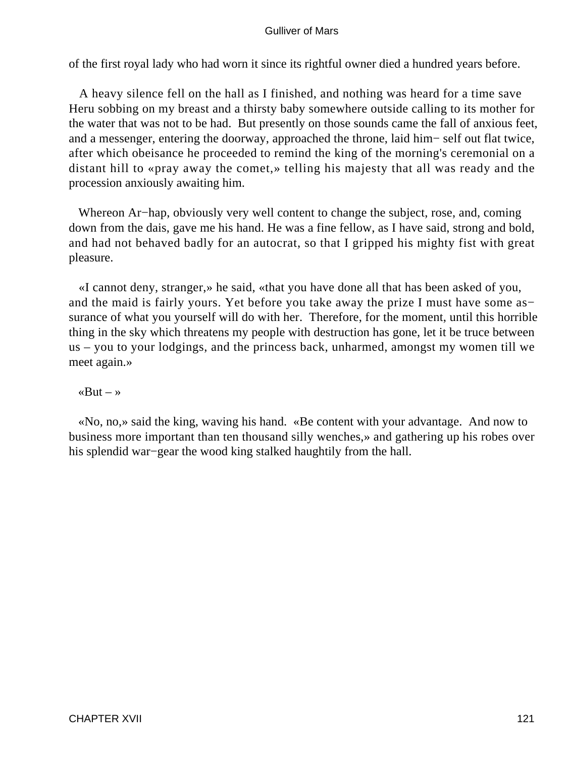of the first royal lady who had worn it since its rightful owner died a hundred years before.

A heavy silence fell on the hall as I finished, and nothing was heard for a time save Heru sobbing on my breast and a thirsty baby somewhere outside calling to its mother for the water that was not to be had. But presently on those sounds came the fall of anxious feet, and a messenger, entering the doorway, approached the throne, laid him− self out flat twice, after which obeisance he proceeded to remind the king of the morning's ceremonial on a distant hill to «pray away the comet,» telling his majesty that all was ready and the procession anxiously awaiting him.

Whereon Ar−hap, obviously very well content to change the subject, rose, and, coming down from the dais, gave me his hand. He was a fine fellow, as I have said, strong and bold, and had not behaved badly for an autocrat, so that I gripped his mighty fist with great pleasure.

«I cannot deny, stranger,» he said, «that you have done all that has been asked of you, and the maid is fairly yours. Yet before you take away the prize I must have some as− surance of what you yourself will do with her. Therefore, for the moment, until this horrible thing in the sky which threatens my people with destruction has gone, let it be truce between us – you to your lodgings, and the princess back, unharmed, amongst my women till we meet again.»

«But – »

«No, no,» said the king, waving his hand. «Be content with your advantage. And now to business more important than ten thousand silly wenches,» and gathering up his robes over his splendid war−gear the wood king stalked haughtily from the hall.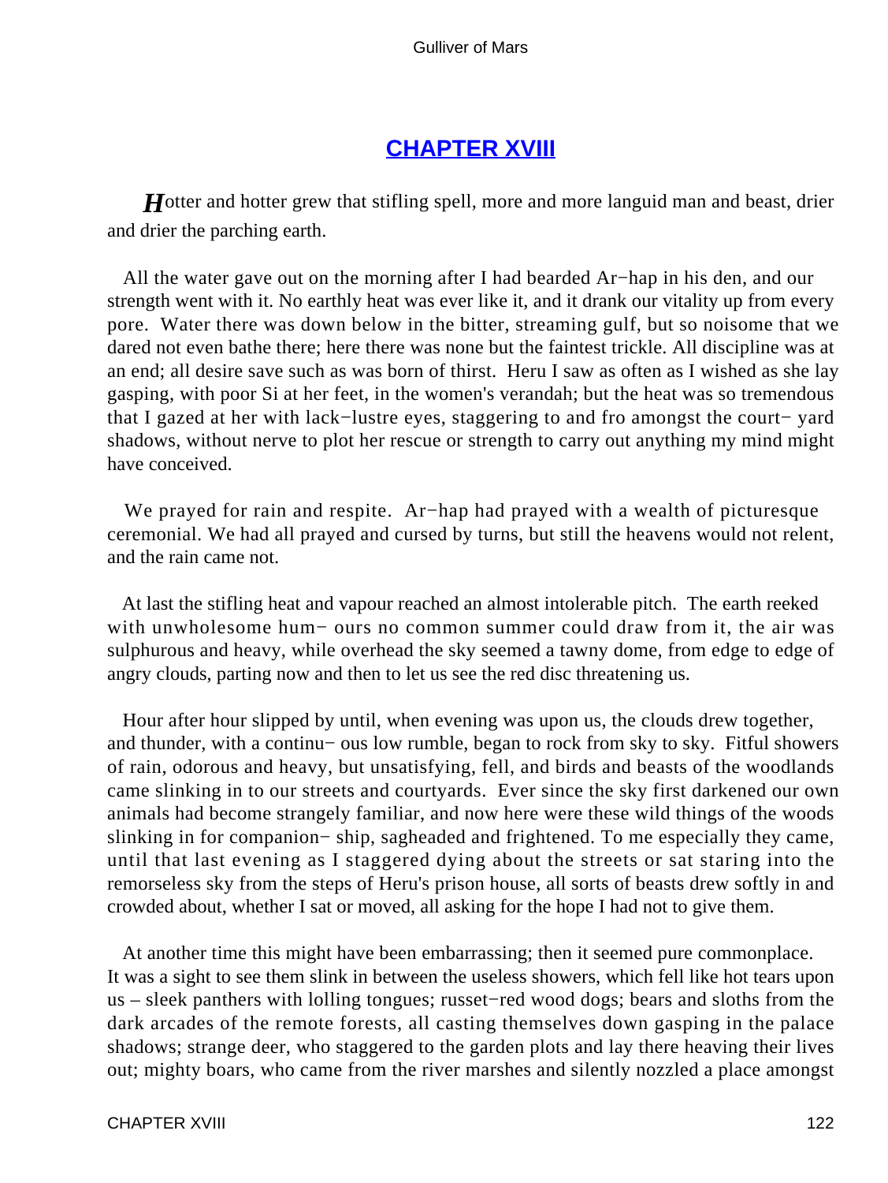## CHAPTER XVIII

**H**otter and hotter grew that stifling spell, more and more languid man and beast, drier and drier the parching earth.

All the water gave out on the morning after I had bearded Ar−hap in his den, and our strength went with it. No earthly heat was ever like it, and it drank our vitality up from every pore. Water there was down below in the bitter, streaming gulf, but so noisome that we dared not even bathe there; here there was none but the faintest trickle. All discipline was at an end; all desire save such as was born of thirst. Heru I saw as often as I wished as she lay gasping, with poor Si at her feet, in the women's verandah; but the heat was so tremendous that I gazed at her with lack−lustre eyes, staggering to and fro amongst the court− yard shadows, without nerve to plot her rescue or strength to carry out anything my mind might have conceived.

We prayed for rain and respite. Ar−hap had prayed with a wealth of picturesque ceremonial. We had all prayed and cursed by turns, but still the heavens would not relent, and the rain came not.

At last the stifling heat and vapour reached an almost intolerable pitch. The earth reeked with unwholesome hum− ours no common summer could draw from it, the air was sulphurous and heavy, while overhead the sky seemed a tawny dome, from edge to edge of angry clouds, parting now and then to let us see the red disc threatening us.

Hour after hour slipped by until, when evening was upon us, the clouds drew together, and thunder, with a continu− ous low rumble, began to rock from sky to sky. Fitful showers of rain, odorous and heavy, but unsatisfying, fell, and birds and beasts of the woodlands came slinking in to our streets and courtyards. Ever since the sky first darkened our own animals had become strangely familiar, and now here were these wild things of the woods slinking in for companion− ship, sagheaded and frightened. To me especially they came, until that last evening as I staggered dying about the streets or sat staring into the remorseless sky from the steps of Heru's prison house, all sorts of beasts drew softly in and crowded about, whether I sat or moved, all asking for the hope I had not to give them.

At another time this might have been embarrassing; then it seemed pure commonplace. It was a sight to see them slink in between the useless showers, which fell like hot tears upon us – sleek panthers with lolling tongues; russet−red wood dogs; bears and sloths from the dark arcades of the remote forests, all casting themselves down gasping in the palace shadows; strange deer, who staggered to the garden plots and lay there heaving their lives out; mighty boars, who came from the river marshes and silently nozzled a place amongst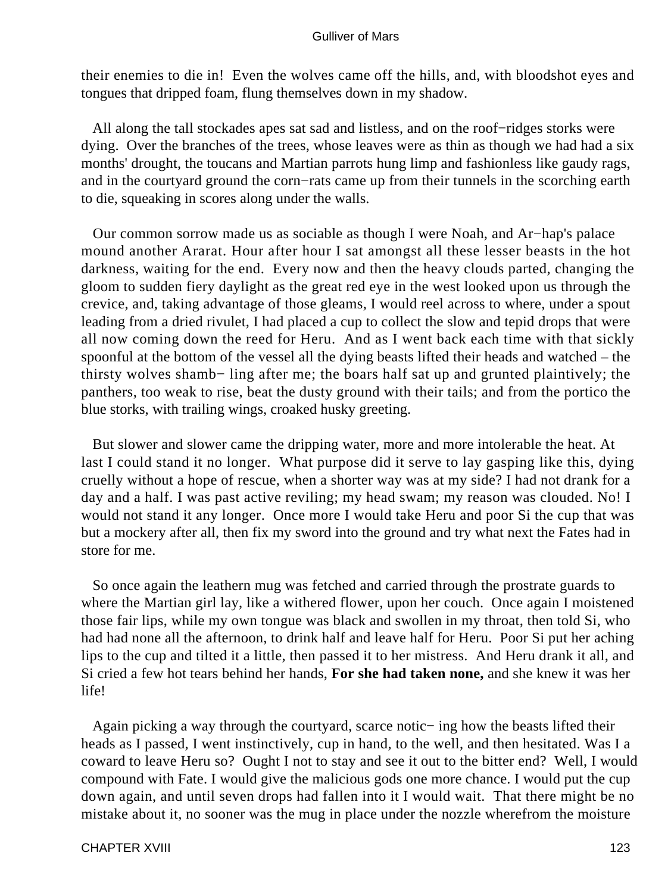their enemies to die in! Even the wolves came off the hills, and, with bloodshot eyes and tongues that dripped foam, flung themselves down in my shadow.

All along the tall stockades apes sat sad and listless, and on the roof−ridges storks were dying. Over the branches of the trees, whose leaves were as thin as though we had had a six months' drought, the toucans and Martian parrots hung limp and fashionless like gaudy rags, and in the courtyard ground the corn−rats came up from their tunnels in the scorching earth to die, squeaking in scores along under the walls.

Our common sorrow made us as sociable as though I were Noah, and Ar−hap's palace mound another Ararat. Hour after hour I sat amongst all these lesser beasts in the hot darkness, waiting for the end. Every now and then the heavy clouds parted, changing the gloom to sudden fiery daylight as the great red eye in the west looked upon us through the crevice, and, taking advantage of those gleams, I would reel across to where, under a spout leading from a dried rivulet, I had placed a cup to collect the slow and tepid drops that were all now coming down the reed for Heru. And as I went back each time with that sickly spoonful at the bottom of the vessel all the dying beasts lifted their heads and watched – the thirsty wolves shamb− ling after me; the boars half sat up and grunted plaintively; the panthers, too weak to rise, beat the dusty ground with their tails; and from the portico the blue storks, with trailing wings, croaked husky greeting.

But slower and slower came the dripping water, more and more intolerable the heat. At last I could stand it no longer. What purpose did it serve to lay gasping like this, dying cruelly without a hope of rescue, when a shorter way was at my side? I had not drank for a day and a half. I was past active reviling; my head swam; my reason was clouded. No! I would not stand it any longer. Once more I would take Heru and poor Si the cup that was but a mockery after all, then fix my sword into the ground and try what next the Fates had in store for me.

So once again the leathern mug was fetched and carried through the prostrate guards to where the Martian girl lay, like a withered flower, upon her couch. Once again I moistened those fair lips, while my own tongue was black and swollen in my throat, then told Si, who had had none all the afternoon, to drink half and leave half for Heru. Poor Si put her aching lips to the cup and tilted it a little, then passed it to her mistress. And Heru drank it all, and Si cried a few hot tears behind her hands, **For she had taken none,** and she knew it was her life!

Again picking a way through the courtyard, scarce notic− ing how the beasts lifted their heads as I passed, I went instinctively, cup in hand, to the well, and then hesitated. Was I a coward to leave Heru so? Ought I not to stay and see it out to the bitter end? Well, I would compound with Fate. I would give the malicious gods one more chance. I would put the cup down again, and until seven drops had fallen into it I would wait. That there might be no mistake about it, no sooner was the mug in place under the nozzle wherefrom the moisture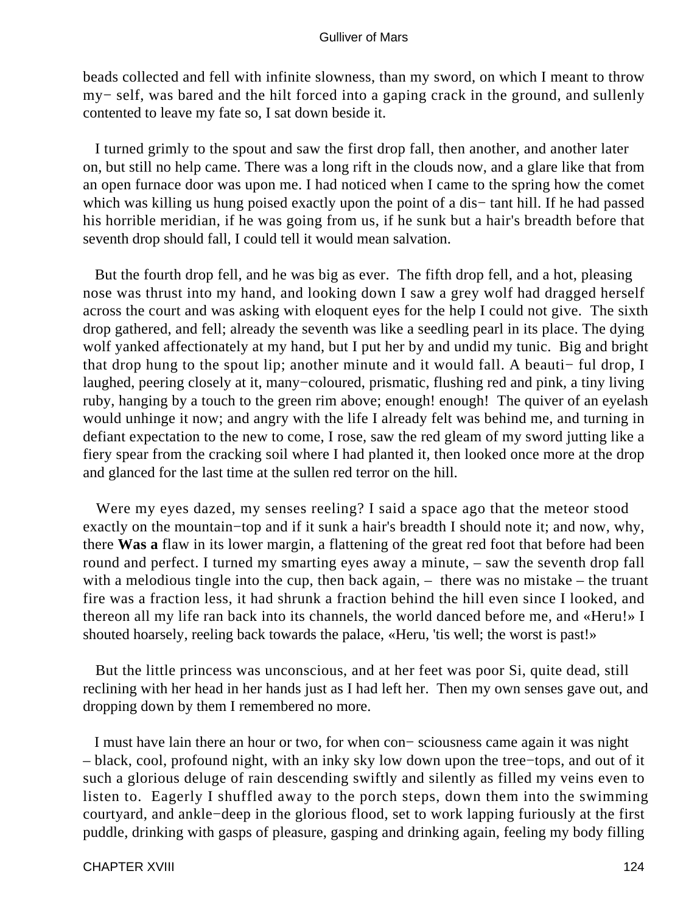beads collected and fell with infinite slowness, than my sword, on which I meant to throw my− self, was bared and the hilt forced into a gaping crack in the ground, and sullenly contented to leave my fate so, I sat down beside it.

I turned grimly to the spout and saw the first drop fall, then another, and another later on, but still no help came. There was a long rift in the clouds now, and a glare like that from an open furnace door was upon me. I had noticed when I came to the spring how the comet which was killing us hung poised exactly upon the point of a dis− tant hill. If he had passed his horrible meridian, if he was going from us, if he sunk but a hair's breadth before that seventh drop should fall, I could tell it would mean salvation.

But the fourth drop fell, and he was big as ever. The fifth drop fell, and a hot, pleasing nose was thrust into my hand, and looking down I saw a grey wolf had dragged herself across the court and was asking with eloquent eyes for the help I could not give. The sixth drop gathered, and fell; already the seventh was like a seedling pearl in its place. The dying wolf yanked affectionately at my hand, but I put her by and undid my tunic. Big and bright that drop hung to the spout lip; another minute and it would fall. A beauti− ful drop, I laughed, peering closely at it, many−coloured, prismatic, flushing red and pink, a tiny living ruby, hanging by a touch to the green rim above; enough! enough! The quiver of an eyelash would unhinge it now; and angry with the life I already felt was behind me, and turning in defiant expectation to the new to come, I rose, saw the red gleam of my sword jutting like a fiery spear from the cracking soil where I had planted it, then looked once more at the drop and glanced for the last time at the sullen red terror on the hill.

Were my eyes dazed, my senses reeling? I said a space ago that the meteor stood exactly on the mountain−top and if it sunk a hair's breadth I should note it; and now, why, there **Was a** flaw in its lower margin, a flattening of the great red foot that before had been round and perfect. I turned my smarting eyes away a minute, – saw the seventh drop fall with a melodious tingle into the cup, then back again, – there was no mistake – the truant fire was a fraction less, it had shrunk a fraction behind the hill even since I looked, and thereon all my life ran back into its channels, the world danced before me, and «Heru!» I shouted hoarsely, reeling back towards the palace, «Heru, 'tis well; the worst is past!»

But the little princess was unconscious, and at her feet was poor Si, quite dead, still reclining with her head in her hands just as I had left her. Then my own senses gave out, and dropping down by them I remembered no more.

I must have lain there an hour or two, for when con− sciousness came again it was night – black, cool, profound night, with an inky sky low down upon the tree−tops, and out of it such a glorious deluge of rain descending swiftly and silently as filled my veins even to listen to. Eagerly I shuffled away to the porch steps, down them into the swimming courtyard, and ankle−deep in the glorious flood, set to work lapping furiously at the first puddle, drinking with gasps of pleasure, gasping and drinking again, feeling my body filling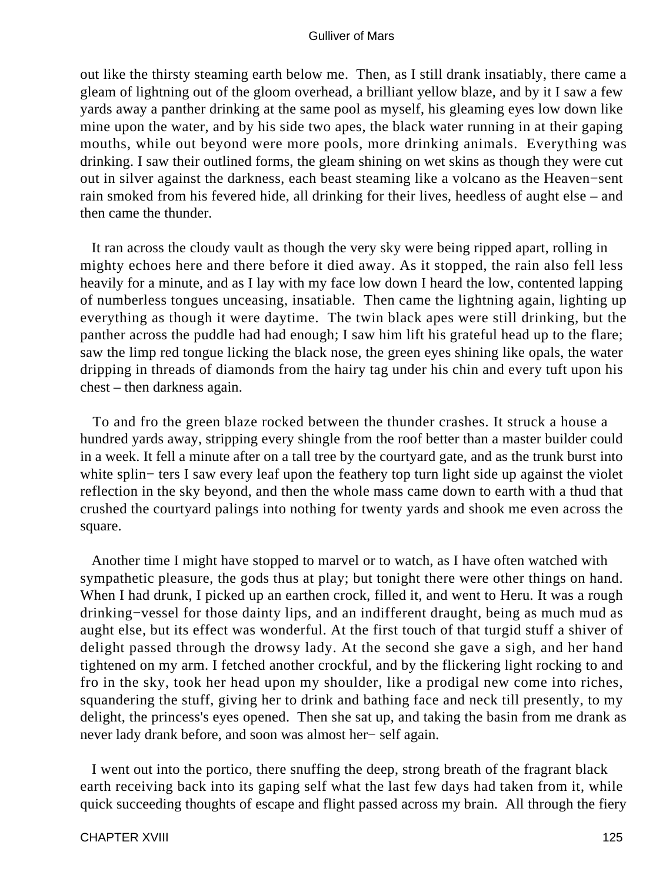out like the thirsty steaming earth below me. Then, as I still drank insatiably, there came a gleam of lightning out of the gloom overhead, a brilliant yellow blaze, and by it I saw a few yards away a panther drinking at the same pool as myself, his gleaming eyes low down like mine upon the water, and by his side two apes, the black water running in at their gaping mouths, while out beyond were more pools, more drinking animals. Everything was drinking. I saw their outlined forms, the gleam shining on wet skins as though they were cut out in silver against the darkness, each beast steaming like a volcano as the Heaven−sent rain smoked from his fevered hide, all drinking for their lives, heedless of aught else – and then came the thunder.

It ran across the cloudy vault as though the very sky were being ripped apart, rolling in mighty echoes here and there before it died away. As it stopped, the rain also fell less heavily for a minute, and as I lay with my face low down I heard the low, contented lapping of numberless tongues unceasing, insatiable. Then came the lightning again, lighting up everything as though it were daytime. The twin black apes were still drinking, but the panther across the puddle had had enough; I saw him lift his grateful head up to the flare; saw the limp red tongue licking the black nose, the green eyes shining like opals, the water dripping in threads of diamonds from the hairy tag under his chin and every tuft upon his chest – then darkness again.

To and fro the green blaze rocked between the thunder crashes. It struck a house a hundred yards away, stripping every shingle from the roof better than a master builder could in a week. It fell a minute after on a tall tree by the courtyard gate, and as the trunk burst into white splin− ters I saw every leaf upon the feathery top turn light side up against the violet reflection in the sky beyond, and then the whole mass came down to earth with a thud that crushed the courtyard palings into nothing for twenty yards and shook me even across the square.

Another time I might have stopped to marvel or to watch, as I have often watched with sympathetic pleasure, the gods thus at play; but tonight there were other things on hand. When I had drunk, I picked up an earthen crock, filled it, and went to Heru. It was a rough drinking−vessel for those dainty lips, and an indifferent draught, being as much mud as aught else, but its effect was wonderful. At the first touch of that turgid stuff a shiver of delight passed through the drowsy lady. At the second she gave a sigh, and her hand tightened on my arm. I fetched another crockful, and by the flickering light rocking to and fro in the sky, took her head upon my shoulder, like a prodigal new come into riches, squandering the stuff, giving her to drink and bathing face and neck till presently, to my delight, the princess's eyes opened. Then she sat up, and taking the basin from me drank as never lady drank before, and soon was almost her− self again.

I went out into the portico, there snuffing the deep, strong breath of the fragrant black earth receiving back into its gaping self what the last few days had taken from it, while quick succeeding thoughts of escape and flight passed across my brain. All through the fiery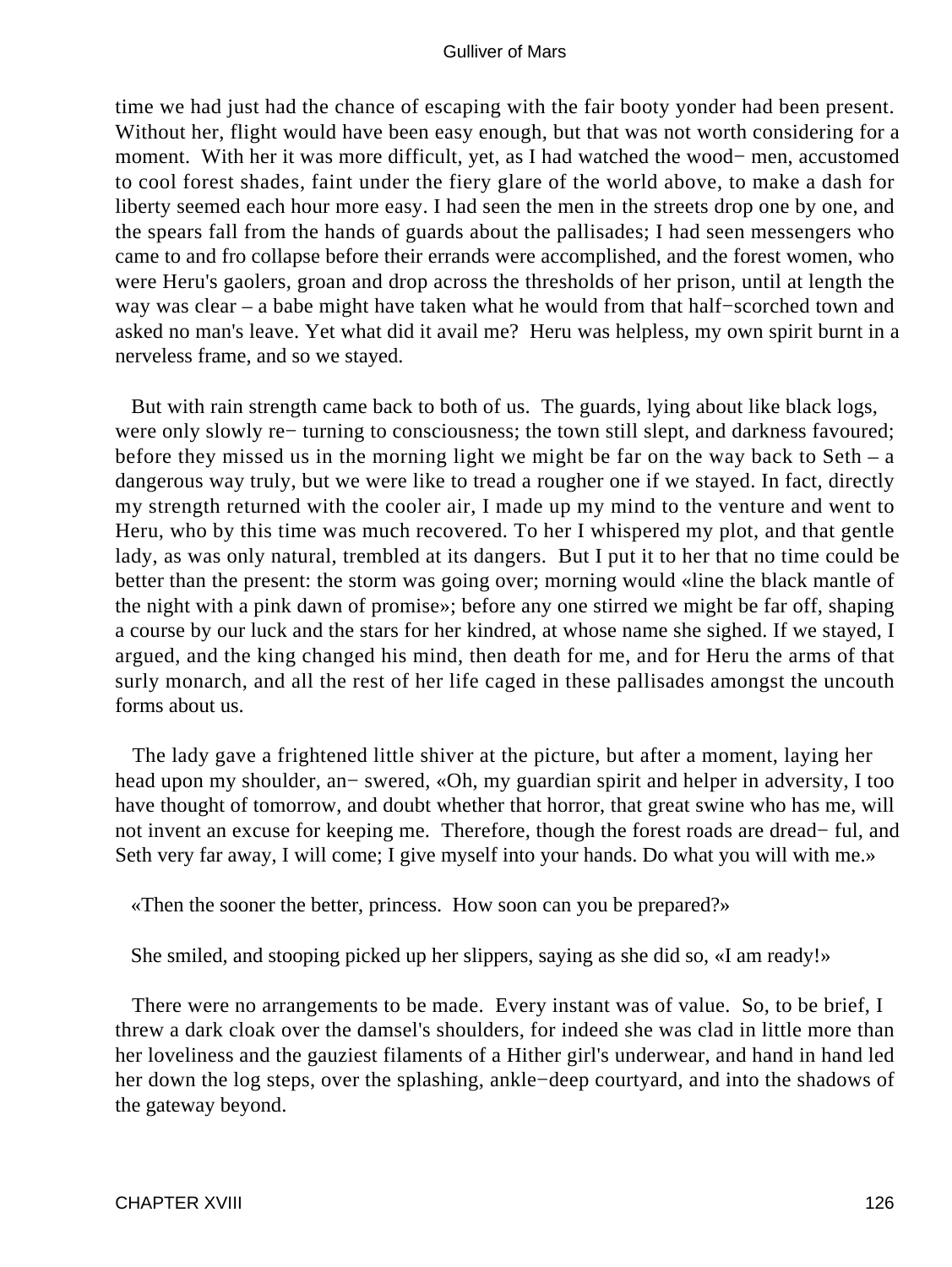time we had just had the chance of escaping with the fair booty yonder had been present. Without her, flight would have been easy enough, but that was not worth considering for a moment. With her it was more difficult, yet, as I had watched the wood− men, accustomed to cool forest shades, faint under the fiery glare of the world above, to make a dash for liberty seemed each hour more easy. I had seen the men in the streets drop one by one, and the spears fall from the hands of guards about the pallisades; I had seen messengers who came to and fro collapse before their errands were accomplished, and the forest women, who were Heru's gaolers, groan and drop across the thresholds of her prison, until at length the way was clear – a babe might have taken what he would from that half−scorched town and asked no man's leave. Yet what did it avail me? Heru was helpless, my own spirit burnt in a nerveless frame, and so we stayed.

But with rain strength came back to both of us. The guards, lying about like black logs, were only slowly re− turning to consciousness; the town still slept, and darkness favoured; before they missed us in the morning light we might be far on the way back to Seth – a dangerous way truly, but we were like to tread a rougher one if we stayed. In fact, directly my strength returned with the cooler air, I made up my mind to the venture and went to Heru, who by this time was much recovered. To her I whispered my plot, and that gentle lady, as was only natural, trembled at its dangers. But I put it to her that no time could be better than the present: the storm was going over; morning would «line the black mantle of the night with a pink dawn of promise»; before any one stirred we might be far off, shaping a course by our luck and the stars for her kindred, at whose name she sighed. If we stayed, I argued, and the king changed his mind, then death for me, and for Heru the arms of that surly monarch, and all the rest of her life caged in these pallisades amongst the uncouth forms about us.

The lady gave a frightened little shiver at the picture, but after a moment, laying her head upon my shoulder, an− swered, «Oh, my guardian spirit and helper in adversity, I too have thought of tomorrow, and doubt whether that horror, that great swine who has me, will not invent an excuse for keeping me. Therefore, though the forest roads are dread− ful, and Seth very far away, I will come; I give myself into your hands. Do what you will with me.»

«Then the sooner the better, princess. How soon can you be prepared?»

She smiled, and stooping picked up her slippers, saying as she did so, «I am ready!»

There were no arrangements to be made. Every instant was of value. So, to be brief, I threw a dark cloak over the damsel's shoulders, for indeed she was clad in little more than her loveliness and the gauziest filaments of a Hither girl's underwear, and hand in hand led her down the log steps, over the splashing, ankle−deep courtyard, and into the shadows of the gateway beyond.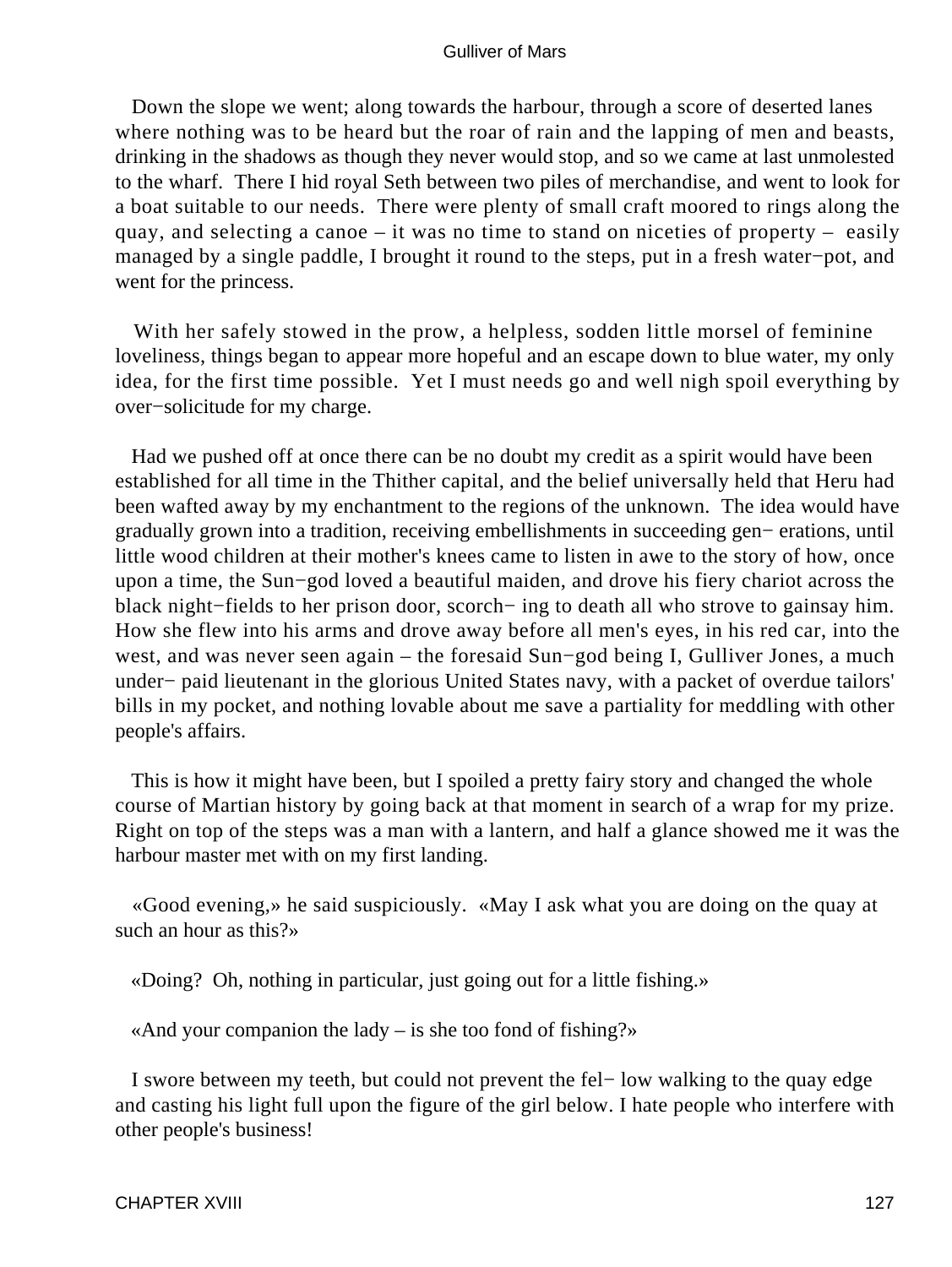Down the slope we went; along towards the harbour, through a score of deserted lanes where nothing was to be heard but the roar of rain and the lapping of men and beasts, drinking in the shadows as though they never would stop, and so we came at last unmolested to the wharf. There I hid royal Seth between two piles of merchandise, and went to look for a boat suitable to our needs. There were plenty of small craft moored to rings along the quay, and selecting a canoe – it was no time to stand on niceties of property – easily managed by a single paddle, I brought it round to the steps, put in a fresh water−pot, and went for the princess.

With her safely stowed in the prow, a helpless, sodden little morsel of feminine loveliness, things began to appear more hopeful and an escape down to blue water, my only idea, for the first time possible. Yet I must needs go and well nigh spoil everything by over−solicitude for my charge.

Had we pushed off at once there can be no doubt my credit as a spirit would have been established for all time in the Thither capital, and the belief universally held that Heru had been wafted away by my enchantment to the regions of the unknown. The idea would have gradually grown into a tradition, receiving embellishments in succeeding gen− erations, until little wood children at their mother's knees came to listen in awe to the story of how, once upon a time, the Sun−god loved a beautiful maiden, and drove his fiery chariot across the black night−fields to her prison door, scorch− ing to death all who strove to gainsay him. How she flew into his arms and drove away before all men's eyes, in his red car, into the west, and was never seen again – the foresaid Sun−god being I, Gulliver Jones, a much under− paid lieutenant in the glorious United States navy, with a packet of overdue tailors' bills in my pocket, and nothing lovable about me save a partiality for meddling with other people's affairs.

This is how it might have been, but I spoiled a pretty fairy story and changed the whole course of Martian history by going back at that moment in search of a wrap for my prize. Right on top of the steps was a man with a lantern, and half a glance showed me it was the harbour master met with on my first landing.

«Good evening,» he said suspiciously. «May I ask what you are doing on the quay at such an hour as this?»

«Doing? Oh, nothing in particular, just going out for a little fishing.»

«And your companion the lady – is she too fond of fishing?»

I swore between my teeth, but could not prevent the fel− low walking to the quay edge and casting his light full upon the figure of the girl below. I hate people who interfere with other people's business!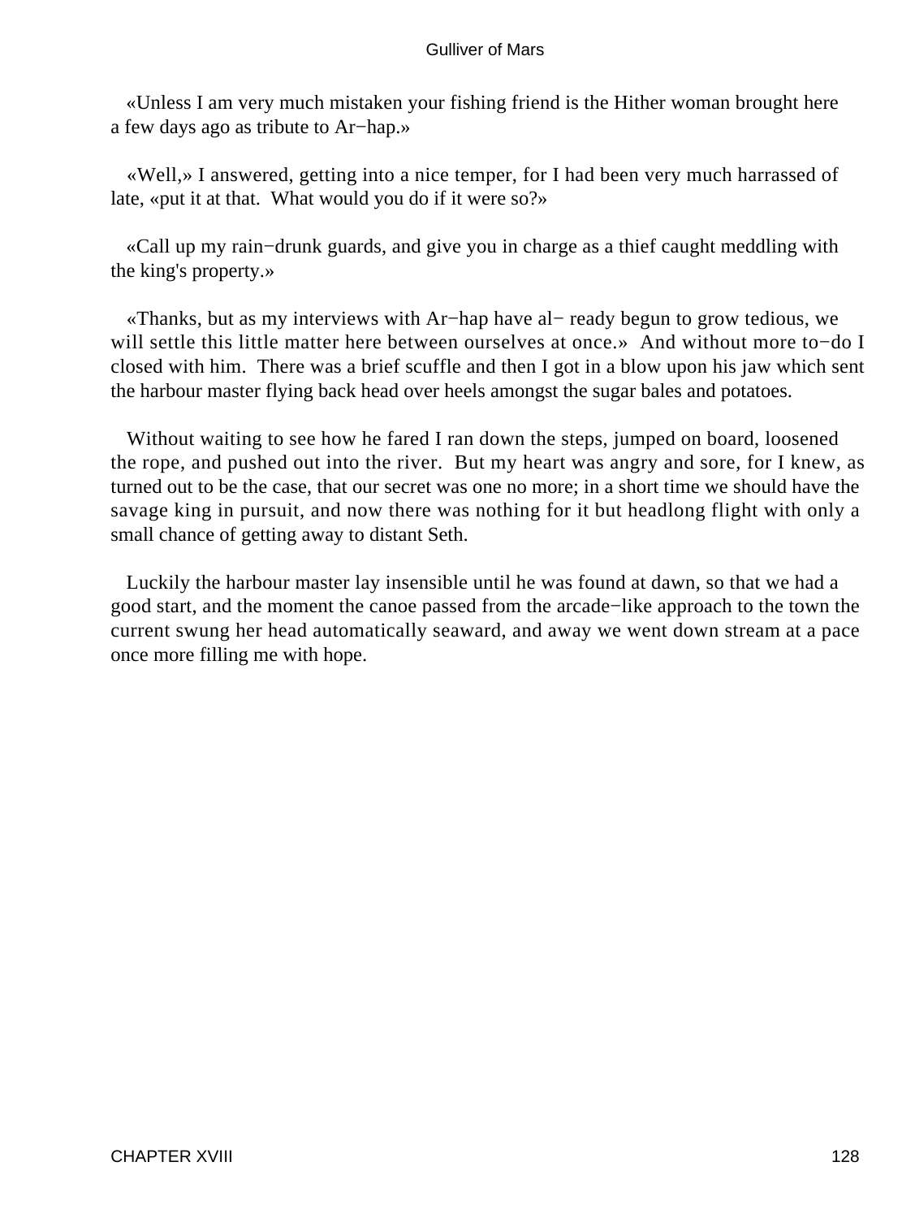«Unless I am very much mistaken your fishing friend is the Hither woman brought here a few days ago as tribute to Ar−hap.»

«Well,» I answered, getting into a nice temper, for I had been very much harrassed of late, «put it at that. What would you do if it were so?»

«Call up my rain−drunk guards, and give you in charge as a thief caught meddling with the king's property.»

«Thanks, but as my interviews with Ar−hap have al− ready begun to grow tedious, we will settle this little matter here between ourselves at once.» And without more to−do I closed with him. There was a brief scuffle and then I got in a blow upon his jaw which sent the harbour master flying back head over heels amongst the sugar bales and potatoes.

Without waiting to see how he fared I ran down the steps, jumped on board, loosened the rope, and pushed out into the river. But my heart was angry and sore, for I knew, as turned out to be the case, that our secret was one no more; in a short time we should have the savage king in pursuit, and now there was nothing for it but headlong flight with only a small chance of getting away to distant Seth.

Luckily the harbour master lay insensible until he was found at dawn, so that we had a good start, and the moment the canoe passed from the arcade−like approach to the town the current swung her head automatically seaward, and away we went down stream at a pace once more filling me with hope.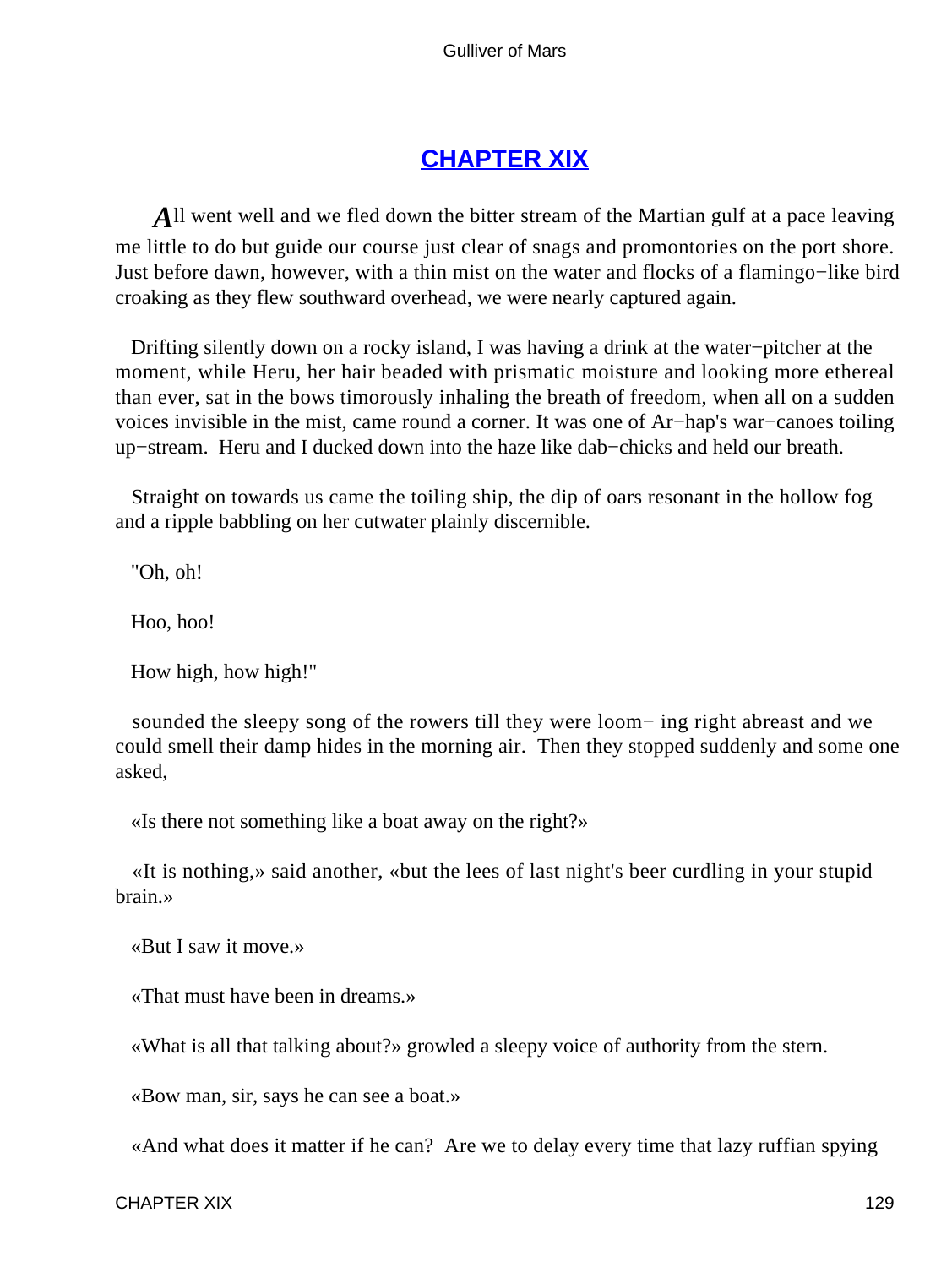## CHAPTER XIX

All went well and we fled down the bitter stream of the Martian gulf at a pace leaving me little to do but guide our course just clear of snags and promontories on the port shore. Just before dawn, however, with a thin mist on the water and flocks of a flamingo−like bird croaking as they flew southward overhead, we were nearly captured again.

Drifting silently down on a rocky island, I was having a drink at the water−pitcher at the moment, while Heru, her hair beaded with prismatic moisture and looking more ethereal than ever, sat in the bows timorously inhaling the breath of freedom, when all on a sudden voices invisible in the mist, came round a corner. It was one of Ar−hap's war−canoes toiling up−stream. Heru and I ducked down into the haze like dab−chicks and held our breath.

Straight on towards us came the toiling ship, the dip of oars resonant in the hollow fog and a ripple babbling on her cutwater plainly discernible.

"Oh, oh!

Hoo, hoo!

How high, how high!"

sounded the sleepy song of the rowers till they were loom− ing right abreast and we could smell their damp hides in the morning air. Then they stopped suddenly and some one asked,

«Is there not something like a boat away on the right?»

«It is nothing,» said another, «but the lees of last night's beer curdling in your stupid brain.»

«But I saw it move.»

«That must have been in dreams.»

«What is all that talking about?» growled a sleepy voice of authority from the stern.

«Bow man, sir, says he can see a boat.»

«And what does it matter if he can? Are we to delay every time that lazy ruffian spying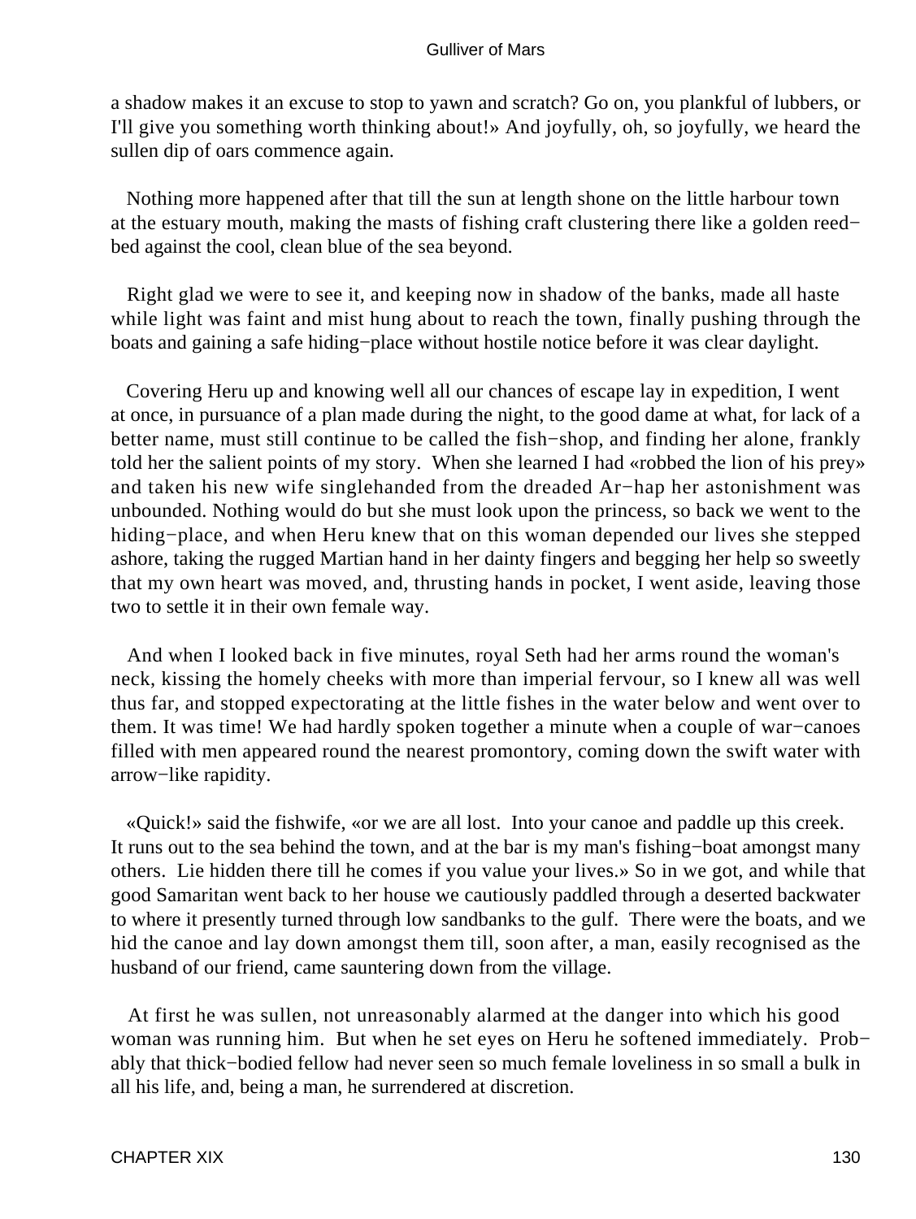a shadow makes it an excuse to stop to yawn and scratch? Go on, you plankful of lubbers, or I'll give you something worth thinking about!» And joyfully, oh, so joyfully, we heard the sullen dip of oars commence again.

Nothing more happened after that till the sun at length shone on the little harbour town at the estuary mouth, making the masts of fishing craft clustering there like a golden reed−bed against the cool, clean blue of the sea beyond.

Right glad we were to see it, and keeping now in shadow of the banks, made all haste while light was faint and mist hung about to reach the town, finally pushing through the boats and gaining a safe hiding−place without hostile notice before it was clear daylight.

Covering Heru up and knowing well all our chances of escape lay in expedition, I went at once, in pursuance of a plan made during the night, to the good dame at what, for lack of a better name, must still continue to be called the fish−shop, and finding her alone, frankly told her the salient points of my story. When she learned I had «robbed the lion of his prey» and taken his new wife singlehanded from the dreaded Ar−hap her astonishment was unbounded. Nothing would do but she must look upon the princess, so back we went to the hiding−place, and when Heru knew that on this woman depended our lives she stepped ashore, taking the rugged Martian hand in her dainty fingers and begging her help so sweetly that my own heart was moved, and, thrusting hands in pocket, I went aside, leaving those two to settle it in their own female way.

And when I looked back in five minutes, royal Seth had her arms round the woman's neck, kissing the homely cheeks with more than imperial fervour, so I knew all was well thus far, and stopped expectorating at the little fishes in the water below and went over to them. It was time! We had hardly spoken together a minute when a couple of war−canoes filled with men appeared round the nearest promontory, coming down the swift water with arrow−like rapidity.

«Quick!» said the fishwife, «or we are all lost. Into your canoe and paddle up this creek. It runs out to the sea behind the town, and at the bar is my man's fishing−boat amongst many others. Lie hidden there till he comes if you value your lives.» So in we got, and while that good Samaritan went back to her house we cautiously paddled through a deserted backwater to where it presently turned through low sandbanks to the gulf. There were the boats, and we hid the canoe and lay down amongst them till, soon after, a man, easily recognised as the husband of our friend, came sauntering down from the village.

At first he was sullen, not unreasonably alarmed at the danger into which his good woman was running him. But when he set eyes on Heru he softened immediately. Probably that thick−bodied fellow had never seen so much female loveliness in so small a bulk in all his life, and, being a man, he surrendered at discretion.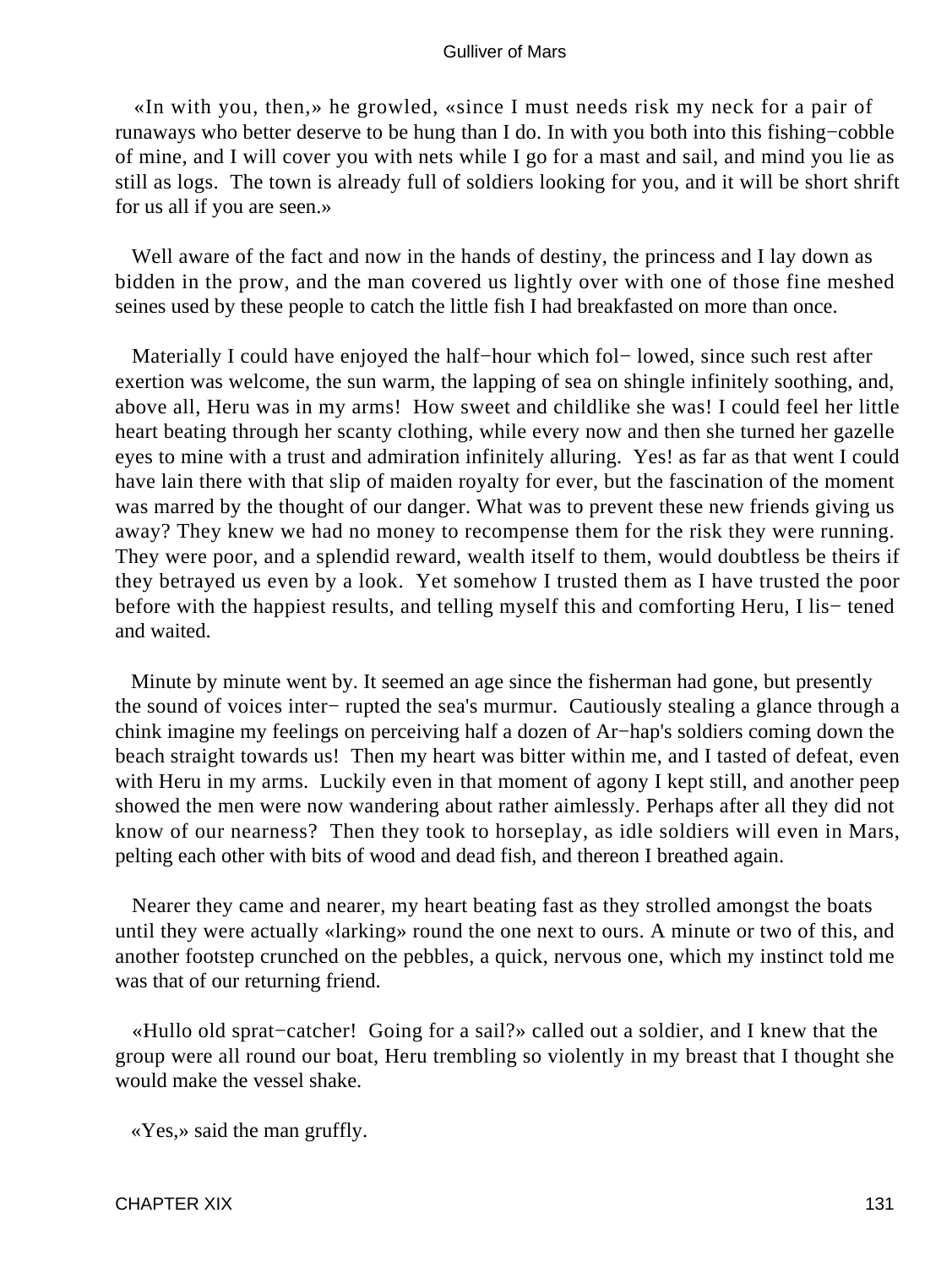«In with you, then,» he growled, «since I must needs risk my neck for a pair of runaways who better deserve to be hung than I do. In with you both into this fishing−cobble of mine, and I will cover you with nets while I go for a mast and sail, and mind you lie as still as logs. The town is already full of soldiers looking for you, and it will be short shrift for us all if you are seen.»

Well aware of the fact and now in the hands of destiny, the princess and I lay down as bidden in the prow, and the man covered us lightly over with one of those fine meshed seines used by these people to catch the little fish I had breakfasted on more than once.

Materially I could have enjoyed the half−hour which fol− lowed, since such rest after exertion was welcome, the sun warm, the lapping of sea on shingle infinitely soothing, and, above all, Heru was in my arms! How sweet and childlike she was! I could feel her little heart beating through her scanty clothing, while every now and then she turned her gazelle eyes to mine with a trust and admiration infinitely alluring. Yes! as far as that went I could have lain there with that slip of maiden royalty for ever, but the fascination of the moment was marred by the thought of our danger. What was to prevent these new friends giving us away? They knew we had no money to recompense them for the risk they were running. They were poor, and a splendid reward, wealth itself to them, would doubtless be theirs if they betrayed us even by a look. Yet somehow I trusted them as I have trusted the poor before with the happiest results, and telling myself this and comforting Heru, I lis− tened and waited.

Minute by minute went by. It seemed an age since the fisherman had gone, but presently the sound of voices inter− rupted the sea's murmur. Cautiously stealing a glance through a chink imagine my feelings on perceiving half a dozen of Ar−hap's soldiers coming down the beach straight towards us! Then my heart was bitter within me, and I tasted of defeat, even with Heru in my arms. Luckily even in that moment of agony I kept still, and another peep showed the men were now wandering about rather aimlessly. Perhaps after all they did not know of our nearness? Then they took to horseplay, as idle soldiers will even in Mars, pelting each other with bits of wood and dead fish, and thereon I breathed again.

Nearer they came and nearer, my heart beating fast as they strolled amongst the boats until they were actually «larking» round the one next to ours. A minute or two of this, and another footstep crunched on the pebbles, a quick, nervous one, which my instinct told me was that of our returning friend.

«Hullo old sprat−catcher! Going for a sail?» called out a soldier, and I knew that the group were all round our boat, Heru trembling so violently in my breast that I thought she would make the vessel shake.

«Yes,» said the man gruffly.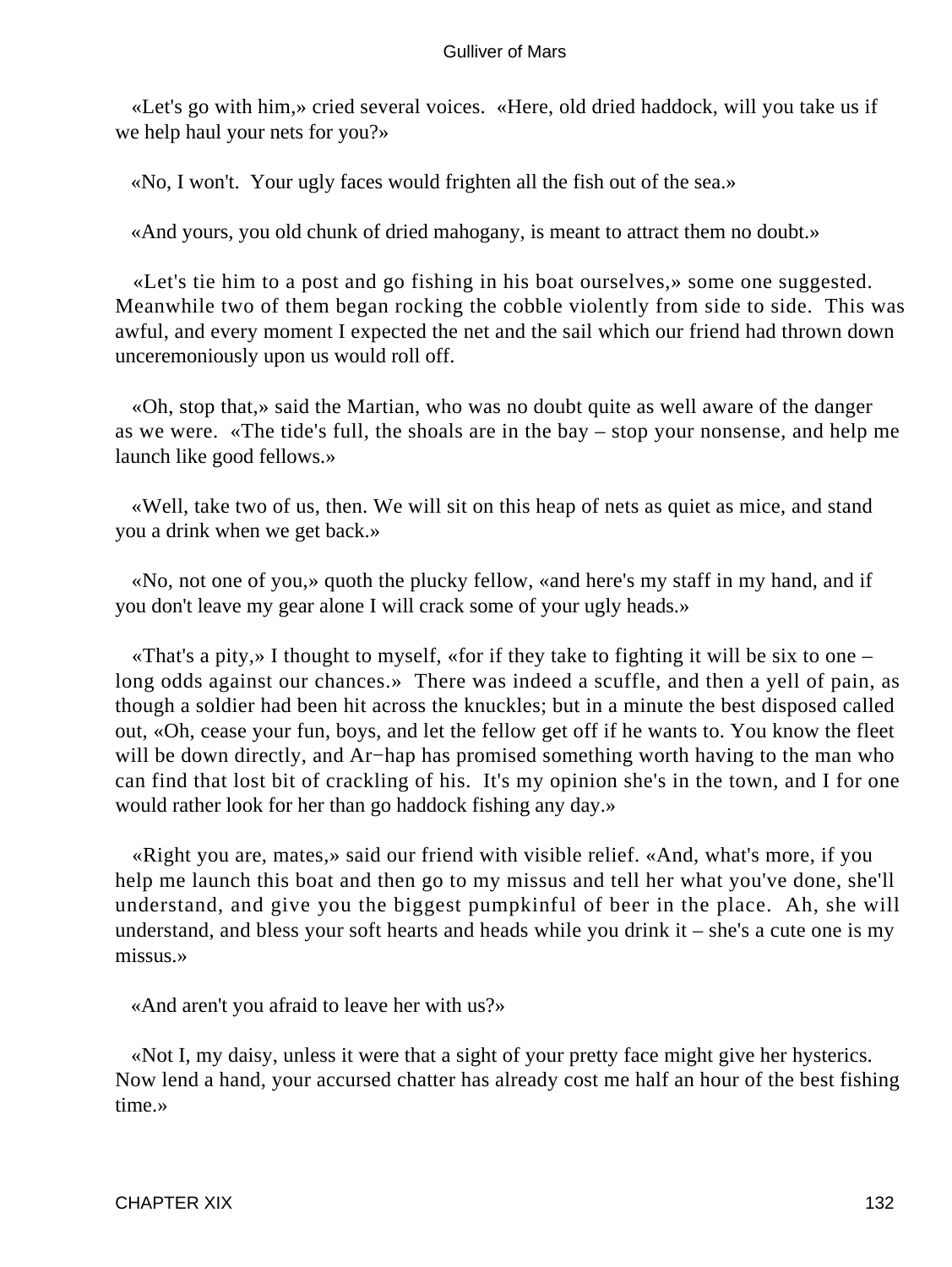«Let's go with him,» cried several voices. «Here, old dried haddock, will you take us if we help haul your nets for you?»

«No, I won't. Your ugly faces would frighten all the fish out of the sea.»

«And yours, you old chunk of dried mahogany, is meant to attract them no doubt.»

«Let's tie him to a post and go fishing in his boat ourselves,» some one suggested. Meanwhile two of them began rocking the cobble violently from side to side. This was awful, and every moment I expected the net and the sail which our friend had thrown down unceremoniously upon us would roll off.

«Oh, stop that,» said the Martian, who was no doubt quite as well aware of the danger as we were. «The tide's full, the shoals are in the bay – stop your nonsense, and help me launch like good fellows.»

«Well, take two of us, then. We will sit on this heap of nets as quiet as mice, and stand you a drink when we get back.»

«No, not one of you,» quoth the plucky fellow, «and here's my staff in my hand, and if you don't leave my gear alone I will crack some of your ugly heads.»

«That's a pity,» I thought to myself, «for if they take to fighting it will be six to one – long odds against our chances.» There was indeed a scuffle, and then a yell of pain, as though a soldier had been hit across the knuckles; but in a minute the best disposed called out, «Oh, cease your fun, boys, and let the fellow get off if he wants to. You know the fleet will be down directly, and Ar−hap has promised something worth having to the man who can find that lost bit of crackling of his. It's my opinion she's in the town, and I for one would rather look for her than go haddock fishing any day.»

«Right you are, mates,» said our friend with visible relief. «And, what's more, if you help me launch this boat and then go to my missus and tell her what you've done, she'll understand, and give you the biggest pumpkinful of beer in the place. Ah, she will understand, and bless your soft hearts and heads while you drink it – she's a cute one is my missus.»

«And aren't you afraid to leave her with us?»

«Not I, my daisy, unless it were that a sight of your pretty face might give her hysterics. Now lend a hand, your accursed chatter has already cost me half an hour of the best fishing time.»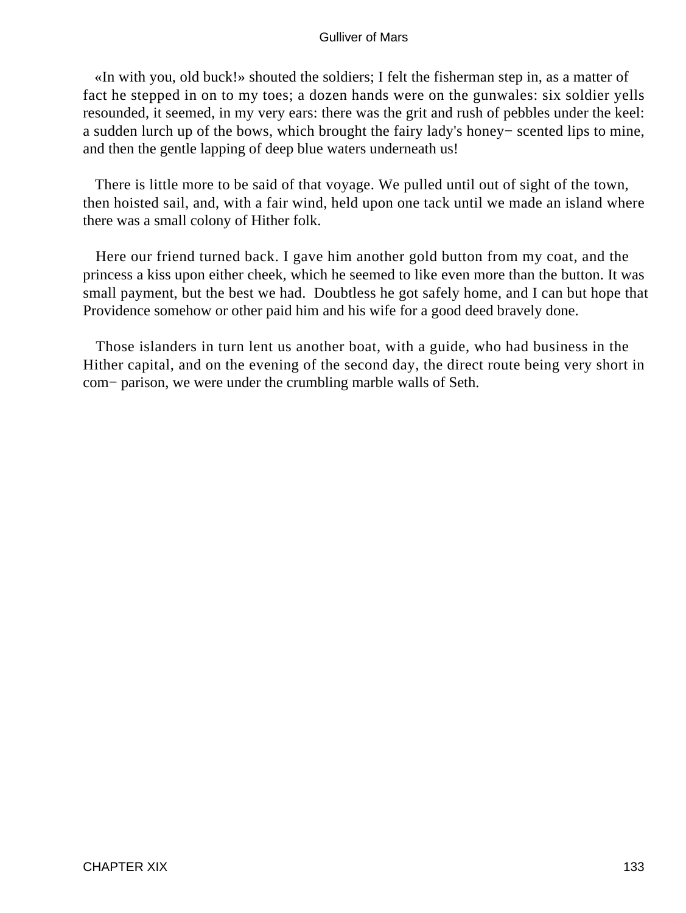«In with you, old buck!» shouted the soldiers; I felt the fisherman step in, as a matter of fact he stepped in on to my toes; a dozen hands were on the gunwales: six soldier yells resounded, it seemed, in my very ears: there was the grit and rush of pebbles under the keel: a sudden lurch up of the bows, which brought the fairy lady's honey− scented lips to mine, and then the gentle lapping of deep blue waters underneath us!

There is little more to be said of that voyage. We pulled until out of sight of the town, then hoisted sail, and, with a fair wind, held upon one tack until we made an island where there was a small colony of Hither folk.

Here our friend turned back. I gave him another gold button from my coat, and the princess a kiss upon either cheek, which he seemed to like even more than the button. It was small payment, but the best we had. Doubtless he got safely home, and I can but hope that Providence somehow or other paid him and his wife for a good deed bravely done.

Those islanders in turn lent us another boat, with a guide, who had business in the Hither capital, and on the evening of the second day, the direct route being very short in com− parison, we were under the crumbling marble walls of Seth.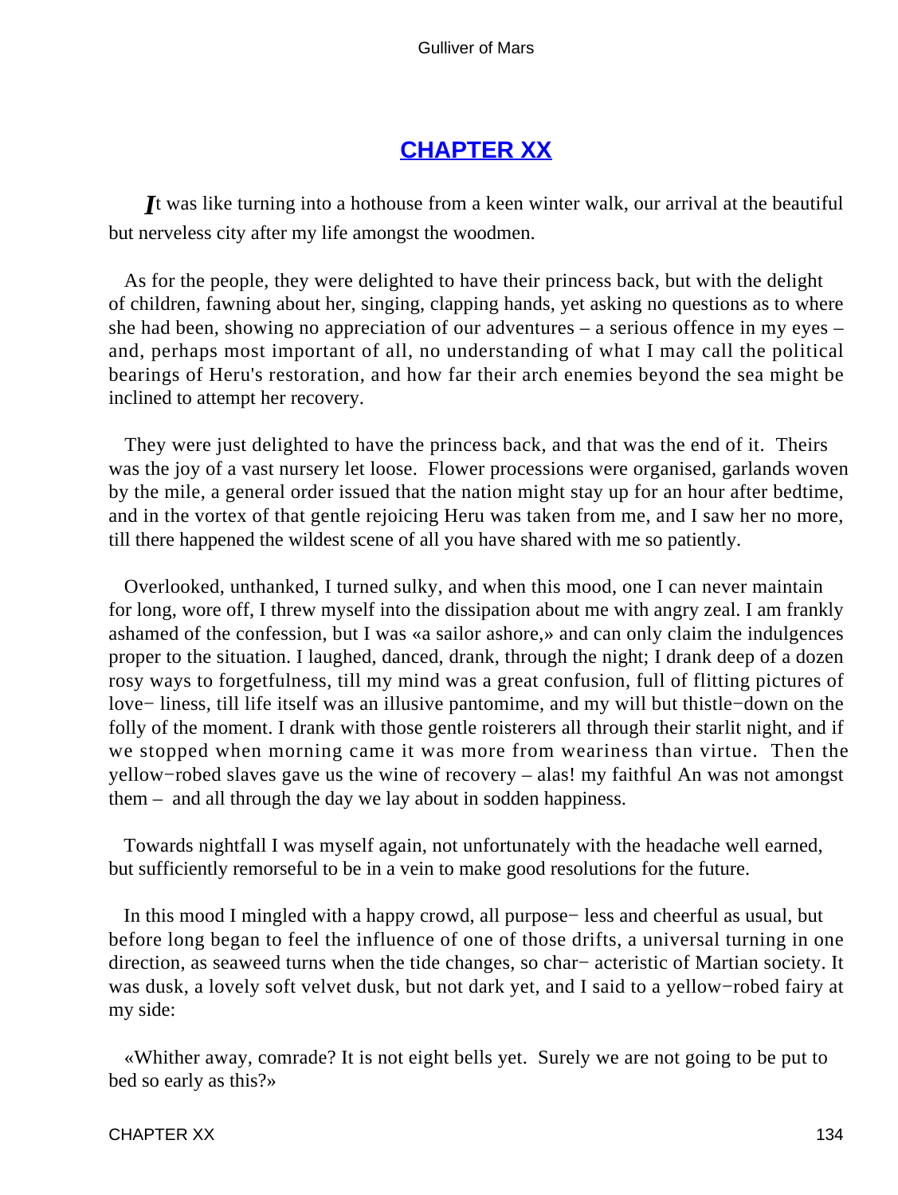# CHAPTER XX

*I*t was like turning into a hothouse from a keen winter walk, our arrival at the beautiful but nerveless city after my life amongst the woodmen.

As for the people, they were delighted to have their princess back, but with the delight of children, fawning about her, singing, clapping hands, yet asking no questions as to where she had been, showing no appreciation of our adventures – a serious offence in my eyes – and, perhaps most important of all, no understanding of what I may call the political bearings of Heru's restoration, and how far their arch enemies beyond the sea might be inclined to attempt her recovery.

They were just delighted to have the princess back, and that was the end of it. Theirs was the joy of a vast nursery let loose. Flower processions were organised, garlands woven by the mile, a general order issued that the nation might stay up for an hour after bedtime, and in the vortex of that gentle rejoicing Heru was taken from me, and I saw her no more, till there happened the wildest scene of all you have shared with me so patiently.

Overlooked, unthanked, I turned sulky, and when this mood, one I can never maintain for long, wore off, I threw myself into the dissipation about me with angry zeal. I am frankly ashamed of the confession, but I was «a sailor ashore,» and can only claim the indulgences proper to the situation. I laughed, danced, drank, through the night; I drank deep of a dozen rosy ways to forgetfulness, till my mind was a great confusion, full of flitting pictures of loveliness, till life itself was an illusive pantomime, and my will but thistle−down on the folly of the moment. I drank with those gentle roisterers all through their starlit night, and if we stopped when morning came it was more from weariness than virtue. Then the yellow−robed slaves gave us the wine of recovery – alas! my faithful An was not amongst them – and all through the day we lay about in sodden happiness.

Towards nightfall I was myself again, not unfortunately with the headache well earned, but sufficiently remorseful to be in a vein to make good resolutions for the future.

In this mood I mingled with a happy crowd, all purposeless and cheerful as usual, but before long began to feel the influence of one of those drifts, a universal turning in one direction, as seaweed turns when the tide changes, so characteristic of Martian society. It was dusk, a lovely soft velvet dusk, but not dark yet, and I said to a yellow−robed fairy at my side:

«Whither away, comrade? It is not eight bells yet. Surely we are not going to be put to bed so early as this?»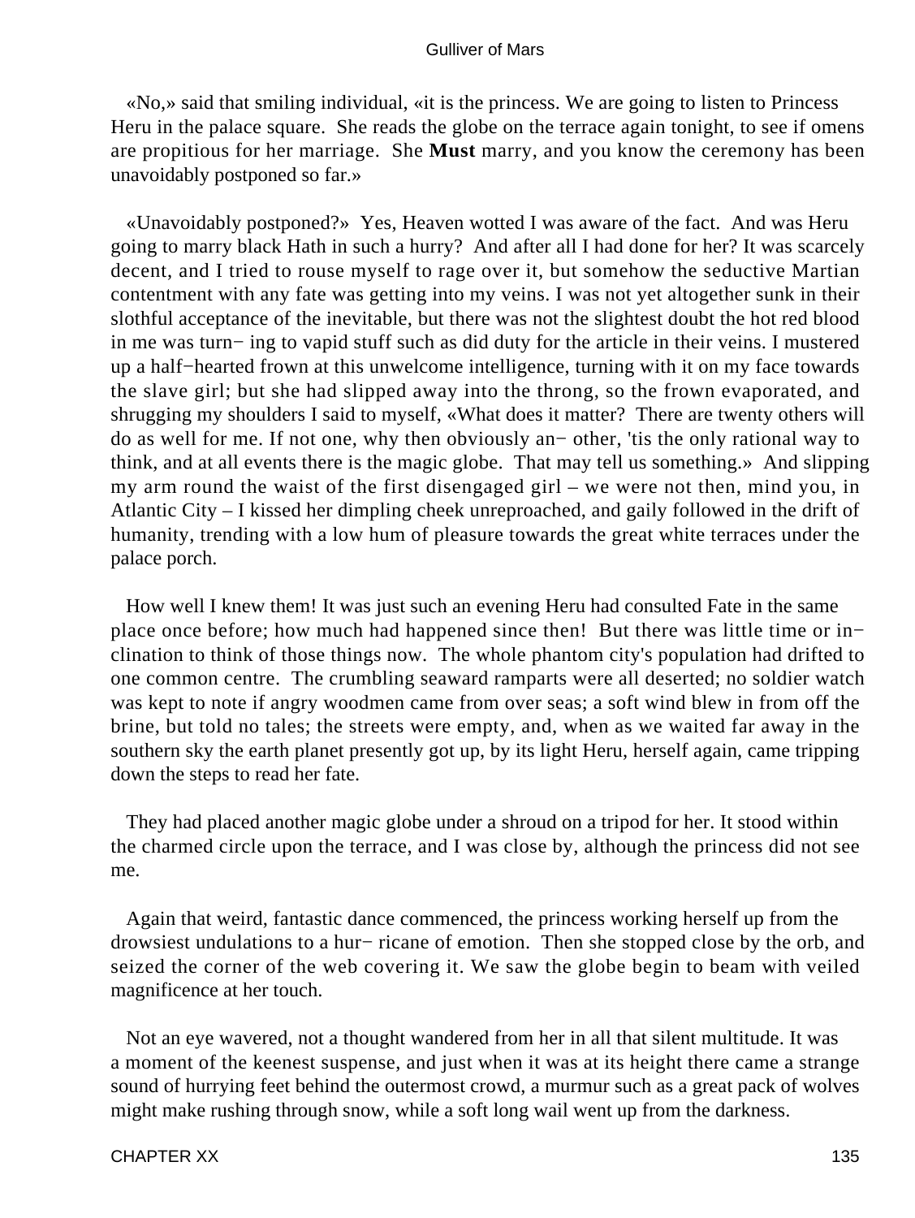«No,» said that smiling individual, «it is the princess. We are going to listen to Princess Heru in the palace square. She reads the globe on the terrace again tonight, to see if omens are propitious for her marriage. She **Must** marry, and you know the ceremony has been unavoidably postponed so far.»

«Unavoidably postponed?» Yes, Heaven wotted I was aware of the fact. And was Heru going to marry black Hath in such a hurry? And after all I had done for her? It was scarcely decent, and I tried to rouse myself to rage over it, but somehow the seductive Martian contentment with any fate was getting into my veins. I was not yet altogether sunk in their slothful acceptance of the inevitable, but there was not the slightest doubt the hot red blood in me was turn− ing to vapid stuff such as did duty for the article in their veins. I mustered up a half−hearted frown at this unwelcome intelligence, turning with it on my face towards the slave girl; but she had slipped away into the throng, so the frown evaporated, and shrugging my shoulders I said to myself, «What does it matter? There are twenty others will do as well for me. If not one, why then obviously an− other, 'tis the only rational way to think, and at all events there is the magic globe. That may tell us something.» And slipping my arm round the waist of the first disengaged girl – we were not then, mind you, in Atlantic City – I kissed her dimpling cheek unreproached, and gaily followed in the drift of humanity, trending with a low hum of pleasure towards the great white terraces under the palace porch.

How well I knew them! It was just such an evening Heru had consulted Fate in the same place once before; how much had happened since then! But there was little time or in− clination to think of those things now. The whole phantom city's population had drifted to one common centre. The crumbling seaward ramparts were all deserted; no soldier watch was kept to note if angry woodmen came from over seas; a soft wind blew in from off the brine, but told no tales; the streets were empty, and, when as we waited far away in the southern sky the earth planet presently got up, by its light Heru, herself again, came tripping down the steps to read her fate.

They had placed another magic globe under a shroud on a tripod for her. It stood within the charmed circle upon the terrace, and I was close by, although the princess did not see me.

Again that weird, fantastic dance commenced, the princess working herself up from the drowsiest undulations to a hur− ricane of emotion. Then she stopped close by the orb, and seized the corner of the web covering it. We saw the globe begin to beam with veiled magnificence at her touch.

Not an eye wavered, not a thought wandered from her in all that silent multitude. It was a moment of the keenest suspense, and just when it was at its height there came a strange sound of hurrying feet behind the outermost crowd, a murmur such as a great pack of wolves might make rushing through snow, while a soft long wail went up from the darkness.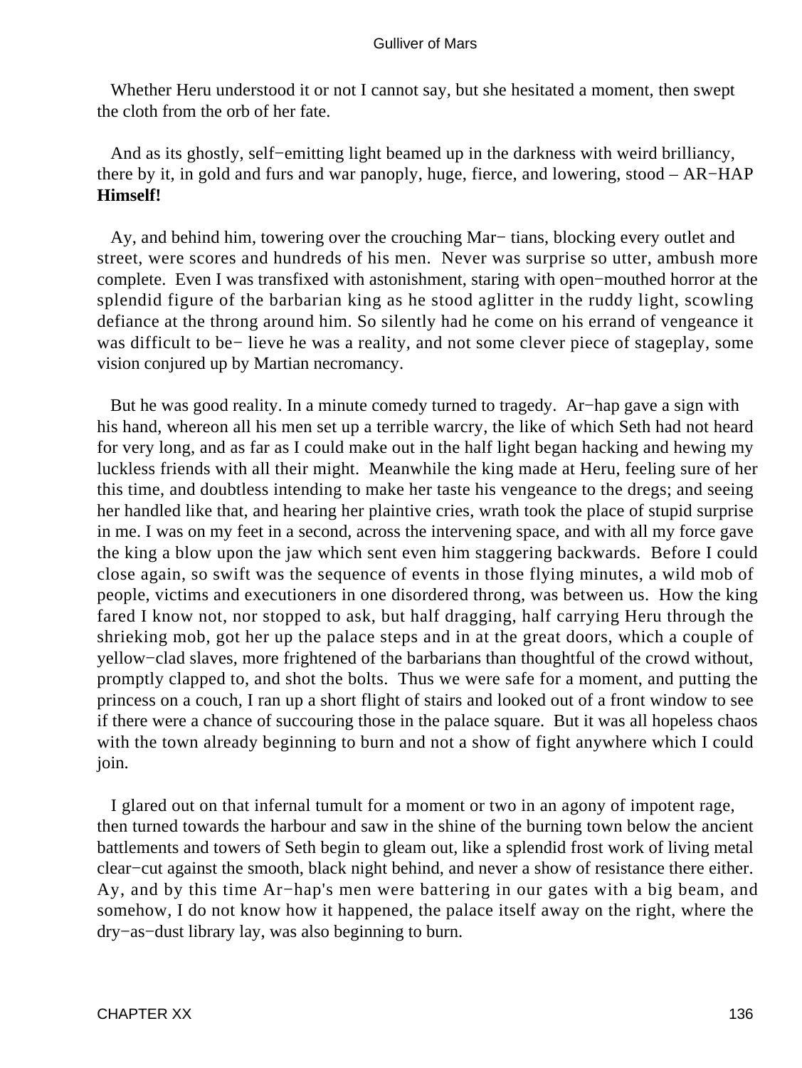Whether Heru understood it or not I cannot say, but she hesitated a moment, then swept the cloth from the orb of her fate.

And as its ghostly, self−emitting light beamed up in the darkness with weird brilliancy, there by it, in gold and furs and war panoply, huge, fierce, and lowering, stood – AR−HAP **Himself!**

Ay, and behind him, towering over the crouching Mar− tians, blocking every outlet and street, were scores and hundreds of his men. Never was surprise so utter, ambush more complete. Even I was transfixed with astonishment, staring with open−mouthed horror at the splendid figure of the barbarian king as he stood aglitter in the ruddy light, scowling defiance at the throng around him. So silently had he come on his errand of vengeance it was difficult to be− lieve he was a reality, and not some clever piece of stageplay, some vision conjured up by Martian necromancy.

But he was good reality. In a minute comedy turned to tragedy. Ar−hap gave a sign with his hand, whereon all his men set up a terrible warcry, the like of which Seth had not heard for very long, and as far as I could make out in the half light began hacking and hewing my luckless friends with all their might. Meanwhile the king made at Heru, feeling sure of her this time, and doubtless intending to make her taste his vengeance to the dregs; and seeing her handled like that, and hearing her plaintive cries, wrath took the place of stupid surprise in me. I was on my feet in a second, across the intervening space, and with all my force gave the king a blow upon the jaw which sent even him staggering backwards. Before I could close again, so swift was the sequence of events in those flying minutes, a wild mob of people, victims and executioners in one disordered throng, was between us. How the king fared I know not, nor stopped to ask, but half dragging, half carrying Heru through the shrieking mob, got her up the palace steps and in at the great doors, which a couple of yellow−clad slaves, more frightened of the barbarians than thoughtful of the crowd without, promptly clapped to, and shot the bolts. Thus we were safe for a moment, and putting the princess on a couch, I ran up a short flight of stairs and looked out of a front window to see if there were a chance of succouring those in the palace square. But it was all hopeless chaos with the town already beginning to burn and not a show of fight anywhere which I could join.

I glared out on that infernal tumult for a moment or two in an agony of impotent rage, then turned towards the harbour and saw in the shine of the burning town below the ancient battlements and towers of Seth begin to gleam out, like a splendid frost work of living metal clear−cut against the smooth, black night behind, and never a show of resistance there either. Ay, and by this time Ar−hap's men were battering in our gates with a big beam, and somehow, I do not know how it happened, the palace itself away on the right, where the dry−as−dust library lay, was also beginning to burn.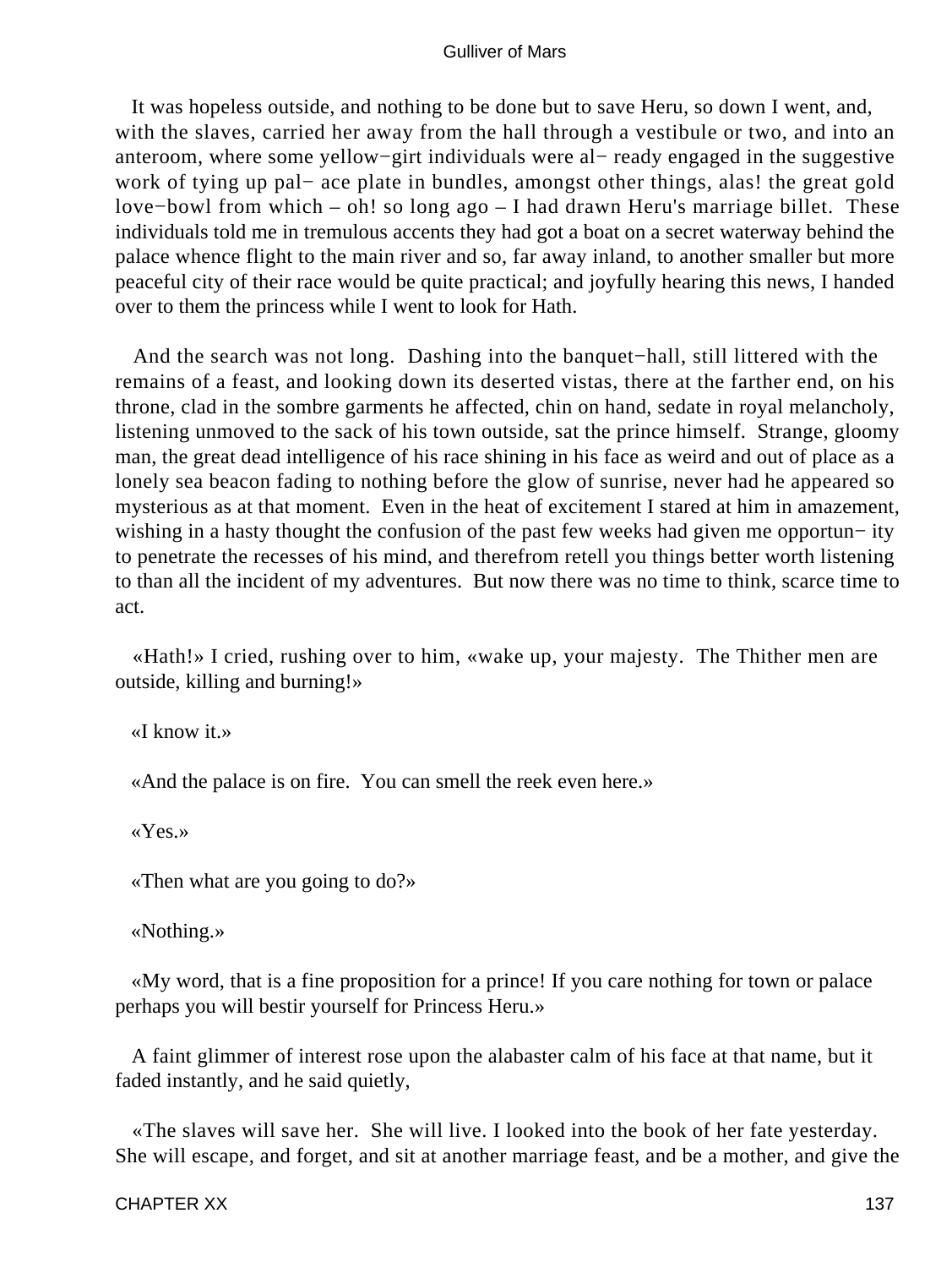It was hopeless outside, and nothing to be done but to save Heru, so down I went, and, with the slaves, carried her away from the hall through a vestibule or two, and into an anteroom, where some yellow−girt individuals were al− ready engaged in the suggestive work of tying up pal− ace plate in bundles, amongst other things, alas! the great gold love−bowl from which – oh! so long ago – I had drawn Heru's marriage billet. These individuals told me in tremulous accents they had got a boat on a secret waterway behind the palace whence flight to the main river and so, far away inland, to another smaller but more peaceful city of their race would be quite practical; and joyfully hearing this news, I handed over to them the princess while I went to look for Hath.

And the search was not long. Dashing into the banquet−hall, still littered with the remains of a feast, and looking down its deserted vistas, there at the farther end, on his throne, clad in the sombre garments he affected, chin on hand, sedate in royal melancholy, listening unmoved to the sack of his town outside, sat the prince himself. Strange, gloomy man, the great dead intelligence of his race shining in his face as weird and out of place as a lonely sea beacon fading to nothing before the glow of sunrise, never had he appeared so mysterious as at that moment. Even in the heat of excitement I stared at him in amazement, wishing in a hasty thought the confusion of the past few weeks had given me opportun− ity to penetrate the recesses of his mind, and therefrom retell you things better worth listening to than all the incident of my adventures. But now there was no time to think, scarce time to act.

«Hath!» I cried, rushing over to him, «wake up, your majesty. The Thither men are outside, killing and burning!»

«I know it.»

«And the palace is on fire. You can smell the reek even here.»

«Yes.»

«Then what are you going to do?»

«Nothing.»

«My word, that is a fine proposition for a prince! If you care nothing for town or palace perhaps you will bestir yourself for Princess Heru.»

A faint glimmer of interest rose upon the alabaster calm of his face at that name, but it faded instantly, and he said quietly,

«The slaves will save her. She will live. I looked into the book of her fate yesterday. She will escape, and forget, and sit at another marriage feast, and be a mother, and give the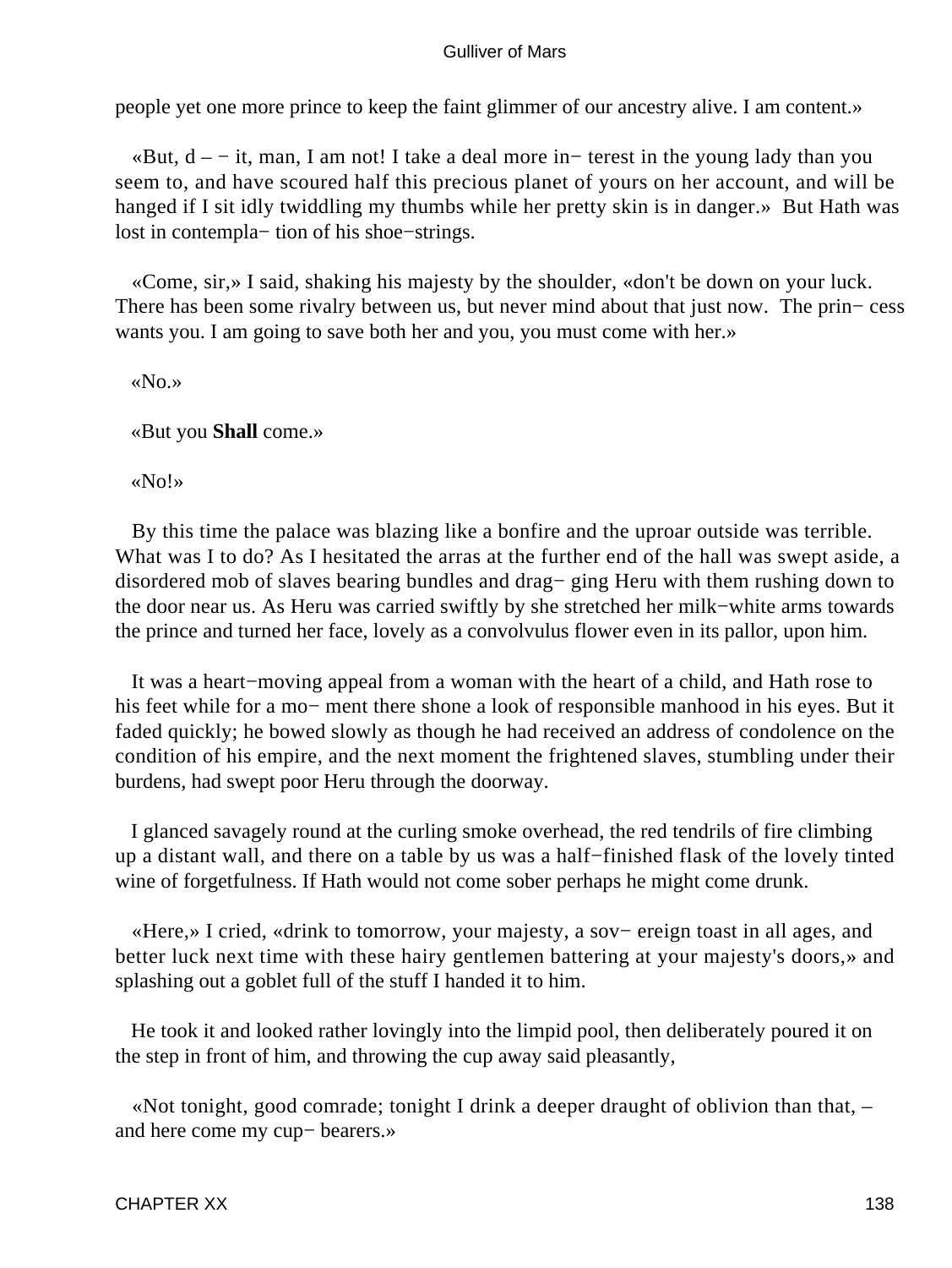people yet one more prince to keep the faint glimmer of our ancestry alive. I am content.»

«But, d – − it, man, I am not! I take a deal more in− terest in the young lady than you seem to, and have scoured half this precious planet of yours on her account, and will be hanged if I sit idly twiddling my thumbs while her pretty skin is in danger.» But Hath was lost in contempla− tion of his shoe−strings.

«Come, sir,» I said, shaking his majesty by the shoulder, «don't be down on your luck. There has been some rivalry between us, but never mind about that just now. The prin− cess wants you. I am going to save both her and you, you must come with her.»

«No.»

«But you **Shall** come.»

«No!»

By this time the palace was blazing like a bonfire and the uproar outside was terrible. What was I to do? As I hesitated the arras at the further end of the hall was swept aside, a disordered mob of slaves bearing bundles and drag− ging Heru with them rushing down to the door near us. As Heru was carried swiftly by she stretched her milk−white arms towards the prince and turned her face, lovely as a convolvulus flower even in its pallor, upon him.

It was a heart−moving appeal from a woman with the heart of a child, and Hath rose to his feet while for a mo− ment there shone a look of responsible manhood in his eyes. But it faded quickly; he bowed slowly as though he had received an address of condolence on the condition of his empire, and the next moment the frightened slaves, stumbling under their burdens, had swept poor Heru through the doorway.

I glanced savagely round at the curling smoke overhead, the red tendrils of fire climbing up a distant wall, and there on a table by us was a half−finished flask of the lovely tinted wine of forgetfulness. If Hath would not come sober perhaps he might come drunk.

«Here,» I cried, «drink to tomorrow, your majesty, a sov− ereign toast in all ages, and better luck next time with these hairy gentlemen battering at your majesty's doors,» and splashing out a goblet full of the stuff I handed it to him.

He took it and looked rather lovingly into the limpid pool, then deliberately poured it on the step in front of him, and throwing the cup away said pleasantly,

«Not tonight, good comrade; tonight I drink a deeper draught of oblivion than that, – and here come my cup− bearers.»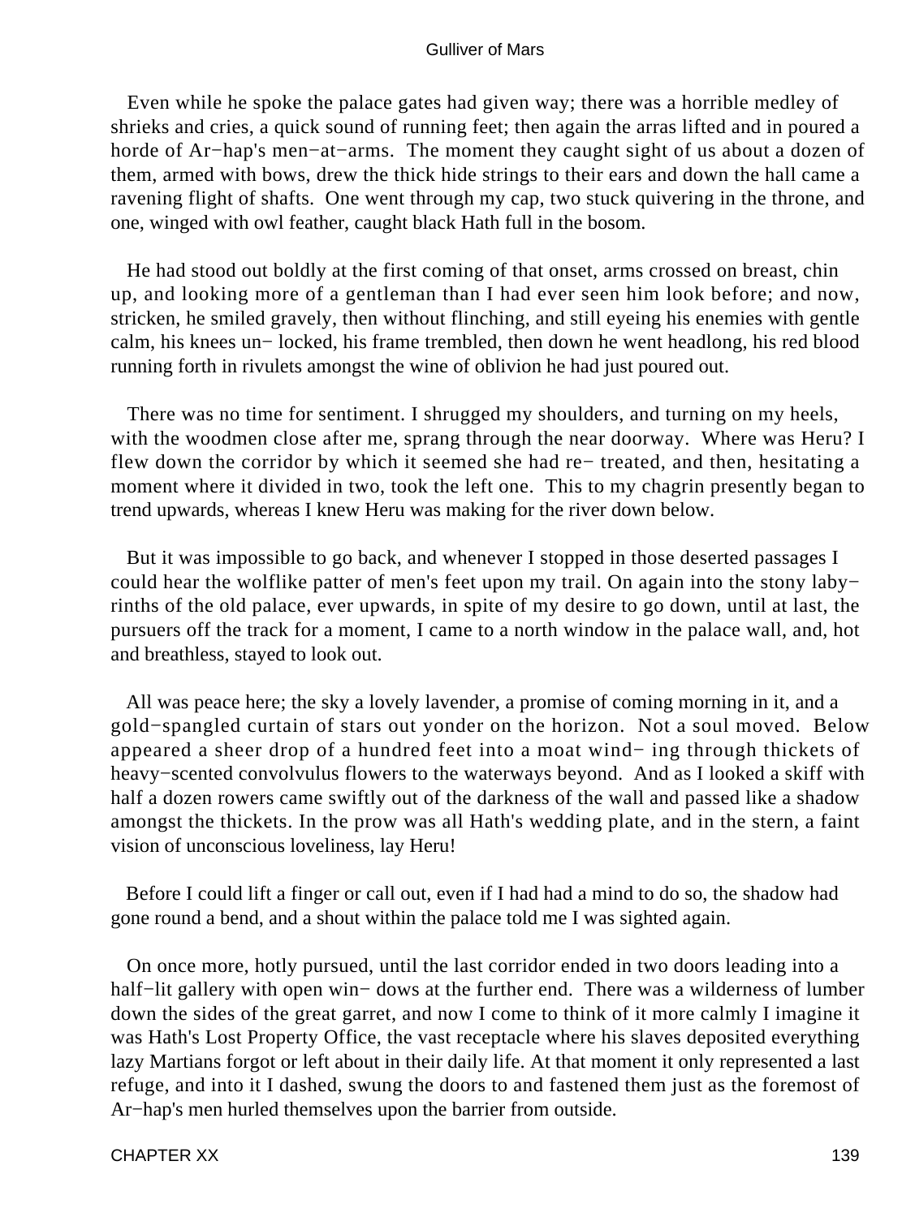Even while he spoke the palace gates had given way; there was a horrible medley of shrieks and cries, a quick sound of running feet; then again the arras lifted and in poured a horde of Ar−hap's men−at−arms. The moment they caught sight of us about a dozen of them, armed with bows, drew the thick hide strings to their ears and down the hall came a ravening flight of shafts. One went through my cap, two stuck quivering in the throne, and one, winged with owl feather, caught black Hath full in the bosom.

He had stood out boldly at the first coming of that onset, arms crossed on breast, chin up, and looking more of a gentleman than I had ever seen him look before; and now, stricken, he smiled gravely, then without flinching, and still eyeing his enemies with gentle calm, his knees un− locked, his frame trembled, then down he went headlong, his red blood running forth in rivulets amongst the wine of oblivion he had just poured out.

There was no time for sentiment. I shrugged my shoulders, and turning on my heels, with the woodmen close after me, sprang through the near doorway. Where was Heru? I flew down the corridor by which it seemed she had re− treated, and then, hesitating a moment where it divided in two, took the left one. This to my chagrin presently began to trend upwards, whereas I knew Heru was making for the river down below.

But it was impossible to go back, and whenever I stopped in those deserted passages I could hear the wolflike patter of men's feet upon my trail. On again into the stony laby− rinths of the old palace, ever upwards, in spite of my desire to go down, until at last, the pursuers off the track for a moment, I came to a north window in the palace wall, and, hot and breathless, stayed to look out.

All was peace here; the sky a lovely lavender, a promise of coming morning in it, and a gold−spangled curtain of stars out yonder on the horizon. Not a soul moved. Below appeared a sheer drop of a hundred feet into a moat wind− ing through thickets of heavy−scented convolvulus flowers to the waterways beyond. And as I looked a skiff with half a dozen rowers came swiftly out of the darkness of the wall and passed like a shadow amongst the thickets. In the prow was all Hath's wedding plate, and in the stern, a faint vision of unconscious loveliness, lay Heru!

Before I could lift a finger or call out, even if I had had a mind to do so, the shadow had gone round a bend, and a shout within the palace told me I was sighted again.

On once more, hotly pursued, until the last corridor ended in two doors leading into a half−lit gallery with open win− dows at the further end. There was a wilderness of lumber down the sides of the great garret, and now I come to think of it more calmly I imagine it was Hath's Lost Property Office, the vast receptacle where his slaves deposited everything lazy Martians forgot or left about in their daily life. At that moment it only represented a last refuge, and into it I dashed, swung the doors to and fastened them just as the foremost of Ar−hap's men hurled themselves upon the barrier from outside.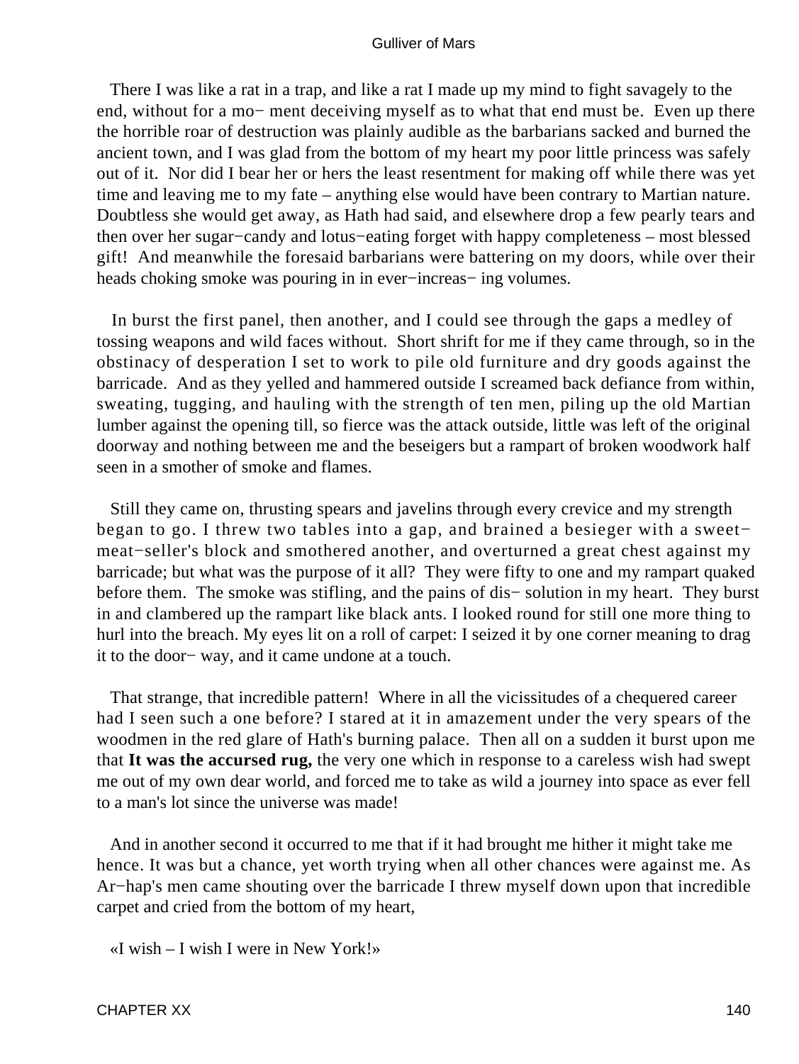There I was like a rat in a trap, and like a rat I made up my mind to fight savagely to the end, without for a mo− ment deceiving myself as to what that end must be. Even up there the horrible roar of destruction was plainly audible as the barbarians sacked and burned the ancient town, and I was glad from the bottom of my heart my poor little princess was safely out of it. Nor did I bear her or hers the least resentment for making off while there was yet time and leaving me to my fate – anything else would have been contrary to Martian nature. Doubtless she would get away, as Hath had said, and elsewhere drop a few pearly tears and then over her sugar−candy and lotus−eating forget with happy completeness – most blessed gift! And meanwhile the foresaid barbarians were battering on my doors, while over their heads choking smoke was pouring in in ever−increas− ing volumes.

In burst the first panel, then another, and I could see through the gaps a medley of tossing weapons and wild faces without. Short shrift for me if they came through, so in the obstinacy of desperation I set to work to pile old furniture and dry goods against the barricade. And as they yelled and hammered outside I screamed back defiance from within, sweating, tugging, and hauling with the strength of ten men, piling up the old Martian lumber against the opening till, so fierce was the attack outside, little was left of the original doorway and nothing between me and the beseigers but a rampart of broken woodwork half seen in a smother of smoke and flames.

Still they came on, thrusting spears and javelins through every crevice and my strength began to go. I threw two tables into a gap, and brained a besieger with a sweet−meat−seller's block and smothered another, and overturned a great chest against my barricade; but what was the purpose of it all? They were fifty to one and my rampart quaked before them. The smoke was stifling, and the pains of dis− solution in my heart. They burst in and clambered up the rampart like black ants. I looked round for still one more thing to hurl into the breach. My eyes lit on a roll of carpet: I seized it by one corner meaning to drag it to the door− way, and it came undone at a touch.

That strange, that incredible pattern! Where in all the vicissitudes of a chequered career had I seen such a one before? I stared at it in amazement under the very spears of the woodmen in the red glare of Hath's burning palace. Then all on a sudden it burst upon me that **It was the accursed rug,** the very one which in response to a careless wish had swept me out of my own dear world, and forced me to take as wild a journey into space as ever fell to a man's lot since the universe was made!

And in another second it occurred to me that if it had brought me hither it might take me hence. It was but a chance, yet worth trying when all other chances were against me. As Ar−hap's men came shouting over the barricade I threw myself down upon that incredible carpet and cried from the bottom of my heart,

«I wish – I wish I were in New York!»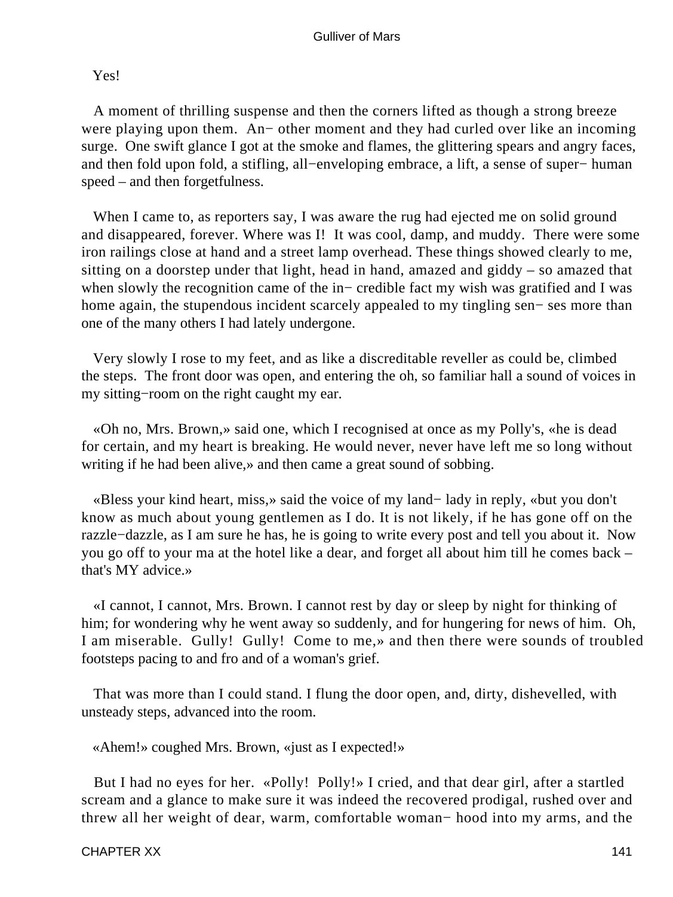Yes!

A moment of thrilling suspense and then the corners lifted as though a strong breeze were playing upon them. An− other moment and they had curled over like an incoming surge. One swift glance I got at the smoke and flames, the glittering spears and angry faces, and then fold upon fold, a stifling, all−enveloping embrace, a lift, a sense of super− human speed – and then forgetfulness.

When I came to, as reporters say, I was aware the rug had ejected me on solid ground and disappeared, forever. Where was I! It was cool, damp, and muddy. There were some iron railings close at hand and a street lamp overhead. These things showed clearly to me, sitting on a doorstep under that light, head in hand, amazed and giddy – so amazed that when slowly the recognition came of the in− credible fact my wish was gratified and I was home again, the stupendous incident scarcely appealed to my tingling sen− ses more than one of the many others I had lately undergone.

Very slowly I rose to my feet, and as like a discreditable reveller as could be, climbed the steps. The front door was open, and entering the oh, so familiar hall a sound of voices in my sitting−room on the right caught my ear.

«Oh no, Mrs. Brown,» said one, which I recognised at once as my Polly's, «he is dead for certain, and my heart is breaking. He would never, never have left me so long without writing if he had been alive,» and then came a great sound of sobbing.

«Bless your kind heart, miss,» said the voice of my land− lady in reply, «but you don't know as much about young gentlemen as I do. It is not likely, if he has gone off on the razzle−dazzle, as I am sure he has, he is going to write every post and tell you about it. Now you go off to your ma at the hotel like a dear, and forget all about him till he comes back – that's MY advice.»

«I cannot, I cannot, Mrs. Brown. I cannot rest by day or sleep by night for thinking of him; for wondering why he went away so suddenly, and for hungering for news of him. Oh, I am miserable. Gully! Gully! Come to me,» and then there were sounds of troubled footsteps pacing to and fro and of a woman's grief.

That was more than I could stand. I flung the door open, and, dirty, dishevelled, with unsteady steps, advanced into the room.

«Ahem!» coughed Mrs. Brown, «just as I expected!»

But I had no eyes for her. «Polly! Polly!» I cried, and that dear girl, after a startled scream and a glance to make sure it was indeed the recovered prodigal, rushed over and threw all her weight of dear, warm, comfortable woman− hood into my arms, and the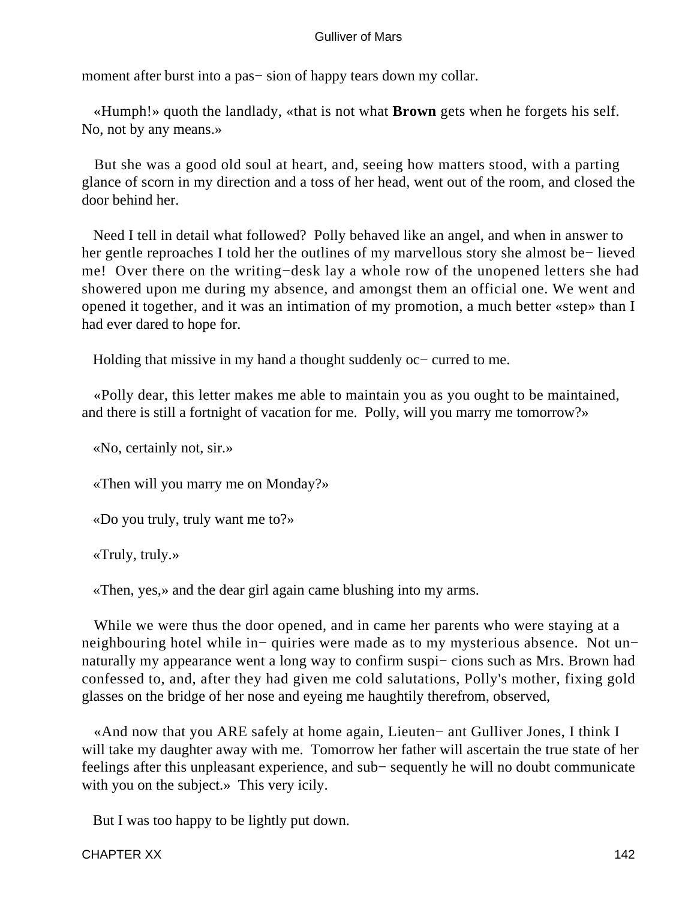moment after burst into a pas− sion of happy tears down my collar.

«Humph!» quoth the landlady, «that is not what **Brown** gets when he forgets his self. No, not by any means.»

But she was a good old soul at heart, and, seeing how matters stood, with a parting glance of scorn in my direction and a toss of her head, went out of the room, and closed the door behind her.

Need I tell in detail what followed? Polly behaved like an angel, and when in answer to her gentle reproaches I told her the outlines of my marvellous story she almost be− lieved me! Over there on the writing−desk lay a whole row of the unopened letters she had showered upon me during my absence, and amongst them an official one. We went and opened it together, and it was an intimation of my promotion, a much better «step» than I had ever dared to hope for.

Holding that missive in my hand a thought suddenly oc− curred to me.

«Polly dear, this letter makes me able to maintain you as you ought to be maintained, and there is still a fortnight of vacation for me. Polly, will you marry me tomorrow?»

«No, certainly not, sir.»

«Then will you marry me on Monday?»

«Do you truly, truly want me to?»

«Truly, truly.»

«Then, yes,» and the dear girl again came blushing into my arms.

While we were thus the door opened, and in came her parents who were staying at a neighbouring hotel while in− quiries were made as to my mysterious absence. Not un− naturally my appearance went a long way to confirm suspi− cions such as Mrs. Brown had confessed to, and, after they had given me cold salutations, Polly's mother, fixing gold glasses on the bridge of her nose and eyeing me haughtily therefrom, observed,

«And now that you ARE safely at home again, Lieuten− ant Gulliver Jones, I think I will take my daughter away with me. Tomorrow her father will ascertain the true state of her feelings after this unpleasant experience, and sub− sequently he will no doubt communicate with you on the subject.» This very icily.

But I was too happy to be lightly put down.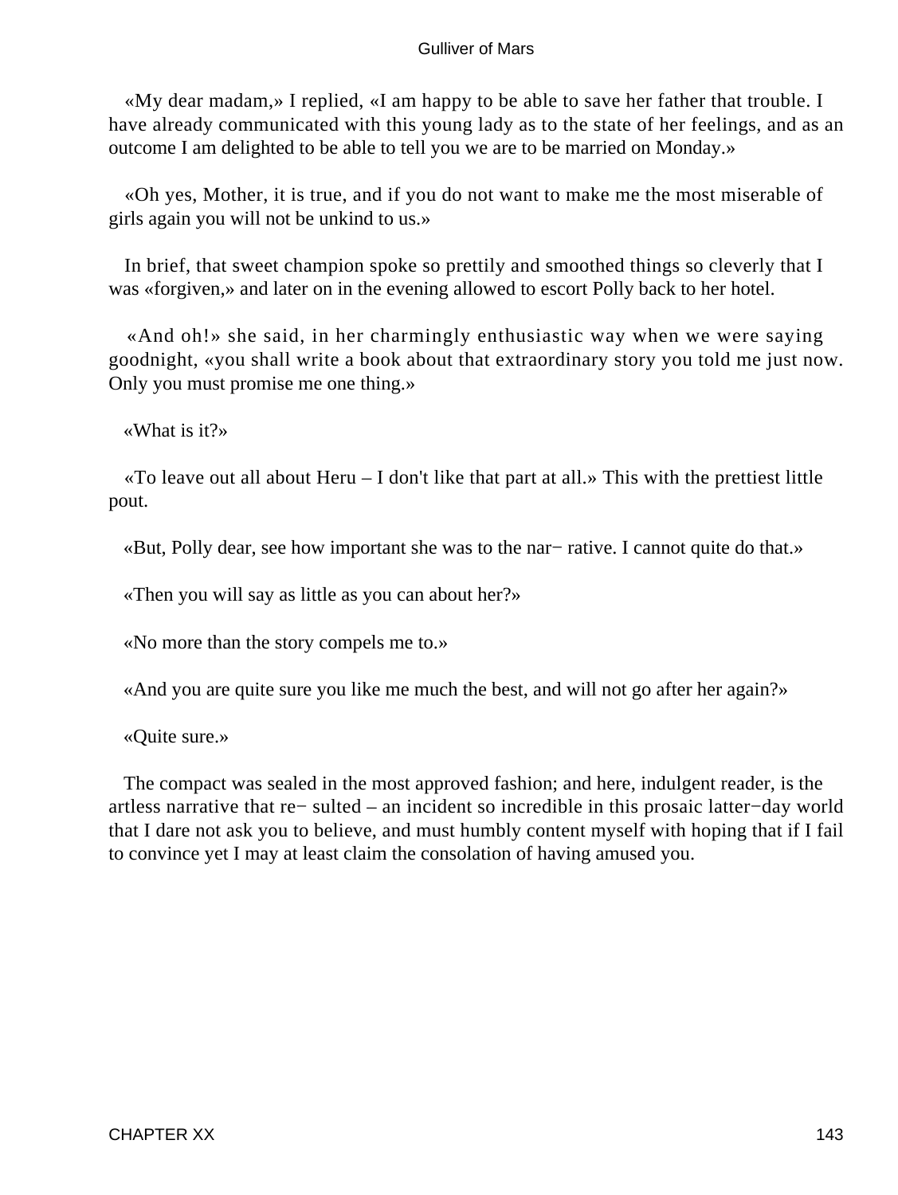«My dear madam,» I replied, «I am happy to be able to save her father that trouble. I have already communicated with this young lady as to the state of her feelings, and as an outcome I am delighted to be able to tell you we are to be married on Monday.»

«Oh yes, Mother, it is true, and if you do not want to make me the most miserable of girls again you will not be unkind to us.»

In brief, that sweet champion spoke so prettily and smoothed things so cleverly that I was «forgiven,» and later on in the evening allowed to escort Polly back to her hotel.

«And oh!» she said, in her charmingly enthusiastic way when we were saying goodnight, «you shall write a book about that extraordinary story you told me just now. Only you must promise me one thing.»

«What is it?»

«To leave out all about Heru – I don't like that part at all.» This with the prettiest little pout.

«But, Polly dear, see how important she was to the nar− rative. I cannot quite do that.»

«Then you will say as little as you can about her?»

«No more than the story compels me to.»

«And you are quite sure you like me much the best, and will not go after her again?»

«Quite sure.»

The compact was sealed in the most approved fashion; and here, indulgent reader, is the artless narrative that re− sulted – an incident so incredible in this prosaic latter−day world that I dare not ask you to believe, and must humbly content myself with hoping that if I fail to convince yet I may at least claim the consolation of having amused you.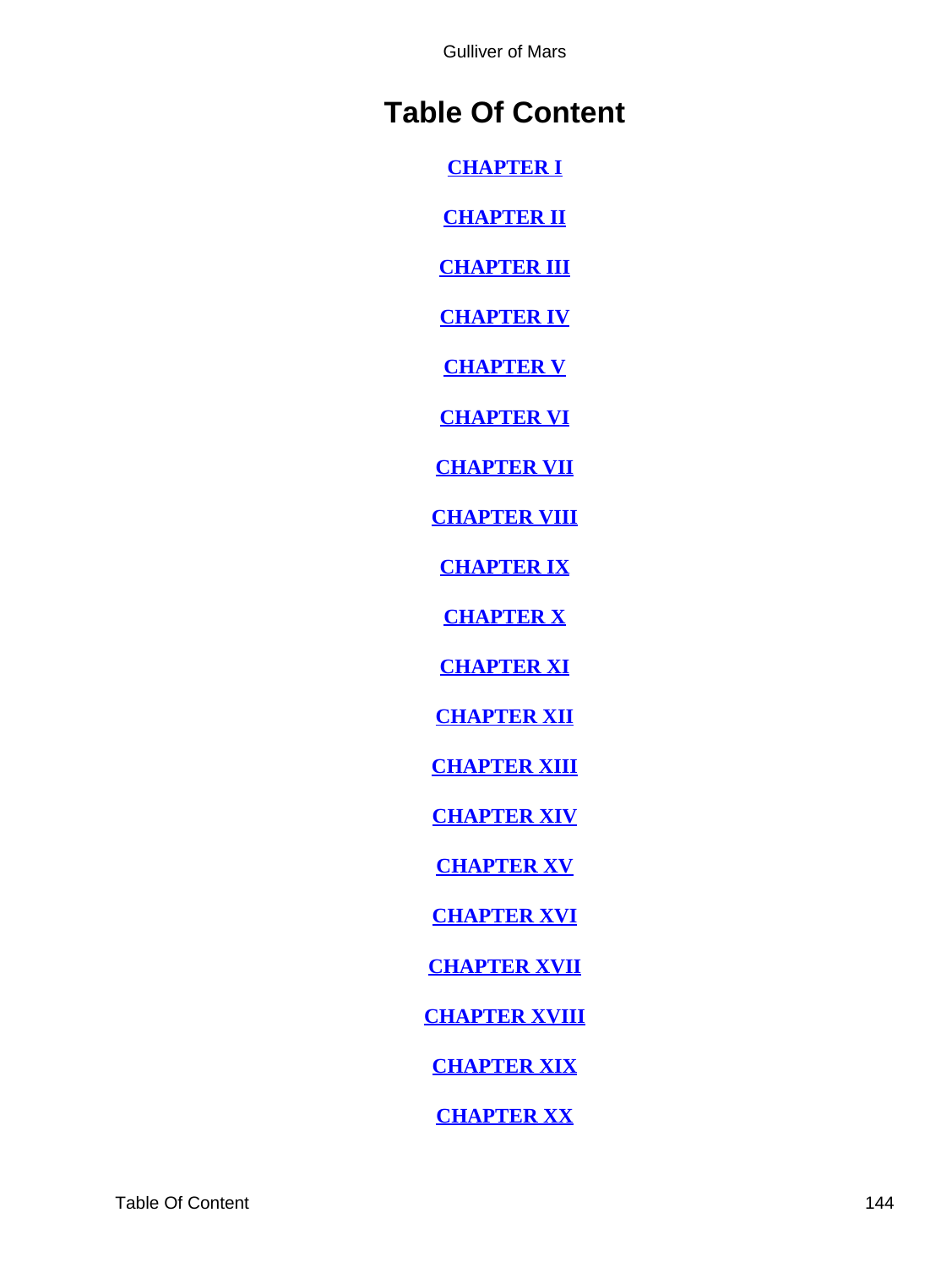# Table Of Content

CHAPTER I

CHAPTER II

CHAPTER III

CHAPTER IV

CHAPTER V

CHAPTER VI

CHAPTER VII

CHAPTER VIII

CHAPTER IX

CHAPTER X

CHAPTER XI

CHAPTER XII

CHAPTER XIII

CHAPTER XIV

CHAPTER XV

CHAPTER XVI

CHAPTER XVII

CHAPTER XVIII

CHAPTER XIX

CHAPTER XX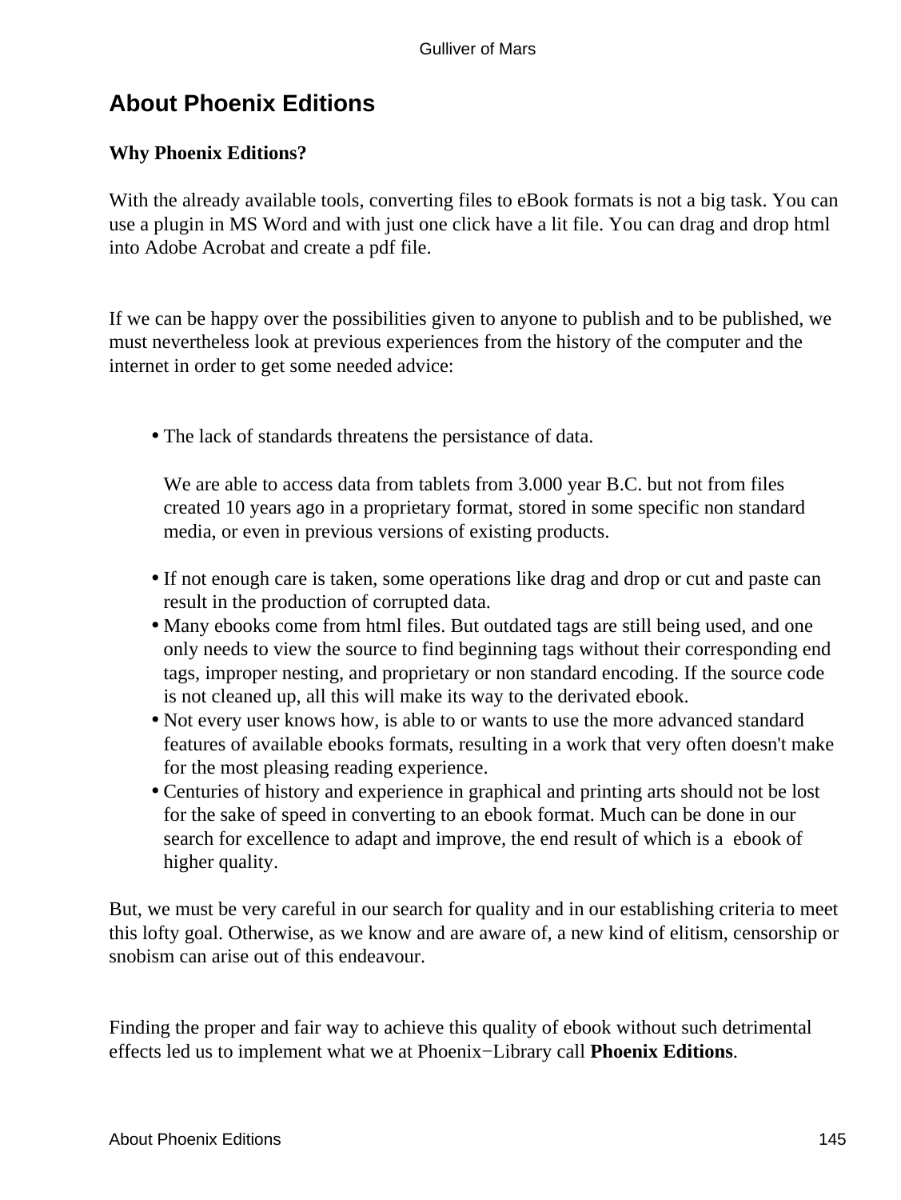## About Phoenix Editions

**Why Phoenix Editions?**

With the already available tools, converting files to eBook formats is not a big task. You can use a plugin in MS Word and with just one click have a lit file. You can drag and drop html into Adobe Acrobat and create a pdf file.

If we can be happy over the possibilities given to anyone to publish and to be published, we must nevertheless look at previous experiences from the history of the computer and the internet in order to get some needed advice:

- The lack of standards threatens the persistance of data.

  We are able to access data from tablets from 3.000 year B.C. but not from files created 10 years ago in a proprietary format, stored in some specific non standard media, or even in previous versions of existing products.
- If not enough care is taken, some operations like drag and drop or cut and paste can result in the production of corrupted data.
- Many ebooks come from html files. But outdated tags are still being used, and one only needs to view the source to find beginning tags without their corresponding end tags, improper nesting, and proprietary or non standard encoding. If the source code is not cleaned up, all this will make its way to the derivated ebook.
- Not every user knows how, is able to or wants to use the more advanced standard features of available ebooks formats, resulting in a work that very often doesn't make for the most pleasing reading experience.
- Centuries of history and experience in graphical and printing arts should not be lost for the sake of speed in converting to an ebook format. Much can be done in our search for excellence to adapt and improve, the end result of which is a ebook of higher quality.

But, we must be very careful in our search for quality and in our establishing criteria to meet this lofty goal. Otherwise, as we know and are aware of, a new kind of elitism, censorship or snobism can arise out of this endeavour.

Finding the proper and fair way to achieve this quality of ebook without such detrimental effects led us to implement what we at Phoenix−Library call **Phoenix Editions**.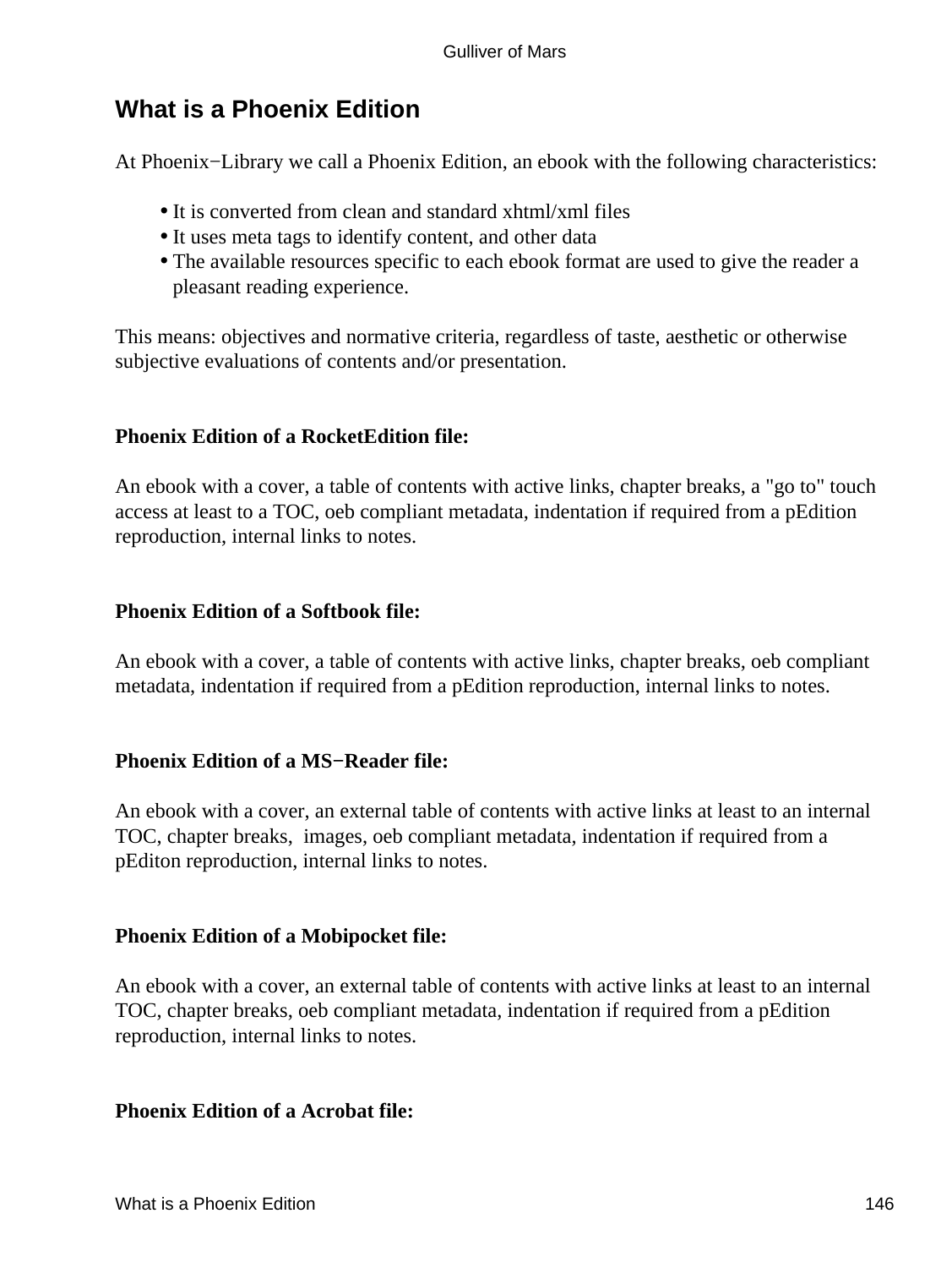## What is a Phoenix Edition

At Phoenix−Library we call a Phoenix Edition, an ebook with the following characteristics:

- It is converted from clean and standard xhtml/xml files
- It uses meta tags to identify content, and other data
- The available resources specific to each ebook format are used to give the reader a pleasant reading experience.

This means: objectives and normative criteria, regardless of taste, aesthetic or otherwise subjective evaluations of contents and/or presentation.

**Phoenix Edition of a RocketEdition file:**

An ebook with a cover, a table of contents with active links, chapter breaks, a "go to" touch access at least to a TOC, oeb compliant metadata, indentation if required from a pEdition reproduction, internal links to notes.

**Phoenix Edition of a Softbook file:**

An ebook with a cover, a table of contents with active links, chapter breaks, oeb compliant metadata, indentation if required from a pEdition reproduction, internal links to notes.

**Phoenix Edition of a MS−Reader file:**

An ebook with a cover, an external table of contents with active links at least to an internal TOC, chapter breaks, images, oeb compliant metadata, indentation if required from a pEditon reproduction, internal links to notes.

**Phoenix Edition of a Mobipocket file:**

An ebook with a cover, an external table of contents with active links at least to an internal TOC, chapter breaks, oeb compliant metadata, indentation if required from a pEdition reproduction, internal links to notes.

**Phoenix Edition of a Acrobat file:**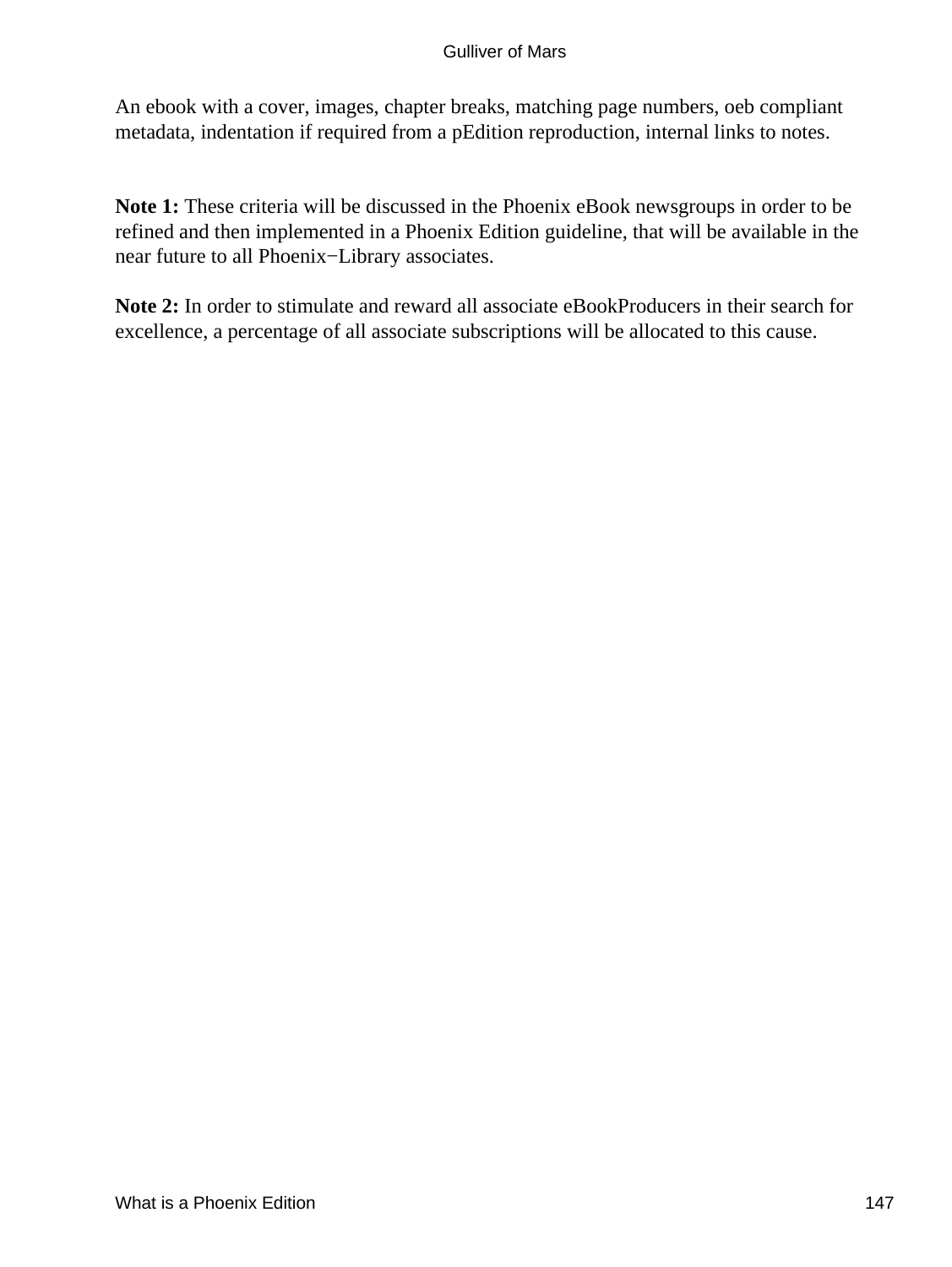An ebook with a cover, images, chapter breaks, matching page numbers, oeb compliant metadata, indentation if required from a pEdition reproduction, internal links to notes.

**Note 1:** These criteria will be discussed in the Phoenix eBook newsgroups in order to be refined and then implemented in a Phoenix Edition guideline, that will be available in the near future to all Phoenix−Library associates.

**Note 2:** In order to stimulate and reward all associate eBookProducers in their search for excellence, a percentage of all associate subscriptions will be allocated to this cause.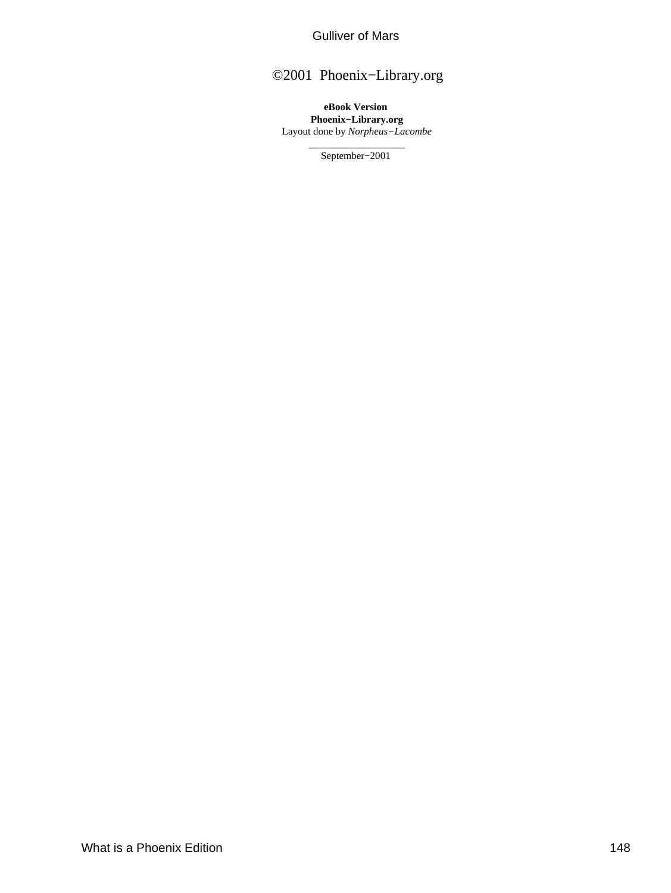©2001 Phoenix−Library.org

**eBook Version**
**Phoenix−Library.org**
Layout done by *Norpheus−Lacombe*

___________________

September−2001